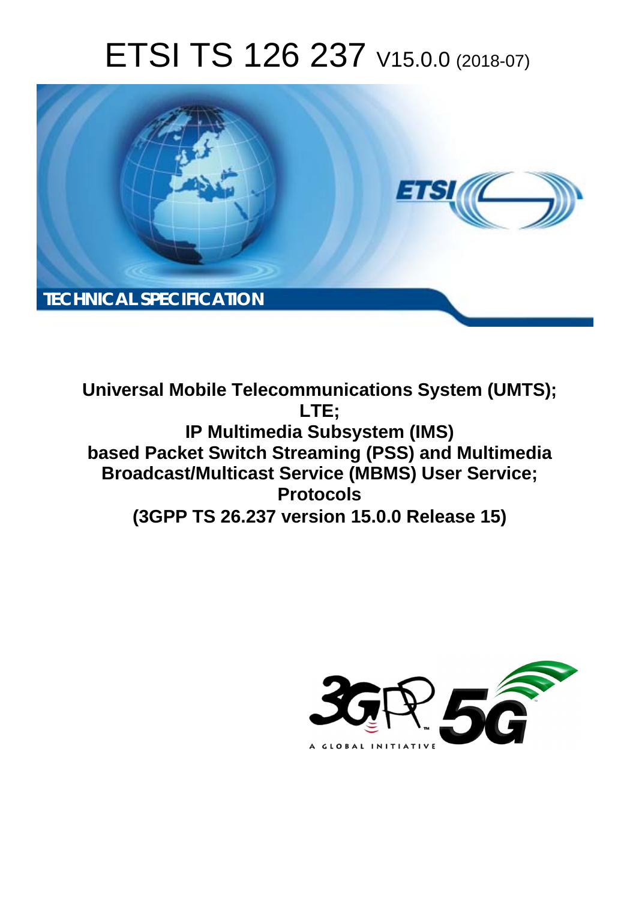# ETSI TS 126 237 V15.0.0 (2018-07)

**TECHNICAL SPECIFICATION**

**Universal Mobile Telecommunications System (UMTS); LTE; IP Multimedia Subsystem (IMS) based Packet Switch Streaming (PSS) and Multimedia Broadcast/Multicast Service (MBMS) User Service; Protocols (3GPP TS 26.237 version 15.0.0 Release 15)**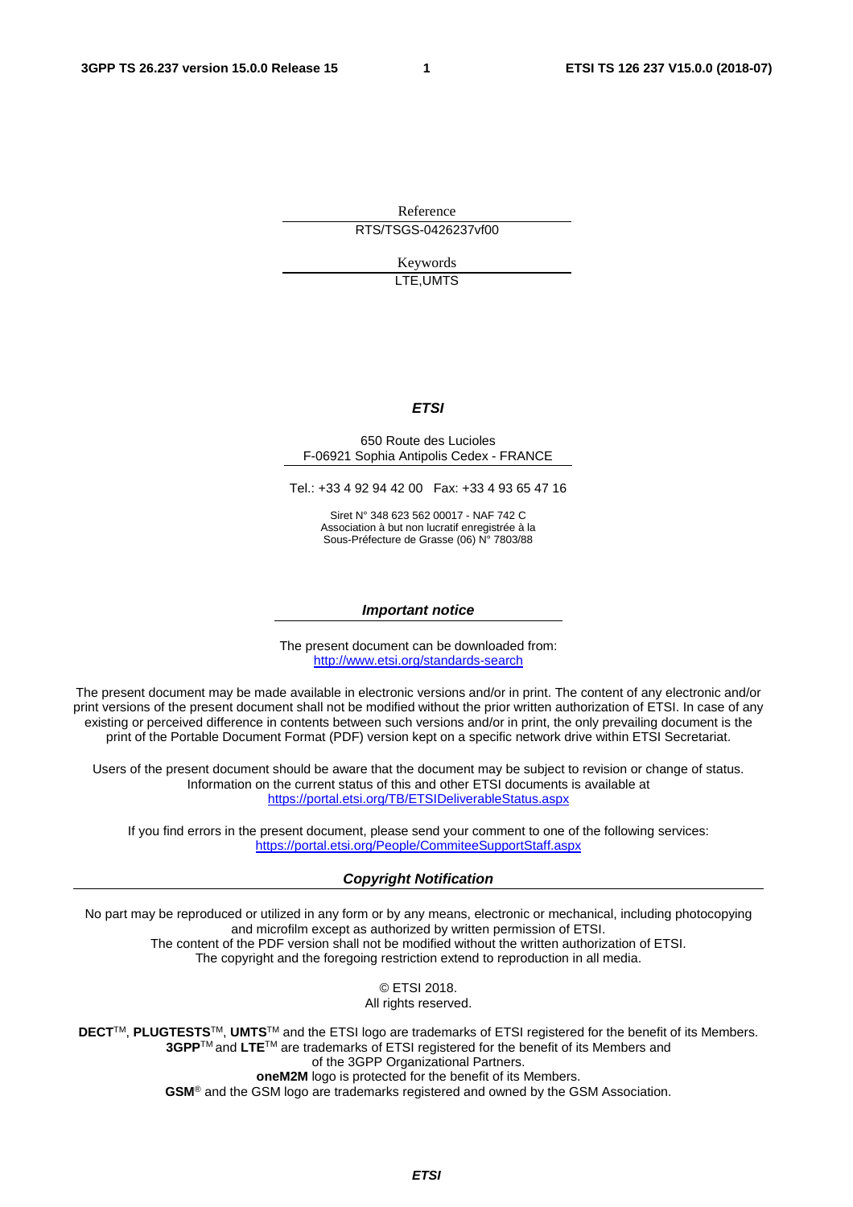Reference

RTS/TSGS-0426237vf00

Keywords

LTE,UMTS

***ETSI***

650 Route des Lucioles
F-06921 Sophia Antipolis Cedex - FRANCE

Tel.: +33 4 92 94 42 00 Fax: +33 4 93 65 47 16

Siret N° 348 623 562 00017 - NAF 742 C
Association à but non lucratif enregistrée à la
Sous-Préfecture de Grasse (06) N° 7803/88

***Important notice***

The present document can be downloaded from:
http://www.etsi.org/standards-search

The present document may be made available in electronic versions and/or in print. The content of any electronic and/or print versions of the present document shall not be modified without the prior written authorization of ETSI. In case of any existing or perceived difference in contents between such versions and/or in print, the only prevailing document is the print of the Portable Document Format (PDF) version kept on a specific network drive within ETSI Secretariat.

Users of the present document should be aware that the document may be subject to revision or change of status. Information on the current status of this and other ETSI documents is available at
https://portal.etsi.org/TB/ETSIDeliverableStatus.aspx

If you find errors in the present document, please send your comment to one of the following services:
https://portal.etsi.org/People/CommiteeSupportStaff.aspx

***Copyright Notification***

No part may be reproduced or utilized in any form or by any means, electronic or mechanical, including photocopying and microfilm except as authorized by written permission of ETSI.
The content of the PDF version shall not be modified without the written authorization of ETSI.
The copyright and the foregoing restriction extend to reproduction in all media.

© ETSI 2018.
All rights reserved.

**DECT**™, **PLUGTESTS**™, **UMTS**™ and the ETSI logo are trademarks of ETSI registered for the benefit of its Members.
**3GPP**™ and **LTE**™ are trademarks of ETSI registered for the benefit of its Members and of the 3GPP Organizational Partners.
**oneM2M** logo is protected for the benefit of its Members.
**GSM**® and the GSM logo are trademarks registered and owned by the GSM Association.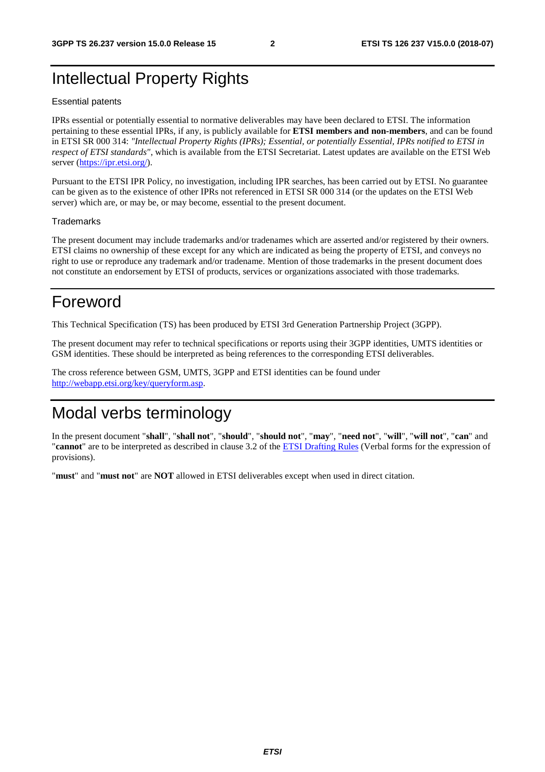# Intellectual Property Rights

Essential patents

IPRs essential or potentially essential to normative deliverables may have been declared to ETSI. The information pertaining to these essential IPRs, if any, is publicly available for **ETSI members and non-members**, and can be found in ETSI SR 000 314: *"Intellectual Property Rights (IPRs); Essential, or potentially Essential, IPRs notified to ETSI in respect of ETSI standards"*, which is available from the ETSI Secretariat. Latest updates are available on the ETSI Web server (https://ipr.etsi.org/).

Pursuant to the ETSI IPR Policy, no investigation, including IPR searches, has been carried out by ETSI. No guarantee can be given as to the existence of other IPRs not referenced in ETSI SR 000 314 (or the updates on the ETSI Web server) which are, or may be, or may become, essential to the present document.

Trademarks

The present document may include trademarks and/or tradenames which are asserted and/or registered by their owners. ETSI claims no ownership of these except for any which are indicated as being the property of ETSI, and conveys no right to use or reproduce any trademark and/or tradename. Mention of those trademarks in the present document does not constitute an endorsement by ETSI of products, services or organizations associated with those trademarks.

# Foreword

This Technical Specification (TS) has been produced by ETSI 3rd Generation Partnership Project (3GPP).

The present document may refer to technical specifications or reports using their 3GPP identities, UMTS identities or GSM identities. These should be interpreted as being references to the corresponding ETSI deliverables.

The cross reference between GSM, UMTS, 3GPP and ETSI identities can be found under http://webapp.etsi.org/key/queryform.asp.

# Modal verbs terminology

In the present document "**shall**", "**shall not**", "**should**", "**should not**", "**may**", "**need not**", "**will**", "**will not**", "**can**" and "**cannot**" are to be interpreted as described in clause 3.2 of the ETSI Drafting Rules (Verbal forms for the expression of provisions).

"**must**" and "**must not**" are **NOT** allowed in ETSI deliverables except when used in direct citation.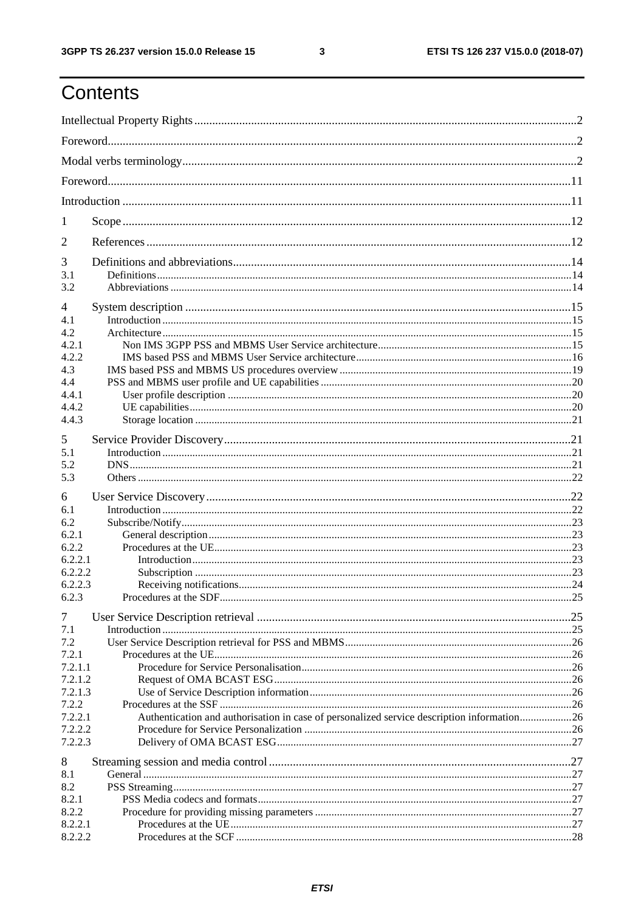# Contents

Intellectual Property Rights ........ 2

Foreword ........ 2

Modal verbs terminology ........ 2

Foreword ........ 11

Introduction ........ 11

1 Scope ........ 12

2 References ........ 12

3 Definitions and abbreviations ........ 14
- 3.1 Definitions ........ 14
- 3.2 Abbreviations ........ 14

4 System description ........ 15
- 4.1 Introduction ........ 15
- 4.2 Architecture ........ 15
- 4.2.1 Non IMS 3GPP PSS and MBMS User Service architecture ........ 15
- 4.2.2 IMS based PSS and MBMS User Service architecture ........ 16
- 4.3 IMS based PSS and MBMS US procedures overview ........ 19
- 4.4 PSS and MBMS user profile and UE capabilities ........ 20
- 4.4.1 User profile description ........ 20
- 4.4.2 UE capabilities ........ 20
- 4.4.3 Storage location ........ 21

5 Service Provider Discovery ........ 21
- 5.1 Introduction ........ 21
- 5.2 DNS ........ 21
- 5.3 Others ........ 22

6 User Service Discovery ........ 22
- 6.1 Introduction ........ 22
- 6.2 Subscribe/Notify ........ 23
- 6.2.1 General description ........ 23
- 6.2.2 Procedures at the UE ........ 23
- 6.2.2.1 Introduction ........ 23
- 6.2.2.2 Subscription ........ 23
- 6.2.2.3 Receiving notifications ........ 24
- 6.2.3 Procedures at the SDF ........ 25

7 User Service Description retrieval ........ 25
- 7.1 Introduction ........ 25
- 7.2 User Service Description retrieval for PSS and MBMS ........ 26
- 7.2.1 Procedures at the UE ........ 26
- 7.2.1.1 Procedure for Service Personalisation ........ 26
- 7.2.1.2 Request of OMA BCAST ESG ........ 26
- 7.2.1.3 Use of Service Description information ........ 26
- 7.2.2 Procedures at the SSF ........ 26
- 7.2.2.1 Authentication and authorisation in case of personalized service description information ........ 26
- 7.2.2.2 Procedure for Service Personalization ........ 26
- 7.2.2.3 Delivery of OMA BCAST ESG ........ 27

8 Streaming session and media control ........ 27
- 8.1 General ........ 27
- 8.2 PSS Streaming ........ 27
- 8.2.1 PSS Media codecs and formats ........ 27
- 8.2.2 Procedure for providing missing parameters ........ 27
- 8.2.2.1 Procedures at the UE ........ 27
- 8.2.2.2 Procedures at the SCF ........ 28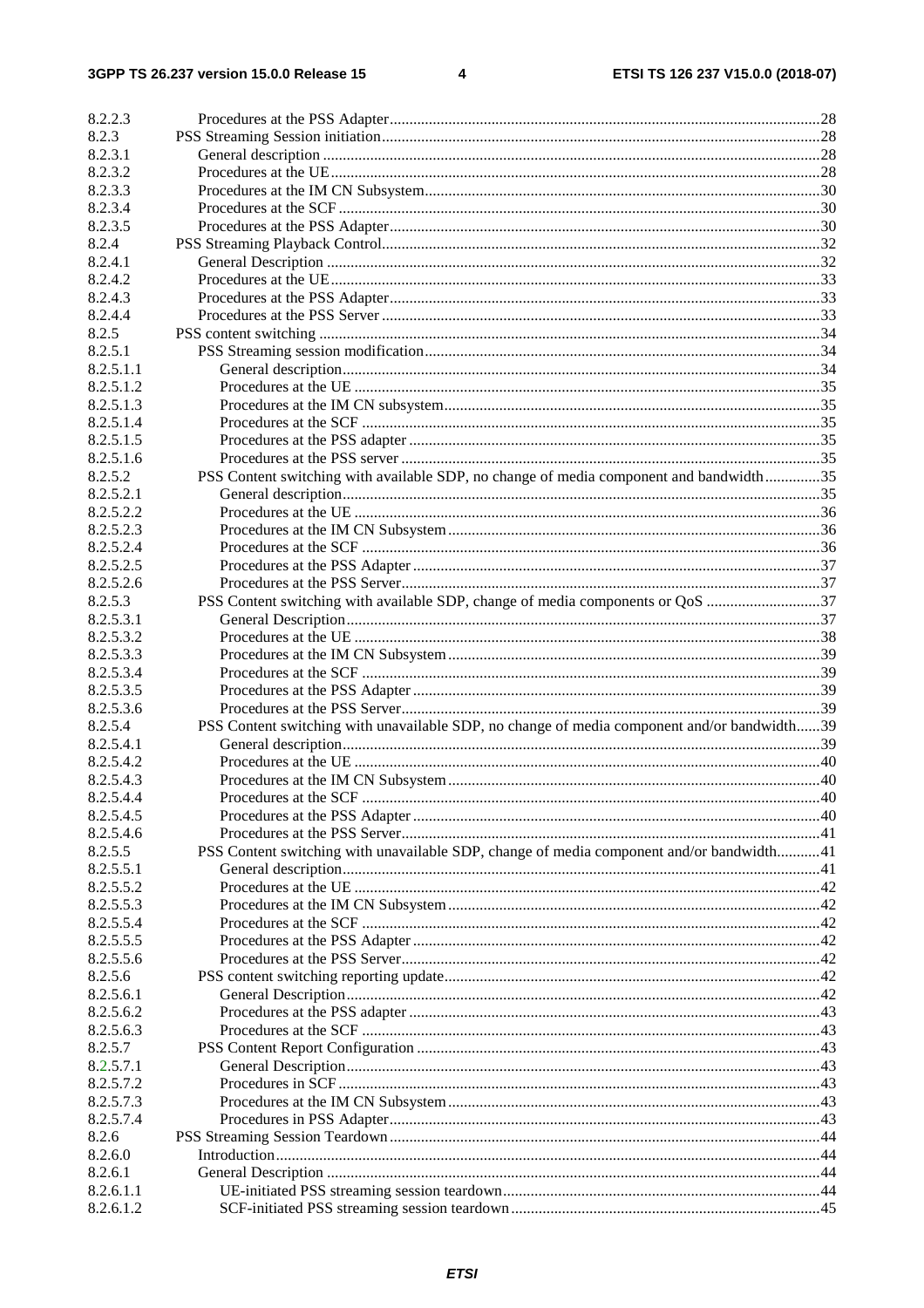8.2.2.3 Procedures at the PSS Adapter ... 28
8.2.3 PSS Streaming Session initiation ... 28
8.2.3.1 General description ... 28
8.2.3.2 Procedures at the UE ... 28
8.2.3.3 Procedures at the IM CN Subsystem ... 30
8.2.3.4 Procedures at the SCF ... 30
8.2.3.5 Procedures at the PSS Adapter ... 30
8.2.4 PSS Streaming Playback Control ... 32
8.2.4.1 General Description ... 32
8.2.4.2 Procedures at the UE ... 33
8.2.4.3 Procedures at the PSS Adapter ... 33
8.2.4.4 Procedures at the PSS Server ... 33
8.2.5 PSS content switching ... 34
8.2.5.1 PSS Streaming session modification ... 34
8.2.5.1.1 General description ... 34
8.2.5.1.2 Procedures at the UE ... 35
8.2.5.1.3 Procedures at the IM CN subsystem ... 35
8.2.5.1.4 Procedures at the SCF ... 35
8.2.5.1.5 Procedures at the PSS adapter ... 35
8.2.5.1.6 Procedures at the PSS server ... 35
8.2.5.2 PSS Content switching with available SDP, no change of media component and bandwidth ... 35
8.2.5.2.1 General description ... 35
8.2.5.2.2 Procedures at the UE ... 36
8.2.5.2.3 Procedures at the IM CN Subsystem ... 36
8.2.5.2.4 Procedures at the SCF ... 36
8.2.5.2.5 Procedures at the PSS Adapter ... 37
8.2.5.2.6 Procedures at the PSS Server ... 37
8.2.5.3 PSS Content switching with available SDP, change of media components or QoS ... 37
8.2.5.3.1 General Description ... 37
8.2.5.3.2 Procedures at the UE ... 38
8.2.5.3.3 Procedures at the IM CN Subsystem ... 39
8.2.5.3.4 Procedures at the SCF ... 39
8.2.5.3.5 Procedures at the PSS Adapter ... 39
8.2.5.3.6 Procedures at the PSS Server ... 39
8.2.5.4 PSS Content switching with unavailable SDP, no change of media component and/or bandwidth ... 39
8.2.5.4.1 General description ... 39
8.2.5.4.2 Procedures at the UE ... 40
8.2.5.4.3 Procedures at the IM CN Subsystem ... 40
8.2.5.4.4 Procedures at the SCF ... 40
8.2.5.4.5 Procedures at the PSS Adapter ... 40
8.2.5.4.6 Procedures at the PSS Server ... 41
8.2.5.5 PSS Content switching with unavailable SDP, change of media component and/or bandwidth ... 41
8.2.5.5.1 General description ... 41
8.2.5.5.2 Procedures at the UE ... 42
8.2.5.5.3 Procedures at the IM CN Subsystem ... 42
8.2.5.5.4 Procedures at the SCF ... 42
8.2.5.5.5 Procedures at the PSS Adapter ... 42
8.2.5.5.6 Procedures at the PSS Server ... 42
8.2.5.6 PSS content switching reporting update ... 42
8.2.5.6.1 General Description ... 42
8.2.5.6.2 Procedures at the PSS adapter ... 43
8.2.5.6.3 Procedures at the SCF ... 43
8.2.5.7 PSS Content Report Configuration ... 43
8.2.5.7.1 General Description ... 43
8.2.5.7.2 Procedures in SCF ... 43
8.2.5.7.3 Procedures at the IM CN Subsystem ... 43
8.2.5.7.4 Procedures in PSS Adapter ... 43
8.2.6 PSS Streaming Session Teardown ... 44
8.2.6.0 Introduction ... 44
8.2.6.1 General Description ... 44
8.2.6.1.1 UE-initiated PSS streaming session teardown ... 44
8.2.6.1.2 SCF-initiated PSS streaming session teardown ... 45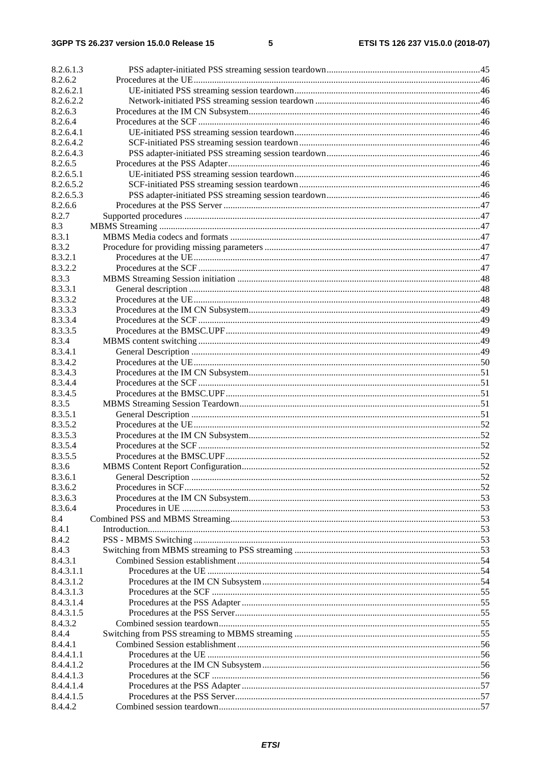8.2.6.1.3 PSS adapter-initiated PSS streaming session teardown ... 45
8.2.6.2 Procedures at the UE ... 46
8.2.6.2.1 UE-initiated PSS streaming session teardown ... 46
8.2.6.2.2 Network-initiated PSS streaming session teardown ... 46
8.2.6.3 Procedures at the IM CN Subsystem ... 46
8.2.6.4 Procedures at the SCF ... 46
8.2.6.4.1 UE-initiated PSS streaming session teardown ... 46
8.2.6.4.2 SCF-initiated PSS streaming session teardown ... 46
8.2.6.4.3 PSS adapter-initiated PSS streaming session teardown ... 46
8.2.6.5 Procedures at the PSS Adapter ... 46
8.2.6.5.1 UE-initiated PSS streaming session teardown ... 46
8.2.6.5.2 SCF-initiated PSS streaming session teardown ... 46
8.2.6.5.3 PSS adapter-initiated PSS streaming session teardown ... 46
8.2.6.6 Procedures at the PSS Server ... 47
8.2.7 Supported procedures ... 47
8.3 MBMS Streaming ... 47
8.3.1 MBMS Media codecs and formats ... 47
8.3.2 Procedure for providing missing parameters ... 47
8.3.2.1 Procedures at the UE ... 47
8.3.2.2 Procedures at the SCF ... 47
8.3.3 MBMS Streaming Session initiation ... 48
8.3.3.1 General description ... 48
8.3.3.2 Procedures at the UE ... 48
8.3.3.3 Procedures at the IM CN Subsystem ... 49
8.3.3.4 Procedures at the SCF ... 49
8.3.3.5 Procedures at the BMSC.UPF ... 49
8.3.4 MBMS content switching ... 49
8.3.4.1 General Description ... 49
8.3.4.2 Procedures at the UE ... 50
8.3.4.3 Procedures at the IM CN Subsystem ... 51
8.3.4.4 Procedures at the SCF ... 51
8.3.4.5 Procedures at the BMSC.UPF ... 51
8.3.5 MBMS Streaming Session Teardown ... 51
8.3.5.1 General Description ... 51
8.3.5.2 Procedures at the UE ... 52
8.3.5.3 Procedures at the IM CN Subsystem ... 52
8.3.5.4 Procedures at the SCF ... 52
8.3.5.5 Procedures at the BMSC.UPF ... 52
8.3.6 MBMS Content Report Configuration ... 52
8.3.6.1 General Description ... 52
8.3.6.2 Procedures in SCF ... 52
8.3.6.3 Procedures at the IM CN Subsystem ... 53
8.3.6.4 Procedures in UE ... 53
8.4 Combined PSS and MBMS Streaming ... 53
8.4.1 Introduction ... 53
8.4.2 PSS - MBMS Switching ... 53
8.4.3 Switching from MBMS streaming to PSS streaming ... 53
8.4.3.1 Combined Session establishment ... 54
8.4.3.1.1 Procedures at the UE ... 54
8.4.3.1.2 Procedures at the IM CN Subsystem ... 54
8.4.3.1.3 Procedures at the SCF ... 55
8.4.3.1.4 Procedures at the PSS Adapter ... 55
8.4.3.1.5 Procedures at the PSS Server ... 55
8.4.3.2 Combined session teardown ... 55
8.4.4 Switching from PSS streaming to MBMS streaming ... 55
8.4.4.1 Combined Session establishment ... 56
8.4.4.1.1 Procedures at the UE ... 56
8.4.4.1.2 Procedures at the IM CN Subsystem ... 56
8.4.4.1.3 Procedures at the SCF ... 56
8.4.4.1.4 Procedures at the PSS Adapter ... 57
8.4.4.1.5 Procedures at the PSS Server ... 57
8.4.4.2 Combined session teardown ... 57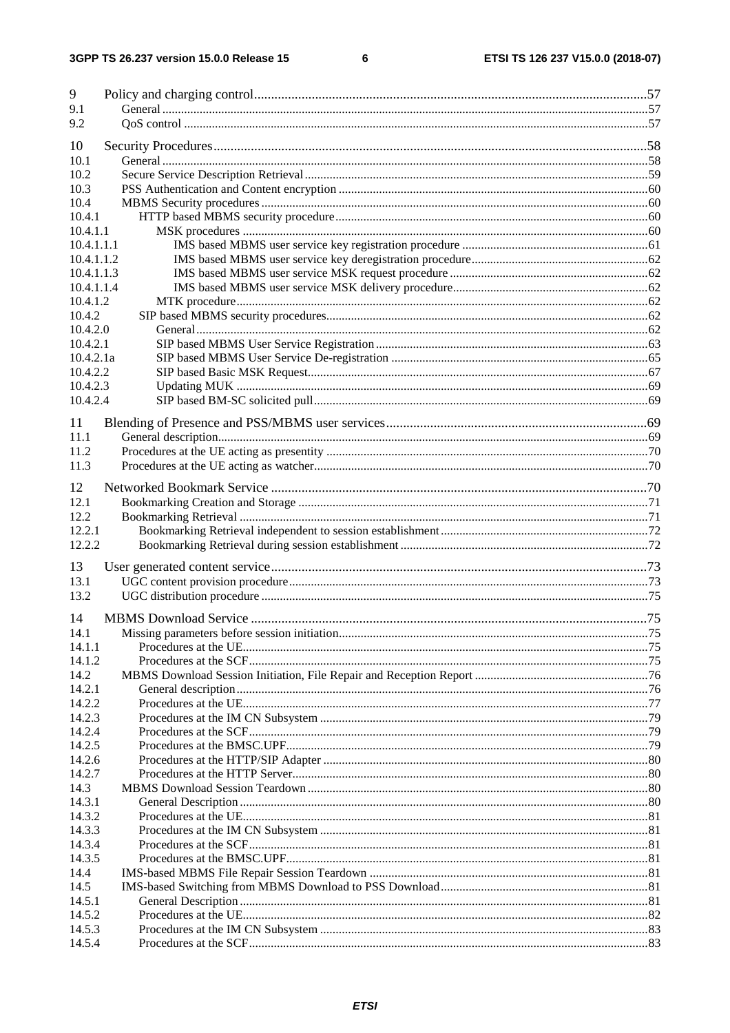9 Policy and charging control ..... 57
9.1 General ..... 57
9.2 QoS control ..... 57

10 Security Procedures ..... 58
10.1 General ..... 58
10.2 Secure Service Description Retrieval ..... 59
10.3 PSS Authentication and Content encryption ..... 60
10.4 MBMS Security procedures ..... 60
10.4.1 HTTP based MBMS security procedure ..... 60
10.4.1.1 MSK procedures ..... 60
10.4.1.1.1 IMS based MBMS user service key registration procedure ..... 61
10.4.1.1.2 IMS based MBMS user service key deregistration procedure ..... 62
10.4.1.1.3 IMS based MBMS user service MSK request procedure ..... 62
10.4.1.1.4 IMS based MBMS user service MSK delivery procedure ..... 62
10.4.1.2 MTK procedure ..... 62
10.4.2 SIP based MBMS security procedures ..... 62
10.4.2.0 General ..... 62
10.4.2.1 SIP based MBMS User Service Registration ..... 63
10.4.2.1a SIP based MBMS User Service De-registration ..... 65
10.4.2.2 SIP based Basic MSK Request ..... 67
10.4.2.3 Updating MUK ..... 69
10.4.2.4 SIP based BM-SC solicited pull ..... 69

11 Blending of Presence and PSS/MBMS user services ..... 69
11.1 General description ..... 69
11.2 Procedures at the UE acting as presentity ..... 70
11.3 Procedures at the UE acting as watcher ..... 70

12 Networked Bookmark Service ..... 70
12.1 Bookmarking Creation and Storage ..... 71
12.2 Bookmarking Retrieval ..... 71
12.2.1 Bookmarking Retrieval independent to session establishment ..... 72
12.2.2 Bookmarking Retrieval during session establishment ..... 72

13 User generated content service ..... 73
13.1 UGC content provision procedure ..... 73
13.2 UGC distribution procedure ..... 75

14 MBMS Download Service ..... 75
14.1 Missing parameters before session initiation ..... 75
14.1.1 Procedures at the UE ..... 75
14.1.2 Procedures at the SCF ..... 75
14.2 MBMS Download Session Initiation, File Repair and Reception Report ..... 76
14.2.1 General description ..... 76
14.2.2 Procedures at the UE ..... 77
14.2.3 Procedures at the IM CN Subsystem ..... 79
14.2.4 Procedures at the SCF ..... 79
14.2.5 Procedures at the BMSC.UPF ..... 79
14.2.6 Procedures at the HTTP/SIP Adapter ..... 80
14.2.7 Procedures at the HTTP Server ..... 80
14.3 MBMS Download Session Teardown ..... 80
14.3.1 General Description ..... 80
14.3.2 Procedures at the UE ..... 81
14.3.3 Procedures at the IM CN Subsystem ..... 81
14.3.4 Procedures at the SCF ..... 81
14.3.5 Procedures at the BMSC.UPF ..... 81
14.4 IMS-based MBMS File Repair Session Teardown ..... 81
14.5 IMS-based Switching from MBMS Download to PSS Download ..... 81
14.5.1 General Description ..... 81
14.5.2 Procedures at the UE ..... 82
14.5.3 Procedures at the IM CN Subsystem ..... 83
14.5.4 Procedures at the SCF ..... 83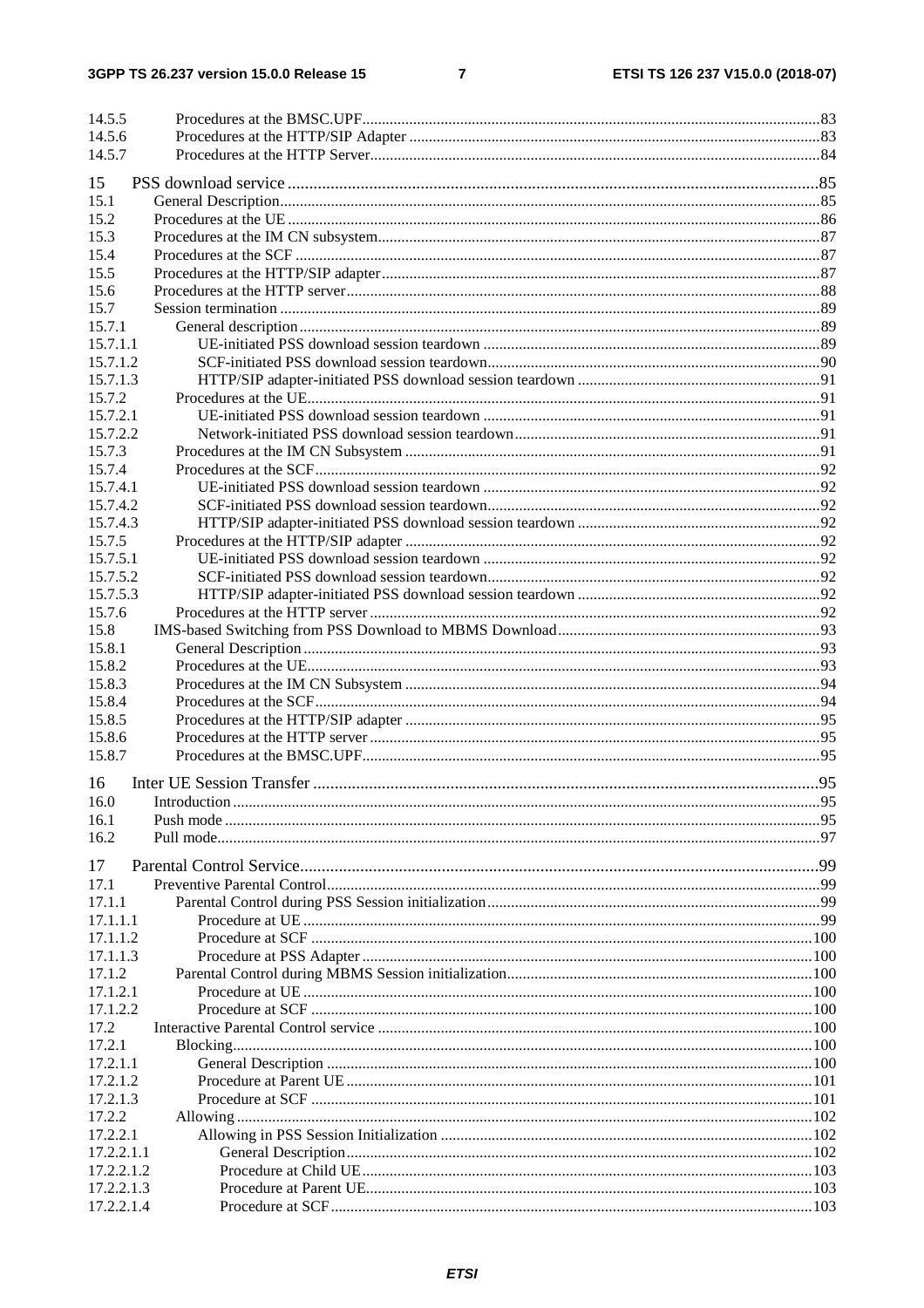| | | |
|---|---|---|
| 14.5.5 | Procedures at the BMSC.UPF | 83 |
| 14.5.6 | Procedures at the HTTP/SIP Adapter | 83 |
| 14.5.7 | Procedures at the HTTP Server | 84 |
| 15 | PSS download service | 85 |
| 15.1 | General Description | 85 |
| 15.2 | Procedures at the UE | 86 |
| 15.3 | Procedures at the IM CN subsystem | 87 |
| 15.4 | Procedures at the SCF | 87 |
| 15.5 | Procedures at the HTTP/SIP adapter | 87 |
| 15.6 | Procedures at the HTTP server | 88 |
| 15.7 | Session termination | 89 |
| 15.7.1 | General description | 89 |
| 15.7.1.1 | UE-initiated PSS download session teardown | 89 |
| 15.7.1.2 | SCF-initiated PSS download session teardown | 90 |
| 15.7.1.3 | HTTP/SIP adapter-initiated PSS download session teardown | 91 |
| 15.7.2 | Procedures at the UE | 91 |
| 15.7.2.1 | UE-initiated PSS download session teardown | 91 |
| 15.7.2.2 | Network-initiated PSS download session teardown | 91 |
| 15.7.3 | Procedures at the IM CN Subsystem | 91 |
| 15.7.4 | Procedures at the SCF | 92 |
| 15.7.4.1 | UE-initiated PSS download session teardown | 92 |
| 15.7.4.2 | SCF-initiated PSS download session teardown | 92 |
| 15.7.4.3 | HTTP/SIP adapter-initiated PSS download session teardown | 92 |
| 15.7.5 | Procedures at the HTTP/SIP adapter | 92 |
| 15.7.5.1 | UE-initiated PSS download session teardown | 92 |
| 15.7.5.2 | SCF-initiated PSS download session teardown | 92 |
| 15.7.5.3 | HTTP/SIP adapter-initiated PSS download session teardown | 92 |
| 15.7.6 | Procedures at the HTTP server | 92 |
| 15.8 | IMS-based Switching from PSS Download to MBMS Download | 93 |
| 15.8.1 | General Description | 93 |
| 15.8.2 | Procedures at the UE | 93 |
| 15.8.3 | Procedures at the IM CN Subsystem | 94 |
| 15.8.4 | Procedures at the SCF | 94 |
| 15.8.5 | Procedures at the HTTP/SIP adapter | 95 |
| 15.8.6 | Procedures at the HTTP server | 95 |
| 15.8.7 | Procedures at the BMSC.UPF | 95 |
| 16 | Inter UE Session Transfer | 95 |
| 16.0 | Introduction | 95 |
| 16.1 | Push mode | 95 |
| 16.2 | Pull mode | 97 |
| 17 | Parental Control Service | 99 |
| 17.1 | Preventive Parental Control | 99 |
| 17.1.1 | Parental Control during PSS Session initialization | 99 |
| 17.1.1.1 | Procedure at UE | 99 |
| 17.1.1.2 | Procedure at SCF | 100 |
| 17.1.1.3 | Procedure at PSS Adapter | 100 |
| 17.1.2 | Parental Control during MBMS Session initialization | 100 |
| 17.1.2.1 | Procedure at UE | 100 |
| 17.1.2.2 | Procedure at SCF | 100 |
| 17.2 | Interactive Parental Control service | 100 |
| 17.2.1 | Blocking | 100 |
| 17.2.1.1 | General Description | 100 |
| 17.2.1.2 | Procedure at Parent UE | 101 |
| 17.2.1.3 | Procedure at SCF | 101 |
| 17.2.2 | Allowing | 102 |
| 17.2.2.1 | Allowing in PSS Session Initialization | 102 |
| 17.2.2.1.1 | General Description | 102 |
| 17.2.2.1.2 | Procedure at Child UE | 103 |
| 17.2.2.1.3 | Procedure at Parent UE | 103 |
| 17.2.2.1.4 | Procedure at SCF | 103 |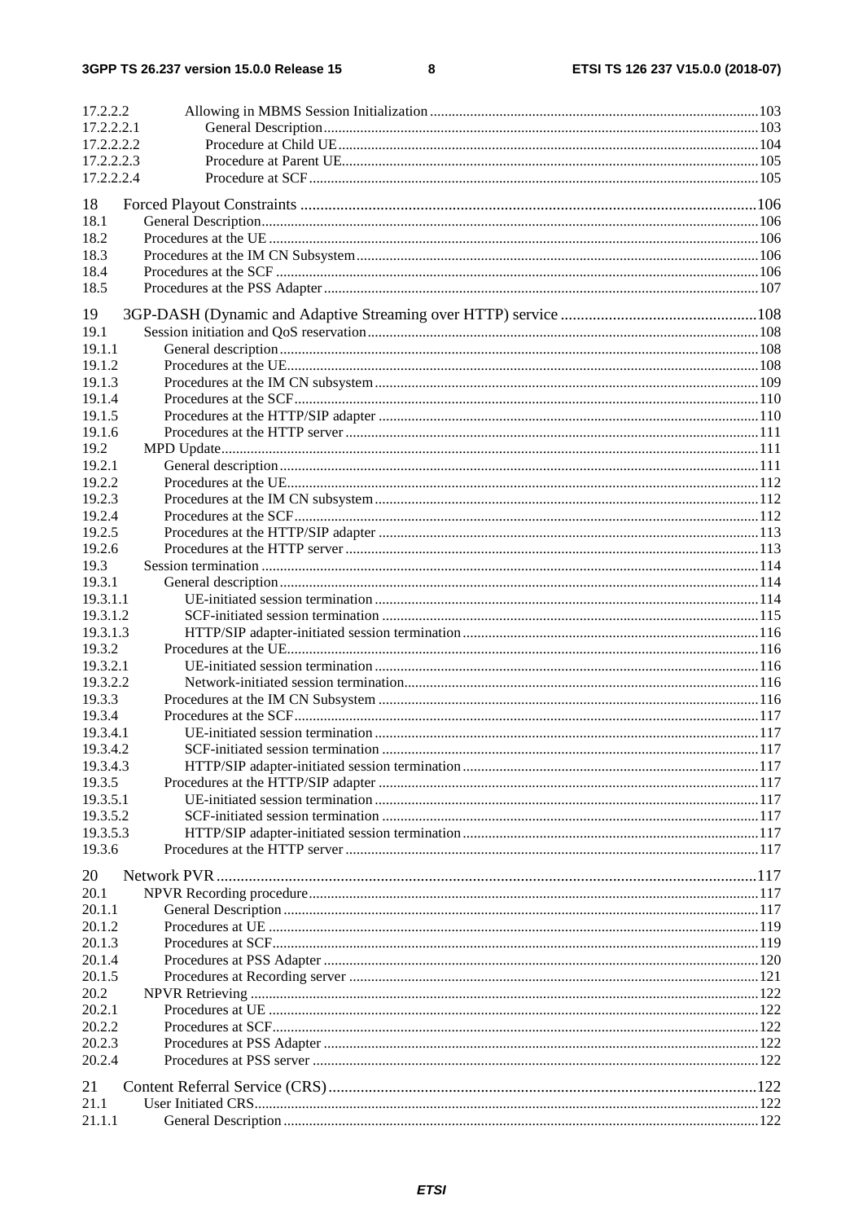17.2.2.2 Allowing in MBMS Session Initialization ....... 103
17.2.2.2.1 General Description ....... 103
17.2.2.2.2 Procedure at Child UE ....... 104
17.2.2.2.3 Procedure at Parent UE ....... 105
17.2.2.2.4 Procedure at SCF ....... 105

18 Forced Playout Constraints ....... 106
18.1 General Description ....... 106
18.2 Procedures at the UE ....... 106
18.3 Procedures at the IM CN Subsystem ....... 106
18.4 Procedures at the SCF ....... 106
18.5 Procedures at the PSS Adapter ....... 107

19 3GP-DASH (Dynamic and Adaptive Streaming over HTTP) service ....... 108
19.1 Session initiation and QoS reservation ....... 108
19.1.1 General description ....... 108
19.1.2 Procedures at the UE ....... 108
19.1.3 Procedures at the IM CN subsystem ....... 109
19.1.4 Procedures at the SCF ....... 110
19.1.5 Procedures at the HTTP/SIP adapter ....... 110
19.1.6 Procedures at the HTTP server ....... 111
19.2 MPD Update ....... 111
19.2.1 General description ....... 111
19.2.2 Procedures at the UE ....... 112
19.2.3 Procedures at the IM CN subsystem ....... 112
19.2.4 Procedures at the SCF ....... 112
19.2.5 Procedures at the HTTP/SIP adapter ....... 113
19.2.6 Procedures at the HTTP server ....... 113
19.3 Session termination ....... 114
19.3.1 General description ....... 114
19.3.1.1 UE-initiated session termination ....... 114
19.3.1.2 SCF-initiated session termination ....... 115
19.3.1.3 HTTP/SIP adapter-initiated session termination ....... 116
19.3.2 Procedures at the UE ....... 116
19.3.2.1 UE-initiated session termination ....... 116
19.3.2.2 Network-initiated session termination ....... 116
19.3.3 Procedures at the IM CN Subsystem ....... 116
19.3.4 Procedures at the SCF ....... 117
19.3.4.1 UE-initiated session termination ....... 117
19.3.4.2 SCF-initiated session termination ....... 117
19.3.4.3 HTTP/SIP adapter-initiated session termination ....... 117
19.3.5 Procedures at the HTTP/SIP adapter ....... 117
19.3.5.1 UE-initiated session termination ....... 117
19.3.5.2 SCF-initiated session termination ....... 117
19.3.5.3 HTTP/SIP adapter-initiated session termination ....... 117
19.3.6 Procedures at the HTTP server ....... 117

20 Network PVR ....... 117
20.1 NPVR Recording procedure ....... 117
20.1.1 General Description ....... 117
20.1.2 Procedures at UE ....... 119
20.1.3 Procedures at SCF ....... 119
20.1.4 Procedures at PSS Adapter ....... 120
20.1.5 Procedures at Recording server ....... 121
20.2 NPVR Retrieving ....... 122
20.2.1 Procedures at UE ....... 122
20.2.2 Procedures at SCF ....... 122
20.2.3 Procedures at PSS Adapter ....... 122
20.2.4 Procedures at PSS server ....... 122

21 Content Referral Service (CRS) ....... 122
21.1 User Initiated CRS ....... 122
21.1.1 General Description ....... 122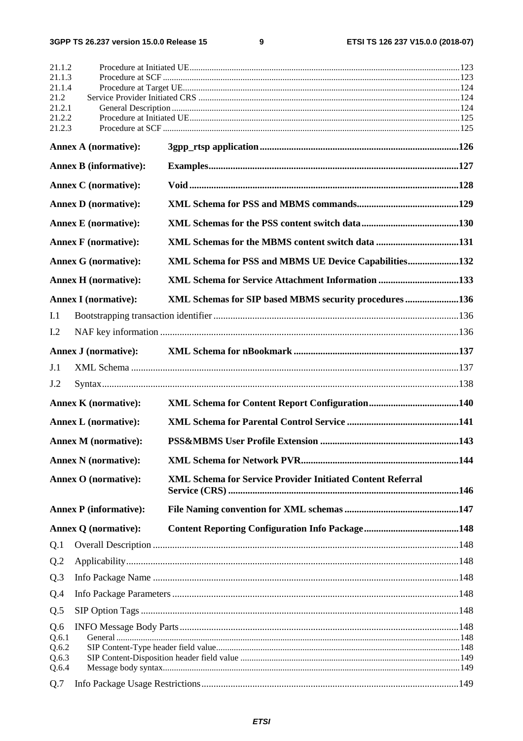21.1.2 Procedure at Initiated UE....123
21.1.3 Procedure at SCF....123
21.1.4 Procedure at Target UE....124
21.2 Service Provider Initiated CRS....124
21.2.1 General Description....124
21.2.2 Procedure at Initiated UE....125
21.2.3 Procedure at SCF....125

**Annex A (normative): 3gpp_rtsp application....126**

**Annex B (informative): Examples....127**

**Annex C (normative): Void....128**

**Annex D (normative): XML Schema for PSS and MBMS commands....129**

**Annex E (normative): XML Schemas for the PSS content switch data....130**

**Annex F (normative): XML Schemas for the MBMS content switch data....131**

**Annex G (normative): XML Schema for PSS and MBMS UE Device Capabilities....132**

**Annex H (normative): XML Schema for Service Attachment Information....133**

**Annex I (normative): XML Schemas for SIP based MBMS security procedures....136**

I.1 Bootstrapping transaction identifier....136

I.2 NAF key information....136

**Annex J (normative): XML Schema for nBookmark....137**

J.1 XML Schema....137

J.2 Syntax....138

**Annex K (normative): XML Schema for Content Report Configuration....140**

**Annex L (normative): XML Schema for Parental Control Service....141**

**Annex M (normative): PSS&MBMS User Profile Extension....143**

**Annex N (normative): XML Schema for Network PVR....144**

**Annex O (normative): XML Schema for Service Provider Initiated Content Referral Service (CRS)....146**

**Annex P (informative): File Naming convention for XML schemas....147**

**Annex Q (normative): Content Reporting Configuration Info Package....148**

Q.1 Overall Description....148

Q.2 Applicability....148

Q.3 Info Package Name....148

Q.4 Info Package Parameters....148

Q.5 SIP Option Tags....148

Q.6 INFO Message Body Parts....148
Q.6.1 General....148
Q.6.2 SIP Content-Type header field value....148
Q.6.3 SIP Content-Disposition header field value....149
Q.6.4 Message body syntax....149

Q.7 Info Package Usage Restrictions....149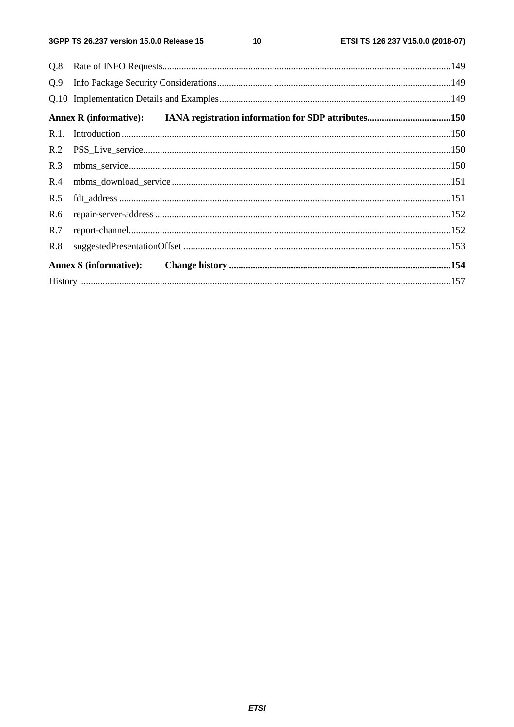Q.8 Rate of INFO Requests........................................................................................................................149

Q.9 Info Package Security Considerations.................................................................................................149

Q.10 Implementation Details and Examples................................................................................................149

**Annex R (informative): IANA registration information for SDP attributes..................................150**

R.1. Introduction.........................................................................................................................................150

R.2 PSS_Live_service................................................................................................................................150

R.3 mbms_service......................................................................................................................................150

R.4 mbms_download_service....................................................................................................................151

R.5 fdt_address..........................................................................................................................................151

R.6 repair-server-address...........................................................................................................................152

R.7 report-channel......................................................................................................................................152

R.8 suggestedPresentationOffset...............................................................................................................153

**Annex S (informative): Change history............................................................................................154**

History..........................................................................................................................................................157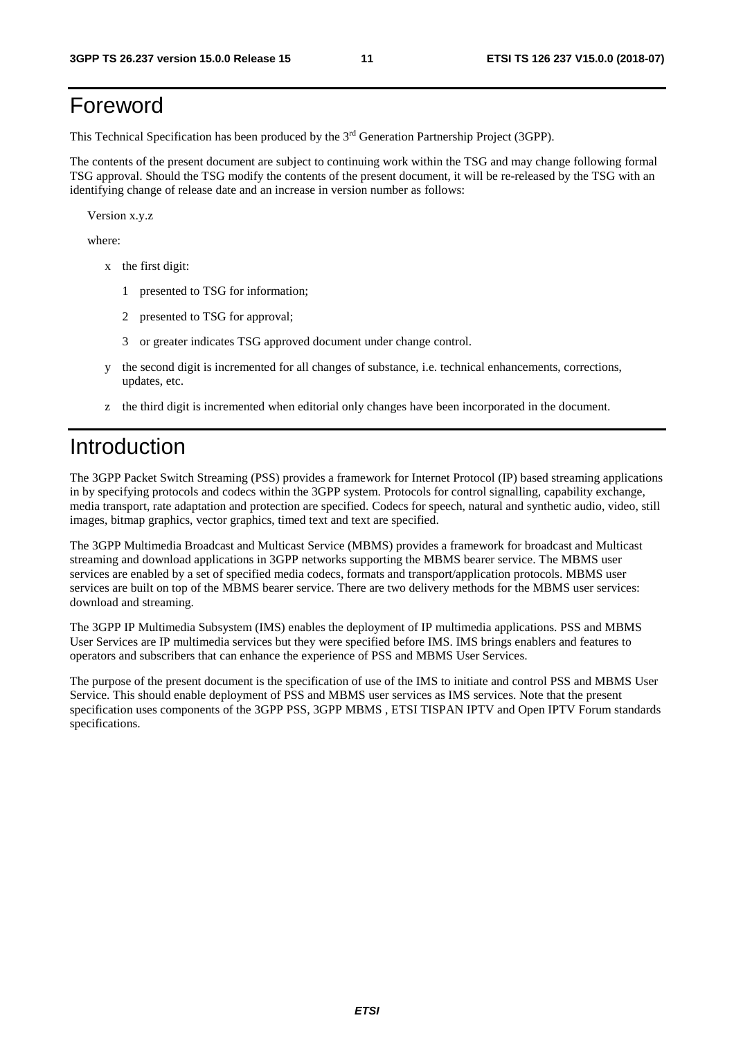# Foreword

This Technical Specification has been produced by the 3rd Generation Partnership Project (3GPP).

The contents of the present document are subject to continuing work within the TSG and may change following formal TSG approval. Should the TSG modify the contents of the present document, it will be re-released by the TSG with an identifying change of release date and an increase in version number as follows:

Version x.y.z

where:

- x the first digit:
  - 1 presented to TSG for information;
  - 2 presented to TSG for approval;
  - 3 or greater indicates TSG approved document under change control.
- y the second digit is incremented for all changes of substance, i.e. technical enhancements, corrections, updates, etc.
- z the third digit is incremented when editorial only changes have been incorporated in the document.

# Introduction

The 3GPP Packet Switch Streaming (PSS) provides a framework for Internet Protocol (IP) based streaming applications in by specifying protocols and codecs within the 3GPP system. Protocols for control signalling, capability exchange, media transport, rate adaptation and protection are specified. Codecs for speech, natural and synthetic audio, video, still images, bitmap graphics, vector graphics, timed text and text are specified.

The 3GPP Multimedia Broadcast and Multicast Service (MBMS) provides a framework for broadcast and Multicast streaming and download applications in 3GPP networks supporting the MBMS bearer service. The MBMS user services are enabled by a set of specified media codecs, formats and transport/application protocols. MBMS user services are built on top of the MBMS bearer service. There are two delivery methods for the MBMS user services: download and streaming.

The 3GPP IP Multimedia Subsystem (IMS) enables the deployment of IP multimedia applications. PSS and MBMS User Services are IP multimedia services but they were specified before IMS. IMS brings enablers and features to operators and subscribers that can enhance the experience of PSS and MBMS User Services.

The purpose of the present document is the specification of use of the IMS to initiate and control PSS and MBMS User Service. This should enable deployment of PSS and MBMS user services as IMS services. Note that the present specification uses components of the 3GPP PSS, 3GPP MBMS , ETSI TISPAN IPTV and Open IPTV Forum standards specifications.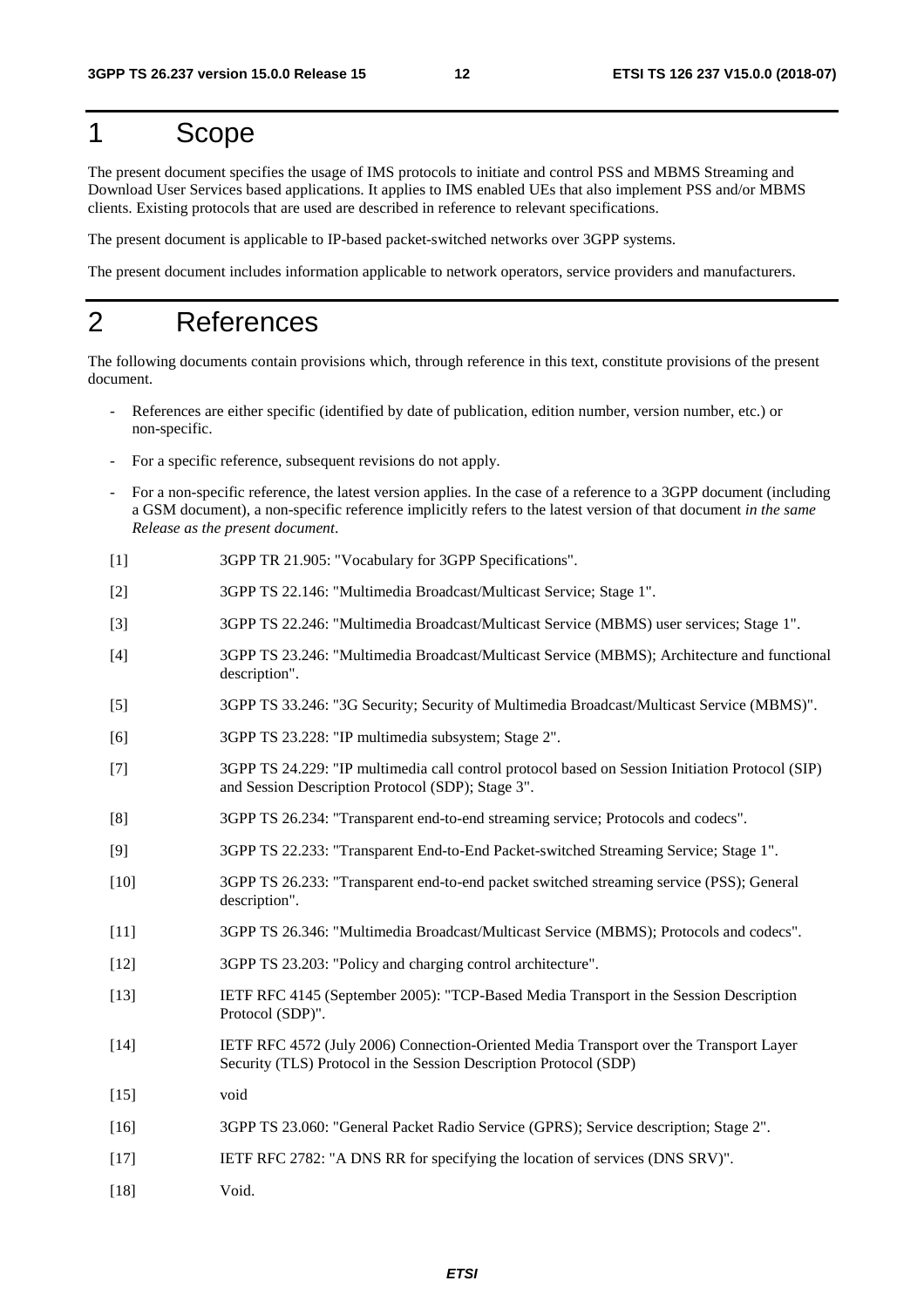# 1 Scope

The present document specifies the usage of IMS protocols to initiate and control PSS and MBMS Streaming and Download User Services based applications. It applies to IMS enabled UEs that also implement PSS and/or MBMS clients. Existing protocols that are used are described in reference to relevant specifications.

The present document is applicable to IP-based packet-switched networks over 3GPP systems.

The present document includes information applicable to network operators, service providers and manufacturers.

# 2 References

The following documents contain provisions which, through reference in this text, constitute provisions of the present document.

- References are either specific (identified by date of publication, edition number, version number, etc.) or non-specific.
- For a specific reference, subsequent revisions do not apply.
- For a non-specific reference, the latest version applies. In the case of a reference to a 3GPP document (including a GSM document), a non-specific reference implicitly refers to the latest version of that document *in the same Release as the present document*.

[1] 3GPP TR 21.905: "Vocabulary for 3GPP Specifications".

[2] 3GPP TS 22.146: "Multimedia Broadcast/Multicast Service; Stage 1".

[3] 3GPP TS 22.246: "Multimedia Broadcast/Multicast Service (MBMS) user services; Stage 1".

[4] 3GPP TS 23.246: "Multimedia Broadcast/Multicast Service (MBMS); Architecture and functional description".

[5] 3GPP TS 33.246: "3G Security; Security of Multimedia Broadcast/Multicast Service (MBMS)".

[6] 3GPP TS 23.228: "IP multimedia subsystem; Stage 2".

[7] 3GPP TS 24.229: "IP multimedia call control protocol based on Session Initiation Protocol (SIP) and Session Description Protocol (SDP); Stage 3".

[8] 3GPP TS 26.234: "Transparent end-to-end streaming service; Protocols and codecs".

[9] 3GPP TS 22.233: "Transparent End-to-End Packet-switched Streaming Service; Stage 1".

[10] 3GPP TS 26.233: "Transparent end-to-end packet switched streaming service (PSS); General description".

[11] 3GPP TS 26.346: "Multimedia Broadcast/Multicast Service (MBMS); Protocols and codecs".

[12] 3GPP TS 23.203: "Policy and charging control architecture".

[13] IETF RFC 4145 (September 2005): "TCP-Based Media Transport in the Session Description Protocol (SDP)".

[14] IETF RFC 4572 (July 2006) Connection-Oriented Media Transport over the Transport Layer Security (TLS) Protocol in the Session Description Protocol (SDP)

[15] void

[16] 3GPP TS 23.060: "General Packet Radio Service (GPRS); Service description; Stage 2".

[17] IETF RFC 2782: "A DNS RR for specifying the location of services (DNS SRV)".

[18] Void.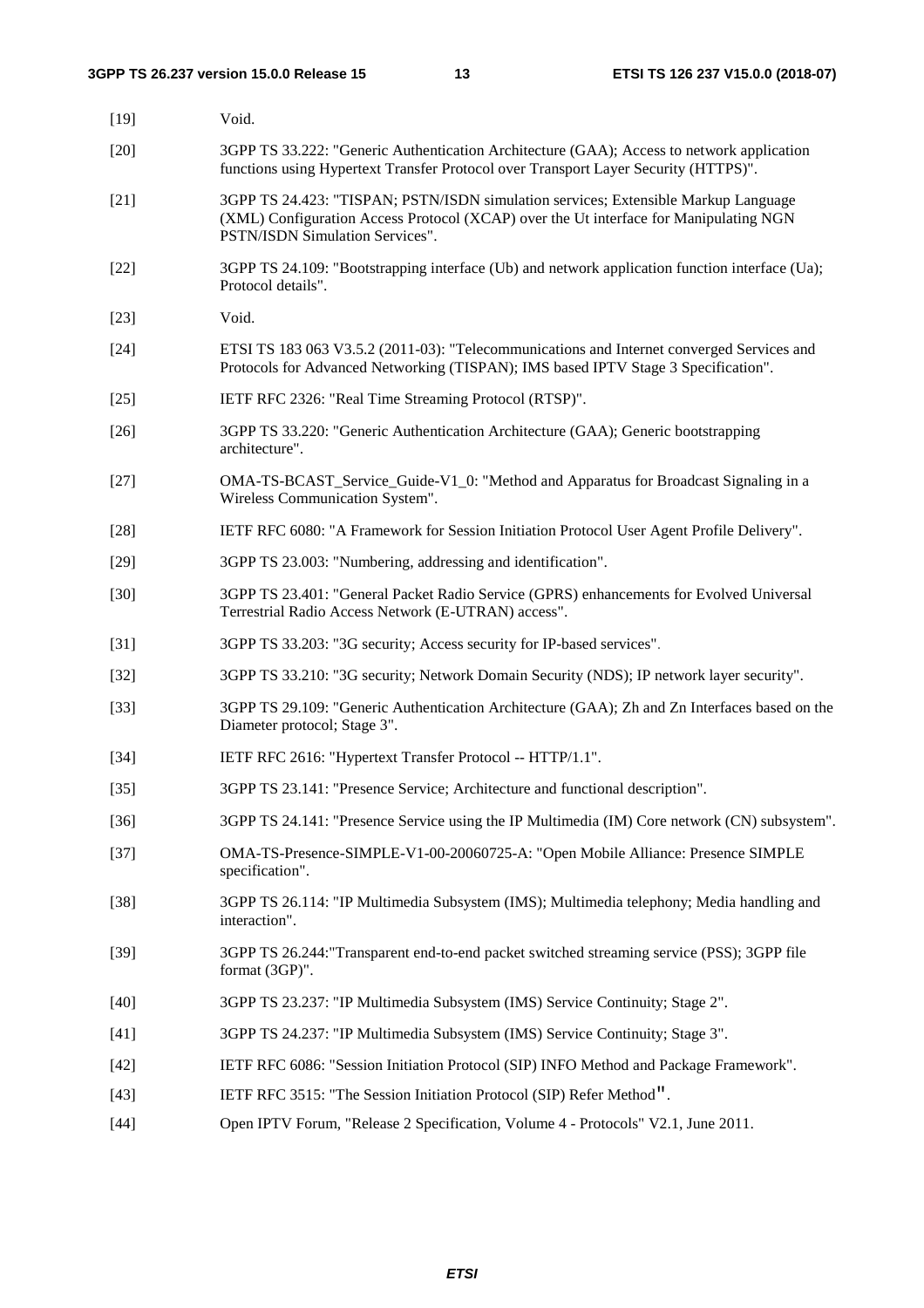[19] Void.

[20] 3GPP TS 33.222: "Generic Authentication Architecture (GAA); Access to network application functions using Hypertext Transfer Protocol over Transport Layer Security (HTTPS)".

[21] 3GPP TS 24.423: "TISPAN; PSTN/ISDN simulation services; Extensible Markup Language (XML) Configuration Access Protocol (XCAP) over the Ut interface for Manipulating NGN PSTN/ISDN Simulation Services".

[22] 3GPP TS 24.109: "Bootstrapping interface (Ub) and network application function interface (Ua); Protocol details".

[23] Void.

[24] ETSI TS 183 063 V3.5.2 (2011-03): "Telecommunications and Internet converged Services and Protocols for Advanced Networking (TISPAN); IMS based IPTV Stage 3 Specification".

[25] IETF RFC 2326: "Real Time Streaming Protocol (RTSP)".

[26] 3GPP TS 33.220: "Generic Authentication Architecture (GAA); Generic bootstrapping architecture".

[27] OMA-TS-BCAST_Service_Guide-V1_0: "Method and Apparatus for Broadcast Signaling in a Wireless Communication System".

[28] IETF RFC 6080: "A Framework for Session Initiation Protocol User Agent Profile Delivery".

[29] 3GPP TS 23.003: "Numbering, addressing and identification".

[30] 3GPP TS 23.401: "General Packet Radio Service (GPRS) enhancements for Evolved Universal Terrestrial Radio Access Network (E-UTRAN) access".

[31] 3GPP TS 33.203: "3G security; Access security for IP-based services".

[32] 3GPP TS 33.210: "3G security; Network Domain Security (NDS); IP network layer security".

[33] 3GPP TS 29.109: "Generic Authentication Architecture (GAA); Zh and Zn Interfaces based on the Diameter protocol; Stage 3".

[34] IETF RFC 2616: "Hypertext Transfer Protocol -- HTTP/1.1".

[35] 3GPP TS 23.141: "Presence Service; Architecture and functional description".

[36] 3GPP TS 24.141: "Presence Service using the IP Multimedia (IM) Core network (CN) subsystem".

[37] OMA-TS-Presence-SIMPLE-V1-00-20060725-A: "Open Mobile Alliance: Presence SIMPLE specification".

[38] 3GPP TS 26.114: "IP Multimedia Subsystem (IMS); Multimedia telephony; Media handling and interaction".

[39] 3GPP TS 26.244:"Transparent end-to-end packet switched streaming service (PSS); 3GPP file format (3GP)".

[40] 3GPP TS 23.237: "IP Multimedia Subsystem (IMS) Service Continuity; Stage 2".

[41] 3GPP TS 24.237: "IP Multimedia Subsystem (IMS) Service Continuity; Stage 3".

[42] IETF RFC 6086: "Session Initiation Protocol (SIP) INFO Method and Package Framework".

[43] IETF RFC 3515: "The Session Initiation Protocol (SIP) Refer Method".

[44] Open IPTV Forum, "Release 2 Specification, Volume 4 - Protocols" V2.1, June 2011.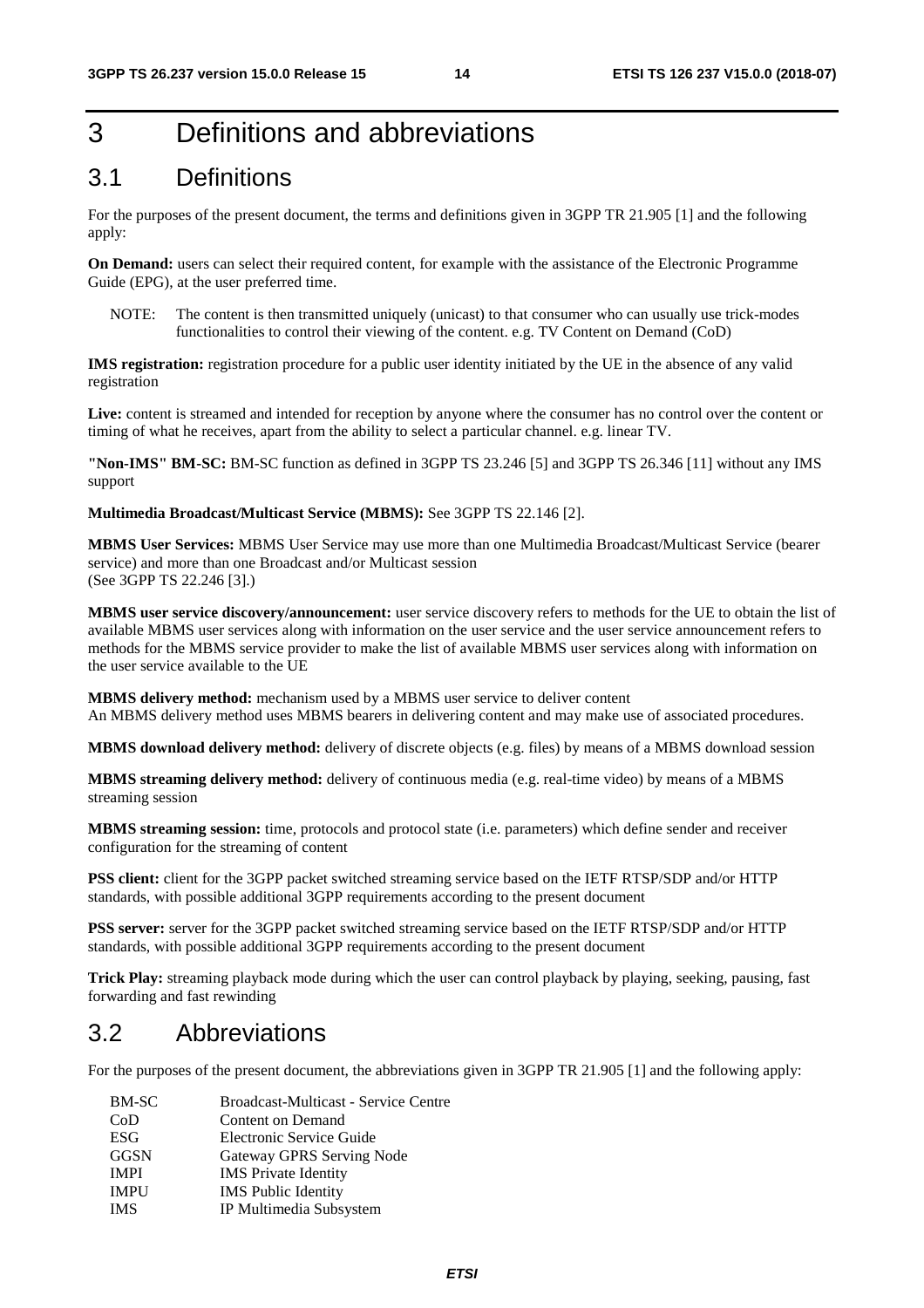# 3 Definitions and abbreviations

## 3.1 Definitions

For the purposes of the present document, the terms and definitions given in 3GPP TR 21.905 [1] and the following apply:

**On Demand:** users can select their required content, for example with the assistance of the Electronic Programme Guide (EPG), at the user preferred time.

NOTE: The content is then transmitted uniquely (unicast) to that consumer who can usually use trick-modes functionalities to control their viewing of the content. e.g. TV Content on Demand (CoD)

**IMS registration:** registration procedure for a public user identity initiated by the UE in the absence of any valid registration

**Live:** content is streamed and intended for reception by anyone where the consumer has no control over the content or timing of what he receives, apart from the ability to select a particular channel. e.g. linear TV.

**"Non-IMS" BM-SC:** BM-SC function as defined in 3GPP TS 23.246 [5] and 3GPP TS 26.346 [11] without any IMS support

**Multimedia Broadcast/Multicast Service (MBMS):** See 3GPP TS 22.146 [2].

**MBMS User Services:** MBMS User Service may use more than one Multimedia Broadcast/Multicast Service (bearer service) and more than one Broadcast and/or Multicast session
(See 3GPP TS 22.246 [3].)

**MBMS user service discovery/announcement:** user service discovery refers to methods for the UE to obtain the list of available MBMS user services along with information on the user service and the user service announcement refers to methods for the MBMS service provider to make the list of available MBMS user services along with information on the user service available to the UE

**MBMS delivery method:** mechanism used by a MBMS user service to deliver content
An MBMS delivery method uses MBMS bearers in delivering content and may make use of associated procedures.

**MBMS download delivery method:** delivery of discrete objects (e.g. files) by means of a MBMS download session

**MBMS streaming delivery method:** delivery of continuous media (e.g. real-time video) by means of a MBMS streaming session

**MBMS streaming session:** time, protocols and protocol state (i.e. parameters) which define sender and receiver configuration for the streaming of content

**PSS client:** client for the 3GPP packet switched streaming service based on the IETF RTSP/SDP and/or HTTP standards, with possible additional 3GPP requirements according to the present document

**PSS server:** server for the 3GPP packet switched streaming service based on the IETF RTSP/SDP and/or HTTP standards, with possible additional 3GPP requirements according to the present document

**Trick Play:** streaming playback mode during which the user can control playback by playing, seeking, pausing, fast forwarding and fast rewinding

## 3.2 Abbreviations

For the purposes of the present document, the abbreviations given in 3GPP TR 21.905 [1] and the following apply:

| | |
|---|---|
| BM-SC | Broadcast-Multicast - Service Centre |
| CoD | Content on Demand |
| ESG | Electronic Service Guide |
| GGSN | Gateway GPRS Serving Node |
| IMPI | IMS Private Identity |
| IMPU | IMS Public Identity |
| IMS | IP Multimedia Subsystem |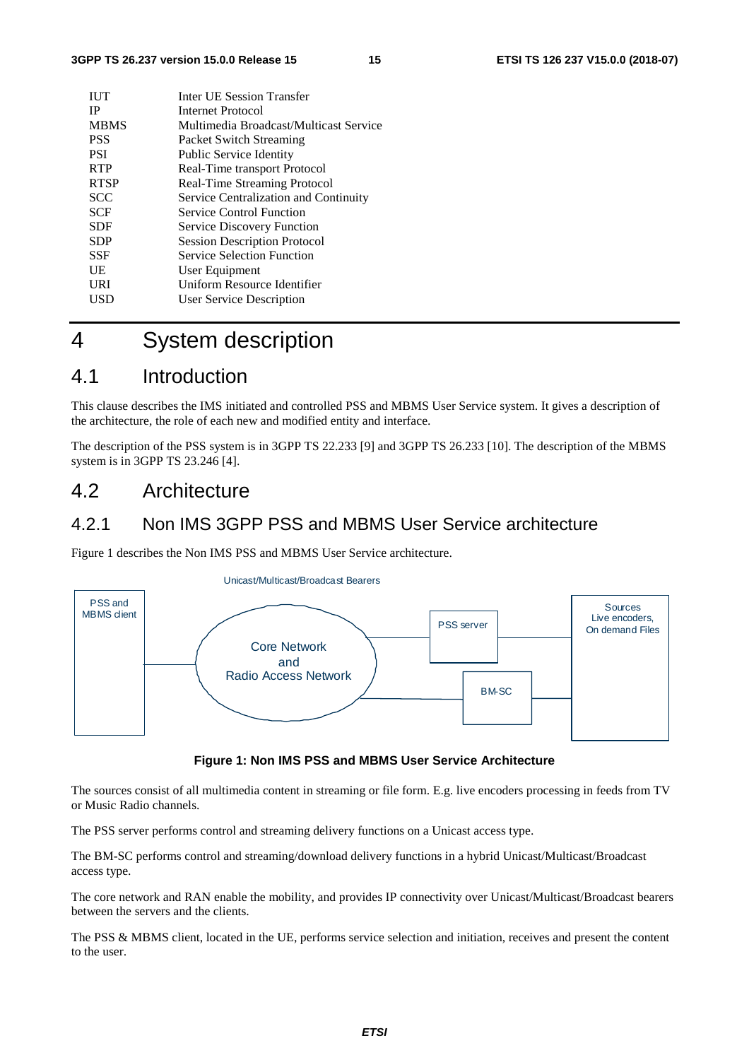| | |
|---|---|
| IUT | Inter UE Session Transfer |
| IP | Internet Protocol |
| MBMS | Multimedia Broadcast/Multicast Service |
| PSS | Packet Switch Streaming |
| PSI | Public Service Identity |
| RTP | Real-Time transport Protocol |
| RTSP | Real-Time Streaming Protocol |
| SCC | Service Centralization and Continuity |
| SCF | Service Control Function |
| SDF | Service Discovery Function |
| SDP | Session Description Protocol |
| SSF | Service Selection Function |
| UE | User Equipment |
| URI | Uniform Resource Identifier |
| USD | User Service Description |

# 4 System description

## 4.1 Introduction

This clause describes the IMS initiated and controlled PSS and MBMS User Service system. It gives a description of the architecture, the role of each new and modified entity and interface.

The description of the PSS system is in 3GPP TS 22.233 [9] and 3GPP TS 26.233 [10]. The description of the MBMS system is in 3GPP TS 23.246 [4].

## 4.2 Architecture

### 4.2.1 Non IMS 3GPP PSS and MBMS User Service architecture

Figure 1 describes the Non IMS PSS and MBMS User Service architecture.

Unicast/Multicast/Broadcast Bearers

PSS and MBMS client

Core Network and Radio Access Network

PSS server

BM-SC

Sources Live encoders, On demand Files

**Figure 1: Non IMS PSS and MBMS User Service Architecture**

The sources consist of all multimedia content in streaming or file form. E.g. live encoders processing in feeds from TV or Music Radio channels.

The PSS server performs control and streaming delivery functions on a Unicast access type.

The BM-SC performs control and streaming/download delivery functions in a hybrid Unicast/Multicast/Broadcast access type.

The core network and RAN enable the mobility, and provides IP connectivity over Unicast/Multicast/Broadcast bearers between the servers and the clients.

The PSS & MBMS client, located in the UE, performs service selection and initiation, receives and present the content to the user.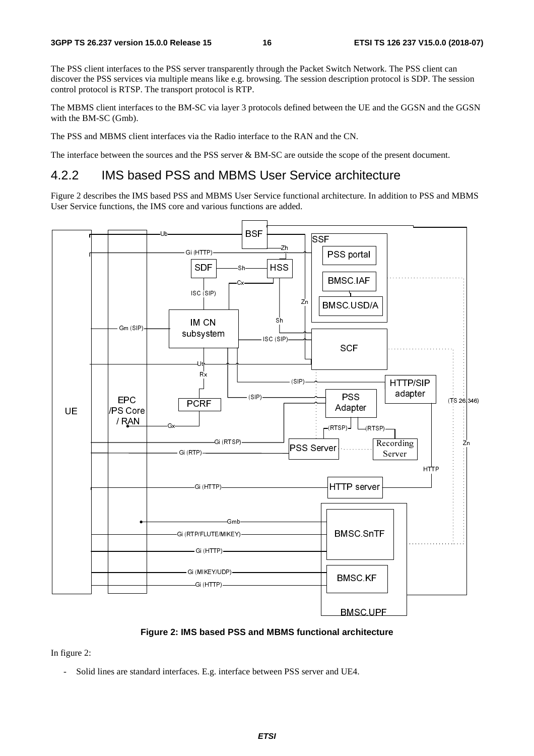The PSS client interfaces to the PSS server transparently through the Packet Switch Network. The PSS client can discover the PSS services via multiple means like e.g. browsing. The session description protocol is SDP. The session control protocol is RTSP. The transport protocol is RTP.

The MBMS client interfaces to the BM-SC via layer 3 protocols defined between the UE and the GGSN and the GGSN with the BM-SC (Gmb).

The PSS and MBMS client interfaces via the Radio interface to the RAN and the CN.

The interface between the sources and the PSS server & BM-SC are outside the scope of the present document.

## 4.2.2 IMS based PSS and MBMS User Service architecture

Figure 2 describes the IMS based PSS and MBMS User Service functional architecture. In addition to PSS and MBMS User Service functions, the IMS core and various functions are added.

**Figure 2: IMS based PSS and MBMS functional architecture**

In figure 2:

- Solid lines are standard interfaces. E.g. interface between PSS server and UE4.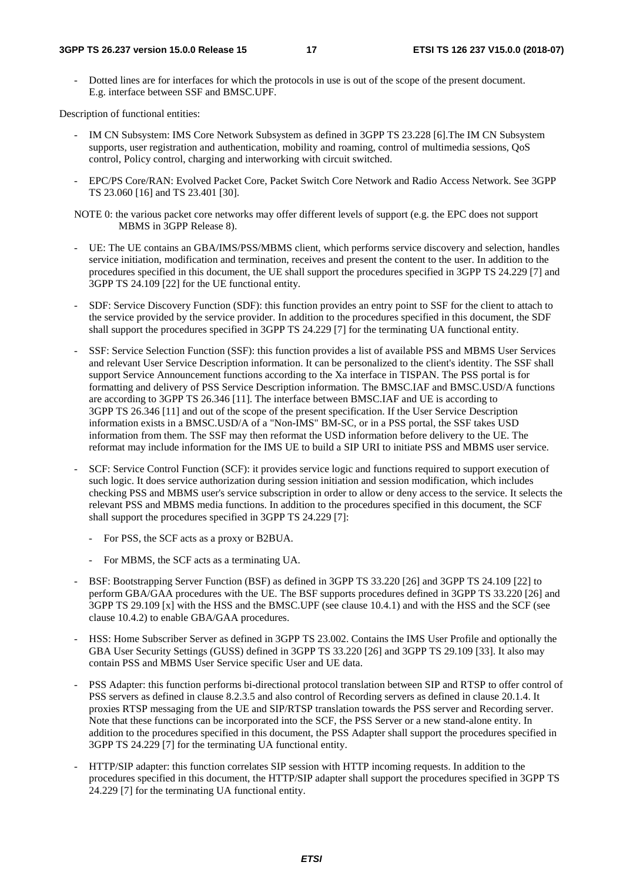- Dotted lines are for interfaces for which the protocols in use is out of the scope of the present document. E.g. interface between SSF and BMSC.UPF.

Description of functional entities:

- IM CN Subsystem: IMS Core Network Subsystem as defined in 3GPP TS 23.228 [6].The IM CN Subsystem supports, user registration and authentication, mobility and roaming, control of multimedia sessions, QoS control, Policy control, charging and interworking with circuit switched.
- EPC/PS Core/RAN: Evolved Packet Core, Packet Switch Core Network and Radio Access Network. See 3GPP TS 23.060 [16] and TS 23.401 [30].

NOTE 0: the various packet core networks may offer different levels of support (e.g. the EPC does not support MBMS in 3GPP Release 8).

- UE: The UE contains an GBA/IMS/PSS/MBMS client, which performs service discovery and selection, handles service initiation, modification and termination, receives and present the content to the user. In addition to the procedures specified in this document, the UE shall support the procedures specified in 3GPP TS 24.229 [7] and 3GPP TS 24.109 [22] for the UE functional entity.
- SDF: Service Discovery Function (SDF): this function provides an entry point to SSF for the client to attach to the service provided by the service provider. In addition to the procedures specified in this document, the SDF shall support the procedures specified in 3GPP TS 24.229 [7] for the terminating UA functional entity.
- SSF: Service Selection Function (SSF): this function provides a list of available PSS and MBMS User Services and relevant User Service Description information. It can be personalized to the client's identity. The SSF shall support Service Announcement functions according to the Xa interface in TISPAN. The PSS portal is for formatting and delivery of PSS Service Description information. The BMSC.IAF and BMSC.USD/A functions are according to 3GPP TS 26.346 [11]. The interface between BMSC.IAF and UE is according to 3GPP TS 26.346 [11] and out of the scope of the present specification. If the User Service Description information exists in a BMSC.USD/A of a "Non-IMS" BM-SC, or in a PSS portal, the SSF takes USD information from them. The SSF may then reformat the USD information before delivery to the UE. The reformat may include information for the IMS UE to build a SIP URI to initiate PSS and MBMS user service.
- SCF: Service Control Function (SCF): it provides service logic and functions required to support execution of such logic. It does service authorization during session initiation and session modification, which includes checking PSS and MBMS user's service subscription in order to allow or deny access to the service. It selects the relevant PSS and MBMS media functions. In addition to the procedures specified in this document, the SCF shall support the procedures specified in 3GPP TS 24.229 [7]:
  - For PSS, the SCF acts as a proxy or B2BUA.
  - For MBMS, the SCF acts as a terminating UA.
- BSF: Bootstrapping Server Function (BSF) as defined in 3GPP TS 33.220 [26] and 3GPP TS 24.109 [22] to perform GBA/GAA procedures with the UE. The BSF supports procedures defined in 3GPP TS 33.220 [26] and 3GPP TS 29.109 [x] with the HSS and the BMSC.UPF (see clause 10.4.1) and with the HSS and the SCF (see clause 10.4.2) to enable GBA/GAA procedures.
- HSS: Home Subscriber Server as defined in 3GPP TS 23.002. Contains the IMS User Profile and optionally the GBA User Security Settings (GUSS) defined in 3GPP TS 33.220 [26] and 3GPP TS 29.109 [33]. It also may contain PSS and MBMS User Service specific User and UE data.
- PSS Adapter: this function performs bi-directional protocol translation between SIP and RTSP to offer control of PSS servers as defined in clause 8.2.3.5 and also control of Recording servers as defined in clause 20.1.4. It proxies RTSP messaging from the UE and SIP/RTSP translation towards the PSS server and Recording server. Note that these functions can be incorporated into the SCF, the PSS Server or a new stand-alone entity. In addition to the procedures specified in this document, the PSS Adapter shall support the procedures specified in 3GPP TS 24.229 [7] for the terminating UA functional entity.
- HTTP/SIP adapter: this function correlates SIP session with HTTP incoming requests. In addition to the procedures specified in this document, the HTTP/SIP adapter shall support the procedures specified in 3GPP TS 24.229 [7] for the terminating UA functional entity.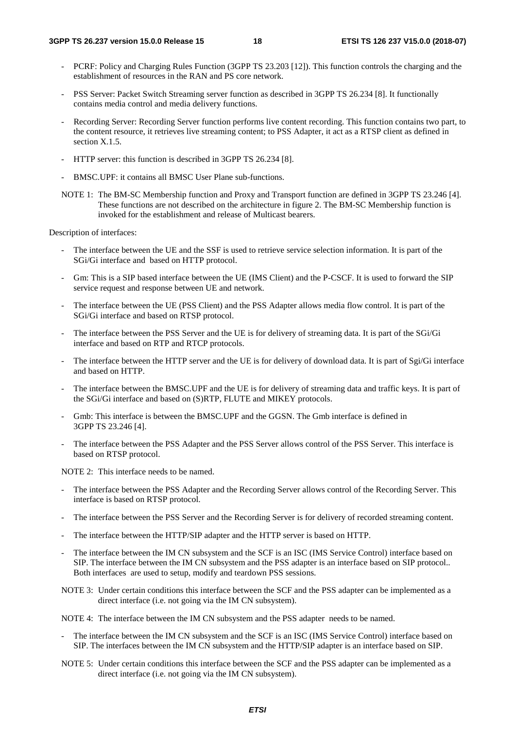- PCRF: Policy and Charging Rules Function (3GPP TS 23.203 [12]). This function controls the charging and the establishment of resources in the RAN and PS core network.

- PSS Server: Packet Switch Streaming server function as described in 3GPP TS 26.234 [8]. It functionally contains media control and media delivery functions.

- Recording Server: Recording Server function performs live content recording. This function contains two part, to the content resource, it retrieves live streaming content; to PSS Adapter, it act as a RTSP client as defined in section X.1.5.

- HTTP server: this function is described in 3GPP TS 26.234 [8].

- BMSC.UPF: it contains all BMSC User Plane sub-functions.

NOTE 1: The BM-SC Membership function and Proxy and Transport function are defined in 3GPP TS 23.246 [4]. These functions are not described on the architecture in figure 2. The BM-SC Membership function is invoked for the establishment and release of Multicast bearers.

Description of interfaces:

- The interface between the UE and the SSF is used to retrieve service selection information. It is part of the SGi/Gi interface and based on HTTP protocol.

- Gm: This is a SIP based interface between the UE (IMS Client) and the P-CSCF. It is used to forward the SIP service request and response between UE and network.

- The interface between the UE (PSS Client) and the PSS Adapter allows media flow control. It is part of the SGi/Gi interface and based on RTSP protocol.

- The interface between the PSS Server and the UE is for delivery of streaming data. It is part of the SGi/Gi interface and based on RTP and RTCP protocols.

- The interface between the HTTP server and the UE is for delivery of download data. It is part of Sgi/Gi interface and based on HTTP.

- The interface between the BMSC.UPF and the UE is for delivery of streaming data and traffic keys. It is part of the SGi/Gi interface and based on (S)RTP, FLUTE and MIKEY protocols.

- Gmb: This interface is between the BMSC.UPF and the GGSN. The Gmb interface is defined in 3GPP TS 23.246 [4].

- The interface between the PSS Adapter and the PSS Server allows control of the PSS Server. This interface is based on RTSP protocol.

NOTE 2: This interface needs to be named.

- The interface between the PSS Adapter and the Recording Server allows control of the Recording Server. This interface is based on RTSP protocol.

- The interface between the PSS Server and the Recording Server is for delivery of recorded streaming content.

- The interface between the HTTP/SIP adapter and the HTTP server is based on HTTP.

- The interface between the IM CN subsystem and the SCF is an ISC (IMS Service Control) interface based on SIP. The interface between the IM CN subsystem and the PSS adapter is an interface based on SIP protocol.. Both interfaces are used to setup, modify and teardown PSS sessions.

NOTE 3: Under certain conditions this interface between the SCF and the PSS adapter can be implemented as a direct interface (i.e. not going via the IM CN subsystem).

NOTE 4: The interface between the IM CN subsystem and the PSS adapter needs to be named.

- The interface between the IM CN subsystem and the SCF is an ISC (IMS Service Control) interface based on SIP. The interfaces between the IM CN subsystem and the HTTP/SIP adapter is an interface based on SIP.

NOTE 5: Under certain conditions this interface between the SCF and the PSS adapter can be implemented as a direct interface (i.e. not going via the IM CN subsystem).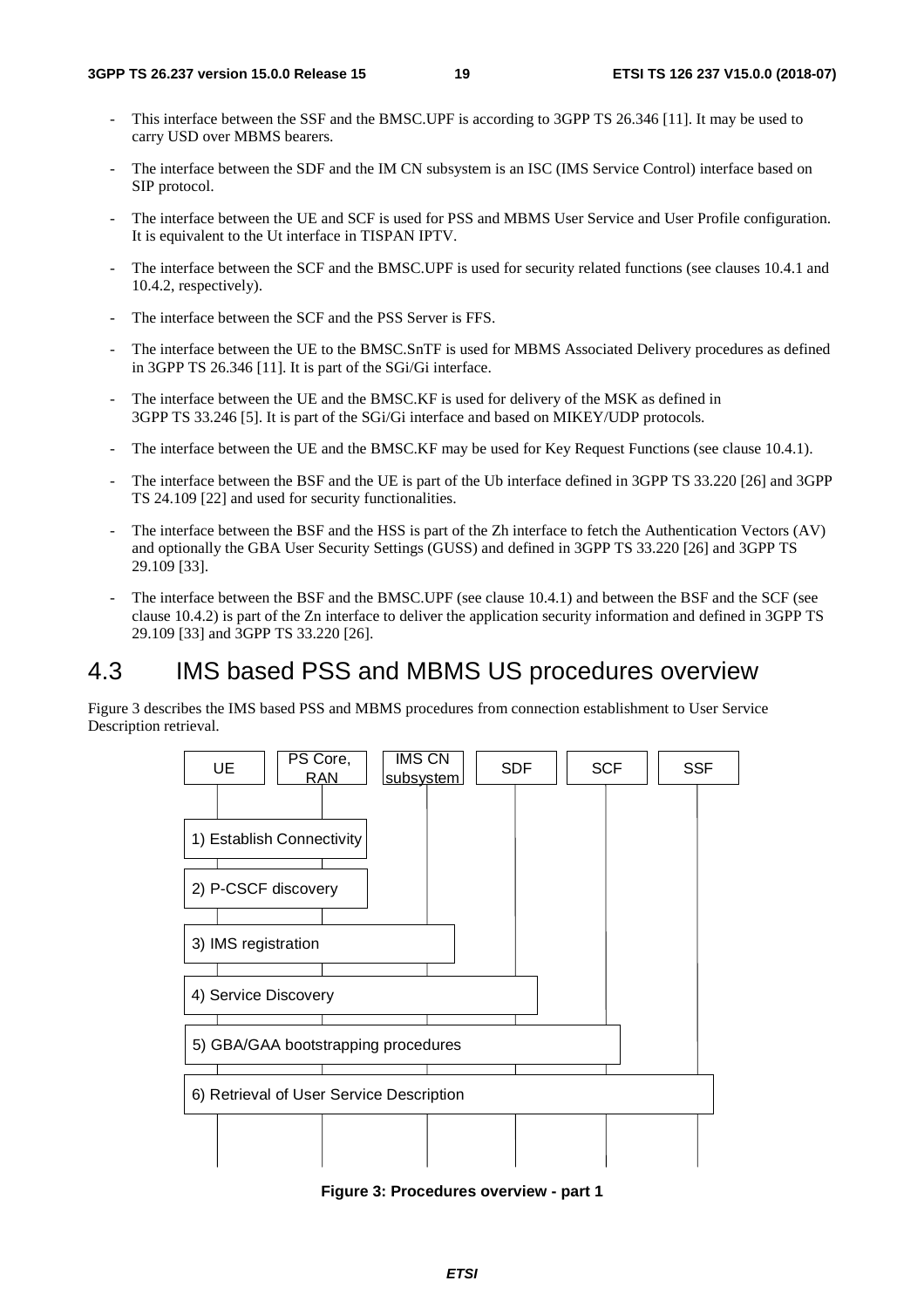- This interface between the SSF and the BMSC.UPF is according to 3GPP TS 26.346 [11]. It may be used to carry USD over MBMS bearers.
- The interface between the SDF and the IM CN subsystem is an ISC (IMS Service Control) interface based on SIP protocol.
- The interface between the UE and SCF is used for PSS and MBMS User Service and User Profile configuration. It is equivalent to the Ut interface in TISPAN IPTV.
- The interface between the SCF and the BMSC.UPF is used for security related functions (see clauses 10.4.1 and 10.4.2, respectively).
- The interface between the SCF and the PSS Server is FFS.
- The interface between the UE to the BMSC.SnTF is used for MBMS Associated Delivery procedures as defined in 3GPP TS 26.346 [11]. It is part of the SGi/Gi interface.
- The interface between the UE and the BMSC.KF is used for delivery of the MSK as defined in 3GPP TS 33.246 [5]. It is part of the SGi/Gi interface and based on MIKEY/UDP protocols.
- The interface between the UE and the BMSC.KF may be used for Key Request Functions (see clause 10.4.1).
- The interface between the BSF and the UE is part of the Ub interface defined in 3GPP TS 33.220 [26] and 3GPP TS 24.109 [22] and used for security functionalities.
- The interface between the BSF and the HSS is part of the Zh interface to fetch the Authentication Vectors (AV) and optionally the GBA User Security Settings (GUSS) and defined in 3GPP TS 33.220 [26] and 3GPP TS 29.109 [33].
- The interface between the BSF and the BMSC.UPF (see clause 10.4.1) and between the BSF and the SCF (see clause 10.4.2) is part of the Zn interface to deliver the application security information and defined in 3GPP TS 29.109 [33] and 3GPP TS 33.220 [26].

## 4.3 IMS based PSS and MBMS US procedures overview

Figure 3 describes the IMS based PSS and MBMS procedures from connection establishment to User Service Description retrieval.

UE | PS Core, RAN | IMS CN subsystem | SDF | SCF | SSF

1) Establish Connectivity

2) P-CSCF discovery

3) IMS registration

4) Service Discovery

5) GBA/GAA bootstrapping procedures

6) Retrieval of User Service Description

**Figure 3: Procedures overview - part 1**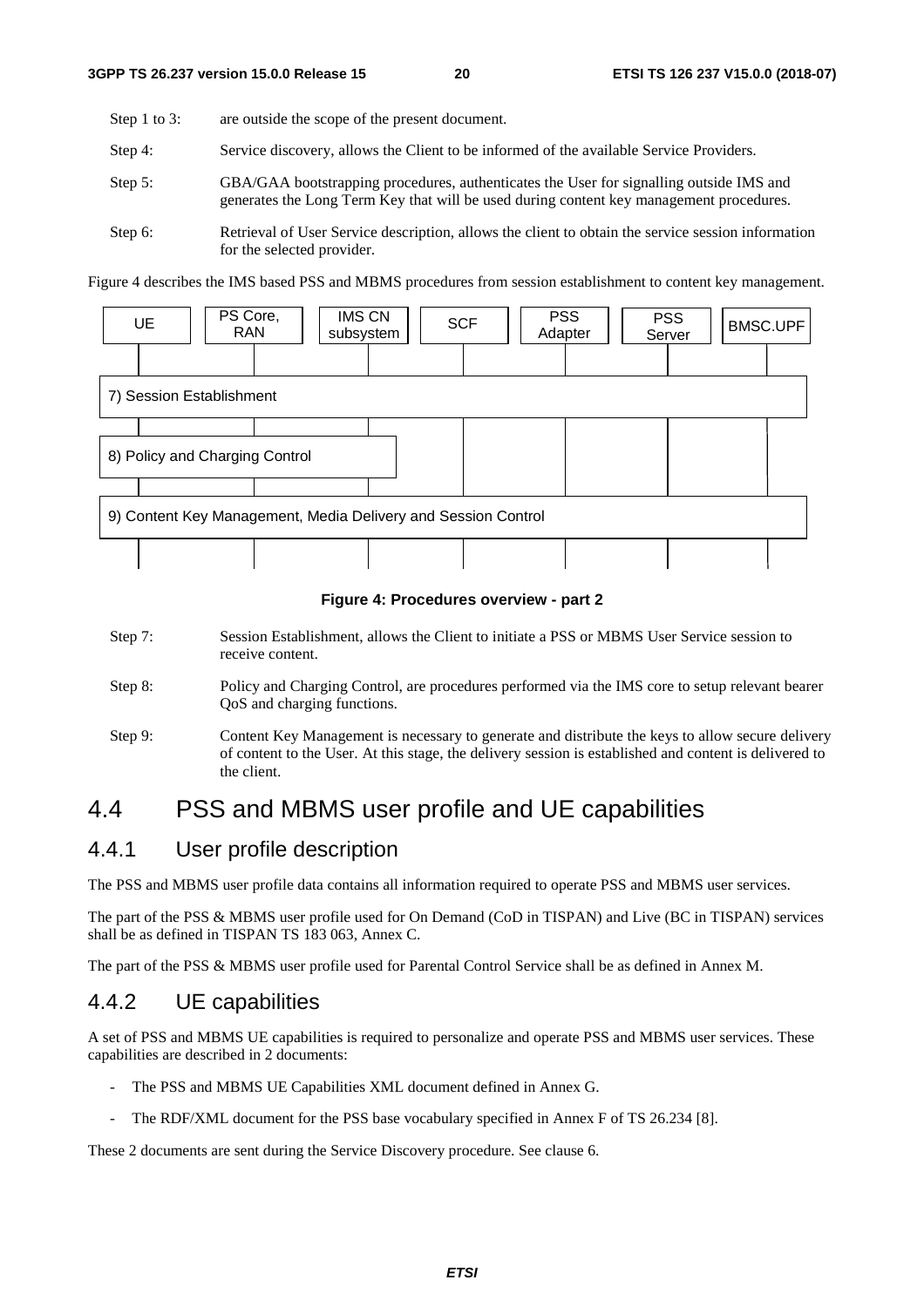Step 1 to 3: are outside the scope of the present document.

Step 4: Service discovery, allows the Client to be informed of the available Service Providers.

Step 5: GBA/GAA bootstrapping procedures, authenticates the User for signalling outside IMS and generates the Long Term Key that will be used during content key management procedures.

Step 6: Retrieval of User Service description, allows the client to obtain the service session information for the selected provider.

Figure 4 describes the IMS based PSS and MBMS procedures from session establishment to content key management.

UE | PS Core, RAN | IMS CN subsystem | SCF | PSS Adapter | PSS Server | BMSC.UPF

7) Session Establishment

8) Policy and Charging Control

9) Content Key Management, Media Delivery and Session Control

**Figure 4: Procedures overview - part 2**

Step 7: Session Establishment, allows the Client to initiate a PSS or MBMS User Service session to receive content.

Step 8: Policy and Charging Control, are procedures performed via the IMS core to setup relevant bearer QoS and charging functions.

Step 9: Content Key Management is necessary to generate and distribute the keys to allow secure delivery of content to the User. At this stage, the delivery session is established and content is delivered to the client.

# 4.4 PSS and MBMS user profile and UE capabilities

## 4.4.1 User profile description

The PSS and MBMS user profile data contains all information required to operate PSS and MBMS user services.

The part of the PSS & MBMS user profile used for On Demand (CoD in TISPAN) and Live (BC in TISPAN) services shall be as defined in TISPAN TS 183 063, Annex C.

The part of the PSS & MBMS user profile used for Parental Control Service shall be as defined in Annex M.

## 4.4.2 UE capabilities

A set of PSS and MBMS UE capabilities is required to personalize and operate PSS and MBMS user services. These capabilities are described in 2 documents:

- The PSS and MBMS UE Capabilities XML document defined in Annex G.
- The RDF/XML document for the PSS base vocabulary specified in Annex F of TS 26.234 [8].

These 2 documents are sent during the Service Discovery procedure. See clause 6.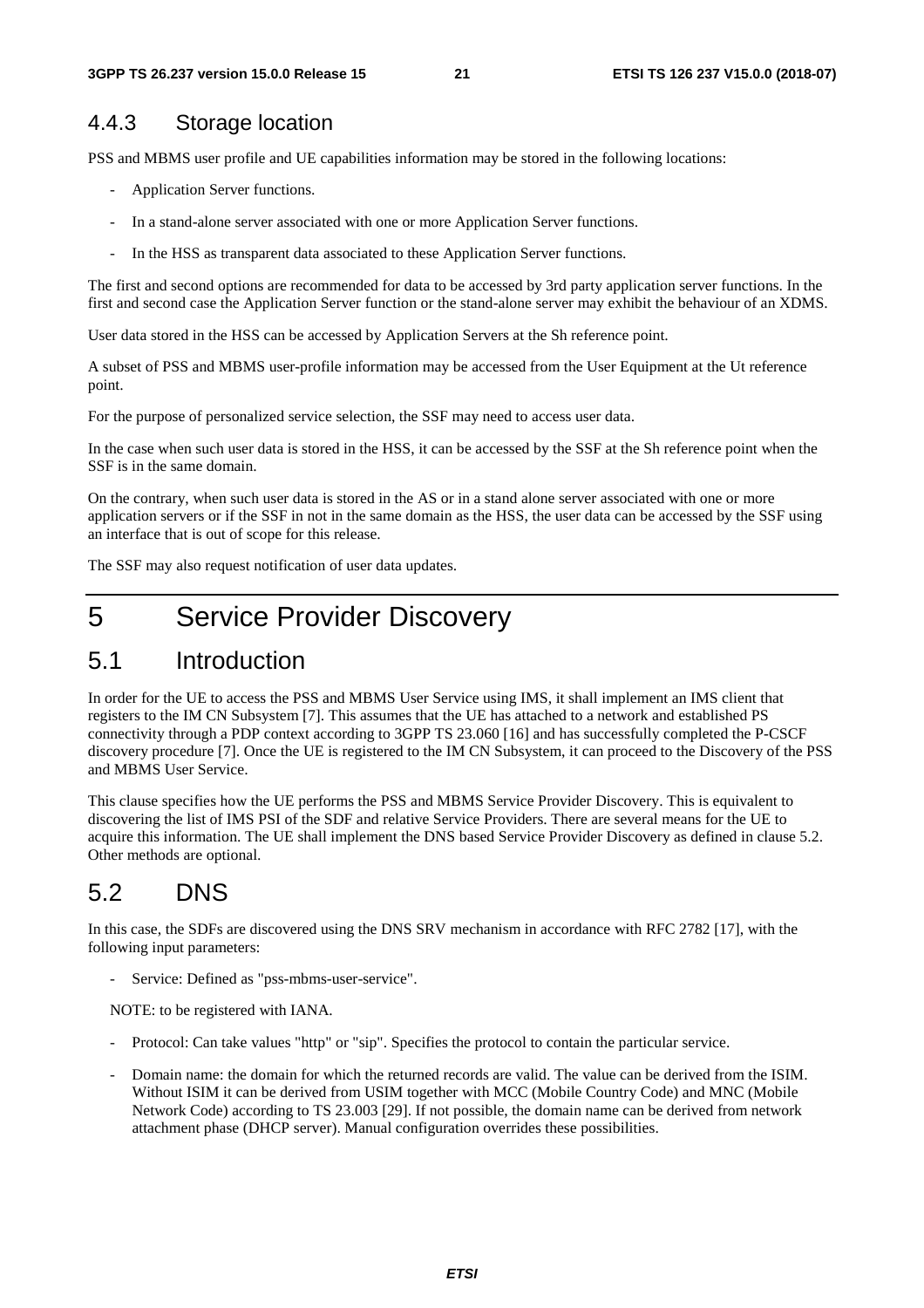### 4.4.3 Storage location

PSS and MBMS user profile and UE capabilities information may be stored in the following locations:

- Application Server functions.
- In a stand-alone server associated with one or more Application Server functions.
- In the HSS as transparent data associated to these Application Server functions.

The first and second options are recommended for data to be accessed by 3rd party application server functions. In the first and second case the Application Server function or the stand-alone server may exhibit the behaviour of an XDMS.

User data stored in the HSS can be accessed by Application Servers at the Sh reference point.

A subset of PSS and MBMS user-profile information may be accessed from the User Equipment at the Ut reference point.

For the purpose of personalized service selection, the SSF may need to access user data.

In the case when such user data is stored in the HSS, it can be accessed by the SSF at the Sh reference point when the SSF is in the same domain.

On the contrary, when such user data is stored in the AS or in a stand alone server associated with one or more application servers or if the SSF in not in the same domain as the HSS, the user data can be accessed by the SSF using an interface that is out of scope for this release.

The SSF may also request notification of user data updates.

# 5 Service Provider Discovery

## 5.1 Introduction

In order for the UE to access the PSS and MBMS User Service using IMS, it shall implement an IMS client that registers to the IM CN Subsystem [7]. This assumes that the UE has attached to a network and established PS connectivity through a PDP context according to 3GPP TS 23.060 [16] and has successfully completed the P-CSCF discovery procedure [7]. Once the UE is registered to the IM CN Subsystem, it can proceed to the Discovery of the PSS and MBMS User Service.

This clause specifies how the UE performs the PSS and MBMS Service Provider Discovery. This is equivalent to discovering the list of IMS PSI of the SDF and relative Service Providers. There are several means for the UE to acquire this information. The UE shall implement the DNS based Service Provider Discovery as defined in clause 5.2. Other methods are optional.

## 5.2 DNS

In this case, the SDFs are discovered using the DNS SRV mechanism in accordance with RFC 2782 [17], with the following input parameters:

- Service: Defined as "pss-mbms-user-service".

  NOTE: to be registered with IANA.

- Protocol: Can take values "http" or "sip". Specifies the protocol to contain the particular service.
- Domain name: the domain for which the returned records are valid. The value can be derived from the ISIM. Without ISIM it can be derived from USIM together with MCC (Mobile Country Code) and MNC (Mobile Network Code) according to TS 23.003 [29]. If not possible, the domain name can be derived from network attachment phase (DHCP server). Manual configuration overrides these possibilities.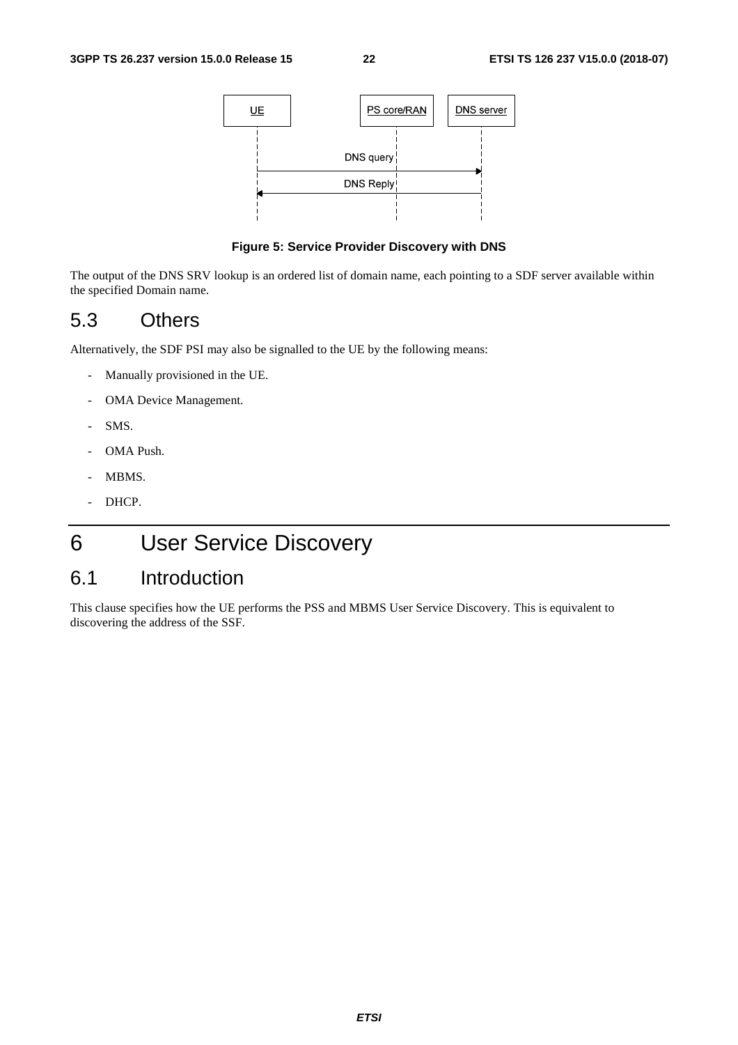**Figure 5: Service Provider Discovery with DNS**

The output of the DNS SRV lookup is an ordered list of domain name, each pointing to a SDF server available within the specified Domain name.

## 5.3 Others

Alternatively, the SDF PSI may also be signalled to the UE by the following means:

- Manually provisioned in the UE.
- OMA Device Management.
- SMS.
- OMA Push.
- MBMS.
- DHCP.

# 6 User Service Discovery

## 6.1 Introduction

This clause specifies how the UE performs the PSS and MBMS User Service Discovery. This is equivalent to discovering the address of the SSF.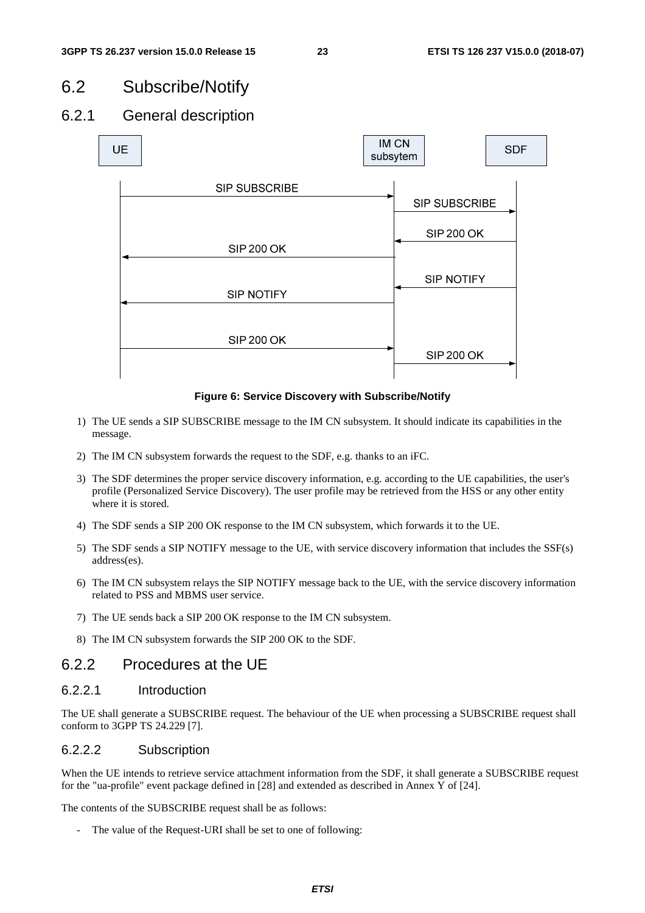# 6.2 Subscribe/Notify

## 6.2.1 General description

**Figure 6: Service Discovery with Subscribe/Notify**

1) The UE sends a SIP SUBSCRIBE message to the IM CN subsystem. It should indicate its capabilities in the message.

2) The IM CN subsystem forwards the request to the SDF, e.g. thanks to an iFC.

3) The SDF determines the proper service discovery information, e.g. according to the UE capabilities, the user's profile (Personalized Service Discovery). The user profile may be retrieved from the HSS or any other entity where it is stored.

4) The SDF sends a SIP 200 OK response to the IM CN subsystem, which forwards it to the UE.

5) The SDF sends a SIP NOTIFY message to the UE, with service discovery information that includes the SSF(s) address(es).

6) The IM CN subsystem relays the SIP NOTIFY message back to the UE, with the service discovery information related to PSS and MBMS user service.

7) The UE sends back a SIP 200 OK response to the IM CN subsystem.

8) The IM CN subsystem forwards the SIP 200 OK to the SDF.

## 6.2.2 Procedures at the UE

### 6.2.2.1 Introduction

The UE shall generate a SUBSCRIBE request. The behaviour of the UE when processing a SUBSCRIBE request shall conform to 3GPP TS 24.229 [7].

### 6.2.2.2 Subscription

When the UE intends to retrieve service attachment information from the SDF, it shall generate a SUBSCRIBE request for the "ua-profile" event package defined in [28] and extended as described in Annex Y of [24].

The contents of the SUBSCRIBE request shall be as follows:

- The value of the Request-URI shall be set to one of following: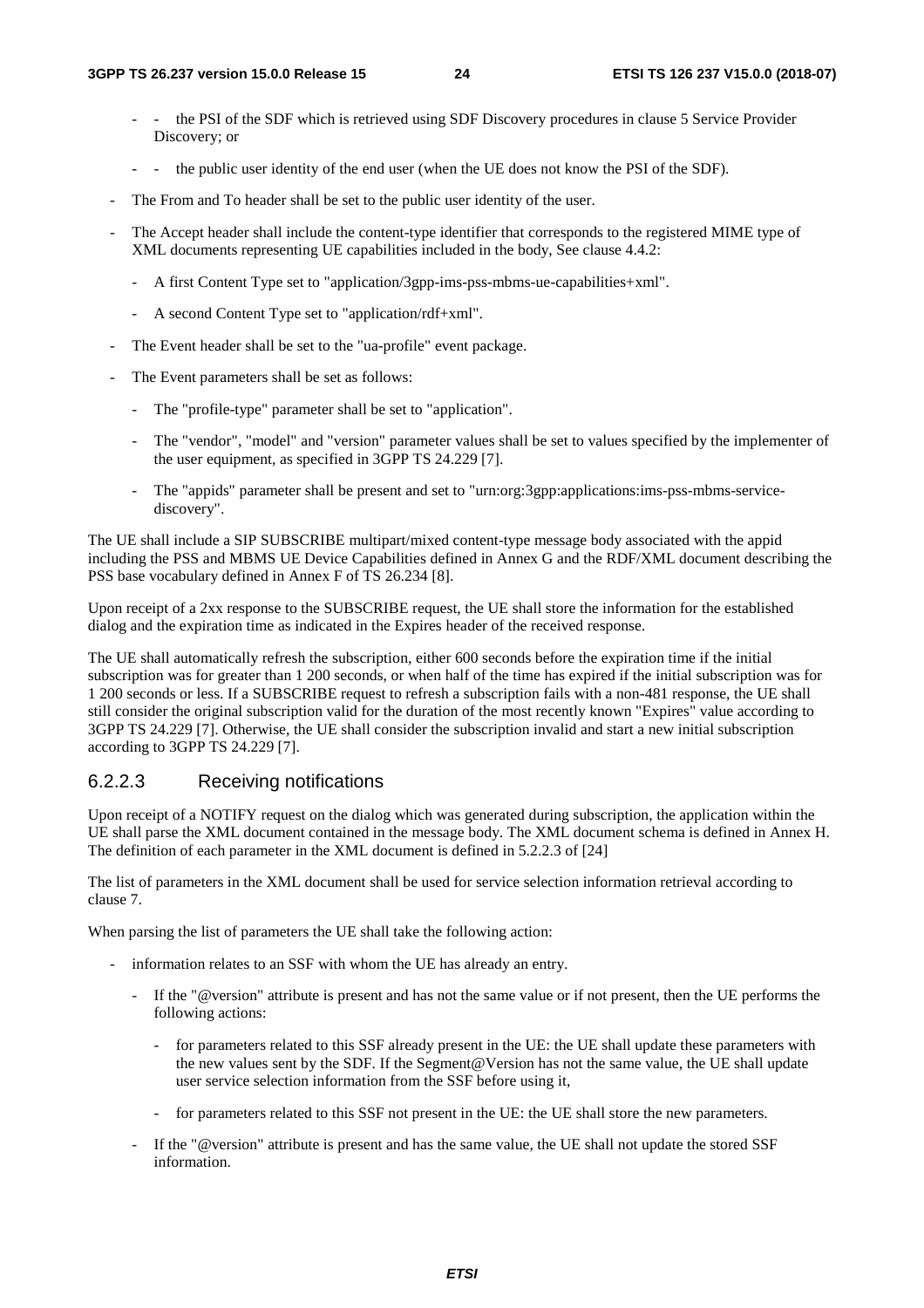- - the PSI of the SDF which is retrieved using SDF Discovery procedures in clause 5 Service Provider Discovery; or
- - the public user identity of the end user (when the UE does not know the PSI of the SDF).

- The From and To header shall be set to the public user identity of the user.
- The Accept header shall include the content-type identifier that corresponds to the registered MIME type of XML documents representing UE capabilities included in the body, See clause 4.4.2:
  - A first Content Type set to "application/3gpp-ims-pss-mbms-ue-capabilities+xml".
  - A second Content Type set to "application/rdf+xml".
- The Event header shall be set to the "ua-profile" event package.
- The Event parameters shall be set as follows:
  - The "profile-type" parameter shall be set to "application".
  - The "vendor", "model" and "version" parameter values shall be set to values specified by the implementer of the user equipment, as specified in 3GPP TS 24.229 [7].
  - The "appids" parameter shall be present and set to "urn:org:3gpp:applications:ims-pss-mbms-service-discovery".

The UE shall include a SIP SUBSCRIBE multipart/mixed content-type message body associated with the appid including the PSS and MBMS UE Device Capabilities defined in Annex G and the RDF/XML document describing the PSS base vocabulary defined in Annex F of TS 26.234 [8].

Upon receipt of a 2xx response to the SUBSCRIBE request, the UE shall store the information for the established dialog and the expiration time as indicated in the Expires header of the received response.

The UE shall automatically refresh the subscription, either 600 seconds before the expiration time if the initial subscription was for greater than 1 200 seconds, or when half of the time has expired if the initial subscription was for 1 200 seconds or less. If a SUBSCRIBE request to refresh a subscription fails with a non-481 response, the UE shall still consider the original subscription valid for the duration of the most recently known "Expires" value according to 3GPP TS 24.229 [7]. Otherwise, the UE shall consider the subscription invalid and start a new initial subscription according to 3GPP TS 24.229 [7].

### 6.2.2.3 Receiving notifications

Upon receipt of a NOTIFY request on the dialog which was generated during subscription, the application within the UE shall parse the XML document contained in the message body. The XML document schema is defined in Annex H. The definition of each parameter in the XML document is defined in 5.2.2.3 of [24]

The list of parameters in the XML document shall be used for service selection information retrieval according to clause 7.

When parsing the list of parameters the UE shall take the following action:

- information relates to an SSF with whom the UE has already an entry.
  - If the "@version" attribute is present and has not the same value or if not present, then the UE performs the following actions:
    - for parameters related to this SSF already present in the UE: the UE shall update these parameters with the new values sent by the SDF. If the Segment@Version has not the same value, the UE shall update user service selection information from the SSF before using it,
    - for parameters related to this SSF not present in the UE: the UE shall store the new parameters.
  - If the "@version" attribute is present and has the same value, the UE shall not update the stored SSF information.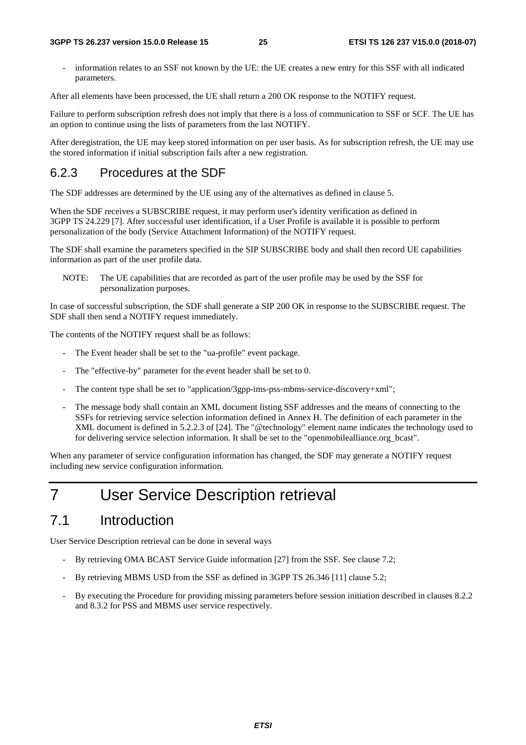- information relates to an SSF not known by the UE: the UE creates a new entry for this SSF with all indicated parameters.

After all elements have been processed, the UE shall return a 200 OK response to the NOTIFY request.

Failure to perform subscription refresh does not imply that there is a loss of communication to SSF or SCF. The UE has an option to continue using the lists of parameters from the last NOTIFY.

After deregistration, the UE may keep stored information on per user basis. As for subscription refresh, the UE may use the stored information if initial subscription fails after a new registration.

### 6.2.3 Procedures at the SDF

The SDF addresses are determined by the UE using any of the alternatives as defined in clause 5.

When the SDF receives a SUBSCRIBE request, it may perform user's identity verification as defined in 3GPP TS 24.229 [7]. After successful user identification, if a User Profile is available it is possible to perform personalization of the body (Service Attachment Information) of the NOTIFY request.

The SDF shall examine the parameters specified in the SIP SUBSCRIBE body and shall then record UE capabilities information as part of the user profile data.

NOTE: The UE capabilities that are recorded as part of the user profile may be used by the SSF for personalization purposes.

In case of successful subscription, the SDF shall generate a SIP 200 OK in response to the SUBSCRIBE request. The SDF shall then send a NOTIFY request immediately.

The contents of the NOTIFY request shall be as follows:

- The Event header shall be set to the "ua-profile" event package.
- The "effective-by" parameter for the event header shall be set to 0.
- The content type shall be set to "application/3gpp-ims-pss-mbms-service-discovery+xml";
- The message body shall contain an XML document listing SSF addresses and the means of connecting to the SSFs for retrieving service selection information defined in Annex H. The definition of each parameter in the XML document is defined in 5.2.2.3 of [24]. The "@technology" element name indicates the technology used to for delivering service selection information. It shall be set to the "openmobilealliance.org_bcast".

When any parameter of service configuration information has changed, the SDF may generate a NOTIFY request including new service configuration information.

# 7 User Service Description retrieval

## 7.1 Introduction

User Service Description retrieval can be done in several ways

- By retrieving OMA BCAST Service Guide information [27] from the SSF. See clause 7.2;
- By retrieving MBMS USD from the SSF as defined in 3GPP TS 26.346 [11] clause 5.2;
- By executing the Procedure for providing missing parameters before session initiation described in clauses 8.2.2 and 8.3.2 for PSS and MBMS user service respectively.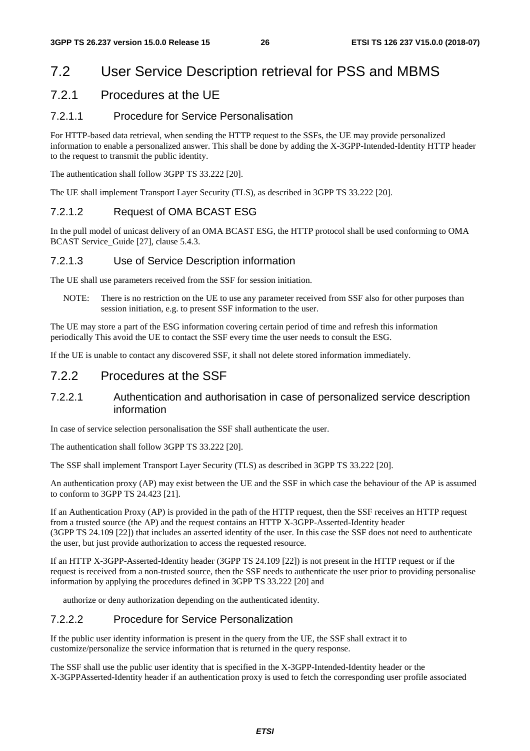## 7.2 User Service Description retrieval for PSS and MBMS

### 7.2.1 Procedures at the UE

#### 7.2.1.1 Procedure for Service Personalisation

For HTTP-based data retrieval, when sending the HTTP request to the SSFs, the UE may provide personalized information to enable a personalized answer. This shall be done by adding the X-3GPP-Intended-Identity HTTP header to the request to transmit the public identity.

The authentication shall follow 3GPP TS 33.222 [20].

The UE shall implement Transport Layer Security (TLS), as described in 3GPP TS 33.222 [20].

#### 7.2.1.2 Request of OMA BCAST ESG

In the pull model of unicast delivery of an OMA BCAST ESG, the HTTP protocol shall be used conforming to OMA BCAST Service_Guide [27], clause 5.4.3.

#### 7.2.1.3 Use of Service Description information

The UE shall use parameters received from the SSF for session initiation.

NOTE: There is no restriction on the UE to use any parameter received from SSF also for other purposes than session initiation, e.g. to present SSF information to the user.

The UE may store a part of the ESG information covering certain period of time and refresh this information periodically This avoid the UE to contact the SSF every time the user needs to consult the ESG.

If the UE is unable to contact any discovered SSF, it shall not delete stored information immediately.

### 7.2.2 Procedures at the SSF

#### 7.2.2.1 Authentication and authorisation in case of personalized service description information

In case of service selection personalisation the SSF shall authenticate the user.

The authentication shall follow 3GPP TS 33.222 [20].

The SSF shall implement Transport Layer Security (TLS) as described in 3GPP TS 33.222 [20].

An authentication proxy (AP) may exist between the UE and the SSF in which case the behaviour of the AP is assumed to conform to 3GPP TS 24.423 [21].

If an Authentication Proxy (AP) is provided in the path of the HTTP request, then the SSF receives an HTTP request from a trusted source (the AP) and the request contains an HTTP X-3GPP-Asserted-Identity header (3GPP TS 24.109 [22]) that includes an asserted identity of the user. In this case the SSF does not need to authenticate the user, but just provide authorization to access the requested resource.

If an HTTP X-3GPP-Asserted-Identity header (3GPP TS 24.109 [22]) is not present in the HTTP request or if the request is received from a non-trusted source, then the SSF needs to authenticate the user prior to providing personalise information by applying the procedures defined in 3GPP TS 33.222 [20] and

authorize or deny authorization depending on the authenticated identity.

#### 7.2.2.2 Procedure for Service Personalization

If the public user identity information is present in the query from the UE, the SSF shall extract it to customize/personalize the service information that is returned in the query response.

The SSF shall use the public user identity that is specified in the X-3GPP-Intended-Identity header or the X-3GPPAsserted-Identity header if an authentication proxy is used to fetch the corresponding user profile associated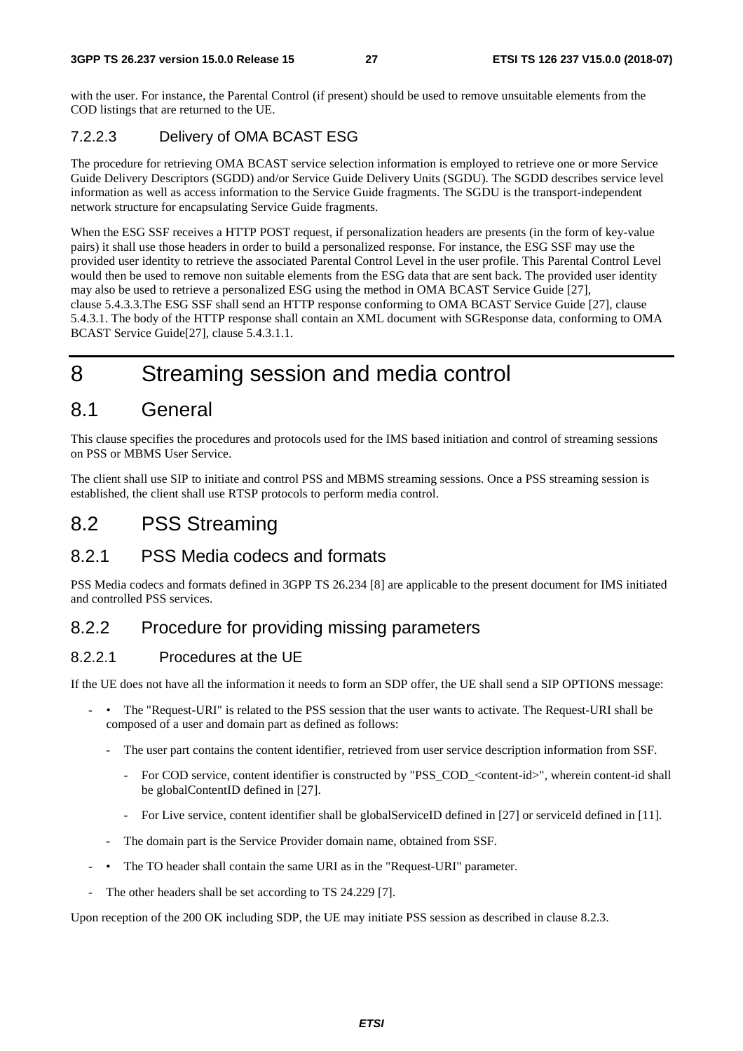with the user. For instance, the Parental Control (if present) should be used to remove unsuitable elements from the COD listings that are returned to the UE.

#### 7.2.2.3 Delivery of OMA BCAST ESG

The procedure for retrieving OMA BCAST service selection information is employed to retrieve one or more Service Guide Delivery Descriptors (SGDD) and/or Service Guide Delivery Units (SGDU). The SGDD describes service level information as well as access information to the Service Guide fragments. The SGDU is the transport-independent network structure for encapsulating Service Guide fragments.

When the ESG SSF receives a HTTP POST request, if personalization headers are presents (in the form of key-value pairs) it shall use those headers in order to build a personalized response. For instance, the ESG SSF may use the provided user identity to retrieve the associated Parental Control Level in the user profile. This Parental Control Level would then be used to remove non suitable elements from the ESG data that are sent back. The provided user identity may also be used to retrieve a personalized ESG using the method in OMA BCAST Service Guide [27], clause 5.4.3.3.The ESG SSF shall send an HTTP response conforming to OMA BCAST Service Guide [27], clause 5.4.3.1. The body of the HTTP response shall contain an XML document with SGResponse data, conforming to OMA BCAST Service Guide[27], clause 5.4.3.1.1.

# 8 Streaming session and media control

## 8.1 General

This clause specifies the procedures and protocols used for the IMS based initiation and control of streaming sessions on PSS or MBMS User Service.

The client shall use SIP to initiate and control PSS and MBMS streaming sessions. Once a PSS streaming session is established, the client shall use RTSP protocols to perform media control.

## 8.2 PSS Streaming

### 8.2.1 PSS Media codecs and formats

PSS Media codecs and formats defined in 3GPP TS 26.234 [8] are applicable to the present document for IMS initiated and controlled PSS services.

### 8.2.2 Procedure for providing missing parameters

#### 8.2.2.1 Procedures at the UE

If the UE does not have all the information it needs to form an SDP offer, the UE shall send a SIP OPTIONS message:

- • The "Request-URI" is related to the PSS session that the user wants to activate. The Request-URI shall be composed of a user and domain part as defined as follows:
  - The user part contains the content identifier, retrieved from user service description information from SSF.
    - For COD service, content identifier is constructed by "PSS_COD_<content-id>", wherein content-id shall be globalContentID defined in [27].
    - For Live service, content identifier shall be globalServiceID defined in [27] or serviceId defined in [11].
  - The domain part is the Service Provider domain name, obtained from SSF.
- • The TO header shall contain the same URI as in the "Request-URI" parameter.
- The other headers shall be set according to TS 24.229 [7].

Upon reception of the 200 OK including SDP, the UE may initiate PSS session as described in clause 8.2.3.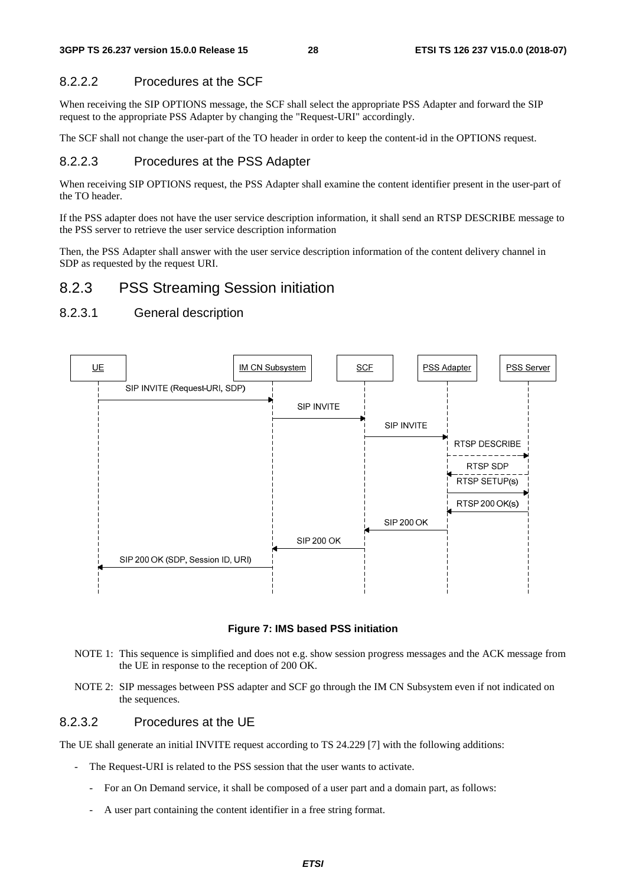#### 8.2.2.2 Procedures at the SCF

When receiving the SIP OPTIONS message, the SCF shall select the appropriate PSS Adapter and forward the SIP request to the appropriate PSS Adapter by changing the "Request-URI" accordingly.

The SCF shall not change the user-part of the TO header in order to keep the content-id in the OPTIONS request.

#### 8.2.2.3 Procedures at the PSS Adapter

When receiving SIP OPTIONS request, the PSS Adapter shall examine the content identifier present in the user-part of the TO header.

If the PSS adapter does not have the user service description information, it shall send an RTSP DESCRIBE message to the PSS server to retrieve the user service description information

Then, the PSS Adapter shall answer with the user service description information of the content delivery channel in SDP as requested by the request URI.

### 8.2.3 PSS Streaming Session initiation

#### 8.2.3.1 General description

**Figure 7: IMS based PSS initiation**

NOTE 1: This sequence is simplified and does not e.g. show session progress messages and the ACK message from the UE in response to the reception of 200 OK.

NOTE 2: SIP messages between PSS adapter and SCF go through the IM CN Subsystem even if not indicated on the sequences.

#### 8.2.3.2 Procedures at the UE

The UE shall generate an initial INVITE request according to TS 24.229 [7] with the following additions:

- The Request-URI is related to the PSS session that the user wants to activate.
  - For an On Demand service, it shall be composed of a user part and a domain part, as follows:
  - A user part containing the content identifier in a free string format.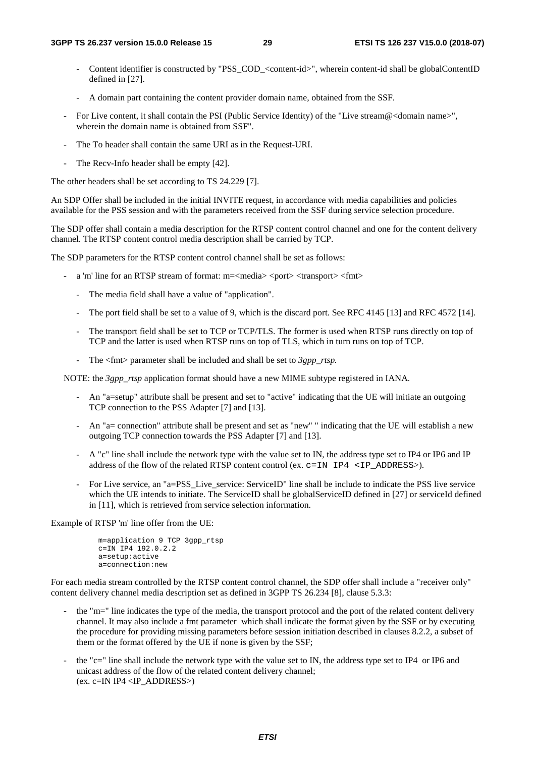- Content identifier is constructed by "PSS_COD_<content-id>", wherein content-id shall be globalContentID defined in [27].

- A domain part containing the content provider domain name, obtained from the SSF.

- For Live content, it shall contain the PSI (Public Service Identity) of the "Live stream@<domain name>", wherein the domain name is obtained from SSF".

- The To header shall contain the same URI as in the Request-URI.

- The Recv-Info header shall be empty [42].

The other headers shall be set according to TS 24.229 [7].

An SDP Offer shall be included in the initial INVITE request, in accordance with media capabilities and policies available for the PSS session and with the parameters received from the SSF during service selection procedure.

The SDP offer shall contain a media description for the RTSP content control channel and one for the content delivery channel. The RTSP content control media description shall be carried by TCP.

The SDP parameters for the RTSP content control channel shall be set as follows:

- a 'm' line for an RTSP stream of format: m=<media> <port> <transport> <fmt>
    - The media field shall have a value of "application".
    - The port field shall be set to a value of 9, which is the discard port. See RFC 4145 [13] and RFC 4572 [14].
    - The transport field shall be set to TCP or TCP/TLS. The former is used when RTSP runs directly on top of TCP and the latter is used when RTSP runs on top of TLS, which in turn runs on top of TCP.
    - The <fmt> parameter shall be included and shall be set to *3gpp_rtsp.*

NOTE: the *3gpp_rtsp* application format should have a new MIME subtype registered in IANA.

- An "a=setup" attribute shall be present and set to "active" indicating that the UE will initiate an outgoing TCP connection to the PSS Adapter [7] and [13].

- An "a= connection" attribute shall be present and set as "new" " indicating that the UE will establish a new outgoing TCP connection towards the PSS Adapter [7] and [13].

- A "c" line shall include the network type with the value set to IN, the address type set to IP4 or IP6 and IP address of the flow of the related RTSP content control (ex. `c=IN IP4 <IP_ADDRESS>`).

- For Live service, an "a=PSS_Live_service: ServiceID" line shall be include to indicate the PSS live service which the UE intends to initiate. The ServiceID shall be globalServiceID defined in [27] or serviceId defined in [11], which is retrieved from service selection information.

Example of RTSP 'm' line offer from the UE:

```
m=application 9 TCP 3gpp_rtsp
c=IN IP4 192.0.2.2
a=setup:active
a=connection:new
```

For each media stream controlled by the RTSP content control channel, the SDP offer shall include a "receiver only" content delivery channel media description set as defined in 3GPP TS 26.234 [8], clause 5.3.3:

- the "m=" line indicates the type of the media, the transport protocol and the port of the related content delivery channel. It may also include a fmt parameter which shall indicate the format given by the SSF or by executing the procedure for providing missing parameters before session initiation described in clauses 8.2.2, a subset of them or the format offered by the UE if none is given by the SSF;

- the "c=" line shall include the network type with the value set to IN, the address type set to IP4 or IP6 and unicast address of the flow of the related content delivery channel;
  (ex. c=IN IP4 <IP_ADDRESS>)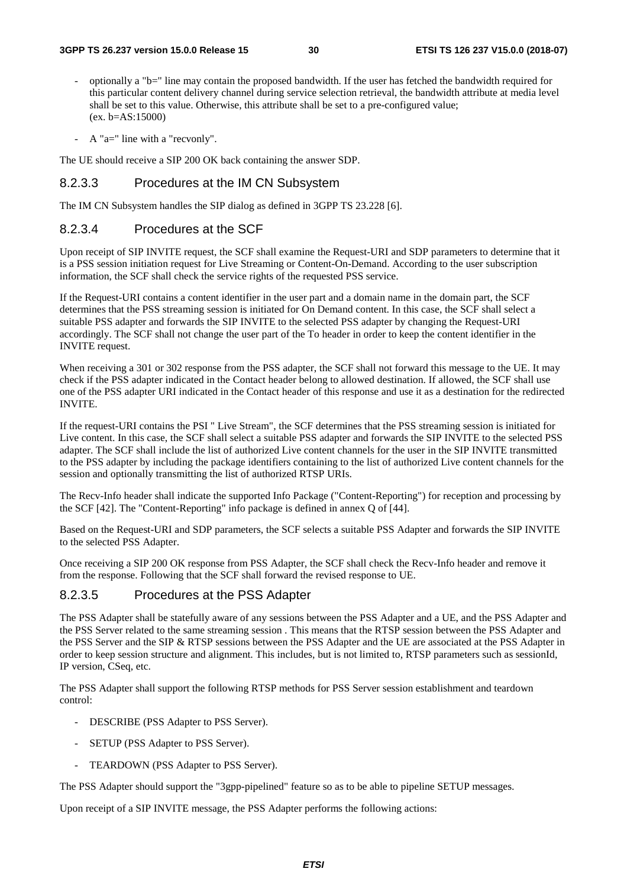- optionally a "b=" line may contain the proposed bandwidth. If the user has fetched the bandwidth required for this particular content delivery channel during service selection retrieval, the bandwidth attribute at media level shall be set to this value. Otherwise, this attribute shall be set to a pre-configured value; (ex. b=AS:15000)
- A "a=" line with a "recvonly".

The UE should receive a SIP 200 OK back containing the answer SDP.

#### 8.2.3.3 Procedures at the IM CN Subsystem

The IM CN Subsystem handles the SIP dialog as defined in 3GPP TS 23.228 [6].

#### 8.2.3.4 Procedures at the SCF

Upon receipt of SIP INVITE request, the SCF shall examine the Request-URI and SDP parameters to determine that it is a PSS session initiation request for Live Streaming or Content-On-Demand. According to the user subscription information, the SCF shall check the service rights of the requested PSS service.

If the Request-URI contains a content identifier in the user part and a domain name in the domain part, the SCF determines that the PSS streaming session is initiated for On Demand content. In this case, the SCF shall select a suitable PSS adapter and forwards the SIP INVITE to the selected PSS adapter by changing the Request-URI accordingly. The SCF shall not change the user part of the To header in order to keep the content identifier in the INVITE request.

When receiving a 301 or 302 response from the PSS adapter, the SCF shall not forward this message to the UE. It may check if the PSS adapter indicated in the Contact header belong to allowed destination. If allowed, the SCF shall use one of the PSS adapter URI indicated in the Contact header of this response and use it as a destination for the redirected INVITE.

If the request-URI contains the PSI " Live Stream", the SCF determines that the PSS streaming session is initiated for Live content. In this case, the SCF shall select a suitable PSS adapter and forwards the SIP INVITE to the selected PSS adapter. The SCF shall include the list of authorized Live content channels for the user in the SIP INVITE transmitted to the PSS adapter by including the package identifiers containing to the list of authorized Live content channels for the session and optionally transmitting the list of authorized RTSP URIs.

The Recv-Info header shall indicate the supported Info Package ("Content-Reporting") for reception and processing by the SCF [42]. The "Content-Reporting" info package is defined in annex Q of [44].

Based on the Request-URI and SDP parameters, the SCF selects a suitable PSS Adapter and forwards the SIP INVITE to the selected PSS Adapter.

Once receiving a SIP 200 OK response from PSS Adapter, the SCF shall check the Recv-Info header and remove it from the response. Following that the SCF shall forward the revised response to UE.

#### 8.2.3.5 Procedures at the PSS Adapter

The PSS Adapter shall be statefully aware of any sessions between the PSS Adapter and a UE, and the PSS Adapter and the PSS Server related to the same streaming session . This means that the RTSP session between the PSS Adapter and the PSS Server and the SIP & RTSP sessions between the PSS Adapter and the UE are associated at the PSS Adapter in order to keep session structure and alignment. This includes, but is not limited to, RTSP parameters such as sessionId, IP version, CSeq, etc.

The PSS Adapter shall support the following RTSP methods for PSS Server session establishment and teardown control:

- DESCRIBE (PSS Adapter to PSS Server).
- SETUP (PSS Adapter to PSS Server).
- TEARDOWN (PSS Adapter to PSS Server).

The PSS Adapter should support the "3gpp-pipelined" feature so as to be able to pipeline SETUP messages.

Upon receipt of a SIP INVITE message, the PSS Adapter performs the following actions: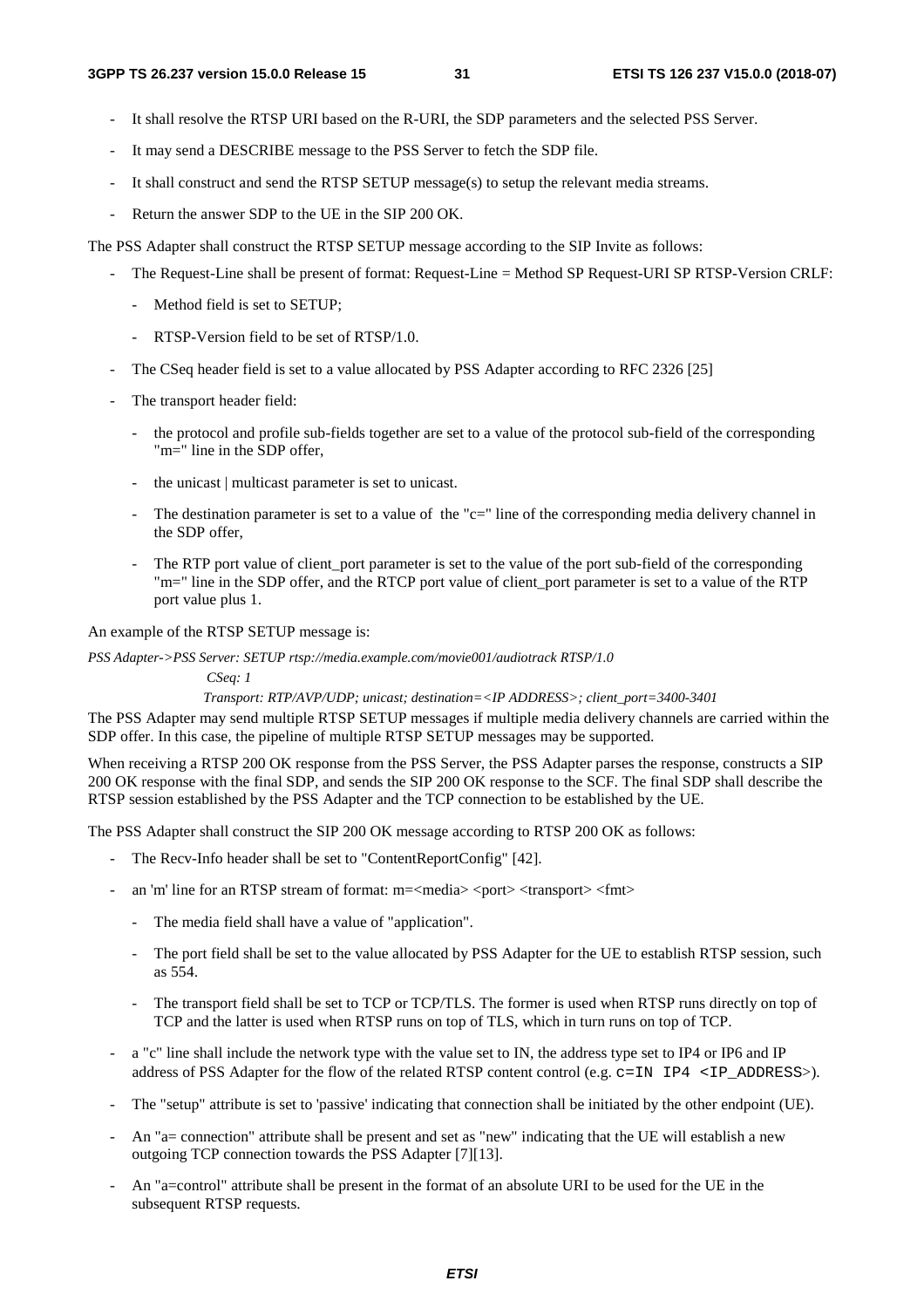- It shall resolve the RTSP URI based on the R-URI, the SDP parameters and the selected PSS Server.
- It may send a DESCRIBE message to the PSS Server to fetch the SDP file.
- It shall construct and send the RTSP SETUP message(s) to setup the relevant media streams.
- Return the answer SDP to the UE in the SIP 200 OK.

The PSS Adapter shall construct the RTSP SETUP message according to the SIP Invite as follows:

- The Request-Line shall be present of format: Request-Line = Method SP Request-URI SP RTSP-Version CRLF:
  - Method field is set to SETUP;
  - RTSP-Version field to be set of RTSP/1.0.
- The CSeq header field is set to a value allocated by PSS Adapter according to RFC 2326 [25]
- The transport header field:
  - the protocol and profile sub-fields together are set to a value of the protocol sub-field of the corresponding "m=" line in the SDP offer,
  - the unicast | multicast parameter is set to unicast.
  - The destination parameter is set to a value of the "c=" line of the corresponding media delivery channel in the SDP offer,
  - The RTP port value of client_port parameter is set to the value of the port sub-field of the corresponding "m=" line in the SDP offer, and the RTCP port value of client_port parameter is set to a value of the RTP port value plus 1.

An example of the RTSP SETUP message is:

*PSS Adapter->PSS Server: SETUP rtsp://media.example.com/movie001/audiotrack RTSP/1.0*

*CSeq: 1*

*Transport: RTP/AVP/UDP; unicast; destination=<IP ADDRESS>; client_port=3400-3401*

The PSS Adapter may send multiple RTSP SETUP messages if multiple media delivery channels are carried within the SDP offer. In this case, the pipeline of multiple RTSP SETUP messages may be supported.

When receiving a RTSP 200 OK response from the PSS Server, the PSS Adapter parses the response, constructs a SIP 200 OK response with the final SDP, and sends the SIP 200 OK response to the SCF. The final SDP shall describe the RTSP session established by the PSS Adapter and the TCP connection to be established by the UE.

The PSS Adapter shall construct the SIP 200 OK message according to RTSP 200 OK as follows:

- The Recv-Info header shall be set to "ContentReportConfig" [42].
- an 'm' line for an RTSP stream of format: m=<media> <port> <transport> <fmt>
  - The media field shall have a value of "application".
  - The port field shall be set to the value allocated by PSS Adapter for the UE to establish RTSP session, such as 554.
  - The transport field shall be set to TCP or TCP/TLS. The former is used when RTSP runs directly on top of TCP and the latter is used when RTSP runs on top of TLS, which in turn runs on top of TCP.
- a "c" line shall include the network type with the value set to IN, the address type set to IP4 or IP6 and IP address of PSS Adapter for the flow of the related RTSP content control (e.g. `c=IN IP4 <IP_ADDRESS>`).
- The "setup" attribute is set to 'passive' indicating that connection shall be initiated by the other endpoint (UE).
- An "a= connection" attribute shall be present and set as "new" indicating that the UE will establish a new outgoing TCP connection towards the PSS Adapter [7][13].
- An "a=control" attribute shall be present in the format of an absolute URI to be used for the UE in the subsequent RTSP requests.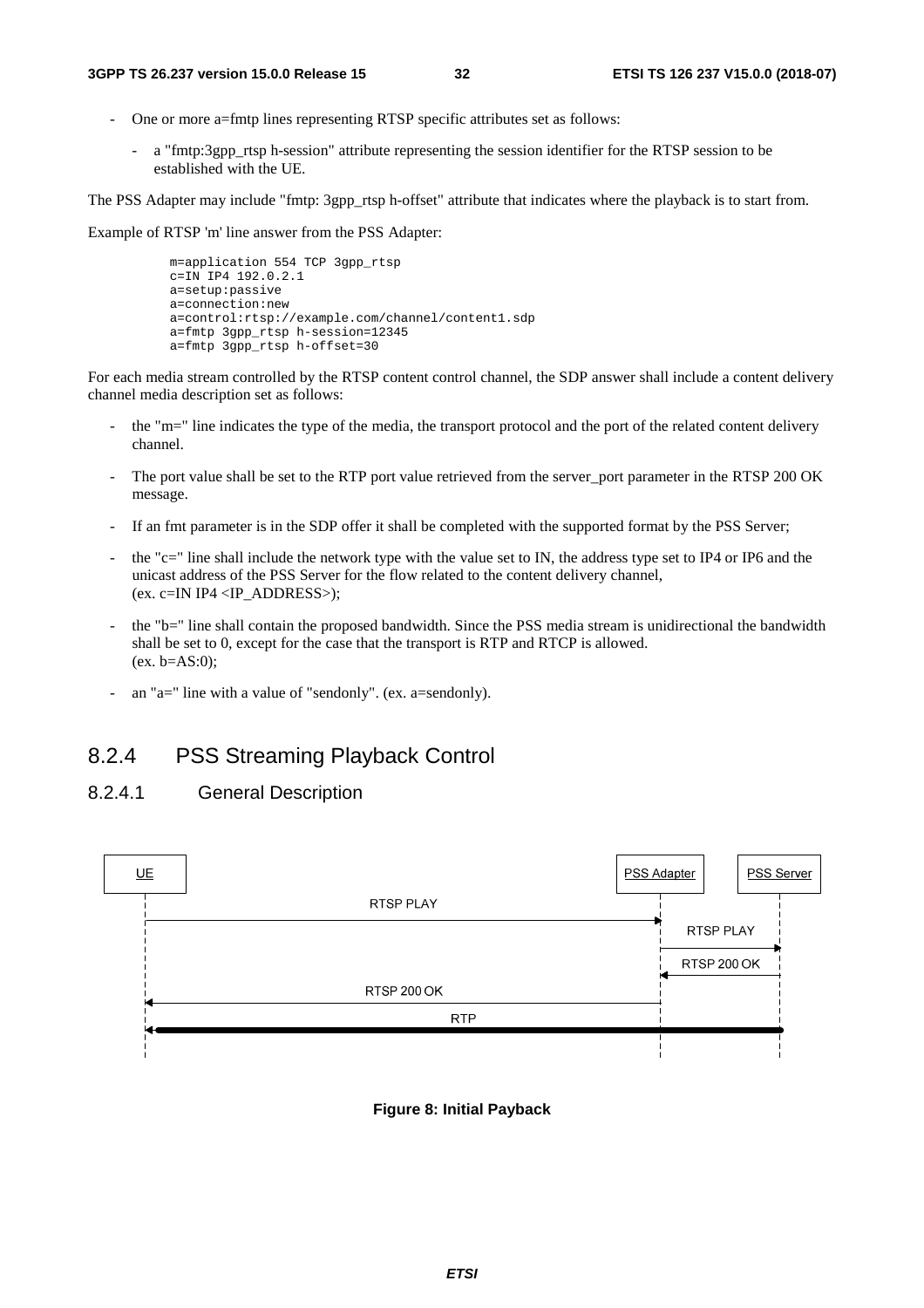- One or more a=fmtp lines representing RTSP specific attributes set as follows:
  - a "fmtp:3gpp_rtsp h-session" attribute representing the session identifier for the RTSP session to be established with the UE.

The PSS Adapter may include "fmtp: 3gpp_rtsp h-offset" attribute that indicates where the playback is to start from.

Example of RTSP 'm' line answer from the PSS Adapter:

```
m=application 554 TCP 3gpp_rtsp
c=IN IP4 192.0.2.1
a=setup:passive
a=connection:new
a=control:rtsp://example.com/channel/content1.sdp
a=fmtp 3gpp_rtsp h-session=12345
a=fmtp 3gpp_rtsp h-offset=30
```

For each media stream controlled by the RTSP content control channel, the SDP answer shall include a content delivery channel media description set as follows:

- the "m=" line indicates the type of the media, the transport protocol and the port of the related content delivery channel.
- The port value shall be set to the RTP port value retrieved from the server_port parameter in the RTSP 200 OK message.
- If an fmt parameter is in the SDP offer it shall be completed with the supported format by the PSS Server;
- the "c=" line shall include the network type with the value set to IN, the address type set to IP4 or IP6 and the unicast address of the PSS Server for the flow related to the content delivery channel, (ex. c=IN IP4 <IP_ADDRESS>);
- the "b=" line shall contain the proposed bandwidth. Since the PSS media stream is unidirectional the bandwidth shall be set to 0, except for the case that the transport is RTP and RTCP is allowed. (ex. b=AS:0);
- an "a=" line with a value of "sendonly". (ex. a=sendonly).

## 8.2.4 PSS Streaming Playback Control

### 8.2.4.1 General Description

UE | PSS Adapter | PSS Server

RTSP PLAY (UE → PSS Adapter)
RTSP PLAY (PSS Adapter → PSS Server)
RTSP 200 OK (PSS Server → PSS Adapter)
RTSP 200 OK (PSS Adapter → UE)
RTP (PSS Server ↔ UE)

**Figure 8: Initial Payback**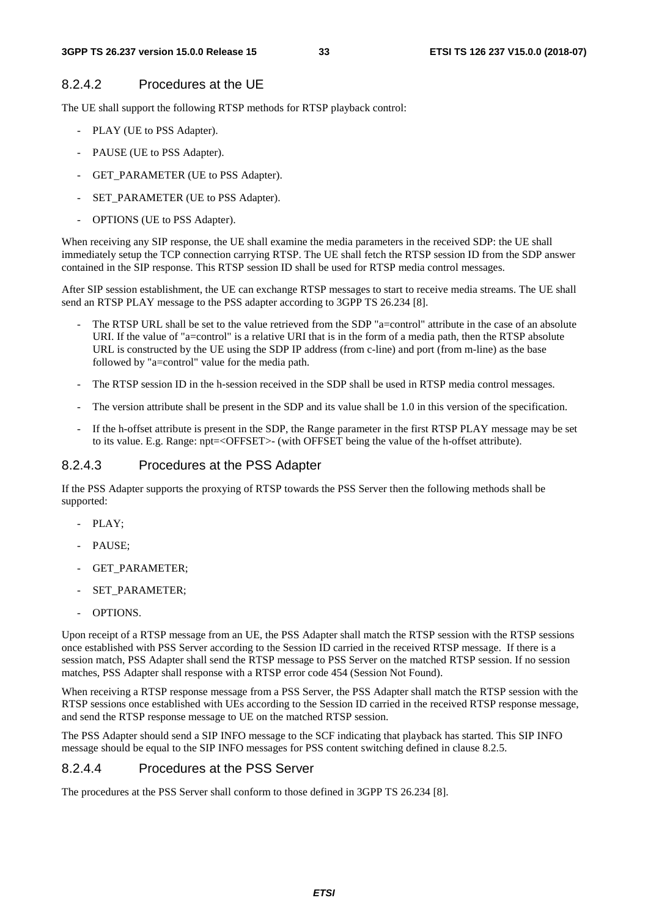#### 8.2.4.2 Procedures at the UE

The UE shall support the following RTSP methods for RTSP playback control:

- PLAY (UE to PSS Adapter).
- PAUSE (UE to PSS Adapter).
- GET_PARAMETER (UE to PSS Adapter).
- SET_PARAMETER (UE to PSS Adapter).
- OPTIONS (UE to PSS Adapter).

When receiving any SIP response, the UE shall examine the media parameters in the received SDP: the UE shall immediately setup the TCP connection carrying RTSP. The UE shall fetch the RTSP session ID from the SDP answer contained in the SIP response. This RTSP session ID shall be used for RTSP media control messages.

After SIP session establishment, the UE can exchange RTSP messages to start to receive media streams. The UE shall send an RTSP PLAY message to the PSS adapter according to 3GPP TS 26.234 [8].

- The RTSP URL shall be set to the value retrieved from the SDP "a=control" attribute in the case of an absolute URI. If the value of "a=control" is a relative URI that is in the form of a media path, then the RTSP absolute URL is constructed by the UE using the SDP IP address (from c-line) and port (from m-line) as the base followed by "a=control" value for the media path.
- The RTSP session ID in the h-session received in the SDP shall be used in RTSP media control messages.
- The version attribute shall be present in the SDP and its value shall be 1.0 in this version of the specification.
- If the h-offset attribute is present in the SDP, the Range parameter in the first RTSP PLAY message may be set to its value. E.g. Range: npt=<OFFSET>- (with OFFSET being the value of the h-offset attribute).

#### 8.2.4.3 Procedures at the PSS Adapter

If the PSS Adapter supports the proxying of RTSP towards the PSS Server then the following methods shall be supported:

- PLAY;
- PAUSE;
- GET_PARAMETER;
- SET_PARAMETER;
- OPTIONS.

Upon receipt of a RTSP message from an UE, the PSS Adapter shall match the RTSP session with the RTSP sessions once established with PSS Server according to the Session ID carried in the received RTSP message. If there is a session match, PSS Adapter shall send the RTSP message to PSS Server on the matched RTSP session. If no session matches, PSS Adapter shall response with a RTSP error code 454 (Session Not Found).

When receiving a RTSP response message from a PSS Server, the PSS Adapter shall match the RTSP session with the RTSP sessions once established with UEs according to the Session ID carried in the received RTSP response message, and send the RTSP response message to UE on the matched RTSP session.

The PSS Adapter should send a SIP INFO message to the SCF indicating that playback has started. This SIP INFO message should be equal to the SIP INFO messages for PSS content switching defined in clause 8.2.5.

#### 8.2.4.4 Procedures at the PSS Server

The procedures at the PSS Server shall conform to those defined in 3GPP TS 26.234 [8].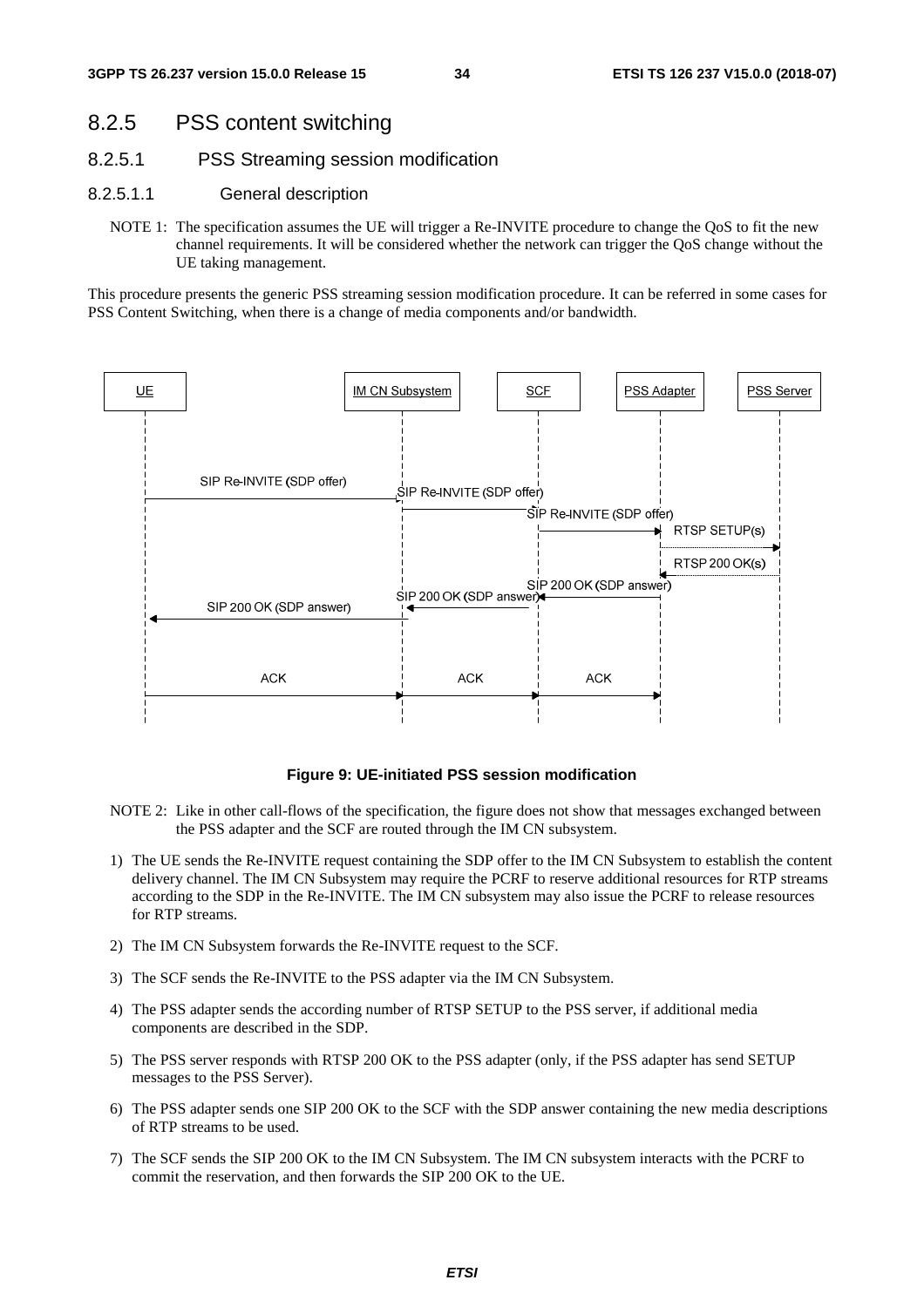### 8.2.5 PSS content switching

#### 8.2.5.1 PSS Streaming session modification

##### 8.2.5.1.1 General description

NOTE 1: The specification assumes the UE will trigger a Re-INVITE procedure to change the QoS to fit the new channel requirements. It will be considered whether the network can trigger the QoS change without the UE taking management.

This procedure presents the generic PSS streaming session modification procedure. It can be referred in some cases for PSS Content Switching, when there is a change of media components and/or bandwidth.

**Figure 9: UE-initiated PSS session modification**

NOTE 2: Like in other call-flows of the specification, the figure does not show that messages exchanged between the PSS adapter and the SCF are routed through the IM CN subsystem.

1) The UE sends the Re-INVITE request containing the SDP offer to the IM CN Subsystem to establish the content delivery channel. The IM CN Subsystem may require the PCRF to reserve additional resources for RTP streams according to the SDP in the Re-INVITE. The IM CN subsystem may also issue the PCRF to release resources for RTP streams.

2) The IM CN Subsystem forwards the Re-INVITE request to the SCF.

3) The SCF sends the Re-INVITE to the PSS adapter via the IM CN Subsystem.

4) The PSS adapter sends the according number of RTSP SETUP to the PSS server, if additional media components are described in the SDP.

5) The PSS server responds with RTSP 200 OK to the PSS adapter (only, if the PSS adapter has send SETUP messages to the PSS Server).

6) The PSS adapter sends one SIP 200 OK to the SCF with the SDP answer containing the new media descriptions of RTP streams to be used.

7) The SCF sends the SIP 200 OK to the IM CN Subsystem. The IM CN subsystem interacts with the PCRF to commit the reservation, and then forwards the SIP 200 OK to the UE.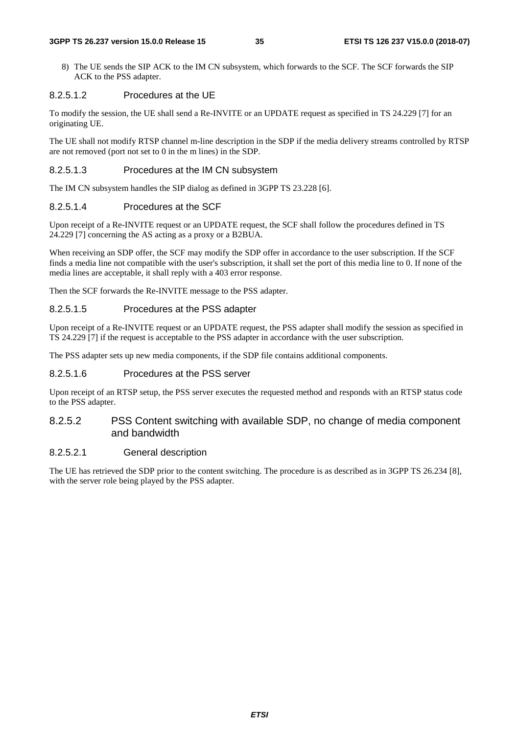8) The UE sends the SIP ACK to the IM CN subsystem, which forwards to the SCF. The SCF forwards the SIP ACK to the PSS adapter.

##### 8.2.5.1.2 Procedures at the UE

To modify the session, the UE shall send a Re-INVITE or an UPDATE request as specified in TS 24.229 [7] for an originating UE.

The UE shall not modify RTSP channel m-line description in the SDP if the media delivery streams controlled by RTSP are not removed (port not set to 0 in the m lines) in the SDP.

##### 8.2.5.1.3 Procedures at the IM CN subsystem

The IM CN subsystem handles the SIP dialog as defined in 3GPP TS 23.228 [6].

##### 8.2.5.1.4 Procedures at the SCF

Upon receipt of a Re-INVITE request or an UPDATE request, the SCF shall follow the procedures defined in TS 24.229 [7] concerning the AS acting as a proxy or a B2BUA.

When receiving an SDP offer, the SCF may modify the SDP offer in accordance to the user subscription. If the SCF finds a media line not compatible with the user's subscription, it shall set the port of this media line to 0. If none of the media lines are acceptable, it shall reply with a 403 error response.

Then the SCF forwards the Re-INVITE message to the PSS adapter.

##### 8.2.5.1.5 Procedures at the PSS adapter

Upon receipt of a Re-INVITE request or an UPDATE request, the PSS adapter shall modify the session as specified in TS 24.229 [7] if the request is acceptable to the PSS adapter in accordance with the user subscription.

The PSS adapter sets up new media components, if the SDP file contains additional components.

##### 8.2.5.1.6 Procedures at the PSS server

Upon receipt of an RTSP setup, the PSS server executes the requested method and responds with an RTSP status code to the PSS adapter.

#### 8.2.5.2 PSS Content switching with available SDP, no change of media component and bandwidth

##### 8.2.5.2.1 General description

The UE has retrieved the SDP prior to the content switching. The procedure is as described as in 3GPP TS 26.234 [8], with the server role being played by the PSS adapter.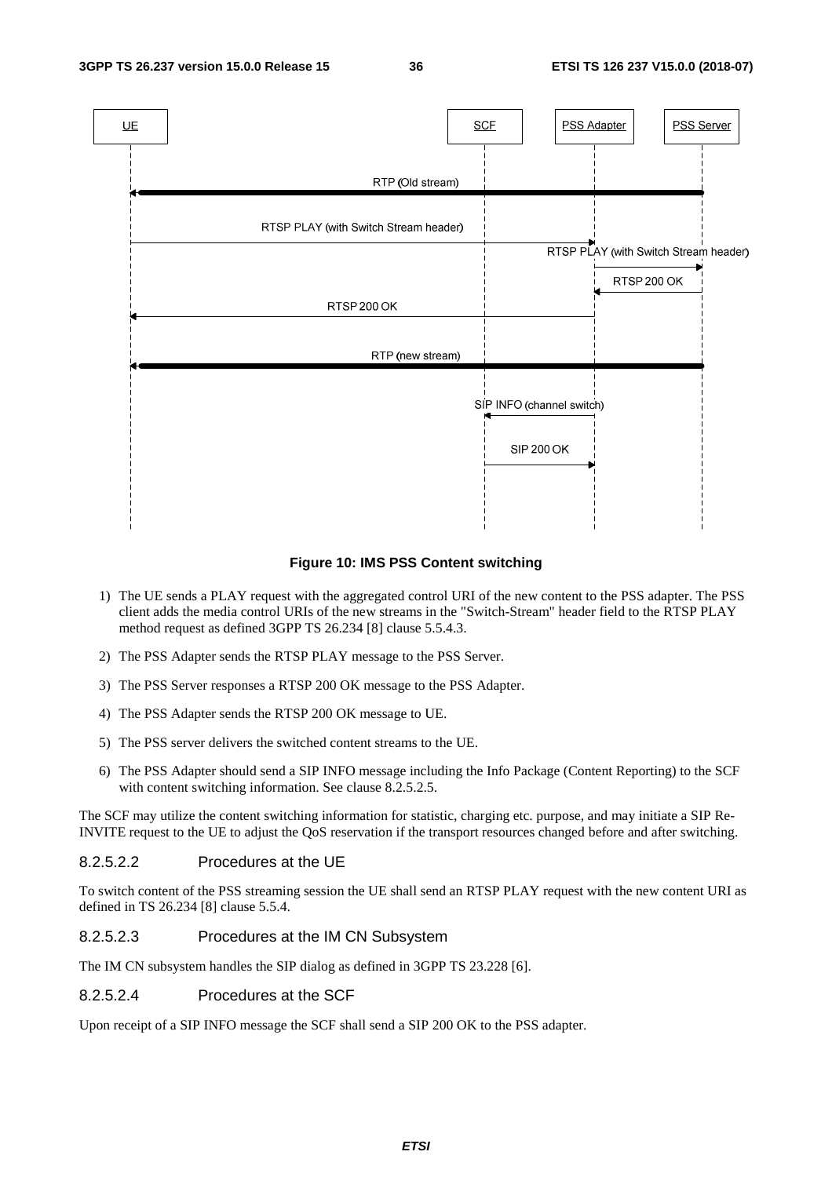**Figure 10: IMS PSS Content switching**

1) The UE sends a PLAY request with the aggregated control URI of the new content to the PSS adapter. The PSS client adds the media control URIs of the new streams in the "Switch-Stream" header field to the RTSP PLAY method request as defined 3GPP TS 26.234 [8] clause 5.5.4.3.

2) The PSS Adapter sends the RTSP PLAY message to the PSS Server.

3) The PSS Server responses a RTSP 200 OK message to the PSS Adapter.

4) The PSS Adapter sends the RTSP 200 OK message to UE.

5) The PSS server delivers the switched content streams to the UE.

6) The PSS Adapter should send a SIP INFO message including the Info Package (Content Reporting) to the SCF with content switching information. See clause 8.2.5.2.5.

The SCF may utilize the content switching information for statistic, charging etc. purpose, and may initiate a SIP Re-INVITE request to the UE to adjust the QoS reservation if the transport resources changed before and after switching.

#### 8.2.5.2.2 Procedures at the UE

To switch content of the PSS streaming session the UE shall send an RTSP PLAY request with the new content URI as defined in TS 26.234 [8] clause 5.5.4.

#### 8.2.5.2.3 Procedures at the IM CN Subsystem

The IM CN subsystem handles the SIP dialog as defined in 3GPP TS 23.228 [6].

#### 8.2.5.2.4 Procedures at the SCF

Upon receipt of a SIP INFO message the SCF shall send a SIP 200 OK to the PSS adapter.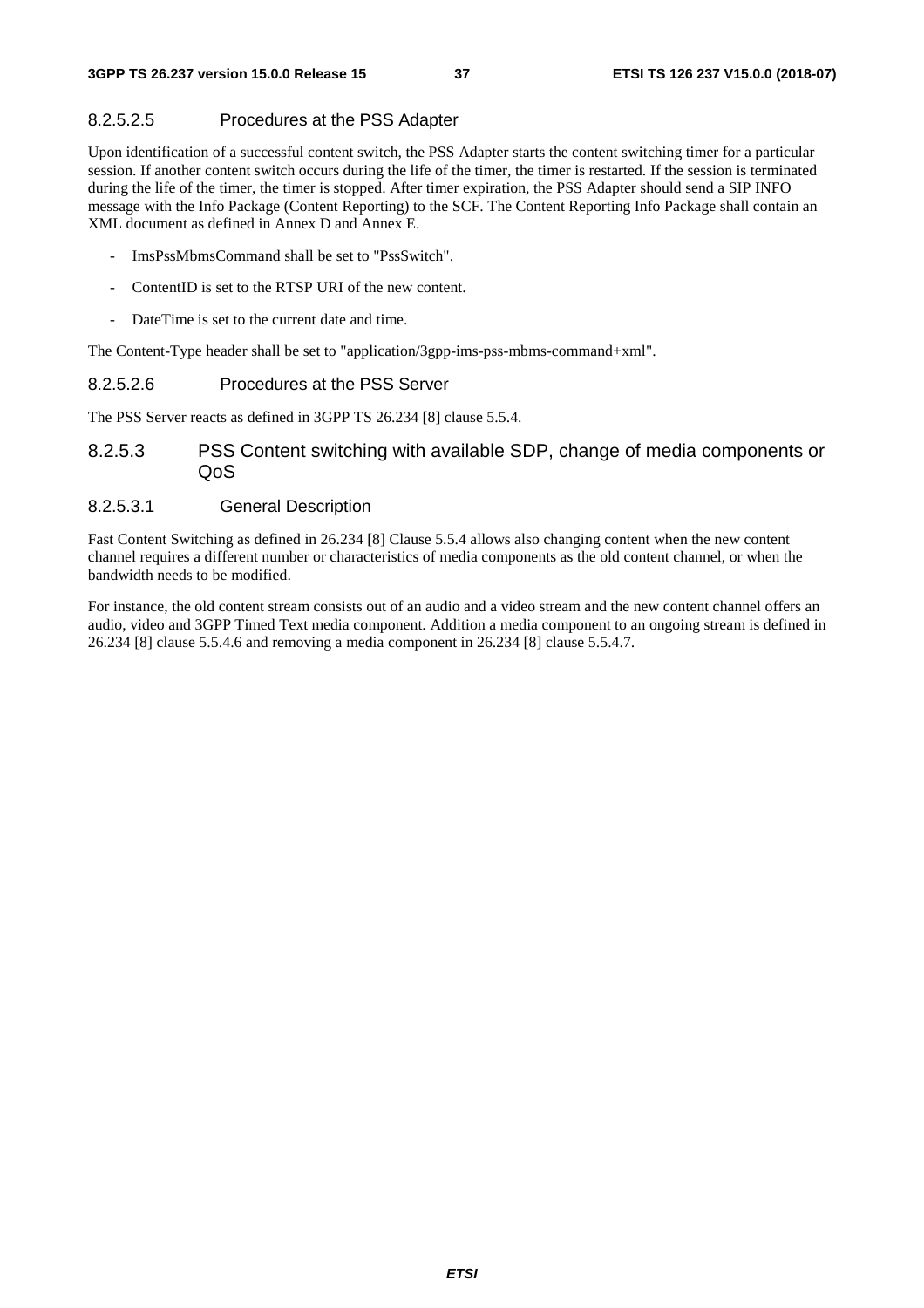#### 8.2.5.2.5 Procedures at the PSS Adapter

Upon identification of a successful content switch, the PSS Adapter starts the content switching timer for a particular session. If another content switch occurs during the life of the timer, the timer is restarted. If the session is terminated during the life of the timer, the timer is stopped. After timer expiration, the PSS Adapter should send a SIP INFO message with the Info Package (Content Reporting) to the SCF. The Content Reporting Info Package shall contain an XML document as defined in Annex D and Annex E.

- ImsPssMbmsCommand shall be set to "PssSwitch".
- ContentID is set to the RTSP URI of the new content.
- DateTime is set to the current date and time.

The Content-Type header shall be set to "application/3gpp-ims-pss-mbms-command+xml".

#### 8.2.5.2.6 Procedures at the PSS Server

The PSS Server reacts as defined in 3GPP TS 26.234 [8] clause 5.5.4.

### 8.2.5.3 PSS Content switching with available SDP, change of media components or QoS

#### 8.2.5.3.1 General Description

Fast Content Switching as defined in 26.234 [8] Clause 5.5.4 allows also changing content when the new content channel requires a different number or characteristics of media components as the old content channel, or when the bandwidth needs to be modified.

For instance, the old content stream consists out of an audio and a video stream and the new content channel offers an audio, video and 3GPP Timed Text media component. Addition a media component to an ongoing stream is defined in 26.234 [8] clause 5.5.4.6 and removing a media component in 26.234 [8] clause 5.5.4.7.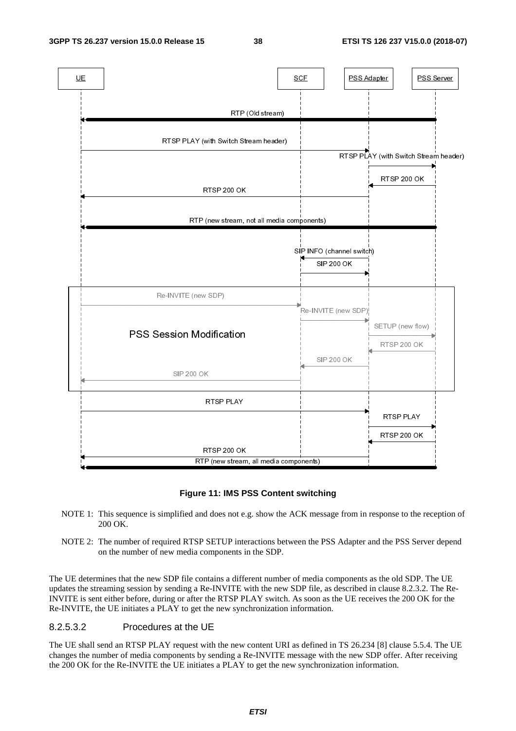**Figure 11: IMS PSS Content switching**

NOTE 1: This sequence is simplified and does not e.g. show the ACK message from in response to the reception of 200 OK.

NOTE 2: The number of required RTSP SETUP interactions between the PSS Adapter and the PSS Server depend on the number of new media components in the SDP.

The UE determines that the new SDP file contains a different number of media components as the old SDP. The UE updates the streaming session by sending a Re-INVITE with the new SDP file, as described in clause 8.2.3.2. The Re-INVITE is sent either before, during or after the RTSP PLAY switch. As soon as the UE receives the 200 OK for the Re-INVITE, the UE initiates a PLAY to get the new synchronization information.

#### 8.2.5.3.2 Procedures at the UE

The UE shall send an RTSP PLAY request with the new content URI as defined in TS 26.234 [8] clause 5.5.4. The UE changes the number of media components by sending a Re-INVITE message with the new SDP offer. After receiving the 200 OK for the Re-INVITE the UE initiates a PLAY to get the new synchronization information.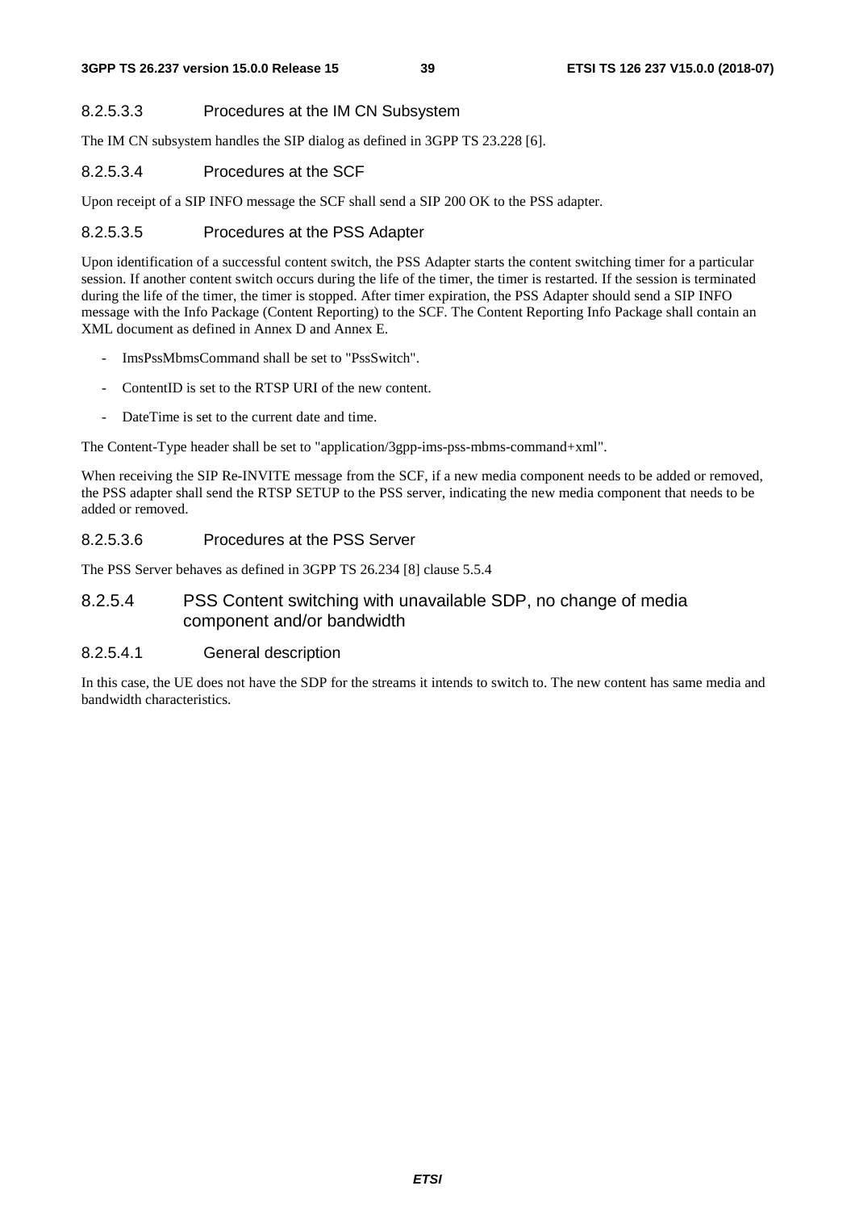#### 8.2.5.3.3 Procedures at the IM CN Subsystem

The IM CN subsystem handles the SIP dialog as defined in 3GPP TS 23.228 [6].

#### 8.2.5.3.4 Procedures at the SCF

Upon receipt of a SIP INFO message the SCF shall send a SIP 200 OK to the PSS adapter.

#### 8.2.5.3.5 Procedures at the PSS Adapter

Upon identification of a successful content switch, the PSS Adapter starts the content switching timer for a particular session. If another content switch occurs during the life of the timer, the timer is restarted. If the session is terminated during the life of the timer, the timer is stopped. After timer expiration, the PSS Adapter should send a SIP INFO message with the Info Package (Content Reporting) to the SCF. The Content Reporting Info Package shall contain an XML document as defined in Annex D and Annex E.

- ImsPssMbmsCommand shall be set to "PssSwitch".
- ContentID is set to the RTSP URI of the new content.
- DateTime is set to the current date and time.

The Content-Type header shall be set to "application/3gpp-ims-pss-mbms-command+xml".

When receiving the SIP Re-INVITE message from the SCF, if a new media component needs to be added or removed, the PSS adapter shall send the RTSP SETUP to the PSS server, indicating the new media component that needs to be added or removed.

#### 8.2.5.3.6 Procedures at the PSS Server

The PSS Server behaves as defined in 3GPP TS 26.234 [8] clause 5.5.4

### 8.2.5.4 PSS Content switching with unavailable SDP, no change of media component and/or bandwidth

#### 8.2.5.4.1 General description

In this case, the UE does not have the SDP for the streams it intends to switch to. The new content has same media and bandwidth characteristics.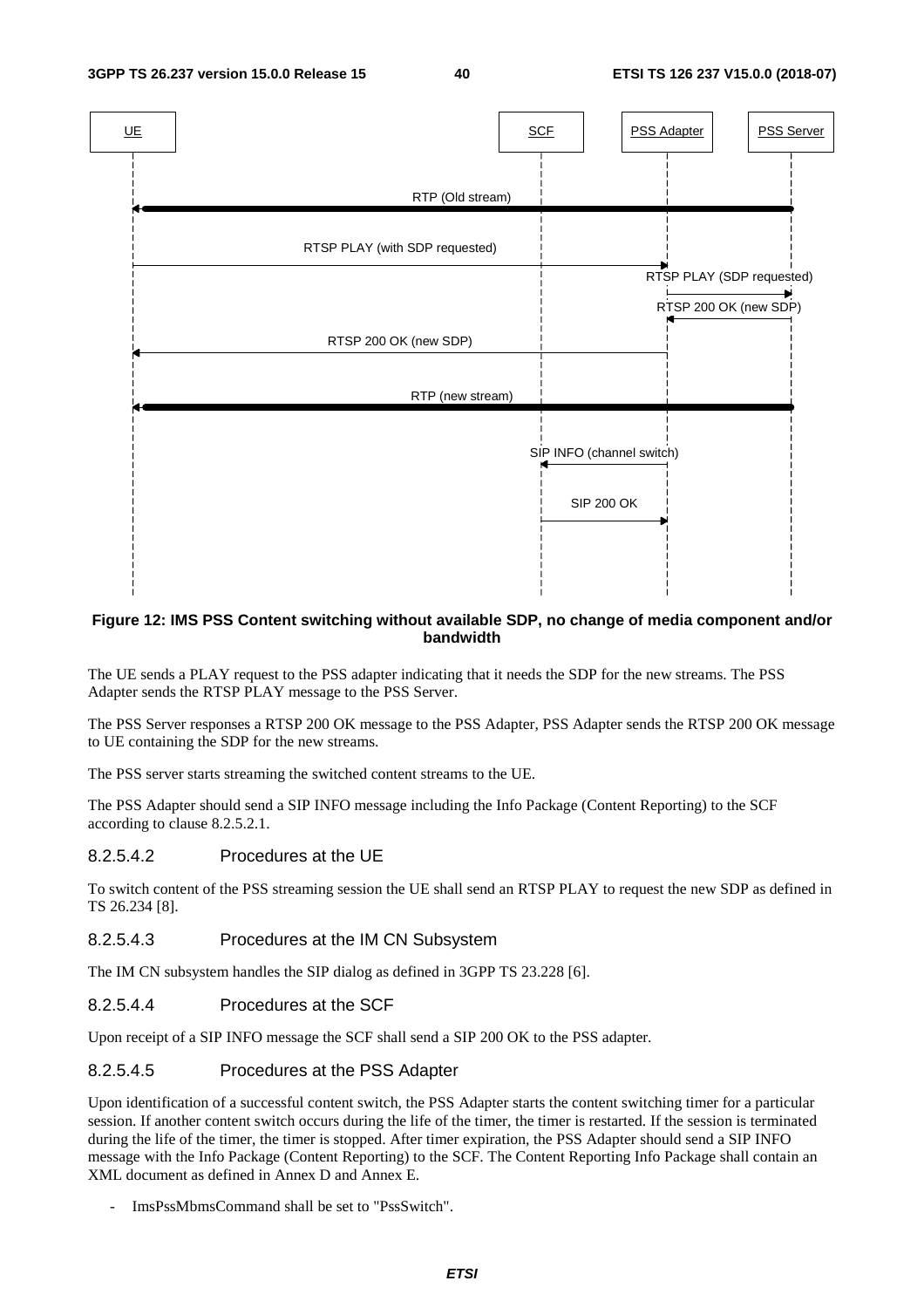**Figure 12: IMS PSS Content switching without available SDP, no change of media component and/or bandwidth**

The UE sends a PLAY request to the PSS adapter indicating that it needs the SDP for the new streams. The PSS Adapter sends the RTSP PLAY message to the PSS Server.

The PSS Server responses a RTSP 200 OK message to the PSS Adapter, PSS Adapter sends the RTSP 200 OK message to UE containing the SDP for the new streams.

The PSS server starts streaming the switched content streams to the UE.

The PSS Adapter should send a SIP INFO message including the Info Package (Content Reporting) to the SCF according to clause 8.2.5.2.1.

#### 8.2.5.4.2 Procedures at the UE

To switch content of the PSS streaming session the UE shall send an RTSP PLAY to request the new SDP as defined in TS 26.234 [8].

#### 8.2.5.4.3 Procedures at the IM CN Subsystem

The IM CN subsystem handles the SIP dialog as defined in 3GPP TS 23.228 [6].

#### 8.2.5.4.4 Procedures at the SCF

Upon receipt of a SIP INFO message the SCF shall send a SIP 200 OK to the PSS adapter.

#### 8.2.5.4.5 Procedures at the PSS Adapter

Upon identification of a successful content switch, the PSS Adapter starts the content switching timer for a particular session. If another content switch occurs during the life of the timer, the timer is restarted. If the session is terminated during the life of the timer, the timer is stopped. After timer expiration, the PSS Adapter should send a SIP INFO message with the Info Package (Content Reporting) to the SCF. The Content Reporting Info Package shall contain an XML document as defined in Annex D and Annex E.

- ImsPssMbmsCommand shall be set to "PssSwitch".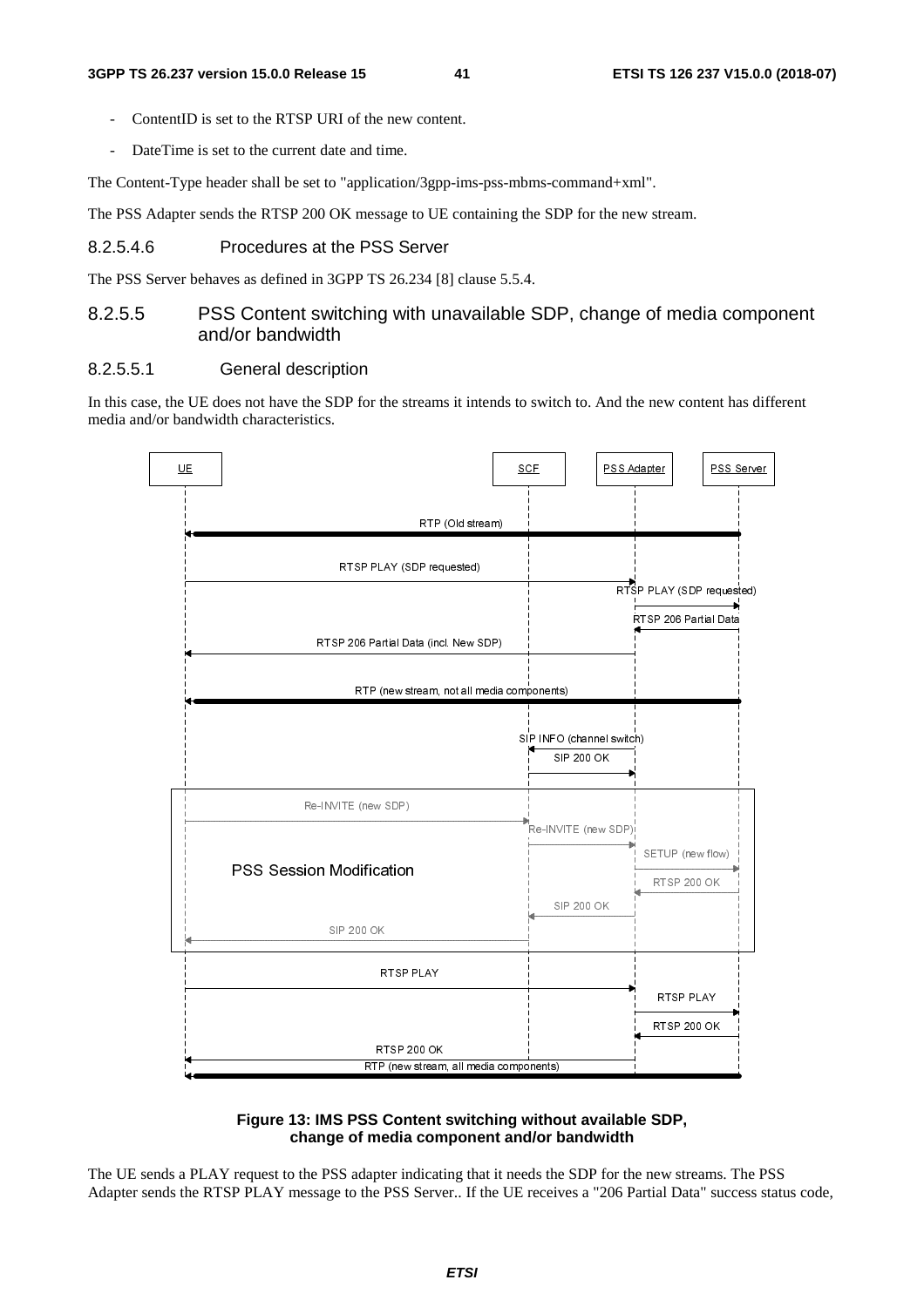- ContentID is set to the RTSP URI of the new content.
- DateTime is set to the current date and time.

The Content-Type header shall be set to "application/3gpp-ims-pss-mbms-command+xml".

The PSS Adapter sends the RTSP 200 OK message to UE containing the SDP for the new stream.

#### 8.2.5.4.6 Procedures at the PSS Server

The PSS Server behaves as defined in 3GPP TS 26.234 [8] clause 5.5.4.

### 8.2.5.5 PSS Content switching with unavailable SDP, change of media component and/or bandwidth

#### 8.2.5.5.1 General description

In this case, the UE does not have the SDP for the streams it intends to switch to. And the new content has different media and/or bandwidth characteristics.

**Figure 13: IMS PSS Content switching without available SDP, change of media component and/or bandwidth**

The UE sends a PLAY request to the PSS adapter indicating that it needs the SDP for the new streams. The PSS Adapter sends the RTSP PLAY message to the PSS Server.. If the UE receives a "206 Partial Data" success status code,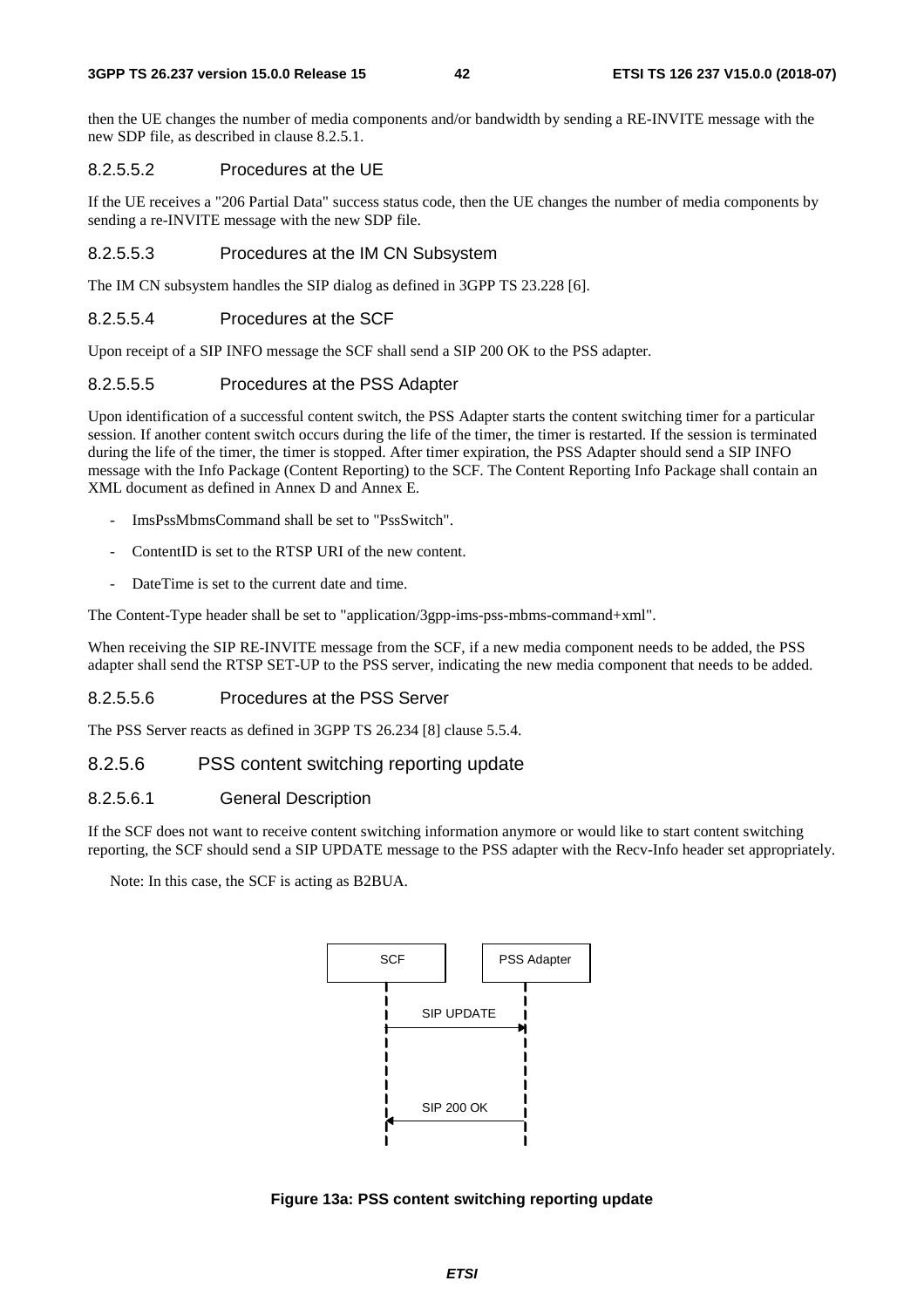then the UE changes the number of media components and/or bandwidth by sending a RE-INVITE message with the new SDP file, as described in clause 8.2.5.1.

#### 8.2.5.5.2 Procedures at the UE

If the UE receives a "206 Partial Data" success status code, then the UE changes the number of media components by sending a re-INVITE message with the new SDP file.

#### 8.2.5.5.3 Procedures at the IM CN Subsystem

The IM CN subsystem handles the SIP dialog as defined in 3GPP TS 23.228 [6].

#### 8.2.5.5.4 Procedures at the SCF

Upon receipt of a SIP INFO message the SCF shall send a SIP 200 OK to the PSS adapter.

#### 8.2.5.5.5 Procedures at the PSS Adapter

Upon identification of a successful content switch, the PSS Adapter starts the content switching timer for a particular session. If another content switch occurs during the life of the timer, the timer is restarted. If the session is terminated during the life of the timer, the timer is stopped. After timer expiration, the PSS Adapter should send a SIP INFO message with the Info Package (Content Reporting) to the SCF. The Content Reporting Info Package shall contain an XML document as defined in Annex D and Annex E.

- ImsPssMbmsCommand shall be set to "PssSwitch".
- ContentID is set to the RTSP URI of the new content.
- DateTime is set to the current date and time.

The Content-Type header shall be set to "application/3gpp-ims-pss-mbms-command+xml".

When receiving the SIP RE-INVITE message from the SCF, if a new media component needs to be added, the PSS adapter shall send the RTSP SET-UP to the PSS server, indicating the new media component that needs to be added.

#### 8.2.5.5.6 Procedures at the PSS Server

The PSS Server reacts as defined in 3GPP TS 26.234 [8] clause 5.5.4.

### 8.2.5.6 PSS content switching reporting update

#### 8.2.5.6.1 General Description

If the SCF does not want to receive content switching information anymore or would like to start content switching reporting, the SCF should send a SIP UPDATE message to the PSS adapter with the Recv-Info header set appropriately.

Note: In this case, the SCF is acting as B2BUA.

SCF | PSS Adapter

SIP UPDATE

SIP 200 OK

**Figure 13a: PSS content switching reporting update**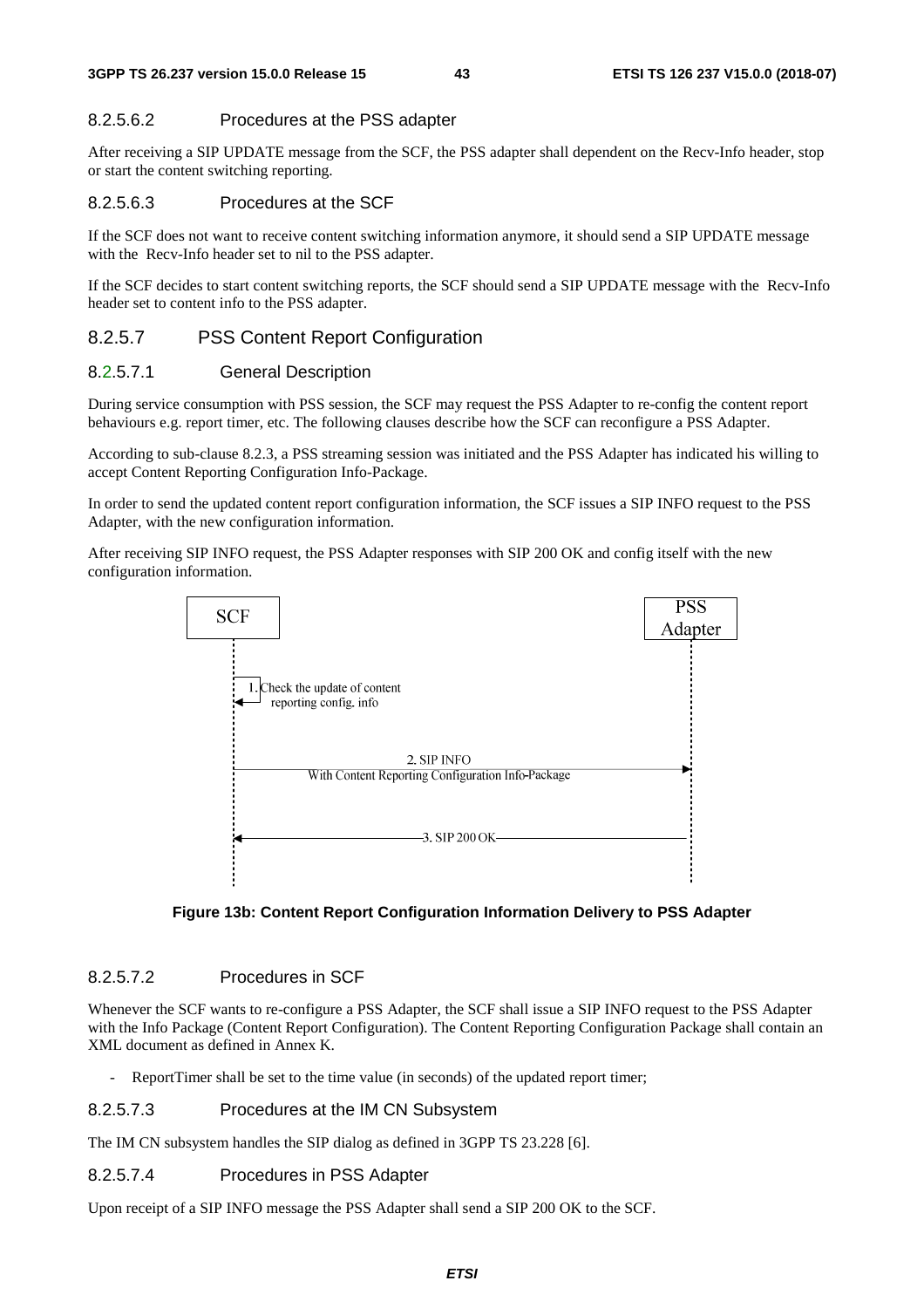#### 8.2.5.6.2 Procedures at the PSS adapter

After receiving a SIP UPDATE message from the SCF, the PSS adapter shall dependent on the Recv-Info header, stop or start the content switching reporting.

#### 8.2.5.6.3 Procedures at the SCF

If the SCF does not want to receive content switching information anymore, it should send a SIP UPDATE message with the Recv-Info header set to nil to the PSS adapter.

If the SCF decides to start content switching reports, the SCF should send a SIP UPDATE message with the Recv-Info header set to content info to the PSS adapter.

### 8.2.5.7 PSS Content Report Configuration

#### 8.2.5.7.1 General Description

During service consumption with PSS session, the SCF may request the PSS Adapter to re-config the content report behaviours e.g. report timer, etc. The following clauses describe how the SCF can reconfigure a PSS Adapter.

According to sub-clause 8.2.3, a PSS streaming session was initiated and the PSS Adapter has indicated his willing to accept Content Reporting Configuration Info-Package.

In order to send the updated content report configuration information, the SCF issues a SIP INFO request to the PSS Adapter, with the new configuration information.

After receiving SIP INFO request, the PSS Adapter responses with SIP 200 OK and config itself with the new configuration information.

SCF | PSS Adapter

1. Check the update of content reporting config. info

2. SIP INFO With Content Reporting Configuration Info-Package

3. SIP 200 OK

**Figure 13b: Content Report Configuration Information Delivery to PSS Adapter**

#### 8.2.5.7.2 Procedures in SCF

Whenever the SCF wants to re-configure a PSS Adapter, the SCF shall issue a SIP INFO request to the PSS Adapter with the Info Package (Content Report Configuration). The Content Reporting Configuration Package shall contain an XML document as defined in Annex K.

- ReportTimer shall be set to the time value (in seconds) of the updated report timer;

#### 8.2.5.7.3 Procedures at the IM CN Subsystem

The IM CN subsystem handles the SIP dialog as defined in 3GPP TS 23.228 [6].

#### 8.2.5.7.4 Procedures in PSS Adapter

Upon receipt of a SIP INFO message the PSS Adapter shall send a SIP 200 OK to the SCF.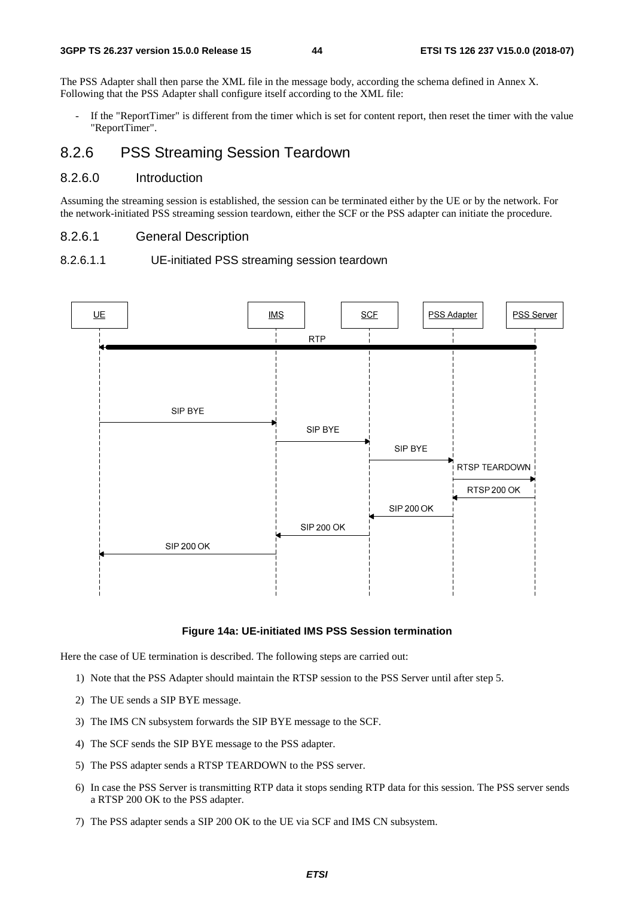The PSS Adapter shall then parse the XML file in the message body, according the schema defined in Annex X. Following that the PSS Adapter shall configure itself according to the XML file:

- If the "ReportTimer" is different from the timer which is set for content report, then reset the timer with the value "ReportTimer".

## 8.2.6 PSS Streaming Session Teardown

### 8.2.6.0 Introduction

Assuming the streaming session is established, the session can be terminated either by the UE or by the network. For the network-initiated PSS streaming session teardown, either the SCF or the PSS adapter can initiate the procedure.

### 8.2.6.1 General Description

#### 8.2.6.1.1 UE-initiated PSS streaming session teardown

**Figure 14a: UE-initiated IMS PSS Session termination**

Here the case of UE termination is described. The following steps are carried out:

1) Note that the PSS Adapter should maintain the RTSP session to the PSS Server until after step 5.
2) The UE sends a SIP BYE message.
3) The IMS CN subsystem forwards the SIP BYE message to the SCF.
4) The SCF sends the SIP BYE message to the PSS adapter.
5) The PSS adapter sends a RTSP TEARDOWN to the PSS server.
6) In case the PSS Server is transmitting RTP data it stops sending RTP data for this session. The PSS server sends a RTSP 200 OK to the PSS adapter.
7) The PSS adapter sends a SIP 200 OK to the UE via SCF and IMS CN subsystem.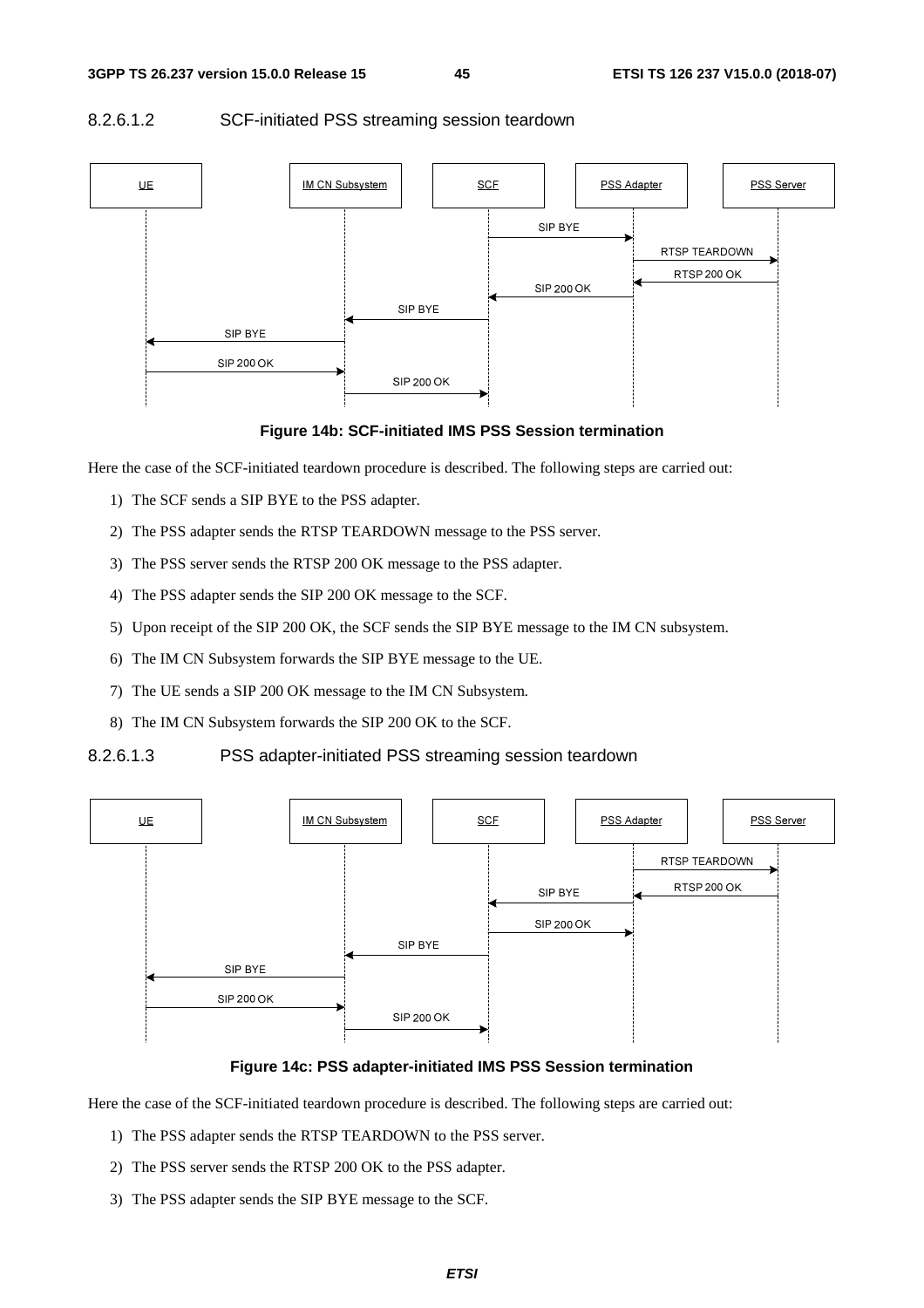#### 8.2.6.1.2 SCF-initiated PSS streaming session teardown

**Figure 14b: SCF-initiated IMS PSS Session termination**

Here the case of the SCF-initiated teardown procedure is described. The following steps are carried out:

1) The SCF sends a SIP BYE to the PSS adapter.
2) The PSS adapter sends the RTSP TEARDOWN message to the PSS server.
3) The PSS server sends the RTSP 200 OK message to the PSS adapter.
4) The PSS adapter sends the SIP 200 OK message to the SCF.
5) Upon receipt of the SIP 200 OK, the SCF sends the SIP BYE message to the IM CN subsystem.
6) The IM CN Subsystem forwards the SIP BYE message to the UE.
7) The UE sends a SIP 200 OK message to the IM CN Subsystem.
8) The IM CN Subsystem forwards the SIP 200 OK to the SCF.

#### 8.2.6.1.3 PSS adapter-initiated PSS streaming session teardown

**Figure 14c: PSS adapter-initiated IMS PSS Session termination**

Here the case of the SCF-initiated teardown procedure is described. The following steps are carried out:

1) The PSS adapter sends the RTSP TEARDOWN to the PSS server.
2) The PSS server sends the RTSP 200 OK to the PSS adapter.
3) The PSS adapter sends the SIP BYE message to the SCF.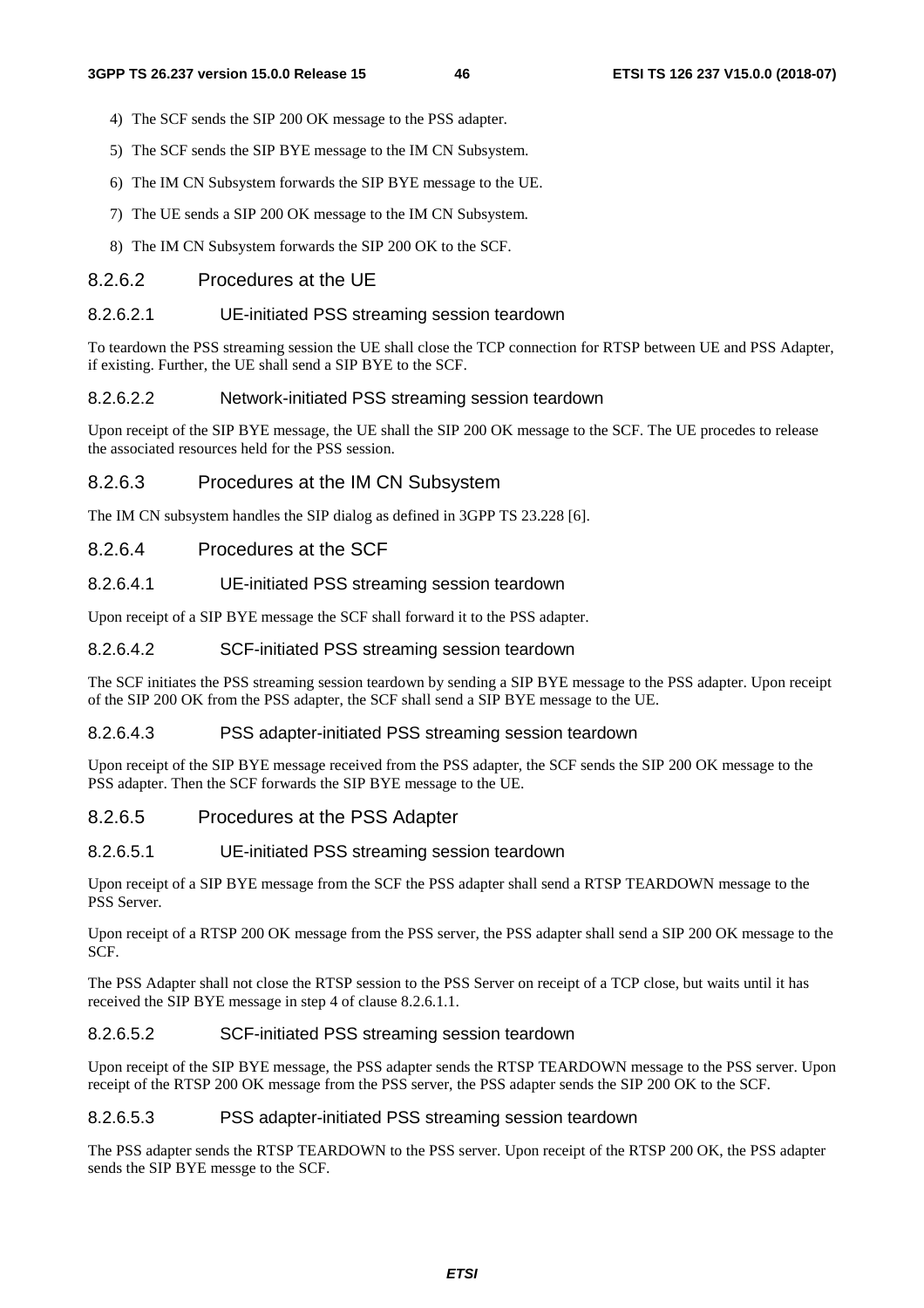4) The SCF sends the SIP 200 OK message to the PSS adapter.

5) The SCF sends the SIP BYE message to the IM CN Subsystem.

6) The IM CN Subsystem forwards the SIP BYE message to the UE.

7) The UE sends a SIP 200 OK message to the IM CN Subsystem.

8) The IM CN Subsystem forwards the SIP 200 OK to the SCF.

### 8.2.6.2 Procedures at the UE

#### 8.2.6.2.1 UE-initiated PSS streaming session teardown

To teardown the PSS streaming session the UE shall close the TCP connection for RTSP between UE and PSS Adapter, if existing. Further, the UE shall send a SIP BYE to the SCF.

#### 8.2.6.2.2 Network-initiated PSS streaming session teardown

Upon receipt of the SIP BYE message, the UE shall the SIP 200 OK message to the SCF. The UE procedes to release the associated resources held for the PSS session.

### 8.2.6.3 Procedures at the IM CN Subsystem

The IM CN subsystem handles the SIP dialog as defined in 3GPP TS 23.228 [6].

### 8.2.6.4 Procedures at the SCF

#### 8.2.6.4.1 UE-initiated PSS streaming session teardown

Upon receipt of a SIP BYE message the SCF shall forward it to the PSS adapter.

#### 8.2.6.4.2 SCF-initiated PSS streaming session teardown

The SCF initiates the PSS streaming session teardown by sending a SIP BYE message to the PSS adapter. Upon receipt of the SIP 200 OK from the PSS adapter, the SCF shall send a SIP BYE message to the UE.

#### 8.2.6.4.3 PSS adapter-initiated PSS streaming session teardown

Upon receipt of the SIP BYE message received from the PSS adapter, the SCF sends the SIP 200 OK message to the PSS adapter. Then the SCF forwards the SIP BYE message to the UE.

### 8.2.6.5 Procedures at the PSS Adapter

#### 8.2.6.5.1 UE-initiated PSS streaming session teardown

Upon receipt of a SIP BYE message from the SCF the PSS adapter shall send a RTSP TEARDOWN message to the PSS Server.

Upon receipt of a RTSP 200 OK message from the PSS server, the PSS adapter shall send a SIP 200 OK message to the SCF.

The PSS Adapter shall not close the RTSP session to the PSS Server on receipt of a TCP close, but waits until it has received the SIP BYE message in step 4 of clause 8.2.6.1.1.

#### 8.2.6.5.2 SCF-initiated PSS streaming session teardown

Upon receipt of the SIP BYE message, the PSS adapter sends the RTSP TEARDOWN message to the PSS server. Upon receipt of the RTSP 200 OK message from the PSS server, the PSS adapter sends the SIP 200 OK to the SCF.

#### 8.2.6.5.3 PSS adapter-initiated PSS streaming session teardown

The PSS adapter sends the RTSP TEARDOWN to the PSS server. Upon receipt of the RTSP 200 OK, the PSS adapter sends the SIP BYE messge to the SCF.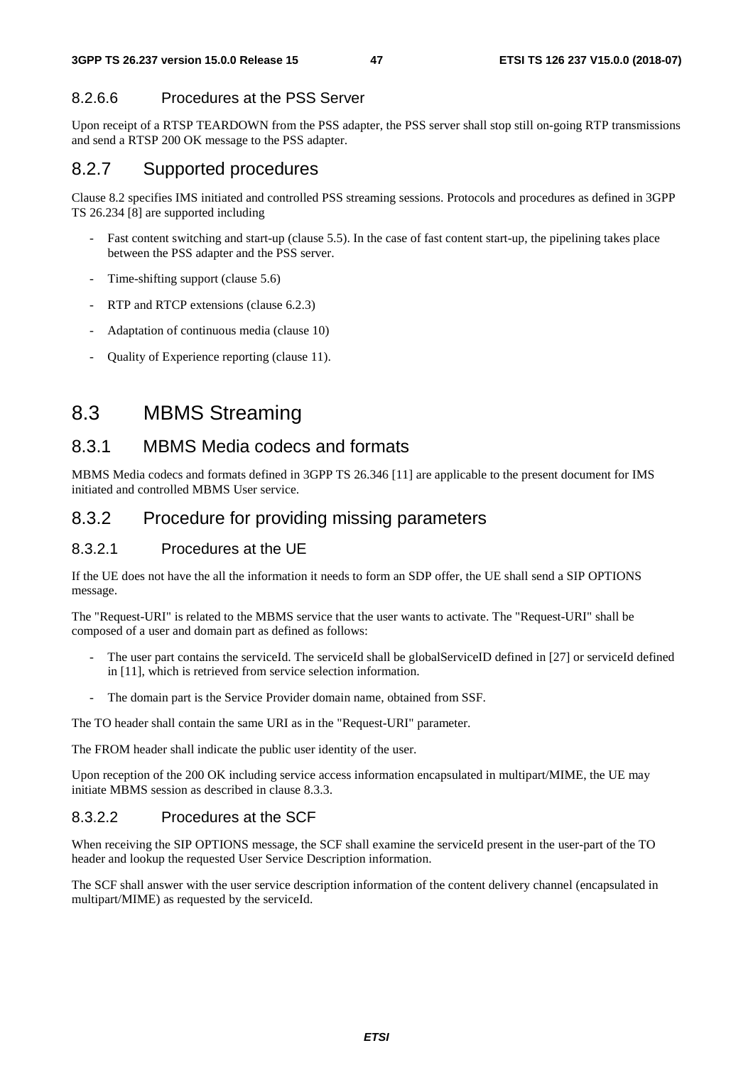#### 8.2.6.6 Procedures at the PSS Server

Upon receipt of a RTSP TEARDOWN from the PSS adapter, the PSS server shall stop still on-going RTP transmissions and send a RTSP 200 OK message to the PSS adapter.

### 8.2.7 Supported procedures

Clause 8.2 specifies IMS initiated and controlled PSS streaming sessions. Protocols and procedures as defined in 3GPP TS 26.234 [8] are supported including

- Fast content switching and start-up (clause 5.5). In the case of fast content start-up, the pipelining takes place between the PSS adapter and the PSS server.
- Time-shifting support (clause 5.6)
- RTP and RTCP extensions (clause 6.2.3)
- Adaptation of continuous media (clause 10)
- Quality of Experience reporting (clause 11).

## 8.3 MBMS Streaming

### 8.3.1 MBMS Media codecs and formats

MBMS Media codecs and formats defined in 3GPP TS 26.346 [11] are applicable to the present document for IMS initiated and controlled MBMS User service.

### 8.3.2 Procedure for providing missing parameters

#### 8.3.2.1 Procedures at the UE

If the UE does not have the all the information it needs to form an SDP offer, the UE shall send a SIP OPTIONS message.

The "Request-URI" is related to the MBMS service that the user wants to activate. The "Request-URI" shall be composed of a user and domain part as defined as follows:

- The user part contains the serviceId. The serviceId shall be globalServiceID defined in [27] or serviceId defined in [11], which is retrieved from service selection information.
- The domain part is the Service Provider domain name, obtained from SSF.

The TO header shall contain the same URI as in the "Request-URI" parameter.

The FROM header shall indicate the public user identity of the user.

Upon reception of the 200 OK including service access information encapsulated in multipart/MIME, the UE may initiate MBMS session as described in clause 8.3.3.

#### 8.3.2.2 Procedures at the SCF

When receiving the SIP OPTIONS message, the SCF shall examine the serviceId present in the user-part of the TO header and lookup the requested User Service Description information.

The SCF shall answer with the user service description information of the content delivery channel (encapsulated in multipart/MIME) as requested by the serviceId.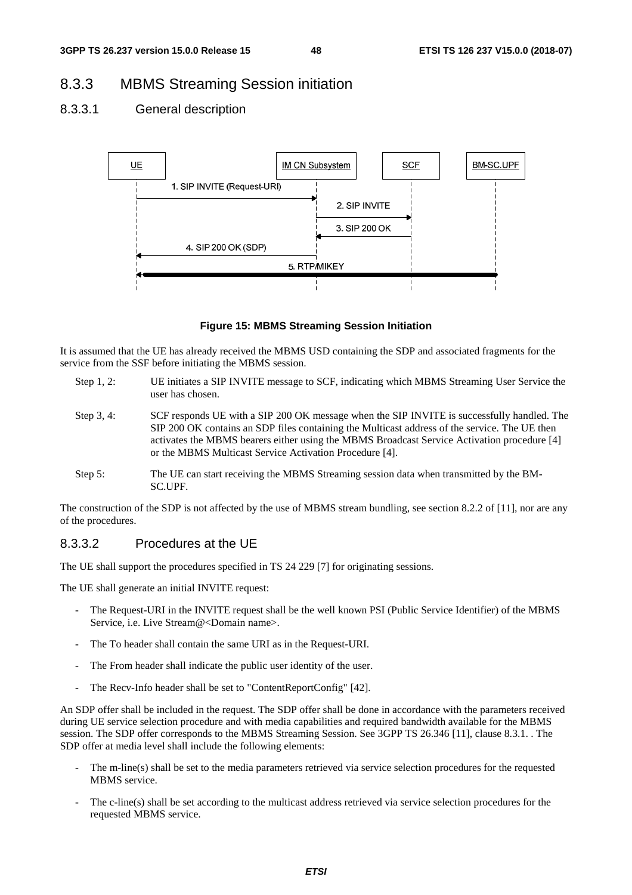### 8.3.3 MBMS Streaming Session initiation

#### 8.3.3.1 General description

**Figure 15: MBMS Streaming Session Initiation**

It is assumed that the UE has already received the MBMS USD containing the SDP and associated fragments for the service from the SSF before initiating the MBMS session.

Step 1, 2: UE initiates a SIP INVITE message to SCF, indicating which MBMS Streaming User Service the user has chosen.

Step 3, 4: SCF responds UE with a SIP 200 OK message when the SIP INVITE is successfully handled. The SIP 200 OK contains an SDP files containing the Multicast address of the service. The UE then activates the MBMS bearers either using the MBMS Broadcast Service Activation procedure [4] or the MBMS Multicast Service Activation Procedure [4].

Step 5: The UE can start receiving the MBMS Streaming session data when transmitted by the BM-SC.UPF.

The construction of the SDP is not affected by the use of MBMS stream bundling, see section 8.2.2 of [11], nor are any of the procedures.

#### 8.3.3.2 Procedures at the UE

The UE shall support the procedures specified in TS 24 229 [7] for originating sessions.

The UE shall generate an initial INVITE request:

- The Request-URI in the INVITE request shall be the well known PSI (Public Service Identifier) of the MBMS Service, i.e. Live Stream@<Domain name>.
- The To header shall contain the same URI as in the Request-URI.
- The From header shall indicate the public user identity of the user.
- The Recv-Info header shall be set to "ContentReportConfig" [42].

An SDP offer shall be included in the request. The SDP offer shall be done in accordance with the parameters received during UE service selection procedure and with media capabilities and required bandwidth available for the MBMS session. The SDP offer corresponds to the MBMS Streaming Session. See 3GPP TS 26.346 [11], clause 8.3.1. . The SDP offer at media level shall include the following elements:

- The m-line(s) shall be set to the media parameters retrieved via service selection procedures for the requested MBMS service.
- The c-line(s) shall be set according to the multicast address retrieved via service selection procedures for the requested MBMS service.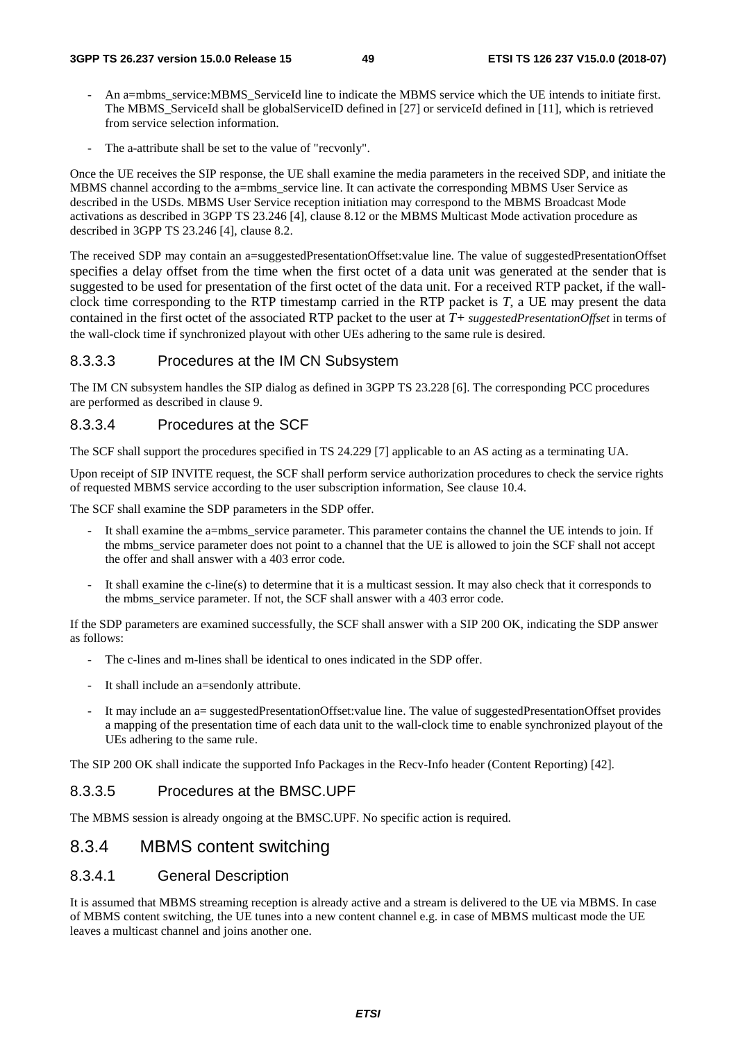- An a=mbms_service:MBMS_ServiceId line to indicate the MBMS service which the UE intends to initiate first. The MBMS_ServiceId shall be globalServiceID defined in [27] or serviceId defined in [11], which is retrieved from service selection information.
- The a-attribute shall be set to the value of "recvonly".

Once the UE receives the SIP response, the UE shall examine the media parameters in the received SDP, and initiate the MBMS channel according to the a=mbms_service line. It can activate the corresponding MBMS User Service as described in the USDs. MBMS User Service reception initiation may correspond to the MBMS Broadcast Mode activations as described in 3GPP TS 23.246 [4], clause 8.12 or the MBMS Multicast Mode activation procedure as described in 3GPP TS 23.246 [4], clause 8.2.

The received SDP may contain an a=suggestedPresentationOffset:value line. The value of suggestedPresentationOffset specifies a delay offset from the time when the first octet of a data unit was generated at the sender that is suggested to be used for presentation of the first octet of the data unit. For a received RTP packet, if the wall-clock time corresponding to the RTP timestamp carried in the RTP packet is *T*, a UE may present the data contained in the first octet of the associated RTP packet to the user at *T+ suggestedPresentationOffset* in terms of the wall-clock time if synchronized playout with other UEs adhering to the same rule is desired.

#### 8.3.3.3 Procedures at the IM CN Subsystem

The IM CN subsystem handles the SIP dialog as defined in 3GPP TS 23.228 [6]. The corresponding PCC procedures are performed as described in clause 9.

#### 8.3.3.4 Procedures at the SCF

The SCF shall support the procedures specified in TS 24.229 [7] applicable to an AS acting as a terminating UA.

Upon receipt of SIP INVITE request, the SCF shall perform service authorization procedures to check the service rights of requested MBMS service according to the user subscription information, See clause 10.4.

The SCF shall examine the SDP parameters in the SDP offer.

- It shall examine the a=mbms_service parameter. This parameter contains the channel the UE intends to join. If the mbms_service parameter does not point to a channel that the UE is allowed to join the SCF shall not accept the offer and shall answer with a 403 error code.
- It shall examine the c-line(s) to determine that it is a multicast session. It may also check that it corresponds to the mbms_service parameter. If not, the SCF shall answer with a 403 error code.

If the SDP parameters are examined successfully, the SCF shall answer with a SIP 200 OK, indicating the SDP answer as follows:

- The c-lines and m-lines shall be identical to ones indicated in the SDP offer.
- It shall include an a=sendonly attribute.
- It may include an a= suggestedPresentationOffset:value line. The value of suggestedPresentationOffset provides a mapping of the presentation time of each data unit to the wall-clock time to enable synchronized playout of the UEs adhering to the same rule.

The SIP 200 OK shall indicate the supported Info Packages in the Recv-Info header (Content Reporting) [42].

#### 8.3.3.5 Procedures at the BMSC.UPF

The MBMS session is already ongoing at the BMSC.UPF. No specific action is required.

### 8.3.4 MBMS content switching

#### 8.3.4.1 General Description

It is assumed that MBMS streaming reception is already active and a stream is delivered to the UE via MBMS. In case of MBMS content switching, the UE tunes into a new content channel e.g. in case of MBMS multicast mode the UE leaves a multicast channel and joins another one.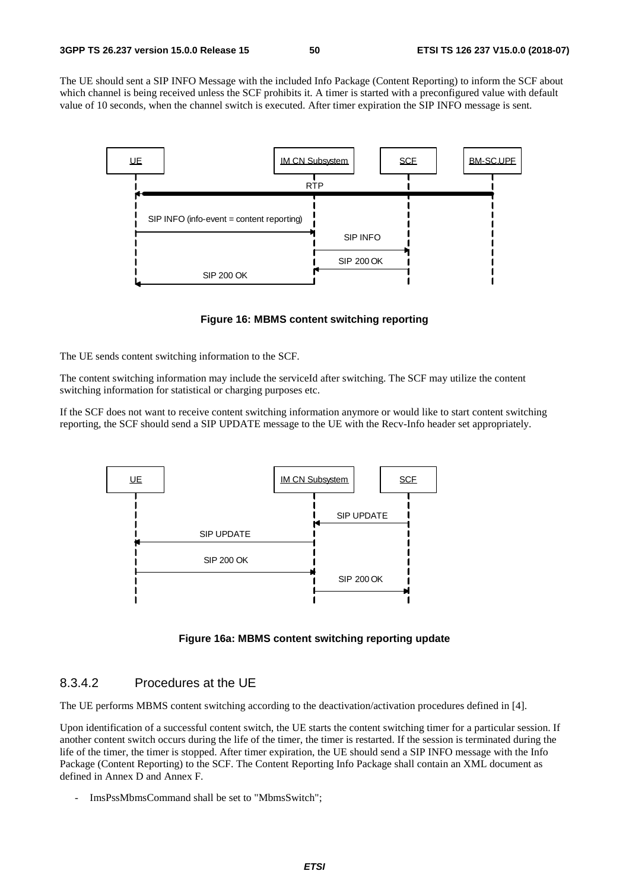The UE should sent a SIP INFO Message with the included Info Package (Content Reporting) to inform the SCF about which channel is being received unless the SCF prohibits it. A timer is started with a preconfigured value with default value of 10 seconds, when the channel switch is executed. After timer expiration the SIP INFO message is sent.

**Figure 16: MBMS content switching reporting**

The UE sends content switching information to the SCF.

The content switching information may include the serviceId after switching. The SCF may utilize the content switching information for statistical or charging purposes etc.

If the SCF does not want to receive content switching information anymore or would like to start content switching reporting, the SCF should send a SIP UPDATE message to the UE with the Recv-Info header set appropriately.

**Figure 16a: MBMS content switching reporting update**

#### 8.3.4.2 Procedures at the UE

The UE performs MBMS content switching according to the deactivation/activation procedures defined in [4].

Upon identification of a successful content switch, the UE starts the content switching timer for a particular session. If another content switch occurs during the life of the timer, the timer is restarted. If the session is terminated during the life of the timer, the timer is stopped. After timer expiration, the UE should send a SIP INFO message with the Info Package (Content Reporting) to the SCF. The Content Reporting Info Package shall contain an XML document as defined in Annex D and Annex F.

- ImsPssMbmsCommand shall be set to "MbmsSwitch";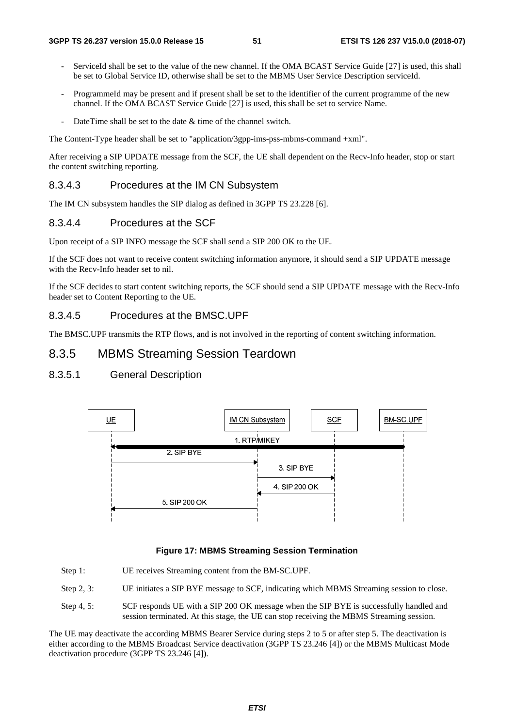- ServiceId shall be set to the value of the new channel. If the OMA BCAST Service Guide [27] is used, this shall be set to Global Service ID, otherwise shall be set to the MBMS User Service Description serviceId.

- ProgrammeId may be present and if present shall be set to the identifier of the current programme of the new channel. If the OMA BCAST Service Guide [27] is used, this shall be set to service Name.

- DateTime shall be set to the date & time of the channel switch.

The Content-Type header shall be set to "application/3gpp-ims-pss-mbms-command +xml".

After receiving a SIP UPDATE message from the SCF, the UE shall dependent on the Recv-Info header, stop or start the content switching reporting.

#### 8.3.4.3 Procedures at the IM CN Subsystem

The IM CN subsystem handles the SIP dialog as defined in 3GPP TS 23.228 [6].

#### 8.3.4.4 Procedures at the SCF

Upon receipt of a SIP INFO message the SCF shall send a SIP 200 OK to the UE.

If the SCF does not want to receive content switching information anymore, it should send a SIP UPDATE message with the Recv-Info header set to nil.

If the SCF decides to start content switching reports, the SCF should send a SIP UPDATE message with the Recv-Info header set to Content Reporting to the UE.

#### 8.3.4.5 Procedures at the BMSC.UPF

The BMSC.UPF transmits the RTP flows, and is not involved in the reporting of content switching information.

### 8.3.5 MBMS Streaming Session Teardown

#### 8.3.5.1 General Description

**Figure 17: MBMS Streaming Session Termination**

Step 1: UE receives Streaming content from the BM-SC.UPF.

Step 2, 3: UE initiates a SIP BYE message to SCF, indicating which MBMS Streaming session to close.

Step 4, 5: SCF responds UE with a SIP 200 OK message when the SIP BYE is successfully handled and session terminated. At this stage, the UE can stop receiving the MBMS Streaming session.

The UE may deactivate the according MBMS Bearer Service during steps 2 to 5 or after step 5. The deactivation is either according to the MBMS Broadcast Service deactivation (3GPP TS 23.246 [4]) or the MBMS Multicast Mode deactivation procedure (3GPP TS 23.246 [4]).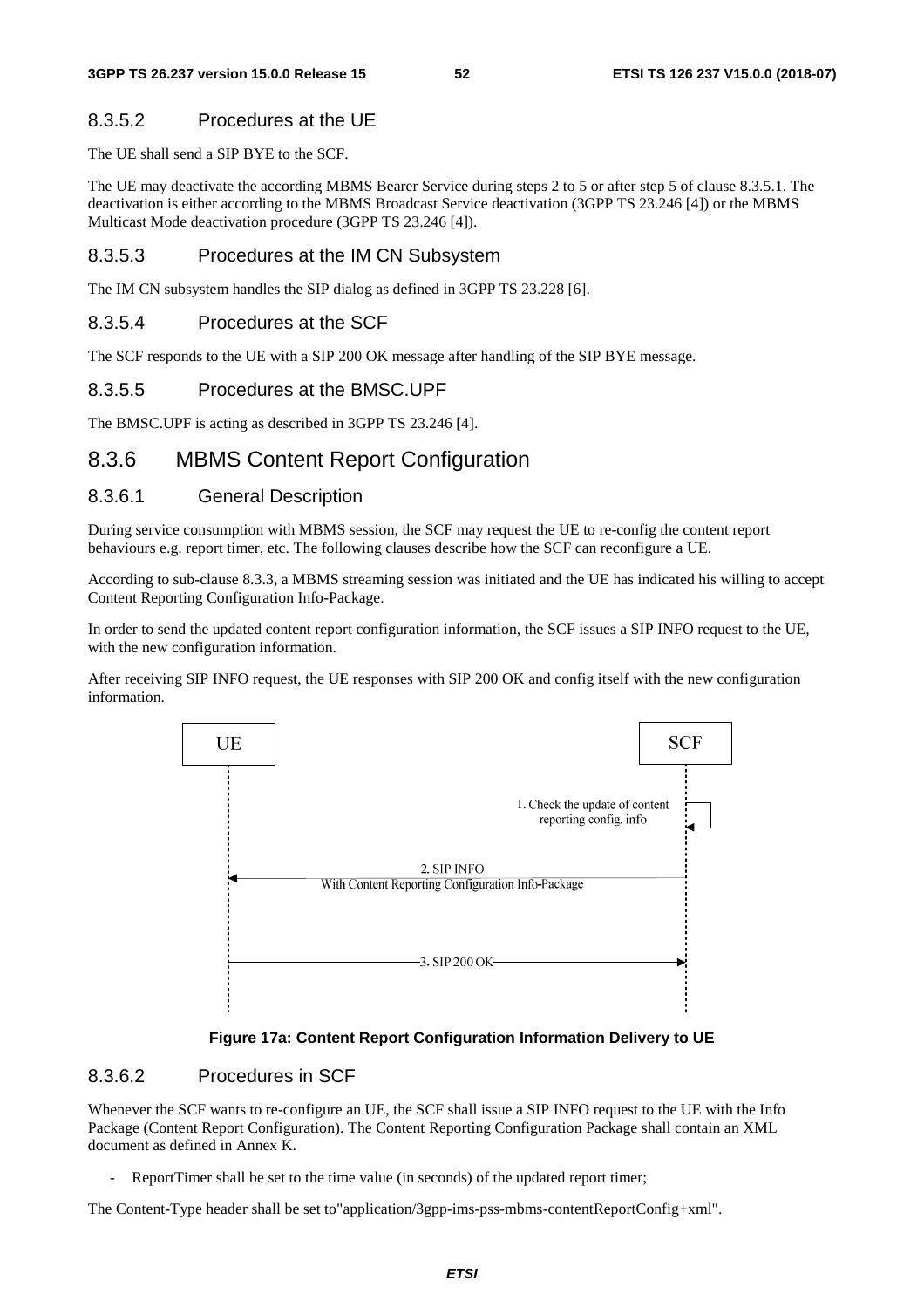#### 8.3.5.2 Procedures at the UE

The UE shall send a SIP BYE to the SCF.

The UE may deactivate the according MBMS Bearer Service during steps 2 to 5 or after step 5 of clause 8.3.5.1. The deactivation is either according to the MBMS Broadcast Service deactivation (3GPP TS 23.246 [4]) or the MBMS Multicast Mode deactivation procedure (3GPP TS 23.246 [4]).

#### 8.3.5.3 Procedures at the IM CN Subsystem

The IM CN subsystem handles the SIP dialog as defined in 3GPP TS 23.228 [6].

#### 8.3.5.4 Procedures at the SCF

The SCF responds to the UE with a SIP 200 OK message after handling of the SIP BYE message.

#### 8.3.5.5 Procedures at the BMSC.UPF

The BMSC.UPF is acting as described in 3GPP TS 23.246 [4].

### 8.3.6 MBMS Content Report Configuration

#### 8.3.6.1 General Description

During service consumption with MBMS session, the SCF may request the UE to re-config the content report behaviours e.g. report timer, etc. The following clauses describe how the SCF can reconfigure a UE.

According to sub-clause 8.3.3, a MBMS streaming session was initiated and the UE has indicated his willing to accept Content Reporting Configuration Info-Package.

In order to send the updated content report configuration information, the SCF issues a SIP INFO request to the UE, with the new configuration information.

After receiving SIP INFO request, the UE responses with SIP 200 OK and config itself with the new configuration information.

**Figure 17a: Content Report Configuration Information Delivery to UE**

#### 8.3.6.2 Procedures in SCF

Whenever the SCF wants to re-configure an UE, the SCF shall issue a SIP INFO request to the UE with the Info Package (Content Report Configuration). The Content Reporting Configuration Package shall contain an XML document as defined in Annex K.

- ReportTimer shall be set to the time value (in seconds) of the updated report timer;

The Content-Type header shall be set to"application/3gpp-ims-pss-mbms-contentReportConfig+xml".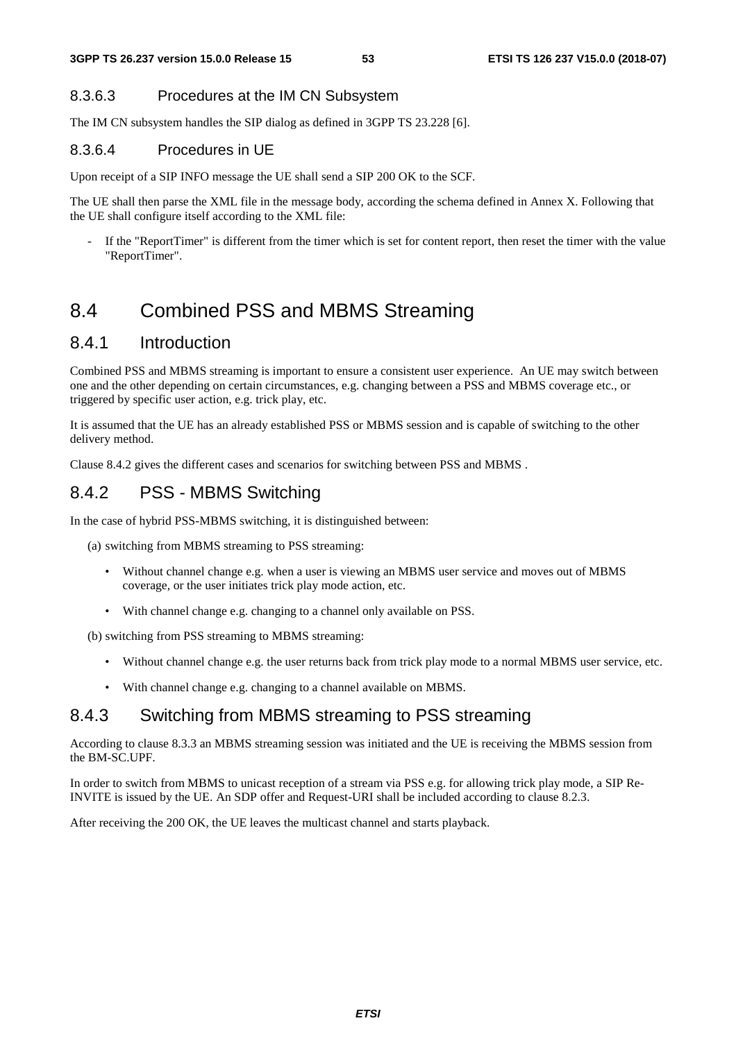#### 8.3.6.3 Procedures at the IM CN Subsystem

The IM CN subsystem handles the SIP dialog as defined in 3GPP TS 23.228 [6].

#### 8.3.6.4 Procedures in UE

Upon receipt of a SIP INFO message the UE shall send a SIP 200 OK to the SCF.

The UE shall then parse the XML file in the message body, according the schema defined in Annex X. Following that the UE shall configure itself according to the XML file:

- If the "ReportTimer" is different from the timer which is set for content report, then reset the timer with the value "ReportTimer".

## 8.4 Combined PSS and MBMS Streaming

### 8.4.1 Introduction

Combined PSS and MBMS streaming is important to ensure a consistent user experience. An UE may switch between one and the other depending on certain circumstances, e.g. changing between a PSS and MBMS coverage etc., or triggered by specific user action, e.g. trick play, etc.

It is assumed that the UE has an already established PSS or MBMS session and is capable of switching to the other delivery method.

Clause 8.4.2 gives the different cases and scenarios for switching between PSS and MBMS .

### 8.4.2 PSS - MBMS Switching

In the case of hybrid PSS-MBMS switching, it is distinguished between:

(a) switching from MBMS streaming to PSS streaming:

- Without channel change e.g. when a user is viewing an MBMS user service and moves out of MBMS coverage, or the user initiates trick play mode action, etc.
- With channel change e.g. changing to a channel only available on PSS.

(b) switching from PSS streaming to MBMS streaming:

- Without channel change e.g. the user returns back from trick play mode to a normal MBMS user service, etc.
- With channel change e.g. changing to a channel available on MBMS.

### 8.4.3 Switching from MBMS streaming to PSS streaming

According to clause 8.3.3 an MBMS streaming session was initiated and the UE is receiving the MBMS session from the BM-SC.UPF.

In order to switch from MBMS to unicast reception of a stream via PSS e.g. for allowing trick play mode, a SIP Re-INVITE is issued by the UE. An SDP offer and Request-URI shall be included according to clause 8.2.3.

After receiving the 200 OK, the UE leaves the multicast channel and starts playback.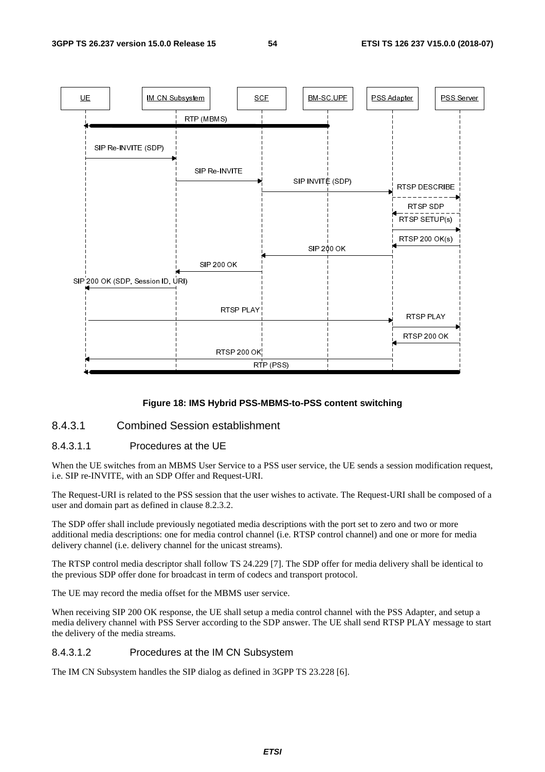**Figure 18: IMS Hybrid PSS-MBMS-to-PSS content switching**

### 8.4.3.1 Combined Session establishment

#### 8.4.3.1.1 Procedures at the UE

When the UE switches from an MBMS User Service to a PSS user service, the UE sends a session modification request, i.e. SIP re-INVITE, with an SDP Offer and Request-URI.

The Request-URI is related to the PSS session that the user wishes to activate. The Request-URI shall be composed of a user and domain part as defined in clause 8.2.3.2.

The SDP offer shall include previously negotiated media descriptions with the port set to zero and two or more additional media descriptions: one for media control channel (i.e. RTSP control channel) and one or more for media delivery channel (i.e. delivery channel for the unicast streams).

The RTSP control media descriptor shall follow TS 24.229 [7]. The SDP offer for media delivery shall be identical to the previous SDP offer done for broadcast in term of codecs and transport protocol.

The UE may record the media offset for the MBMS user service.

When receiving SIP 200 OK response, the UE shall setup a media control channel with the PSS Adapter, and setup a media delivery channel with PSS Server according to the SDP answer. The UE shall send RTSP PLAY message to start the delivery of the media streams.

#### 8.4.3.1.2 Procedures at the IM CN Subsystem

The IM CN Subsystem handles the SIP dialog as defined in 3GPP TS 23.228 [6].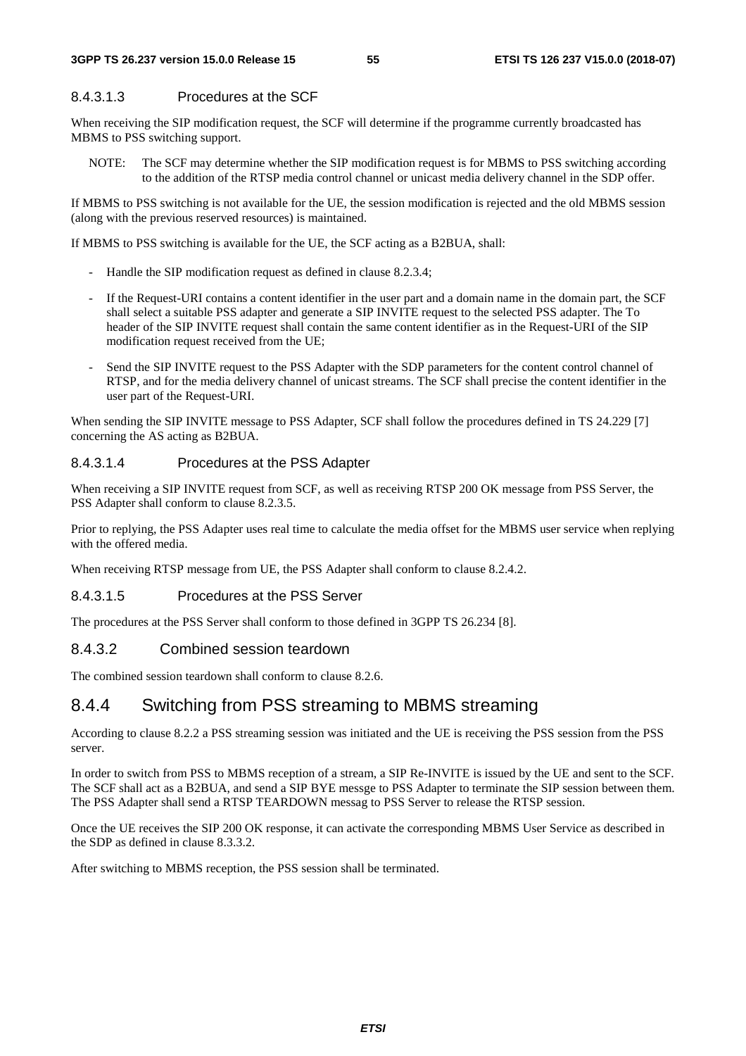#### 8.4.3.1.3 Procedures at the SCF

When receiving the SIP modification request, the SCF will determine if the programme currently broadcasted has MBMS to PSS switching support.

NOTE: The SCF may determine whether the SIP modification request is for MBMS to PSS switching according to the addition of the RTSP media control channel or unicast media delivery channel in the SDP offer.

If MBMS to PSS switching is not available for the UE, the session modification is rejected and the old MBMS session (along with the previous reserved resources) is maintained.

If MBMS to PSS switching is available for the UE, the SCF acting as a B2BUA, shall:

- Handle the SIP modification request as defined in clause 8.2.3.4;
- If the Request-URI contains a content identifier in the user part and a domain name in the domain part, the SCF shall select a suitable PSS adapter and generate a SIP INVITE request to the selected PSS adapter. The To header of the SIP INVITE request shall contain the same content identifier as in the Request-URI of the SIP modification request received from the UE;
- Send the SIP INVITE request to the PSS Adapter with the SDP parameters for the content control channel of RTSP, and for the media delivery channel of unicast streams. The SCF shall precise the content identifier in the user part of the Request-URI.

When sending the SIP INVITE message to PSS Adapter, SCF shall follow the procedures defined in TS 24.229 [7] concerning the AS acting as B2BUA.

#### 8.4.3.1.4 Procedures at the PSS Adapter

When receiving a SIP INVITE request from SCF, as well as receiving RTSP 200 OK message from PSS Server, the PSS Adapter shall conform to clause 8.2.3.5.

Prior to replying, the PSS Adapter uses real time to calculate the media offset for the MBMS user service when replying with the offered media.

When receiving RTSP message from UE, the PSS Adapter shall conform to clause 8.2.4.2.

#### 8.4.3.1.5 Procedures at the PSS Server

The procedures at the PSS Server shall conform to those defined in 3GPP TS 26.234 [8].

### 8.4.3.2 Combined session teardown

The combined session teardown shall conform to clause 8.2.6.

## 8.4.4 Switching from PSS streaming to MBMS streaming

According to clause 8.2.2 a PSS streaming session was initiated and the UE is receiving the PSS session from the PSS server.

In order to switch from PSS to MBMS reception of a stream, a SIP Re-INVITE is issued by the UE and sent to the SCF. The SCF shall act as a B2BUA, and send a SIP BYE messge to PSS Adapter to terminate the SIP session between them. The PSS Adapter shall send a RTSP TEARDOWN messag to PSS Server to release the RTSP session.

Once the UE receives the SIP 200 OK response, it can activate the corresponding MBMS User Service as described in the SDP as defined in clause 8.3.3.2.

After switching to MBMS reception, the PSS session shall be terminated.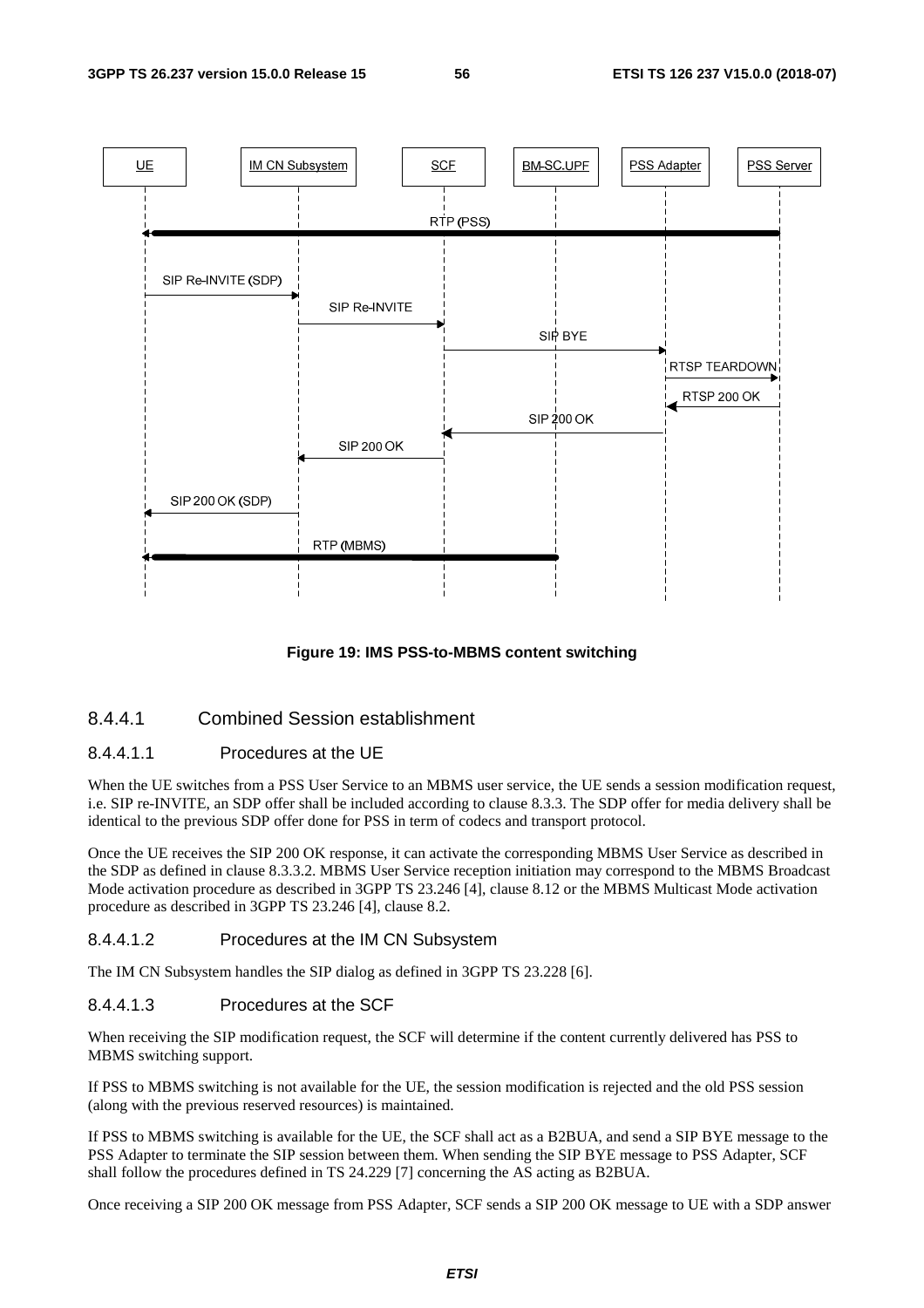Figure 19: IMS PSS-to-MBMS content switching

#### 8.4.4.1 Combined Session establishment

##### 8.4.4.1.1 Procedures at the UE

When the UE switches from a PSS User Service to an MBMS user service, the UE sends a session modification request, i.e. SIP re-INVITE, an SDP offer shall be included according to clause 8.3.3. The SDP offer for media delivery shall be identical to the previous SDP offer done for PSS in term of codecs and transport protocol.

Once the UE receives the SIP 200 OK response, it can activate the corresponding MBMS User Service as described in the SDP as defined in clause 8.3.3.2. MBMS User Service reception initiation may correspond to the MBMS Broadcast Mode activation procedure as described in 3GPP TS 23.246 [4], clause 8.12 or the MBMS Multicast Mode activation procedure as described in 3GPP TS 23.246 [4], clause 8.2.

##### 8.4.4.1.2 Procedures at the IM CN Subsystem

The IM CN Subsystem handles the SIP dialog as defined in 3GPP TS 23.228 [6].

##### 8.4.4.1.3 Procedures at the SCF

When receiving the SIP modification request, the SCF will determine if the content currently delivered has PSS to MBMS switching support.

If PSS to MBMS switching is not available for the UE, the session modification is rejected and the old PSS session (along with the previous reserved resources) is maintained.

If PSS to MBMS switching is available for the UE, the SCF shall act as a B2BUA, and send a SIP BYE message to the PSS Adapter to terminate the SIP session between them. When sending the SIP BYE message to PSS Adapter, SCF shall follow the procedures defined in TS 24.229 [7] concerning the AS acting as B2BUA.

Once receiving a SIP 200 OK message from PSS Adapter, SCF sends a SIP 200 OK message to UE with a SDP answer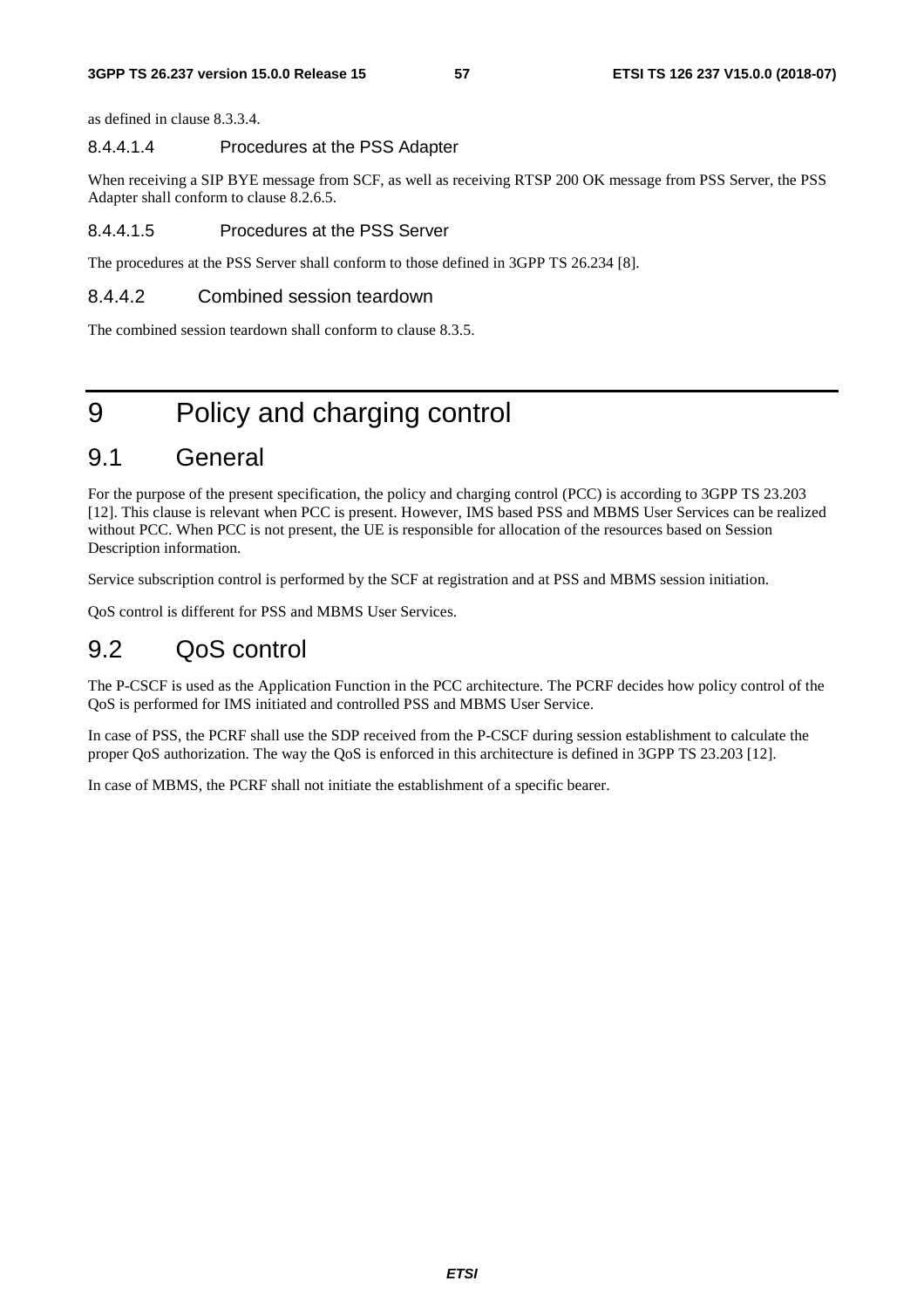as defined in clause 8.3.3.4.

#### 8.4.4.1.4 Procedures at the PSS Adapter

When receiving a SIP BYE message from SCF, as well as receiving RTSP 200 OK message from PSS Server, the PSS Adapter shall conform to clause 8.2.6.5.

#### 8.4.4.1.5 Procedures at the PSS Server

The procedures at the PSS Server shall conform to those defined in 3GPP TS 26.234 [8].

### 8.4.4.2 Combined session teardown

The combined session teardown shall conform to clause 8.3.5.

# 9 Policy and charging control

## 9.1 General

For the purpose of the present specification, the policy and charging control (PCC) is according to 3GPP TS 23.203 [12]. This clause is relevant when PCC is present. However, IMS based PSS and MBMS User Services can be realized without PCC. When PCC is not present, the UE is responsible for allocation of the resources based on Session Description information.

Service subscription control is performed by the SCF at registration and at PSS and MBMS session initiation.

QoS control is different for PSS and MBMS User Services.

## 9.2 QoS control

The P-CSCF is used as the Application Function in the PCC architecture. The PCRF decides how policy control of the QoS is performed for IMS initiated and controlled PSS and MBMS User Service.

In case of PSS, the PCRF shall use the SDP received from the P-CSCF during session establishment to calculate the proper QoS authorization. The way the QoS is enforced in this architecture is defined in 3GPP TS 23.203 [12].

In case of MBMS, the PCRF shall not initiate the establishment of a specific bearer.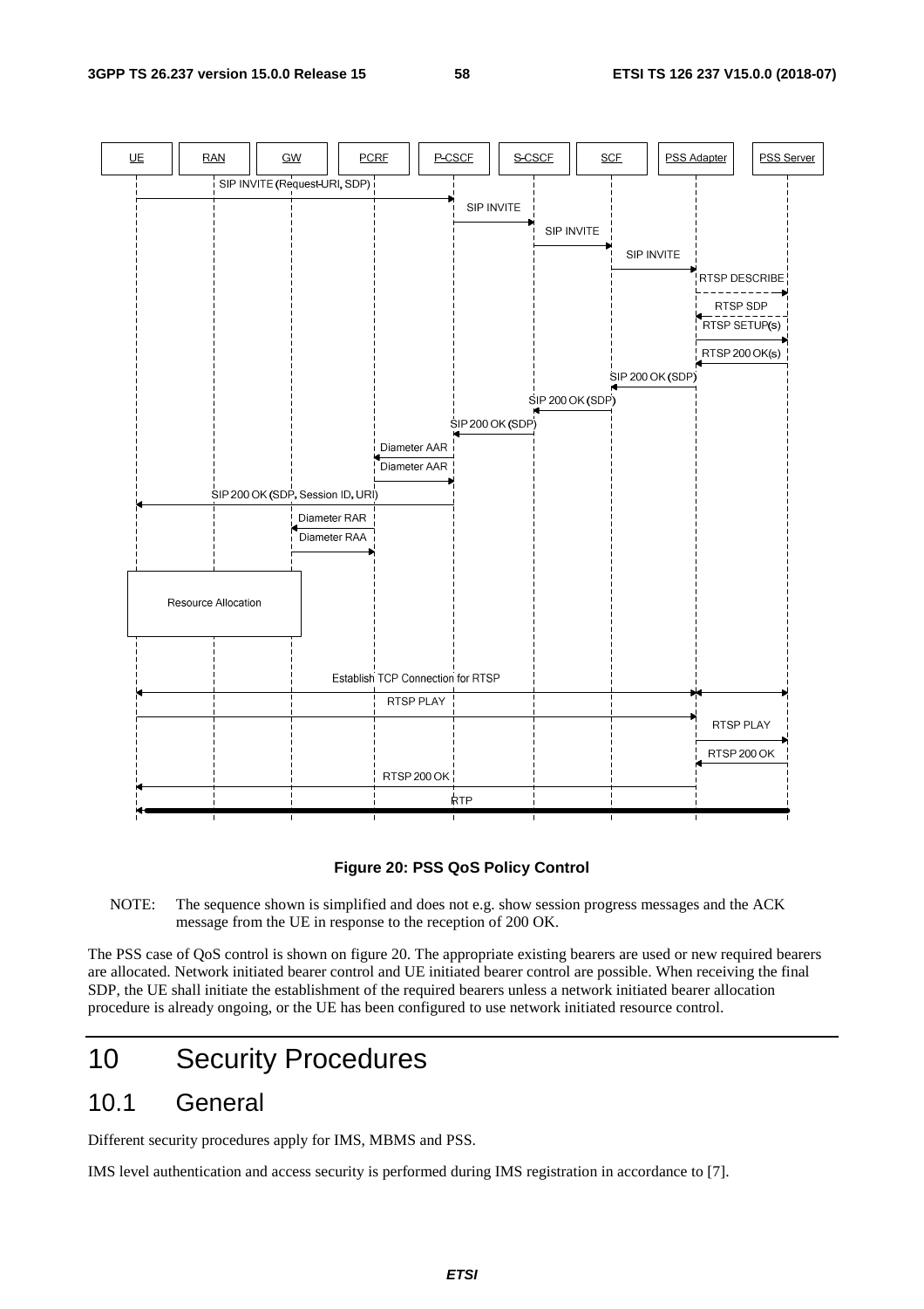**Figure 20: PSS QoS Policy Control**

NOTE: The sequence shown is simplified and does not e.g. show session progress messages and the ACK message from the UE in response to the reception of 200 OK.

The PSS case of QoS control is shown on figure 20. The appropriate existing bearers are used or new required bearers are allocated. Network initiated bearer control and UE initiated bearer control are possible. When receiving the final SDP, the UE shall initiate the establishment of the required bearers unless a network initiated bearer allocation procedure is already ongoing, or the UE has been configured to use network initiated resource control.

# 10 Security Procedures

## 10.1 General

Different security procedures apply for IMS, MBMS and PSS.

IMS level authentication and access security is performed during IMS registration in accordance to [7].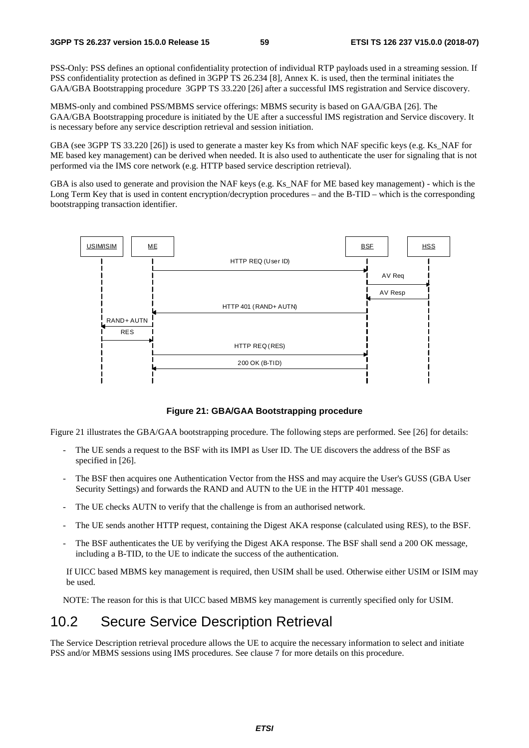PSS-Only: PSS defines an optional confidentiality protection of individual RTP payloads used in a streaming session. If PSS confidentiality protection as defined in 3GPP TS 26.234 [8], Annex K. is used, then the terminal initiates the GAA/GBA Bootstrapping procedure 3GPP TS 33.220 [26] after a successful IMS registration and Service discovery.

MBMS-only and combined PSS/MBMS service offerings: MBMS security is based on GAA/GBA [26]. The GAA/GBA Bootstrapping procedure is initiated by the UE after a successful IMS registration and Service discovery. It is necessary before any service description retrieval and session initiation.

GBA (see 3GPP TS 33.220 [26]) is used to generate a master key Ks from which NAF specific keys (e.g. Ks_NAF for ME based key management) can be derived when needed. It is also used to authenticate the user for signaling that is not performed via the IMS core network (e.g. HTTP based service description retrieval).

GBA is also used to generate and provision the NAF keys (e.g. Ks_NAF for ME based key management) - which is the Long Term Key that is used in content encryption/decryption procedures – and the B-TID – which is the corresponding bootstrapping transaction identifier.

**Figure 21: GBA/GAA Bootstrapping procedure**

Figure 21 illustrates the GBA/GAA bootstrapping procedure. The following steps are performed. See [26] for details:

- The UE sends a request to the BSF with its IMPI as User ID. The UE discovers the address of the BSF as specified in [26].
- The BSF then acquires one Authentication Vector from the HSS and may acquire the User's GUSS (GBA User Security Settings) and forwards the RAND and AUTN to the UE in the HTTP 401 message.
- The UE checks AUTN to verify that the challenge is from an authorised network.
- The UE sends another HTTP request, containing the Digest AKA response (calculated using RES), to the BSF.
- The BSF authenticates the UE by verifying the Digest AKA response. The BSF shall send a 200 OK message, including a B-TID, to the UE to indicate the success of the authentication.

If UICC based MBMS key management is required, then USIM shall be used. Otherwise either USIM or ISIM may be used.

NOTE: The reason for this is that UICC based MBMS key management is currently specified only for USIM.

## 10.2 Secure Service Description Retrieval

The Service Description retrieval procedure allows the UE to acquire the necessary information to select and initiate PSS and/or MBMS sessions using IMS procedures. See clause 7 for more details on this procedure.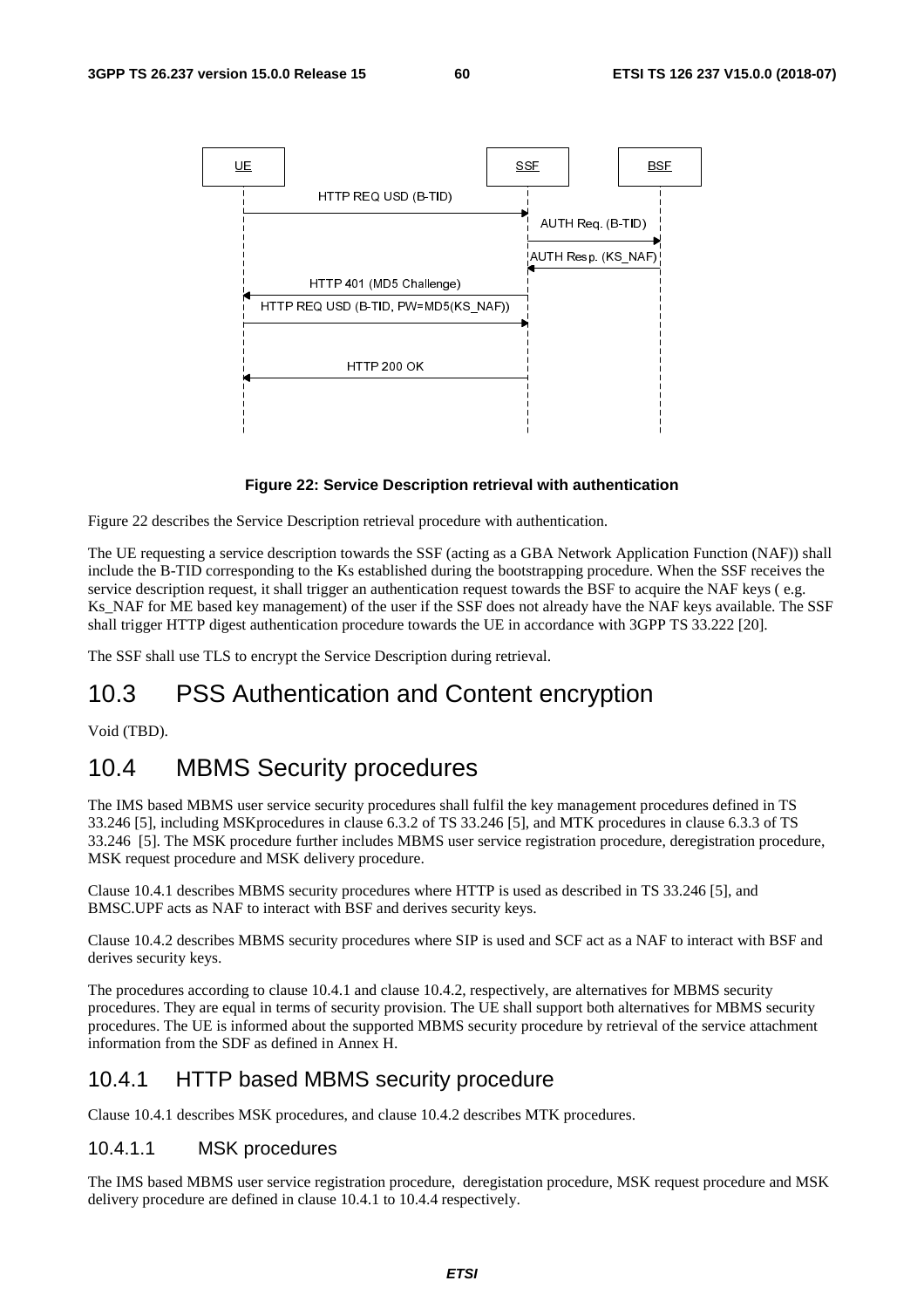**Figure 22: Service Description retrieval with authentication**

Figure 22 describes the Service Description retrieval procedure with authentication.

The UE requesting a service description towards the SSF (acting as a GBA Network Application Function (NAF)) shall include the B-TID corresponding to the Ks established during the bootstrapping procedure. When the SSF receives the service description request, it shall trigger an authentication request towards the BSF to acquire the NAF keys ( e.g. Ks_NAF for ME based key management) of the user if the SSF does not already have the NAF keys available. The SSF shall trigger HTTP digest authentication procedure towards the UE in accordance with 3GPP TS 33.222 [20].

The SSF shall use TLS to encrypt the Service Description during retrieval.

## 10.3 PSS Authentication and Content encryption

Void (TBD).

## 10.4 MBMS Security procedures

The IMS based MBMS user service security procedures shall fulfil the key management procedures defined in TS 33.246 [5], including MSKprocedures in clause 6.3.2 of TS 33.246 [5], and MTK procedures in clause 6.3.3 of TS 33.246 [5]. The MSK procedure further includes MBMS user service registration procedure, deregistration procedure, MSK request procedure and MSK delivery procedure.

Clause 10.4.1 describes MBMS security procedures where HTTP is used as described in TS 33.246 [5], and BMSC.UPF acts as NAF to interact with BSF and derives security keys.

Clause 10.4.2 describes MBMS security procedures where SIP is used and SCF act as a NAF to interact with BSF and derives security keys.

The procedures according to clause 10.4.1 and clause 10.4.2, respectively, are alternatives for MBMS security procedures. They are equal in terms of security provision. The UE shall support both alternatives for MBMS security procedures. The UE is informed about the supported MBMS security procedure by retrieval of the service attachment information from the SDF as defined in Annex H.

### 10.4.1 HTTP based MBMS security procedure

Clause 10.4.1 describes MSK procedures, and clause 10.4.2 describes MTK procedures.

#### 10.4.1.1 MSK procedures

The IMS based MBMS user service registration procedure, deregistation procedure, MSK request procedure and MSK delivery procedure are defined in clause 10.4.1 to 10.4.4 respectively.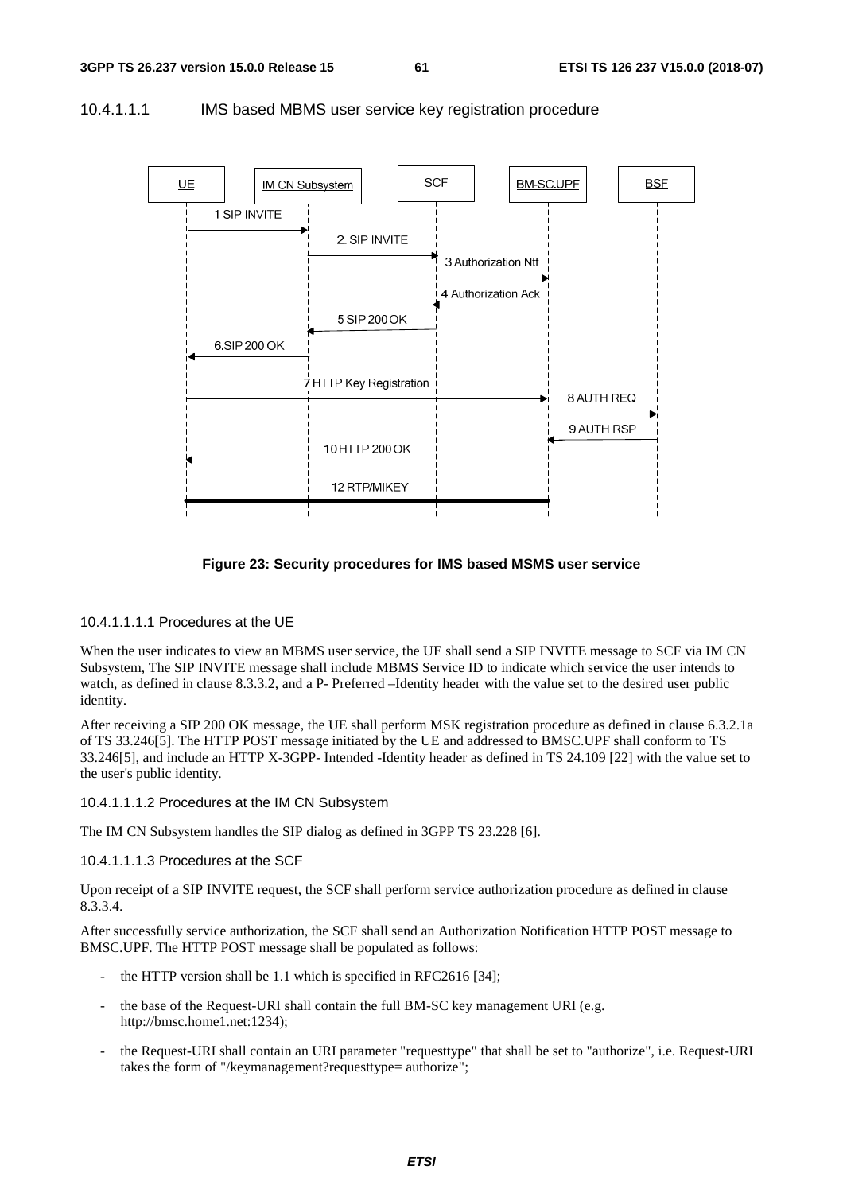#### 10.4.1.1.1 IMS based MBMS user service key registration procedure

**Figure 23: Security procedures for IMS based MSMS user service**

##### 10.4.1.1.1.1 Procedures at the UE

When the user indicates to view an MBMS user service, the UE shall send a SIP INVITE message to SCF via IM CN Subsystem, The SIP INVITE message shall include MBMS Service ID to indicate which service the user intends to watch, as defined in clause 8.3.3.2, and a P- Preferred –Identity header with the value set to the desired user public identity.

After receiving a SIP 200 OK message, the UE shall perform MSK registration procedure as defined in clause 6.3.2.1a of TS 33.246[5]. The HTTP POST message initiated by the UE and addressed to BMSC.UPF shall conform to TS 33.246[5], and include an HTTP X-3GPP- Intended -Identity header as defined in TS 24.109 [22] with the value set to the user's public identity.

##### 10.4.1.1.1.2 Procedures at the IM CN Subsystem

The IM CN Subsystem handles the SIP dialog as defined in 3GPP TS 23.228 [6].

##### 10.4.1.1.1.3 Procedures at the SCF

Upon receipt of a SIP INVITE request, the SCF shall perform service authorization procedure as defined in clause 8.3.3.4.

After successfully service authorization, the SCF shall send an Authorization Notification HTTP POST message to BMSC.UPF. The HTTP POST message shall be populated as follows:

- the HTTP version shall be 1.1 which is specified in RFC2616 [34];
- the base of the Request-URI shall contain the full BM-SC key management URI (e.g. http://bmsc.home1.net:1234);
- the Request-URI shall contain an URI parameter "requesttype" that shall be set to "authorize", i.e. Request-URI takes the form of "/keymanagement?requesttype= authorize";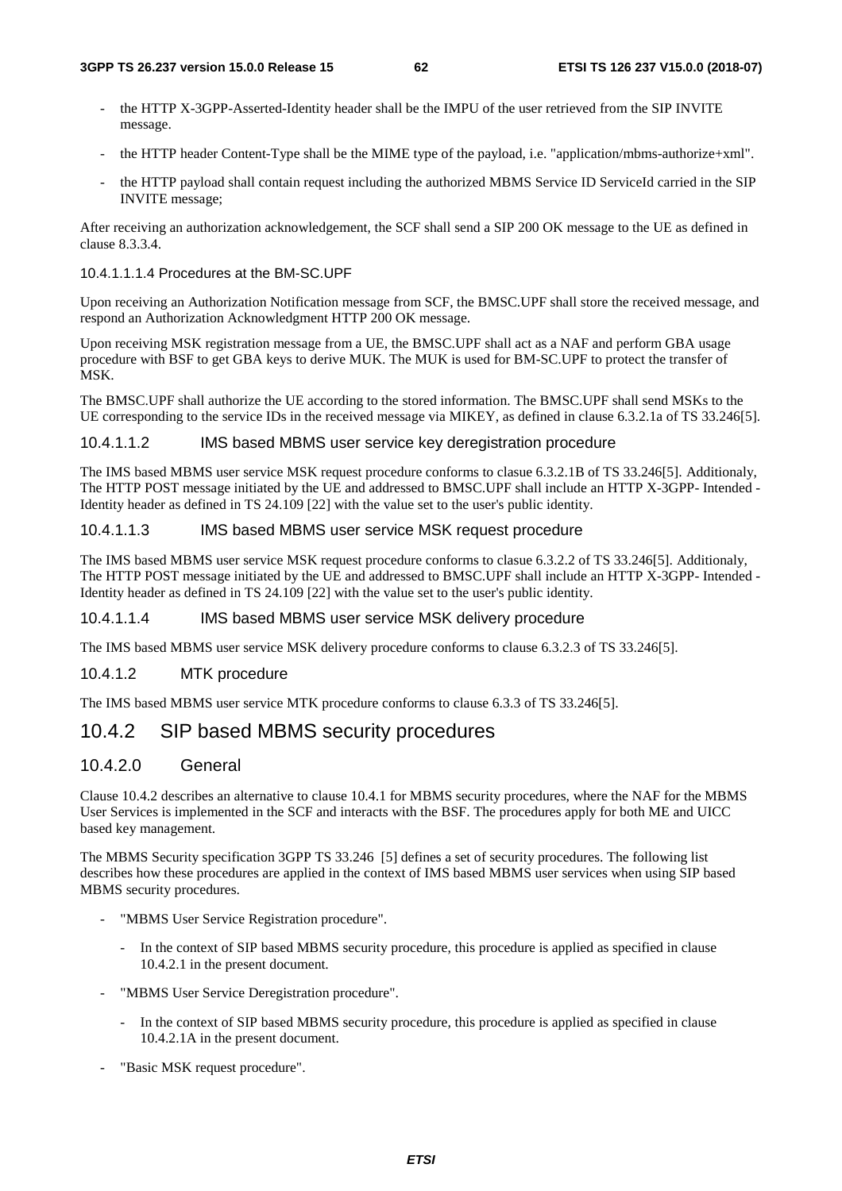- the HTTP X-3GPP-Asserted-Identity header shall be the IMPU of the user retrieved from the SIP INVITE message.
- the HTTP header Content-Type shall be the MIME type of the payload, i.e. "application/mbms-authorize+xml".
- the HTTP payload shall contain request including the authorized MBMS Service ID ServiceId carried in the SIP INVITE message;

After receiving an authorization acknowledgement, the SCF shall send a SIP 200 OK message to the UE as defined in clause 8.3.3.4.

##### 10.4.1.1.1.4 Procedures at the BM-SC.UPF

Upon receiving an Authorization Notification message from SCF, the BMSC.UPF shall store the received message, and respond an Authorization Acknowledgment HTTP 200 OK message.

Upon receiving MSK registration message from a UE, the BMSC.UPF shall act as a NAF and perform GBA usage procedure with BSF to get GBA keys to derive MUK. The MUK is used for BM-SC.UPF to protect the transfer of MSK.

The BMSC.UPF shall authorize the UE according to the stored information. The BMSC.UPF shall send MSKs to the UE corresponding to the service IDs in the received message via MIKEY, as defined in clause 6.3.2.1a of TS 33.246[5].

#### 10.4.1.1.2 IMS based MBMS user service key deregistration procedure

The IMS based MBMS user service MSK request procedure conforms to clasue 6.3.2.1B of TS 33.246[5]. Additionaly, The HTTP POST message initiated by the UE and addressed to BMSC.UPF shall include an HTTP X-3GPP- Intended - Identity header as defined in TS 24.109 [22] with the value set to the user's public identity.

#### 10.4.1.1.3 IMS based MBMS user service MSK request procedure

The IMS based MBMS user service MSK request procedure conforms to clasue 6.3.2.2 of TS 33.246[5]. Additionaly, The HTTP POST message initiated by the UE and addressed to BMSC.UPF shall include an HTTP X-3GPP- Intended - Identity header as defined in TS 24.109 [22] with the value set to the user's public identity.

#### 10.4.1.1.4 IMS based MBMS user service MSK delivery procedure

The IMS based MBMS user service MSK delivery procedure conforms to clause 6.3.2.3 of TS 33.246[5].

#### 10.4.1.2 MTK procedure

The IMS based MBMS user service MTK procedure conforms to clause 6.3.3 of TS 33.246[5].

## 10.4.2 SIP based MBMS security procedures

### 10.4.2.0 General

Clause 10.4.2 describes an alternative to clause 10.4.1 for MBMS security procedures, where the NAF for the MBMS User Services is implemented in the SCF and interacts with the BSF. The procedures apply for both ME and UICC based key management.

The MBMS Security specification 3GPP TS 33.246 [5] defines a set of security procedures. The following list describes how these procedures are applied in the context of IMS based MBMS user services when using SIP based MBMS security procedures.

- "MBMS User Service Registration procedure".
    - In the context of SIP based MBMS security procedure, this procedure is applied as specified in clause 10.4.2.1 in the present document.
- "MBMS User Service Deregistration procedure".
    - In the context of SIP based MBMS security procedure, this procedure is applied as specified in clause 10.4.2.1A in the present document.
- "Basic MSK request procedure".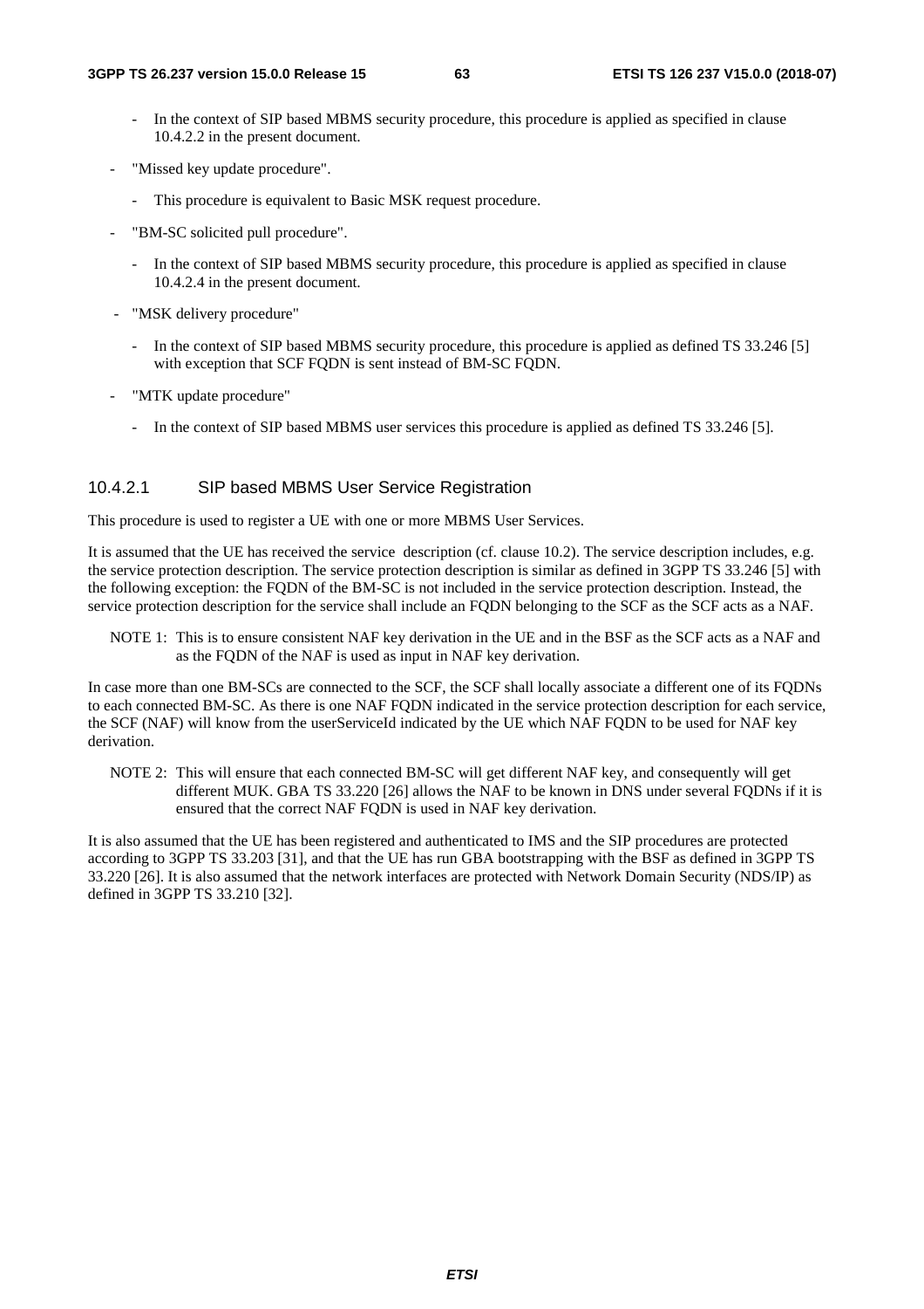- In the context of SIP based MBMS security procedure, this procedure is applied as specified in clause 10.4.2.2 in the present document.

- "Missed key update procedure".
    - This procedure is equivalent to Basic MSK request procedure.
- "BM-SC solicited pull procedure".
    - In the context of SIP based MBMS security procedure, this procedure is applied as specified in clause 10.4.2.4 in the present document.
- "MSK delivery procedure"
    - In the context of SIP based MBMS security procedure, this procedure is applied as defined TS 33.246 [5] with exception that SCF FQDN is sent instead of BM-SC FQDN.
- "MTK update procedure"
    - In the context of SIP based MBMS user services this procedure is applied as defined TS 33.246 [5].

#### 10.4.2.1 SIP based MBMS User Service Registration

This procedure is used to register a UE with one or more MBMS User Services.

It is assumed that the UE has received the service description (cf. clause 10.2). The service description includes, e.g. the service protection description. The service protection description is similar as defined in 3GPP TS 33.246 [5] with the following exception: the FQDN of the BM-SC is not included in the service protection description. Instead, the service protection description for the service shall include an FQDN belonging to the SCF as the SCF acts as a NAF.

NOTE 1: This is to ensure consistent NAF key derivation in the UE and in the BSF as the SCF acts as a NAF and as the FQDN of the NAF is used as input in NAF key derivation.

In case more than one BM-SCs are connected to the SCF, the SCF shall locally associate a different one of its FQDNs to each connected BM-SC. As there is one NAF FQDN indicated in the service protection description for each service, the SCF (NAF) will know from the userServiceId indicated by the UE which NAF FQDN to be used for NAF key derivation.

NOTE 2: This will ensure that each connected BM-SC will get different NAF key, and consequently will get different MUK. GBA TS 33.220 [26] allows the NAF to be known in DNS under several FQDNs if it is ensured that the correct NAF FQDN is used in NAF key derivation.

It is also assumed that the UE has been registered and authenticated to IMS and the SIP procedures are protected according to 3GPP TS 33.203 [31], and that the UE has run GBA bootstrapping with the BSF as defined in 3GPP TS 33.220 [26]. It is also assumed that the network interfaces are protected with Network Domain Security (NDS/IP) as defined in 3GPP TS 33.210 [32].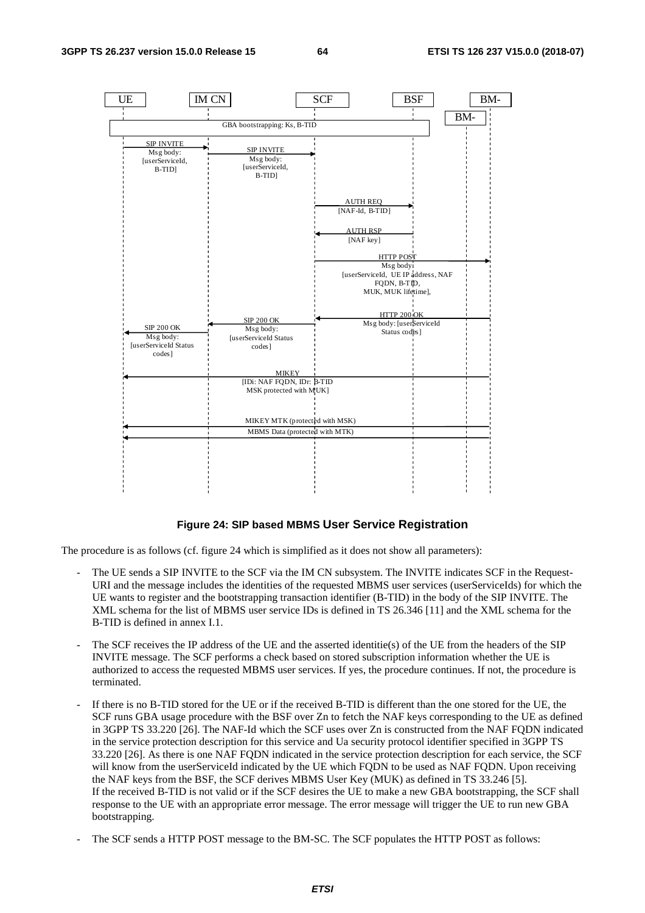**Figure 24: SIP based MBMS User Service Registration**

The procedure is as follows (cf. figure 24 which is simplified as it does not show all parameters):

- The UE sends a SIP INVITE to the SCF via the IM CN subsystem. The INVITE indicates SCF in the Request-URI and the message includes the identities of the requested MBMS user services (userServiceIds) for which the UE wants to register and the bootstrapping transaction identifier (B-TID) in the body of the SIP INVITE. The XML schema for the list of MBMS user service IDs is defined in TS 26.346 [11] and the XML schema for the B-TID is defined in annex I.1.

- The SCF receives the IP address of the UE and the asserted identitie(s) of the UE from the headers of the SIP INVITE message. The SCF performs a check based on stored subscription information whether the UE is authorized to access the requested MBMS user services. If yes, the procedure continues. If not, the procedure is terminated.

- If there is no B-TID stored for the UE or if the received B-TID is different than the one stored for the UE, the SCF runs GBA usage procedure with the BSF over Zn to fetch the NAF keys corresponding to the UE as defined in 3GPP TS 33.220 [26]. The NAF-Id which the SCF uses over Zn is constructed from the NAF FQDN indicated in the service protection description for this service and Ua security protocol identifier specified in 3GPP TS 33.220 [26]. As there is one NAF FQDN indicated in the service protection description for each service, the SCF will know from the userServiceId indicated by the UE which FQDN to be used as NAF FQDN. Upon receiving the NAF keys from the BSF, the SCF derives MBMS User Key (MUK) as defined in TS 33.246 [5].
If the received B-TID is not valid or if the SCF desires the UE to make a new GBA bootstrapping, the SCF shall response to the UE with an appropriate error message. The error message will trigger the UE to run new GBA bootstrapping.

- The SCF sends a HTTP POST message to the BM-SC. The SCF populates the HTTP POST as follows: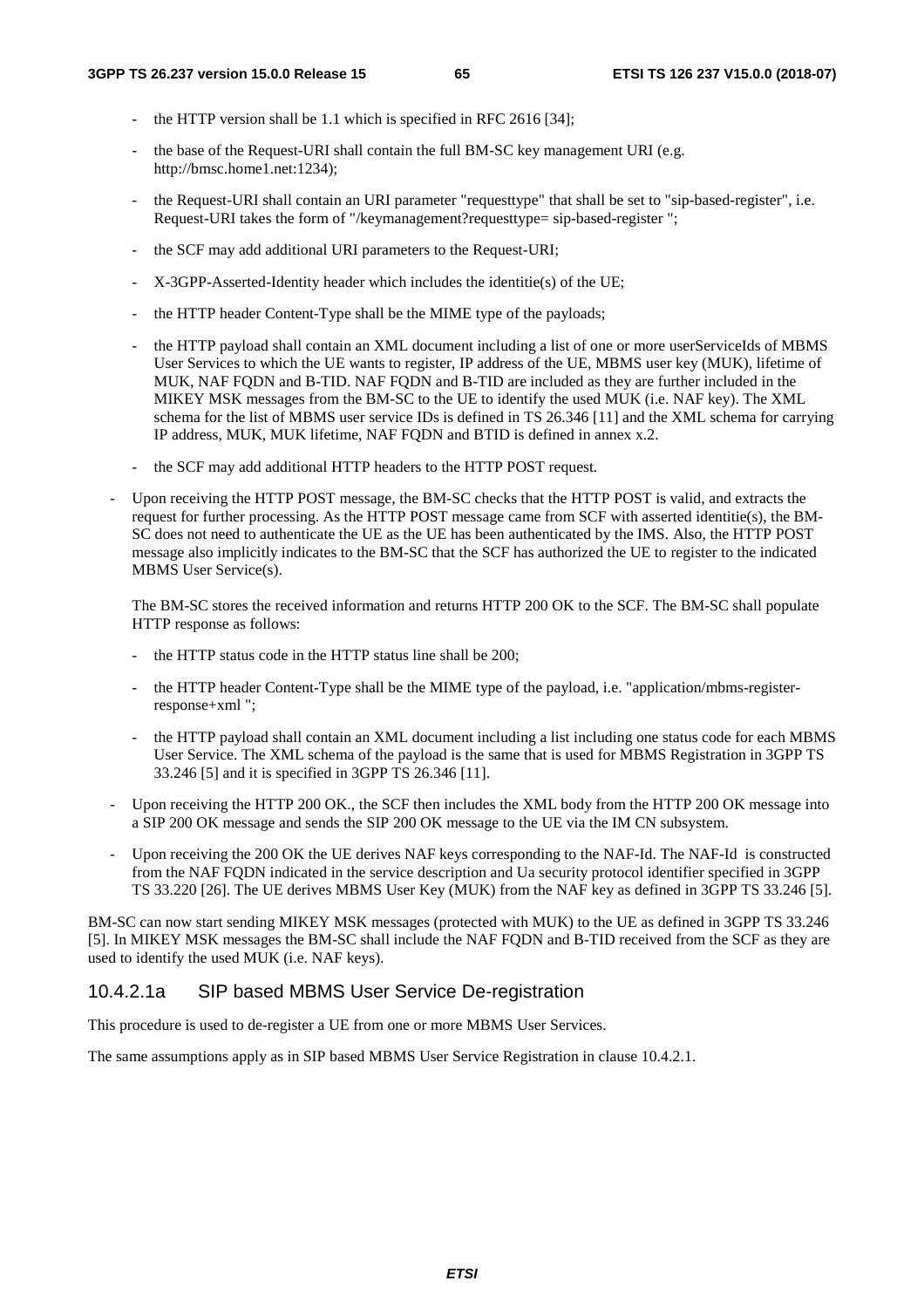- the HTTP version shall be 1.1 which is specified in RFC 2616 [34];
- the base of the Request-URI shall contain the full BM-SC key management URI (e.g. http://bmsc.home1.net:1234);
- the Request-URI shall contain an URI parameter "requesttype" that shall be set to "sip-based-register", i.e. Request-URI takes the form of "/keymanagement?requesttype= sip-based-register ";
- the SCF may add additional URI parameters to the Request-URI;
- X-3GPP-Asserted-Identity header which includes the identitie(s) of the UE;
- the HTTP header Content-Type shall be the MIME type of the payloads;
- the HTTP payload shall contain an XML document including a list of one or more userServiceIds of MBMS User Services to which the UE wants to register, IP address of the UE, MBMS user key (MUK), lifetime of MUK, NAF FQDN and B-TID. NAF FQDN and B-TID are included as they are further included in the MIKEY MSK messages from the BM-SC to the UE to identify the used MUK (i.e. NAF key). The XML schema for the list of MBMS user service IDs is defined in TS 26.346 [11] and the XML schema for carrying IP address, MUK, MUK lifetime, NAF FQDN and BTID is defined in annex x.2.
- the SCF may add additional HTTP headers to the HTTP POST request.

- Upon receiving the HTTP POST message, the BM-SC checks that the HTTP POST is valid, and extracts the request for further processing. As the HTTP POST message came from SCF with asserted identitie(s), the BM-SC does not need to authenticate the UE as the UE has been authenticated by the IMS. Also, the HTTP POST message also implicitly indicates to the BM-SC that the SCF has authorized the UE to register to the indicated MBMS User Service(s).

  The BM-SC stores the received information and returns HTTP 200 OK to the SCF. The BM-SC shall populate HTTP response as follows:

  - the HTTP status code in the HTTP status line shall be 200;
  - the HTTP header Content-Type shall be the MIME type of the payload, i.e. "application/mbms-register-response+xml ";
  - the HTTP payload shall contain an XML document including a list including one status code for each MBMS User Service. The XML schema of the payload is the same that is used for MBMS Registration in 3GPP TS 33.246 [5] and it is specified in 3GPP TS 26.346 [11].

- Upon receiving the HTTP 200 OK., the SCF then includes the XML body from the HTTP 200 OK message into a SIP 200 OK message and sends the SIP 200 OK message to the UE via the IM CN subsystem.
- Upon receiving the 200 OK the UE derives NAF keys corresponding to the NAF-Id. The NAF-Id is constructed from the NAF FQDN indicated in the service description and Ua security protocol identifier specified in 3GPP TS 33.220 [26]. The UE derives MBMS User Key (MUK) from the NAF key as defined in 3GPP TS 33.246 [5].

BM-SC can now start sending MIKEY MSK messages (protected with MUK) to the UE as defined in 3GPP TS 33.246 [5]. In MIKEY MSK messages the BM-SC shall include the NAF FQDN and B-TID received from the SCF as they are used to identify the used MUK (i.e. NAF keys).

#### 10.4.2.1a SIP based MBMS User Service De-registration

This procedure is used to de-register a UE from one or more MBMS User Services.

The same assumptions apply as in SIP based MBMS User Service Registration in clause 10.4.2.1.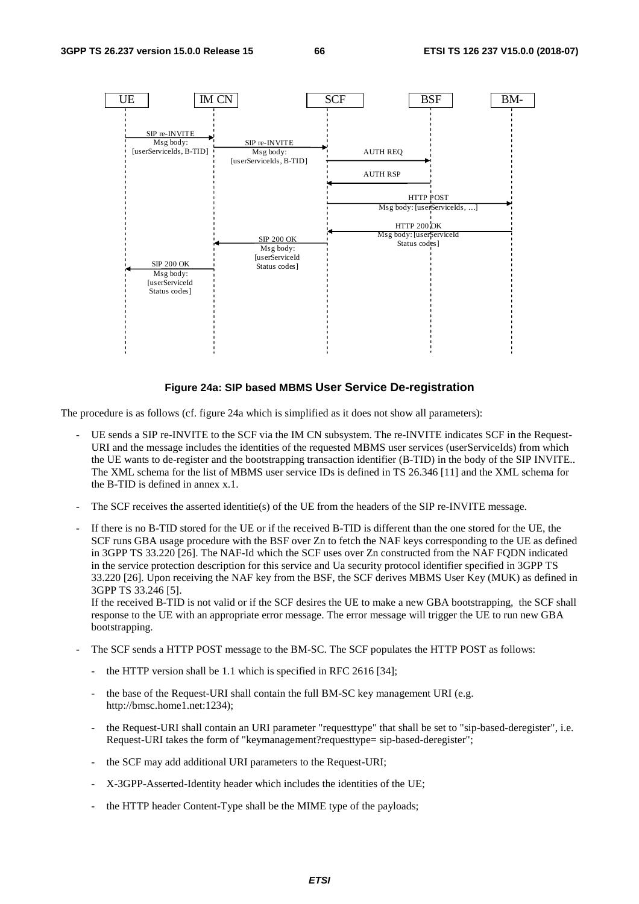**Figure 24a: SIP based MBMS User Service De-registration**

The procedure is as follows (cf. figure 24a which is simplified as it does not show all parameters):

- UE sends a SIP re-INVITE to the SCF via the IM CN subsystem. The re-INVITE indicates SCF in the Request-URI and the message includes the identities of the requested MBMS user services (userServiceIds) from which the UE wants to de-register and the bootstrapping transaction identifier (B-TID) in the body of the SIP INVITE.. The XML schema for the list of MBMS user service IDs is defined in TS 26.346 [11] and the XML schema for the B-TID is defined in annex x.1.

- The SCF receives the asserted identitie(s) of the UE from the headers of the SIP re-INVITE message.

- If there is no B-TID stored for the UE or if the received B-TID is different than the one stored for the UE, the SCF runs GBA usage procedure with the BSF over Zn to fetch the NAF keys corresponding to the UE as defined in 3GPP TS 33.220 [26]. The NAF-Id which the SCF uses over Zn constructed from the NAF FQDN indicated in the service protection description for this service and Ua security protocol identifier specified in 3GPP TS 33.220 [26]. Upon receiving the NAF key from the BSF, the SCF derives MBMS User Key (MUK) as defined in 3GPP TS 33.246 [5].
  If the received B-TID is not valid or if the SCF desires the UE to make a new GBA bootstrapping, the SCF shall response to the UE with an appropriate error message. The error message will trigger the UE to run new GBA bootstrapping.

- The SCF sends a HTTP POST message to the BM-SC. The SCF populates the HTTP POST as follows:

  - the HTTP version shall be 1.1 which is specified in RFC 2616 [34];

  - the base of the Request-URI shall contain the full BM-SC key management URI (e.g. http://bmsc.home1.net:1234);

  - the Request-URI shall contain an URI parameter "requesttype" that shall be set to "sip-based-deregister", i.e. Request-URI takes the form of "keymanagement?requesttype= sip-based-deregister";

  - the SCF may add additional URI parameters to the Request-URI;

  - X-3GPP-Asserted-Identity header which includes the identities of the UE;

  - the HTTP header Content-Type shall be the MIME type of the payloads;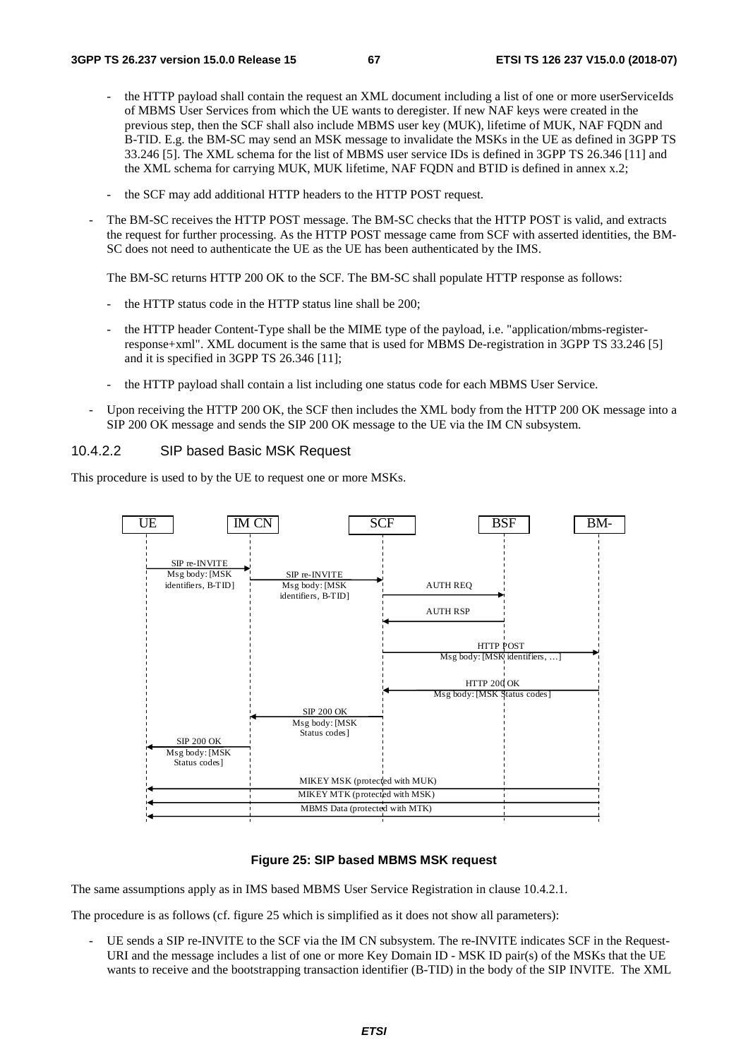- the HTTP payload shall contain the request an XML document including a list of one or more userServiceIds of MBMS User Services from which the UE wants to deregister. If new NAF keys were created in the previous step, then the SCF shall also include MBMS user key (MUK), lifetime of MUK, NAF FQDN and B-TID. E.g. the BM-SC may send an MSK message to invalidate the MSKs in the UE as defined in 3GPP TS 33.246 [5]. The XML schema for the list of MBMS user service IDs is defined in 3GPP TS 26.346 [11] and the XML schema for carrying MUK, MUK lifetime, NAF FQDN and BTID is defined in annex x.2;

- the SCF may add additional HTTP headers to the HTTP POST request.

- The BM-SC receives the HTTP POST message. The BM-SC checks that the HTTP POST is valid, and extracts the request for further processing. As the HTTP POST message came from SCF with asserted identities, the BM-SC does not need to authenticate the UE as the UE has been authenticated by the IMS.

  The BM-SC returns HTTP 200 OK to the SCF. The BM-SC shall populate HTTP response as follows:

  - the HTTP status code in the HTTP status line shall be 200;

  - the HTTP header Content-Type shall be the MIME type of the payload, i.e. "application/mbms-register-response+xml". XML document is the same that is used for MBMS De-registration in 3GPP TS 33.246 [5] and it is specified in 3GPP TS 26.346 [11];

  - the HTTP payload shall contain a list including one status code for each MBMS User Service.

- Upon receiving the HTTP 200 OK, the SCF then includes the XML body from the HTTP 200 OK message into a SIP 200 OK message and sends the SIP 200 OK message to the UE via the IM CN subsystem.

#### 10.4.2.2 SIP based Basic MSK Request

This procedure is used to by the UE to request one or more MSKs.

**Figure 25: SIP based MBMS MSK request**

The same assumptions apply as in IMS based MBMS User Service Registration in clause 10.4.2.1.

The procedure is as follows (cf. figure 25 which is simplified as it does not show all parameters):

- UE sends a SIP re-INVITE to the SCF via the IM CN subsystem. The re-INVITE indicates SCF in the Request-URI and the message includes a list of one or more Key Domain ID - MSK ID pair(s) of the MSKs that the UE wants to receive and the bootstrapping transaction identifier (B-TID) in the body of the SIP INVITE. The XML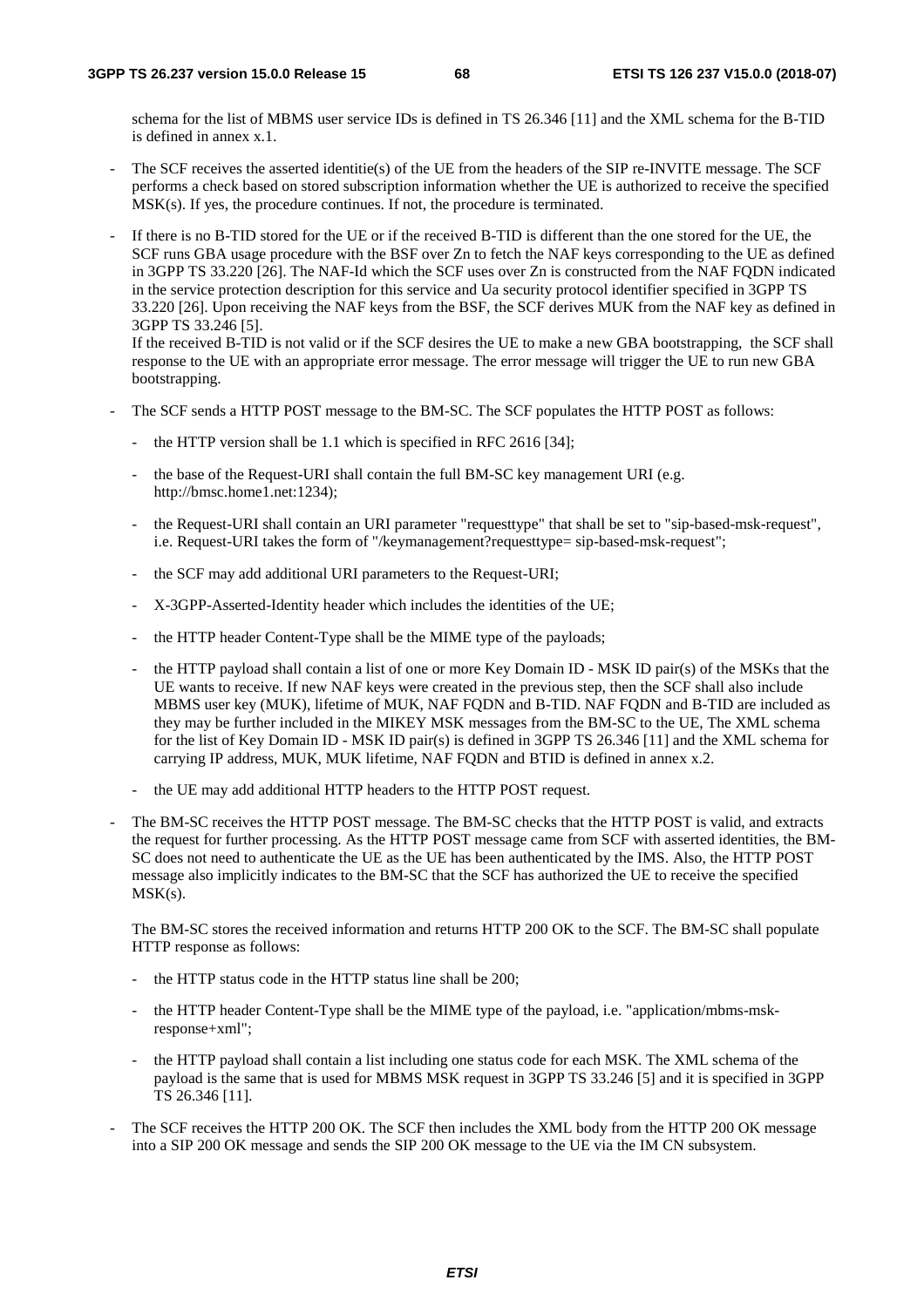schema for the list of MBMS user service IDs is defined in TS 26.346 [11] and the XML schema for the B-TID is defined in annex x.1.

- The SCF receives the asserted identitie(s) of the UE from the headers of the SIP re-INVITE message. The SCF performs a check based on stored subscription information whether the UE is authorized to receive the specified MSK(s). If yes, the procedure continues. If not, the procedure is terminated.

- If there is no B-TID stored for the UE or if the received B-TID is different than the one stored for the UE, the SCF runs GBA usage procedure with the BSF over Zn to fetch the NAF keys corresponding to the UE as defined in 3GPP TS 33.220 [26]. The NAF-Id which the SCF uses over Zn is constructed from the NAF FQDN indicated in the service protection description for this service and Ua security protocol identifier specified in 3GPP TS 33.220 [26]. Upon receiving the NAF keys from the BSF, the SCF derives MUK from the NAF key as defined in 3GPP TS 33.246 [5].
  If the received B-TID is not valid or if the SCF desires the UE to make a new GBA bootstrapping, the SCF shall response to the UE with an appropriate error message. The error message will trigger the UE to run new GBA bootstrapping.

- The SCF sends a HTTP POST message to the BM-SC. The SCF populates the HTTP POST as follows:

  - the HTTP version shall be 1.1 which is specified in RFC 2616 [34];

  - the base of the Request-URI shall contain the full BM-SC key management URI (e.g. http://bmsc.home1.net:1234);

  - the Request-URI shall contain an URI parameter "requesttype" that shall be set to "sip-based-msk-request", i.e. Request-URI takes the form of "/keymanagement?requesttype= sip-based-msk-request";

  - the SCF may add additional URI parameters to the Request-URI;

  - X-3GPP-Asserted-Identity header which includes the identities of the UE;

  - the HTTP header Content-Type shall be the MIME type of the payloads;

  - the HTTP payload shall contain a list of one or more Key Domain ID - MSK ID pair(s) of the MSKs that the UE wants to receive. If new NAF keys were created in the previous step, then the SCF shall also include MBMS user key (MUK), lifetime of MUK, NAF FQDN and B-TID. NAF FQDN and B-TID are included as they may be further included in the MIKEY MSK messages from the BM-SC to the UE, The XML schema for the list of Key Domain ID - MSK ID pair(s) is defined in 3GPP TS 26.346 [11] and the XML schema for carrying IP address, MUK, MUK lifetime, NAF FQDN and BTID is defined in annex x.2.

  - the UE may add additional HTTP headers to the HTTP POST request.

- The BM-SC receives the HTTP POST message. The BM-SC checks that the HTTP POST is valid, and extracts the request for further processing. As the HTTP POST message came from SCF with asserted identities, the BM-SC does not need to authenticate the UE as the UE has been authenticated by the IMS. Also, the HTTP POST message also implicitly indicates to the BM-SC that the SCF has authorized the UE to receive the specified MSK(s).

  The BM-SC stores the received information and returns HTTP 200 OK to the SCF. The BM-SC shall populate HTTP response as follows:

  - the HTTP status code in the HTTP status line shall be 200;

  - the HTTP header Content-Type shall be the MIME type of the payload, i.e. "application/mbms-msk-response+xml";

  - the HTTP payload shall contain a list including one status code for each MSK. The XML schema of the payload is the same that is used for MBMS MSK request in 3GPP TS 33.246 [5] and it is specified in 3GPP TS 26.346 [11].

- The SCF receives the HTTP 200 OK. The SCF then includes the XML body from the HTTP 200 OK message into a SIP 200 OK message and sends the SIP 200 OK message to the UE via the IM CN subsystem.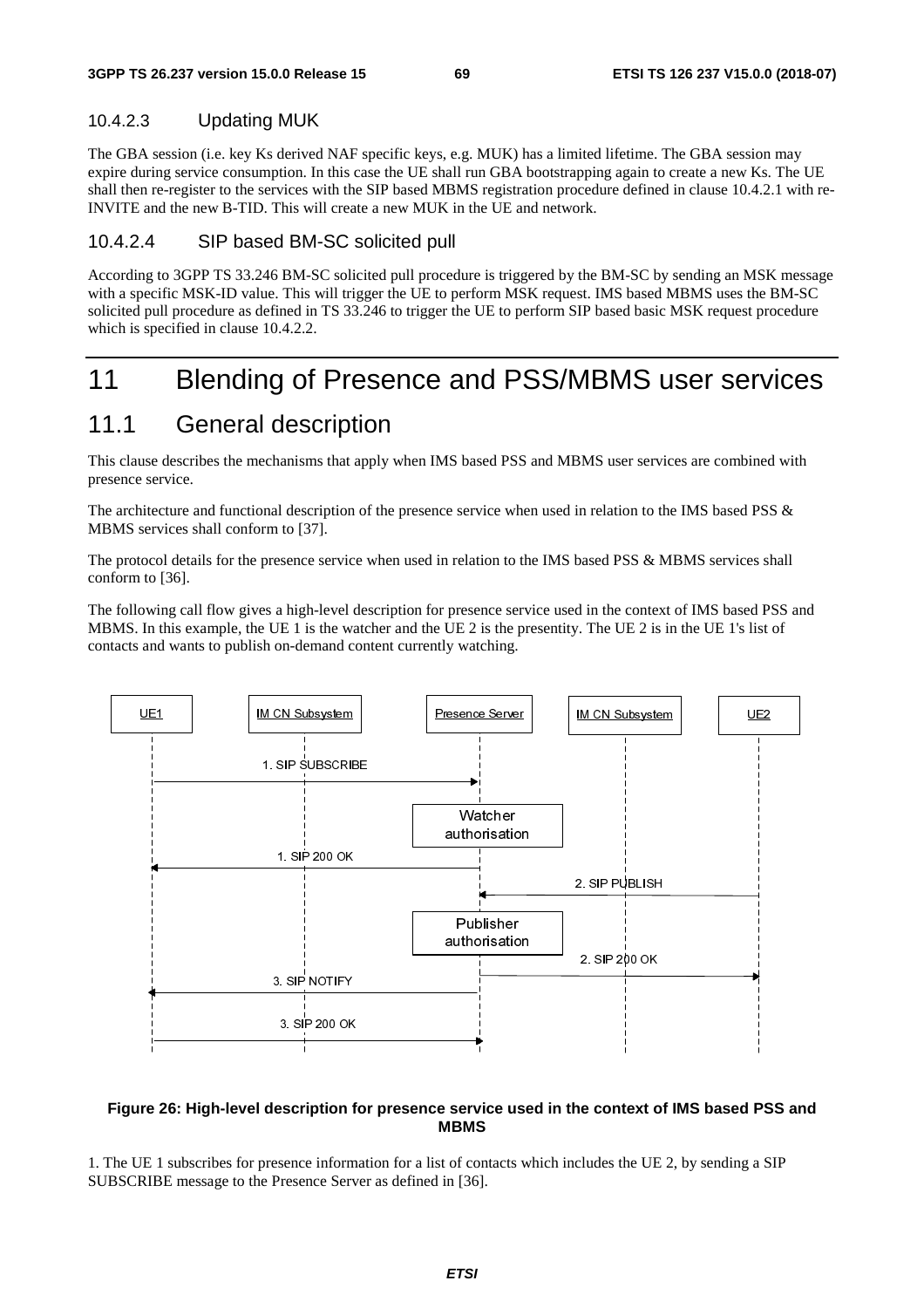#### 10.4.2.3 Updating MUK

The GBA session (i.e. key Ks derived NAF specific keys, e.g. MUK) has a limited lifetime. The GBA session may expire during service consumption. In this case the UE shall run GBA bootstrapping again to create a new Ks. The UE shall then re-register to the services with the SIP based MBMS registration procedure defined in clause 10.4.2.1 with re-INVITE and the new B-TID. This will create a new MUK in the UE and network.

#### 10.4.2.4 SIP based BM-SC solicited pull

According to 3GPP TS 33.246 BM-SC solicited pull procedure is triggered by the BM-SC by sending an MSK message with a specific MSK-ID value. This will trigger the UE to perform MSK request. IMS based MBMS uses the BM-SC solicited pull procedure as defined in TS 33.246 to trigger the UE to perform SIP based basic MSK request procedure which is specified in clause 10.4.2.2.

# 11 Blending of Presence and PSS/MBMS user services

## 11.1 General description

This clause describes the mechanisms that apply when IMS based PSS and MBMS user services are combined with presence service.

The architecture and functional description of the presence service when used in relation to the IMS based PSS & MBMS services shall conform to [37].

The protocol details for the presence service when used in relation to the IMS based PSS & MBMS services shall conform to [36].

The following call flow gives a high-level description for presence service used in the context of IMS based PSS and MBMS. In this example, the UE 1 is the watcher and the UE 2 is the presentity. The UE 2 is in the UE 1's list of contacts and wants to publish on-demand content currently watching.

**Figure 26: High-level description for presence service used in the context of IMS based PSS and MBMS**

1. The UE 1 subscribes for presence information for a list of contacts which includes the UE 2, by sending a SIP SUBSCRIBE message to the Presence Server as defined in [36].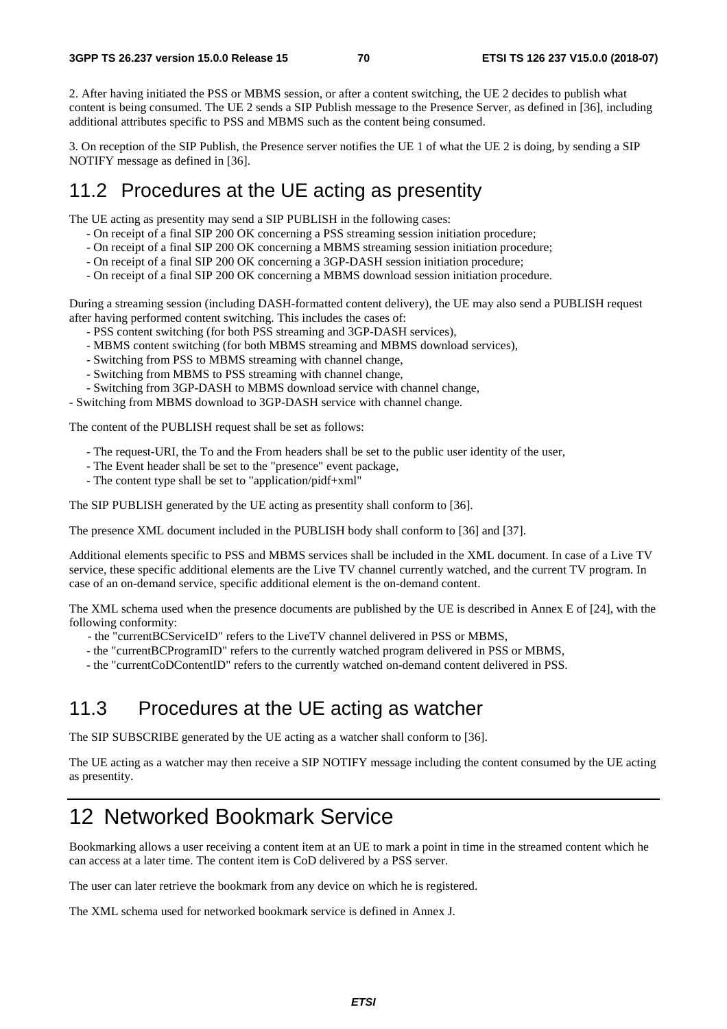2. After having initiated the PSS or MBMS session, or after a content switching, the UE 2 decides to publish what content is being consumed. The UE 2 sends a SIP Publish message to the Presence Server, as defined in [36], including additional attributes specific to PSS and MBMS such as the content being consumed.

3. On reception of the SIP Publish, the Presence server notifies the UE 1 of what the UE 2 is doing, by sending a SIP NOTIFY message as defined in [36].

## 11.2 Procedures at the UE acting as presentity

The UE acting as presentity may send a SIP PUBLISH in the following cases:

- On receipt of a final SIP 200 OK concerning a PSS streaming session initiation procedure;
- On receipt of a final SIP 200 OK concerning a MBMS streaming session initiation procedure;
- On receipt of a final SIP 200 OK concerning a 3GP-DASH session initiation procedure;
- On receipt of a final SIP 200 OK concerning a MBMS download session initiation procedure.

During a streaming session (including DASH-formatted content delivery), the UE may also send a PUBLISH request after having performed content switching. This includes the cases of:

- PSS content switching (for both PSS streaming and 3GP-DASH services),
- MBMS content switching (for both MBMS streaming and MBMS download services),
- Switching from PSS to MBMS streaming with channel change,
- Switching from MBMS to PSS streaming with channel change,
- Switching from 3GP-DASH to MBMS download service with channel change,
- Switching from MBMS download to 3GP-DASH service with channel change.

The content of the PUBLISH request shall be set as follows:

- The request-URI, the To and the From headers shall be set to the public user identity of the user,
- The Event header shall be set to the "presence" event package,
- The content type shall be set to "application/pidf+xml"

The SIP PUBLISH generated by the UE acting as presentity shall conform to [36].

The presence XML document included in the PUBLISH body shall conform to [36] and [37].

Additional elements specific to PSS and MBMS services shall be included in the XML document. In case of a Live TV service, these specific additional elements are the Live TV channel currently watched, and the current TV program. In case of an on-demand service, specific additional element is the on-demand content.

The XML schema used when the presence documents are published by the UE is described in Annex E of [24], with the following conformity:

- the "currentBCServiceID" refers to the LiveTV channel delivered in PSS or MBMS,
- the "currentBCProgramID" refers to the currently watched program delivered in PSS or MBMS,
- the "currentCoDContentID" refers to the currently watched on-demand content delivered in PSS.

## 11.3 Procedures at the UE acting as watcher

The SIP SUBSCRIBE generated by the UE acting as a watcher shall conform to [36].

The UE acting as a watcher may then receive a SIP NOTIFY message including the content consumed by the UE acting as presentity.

# 12 Networked Bookmark Service

Bookmarking allows a user receiving a content item at an UE to mark a point in time in the streamed content which he can access at a later time. The content item is CoD delivered by a PSS server.

The user can later retrieve the bookmark from any device on which he is registered.

The XML schema used for networked bookmark service is defined in Annex J.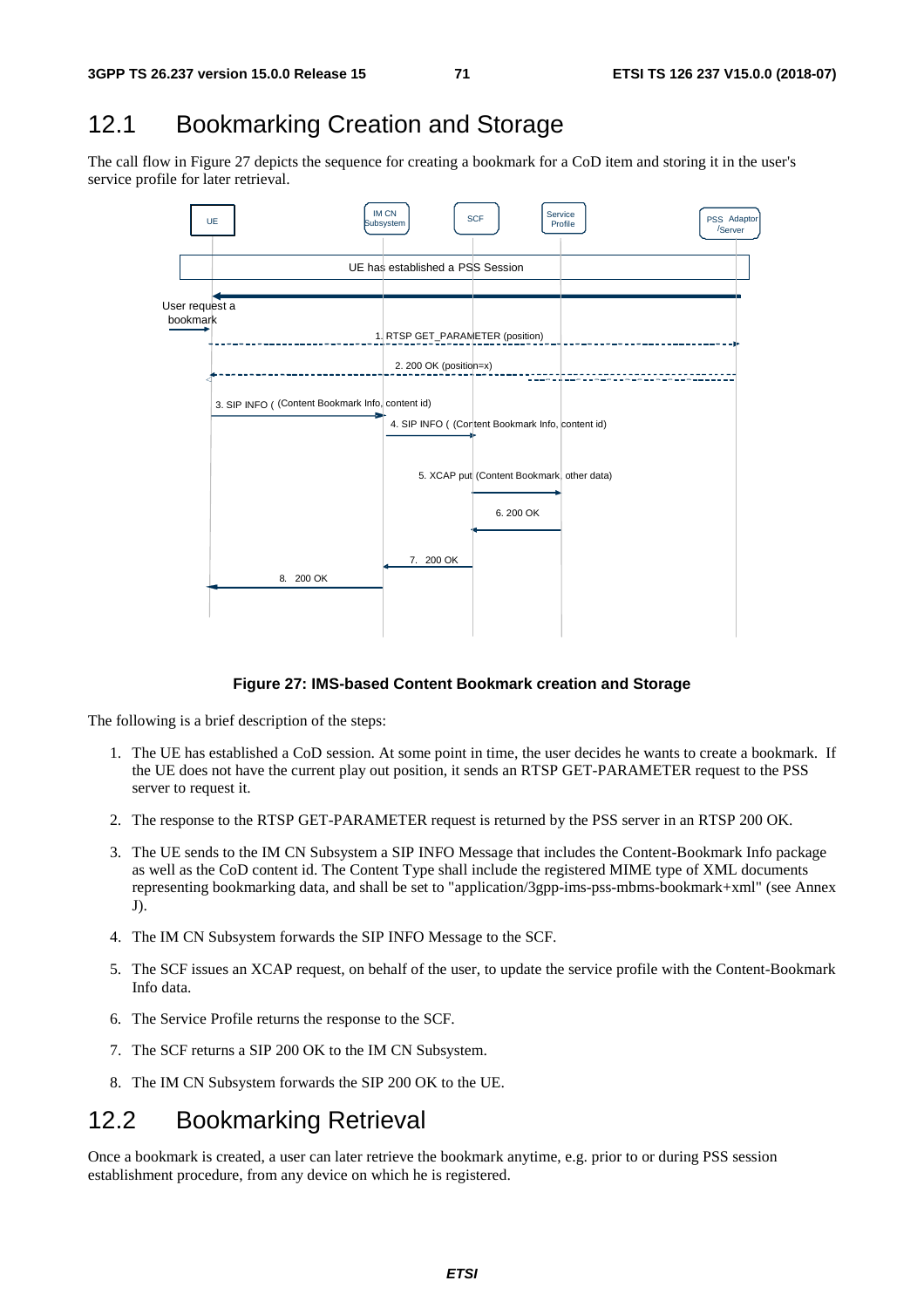## 12.1 Bookmarking Creation and Storage

The call flow in Figure 27 depicts the sequence for creating a bookmark for a CoD item and storing it in the user's service profile for later retrieval.

**Figure 27: IMS-based Content Bookmark creation and Storage**

The following is a brief description of the steps:

1. The UE has established a CoD session. At some point in time, the user decides he wants to create a bookmark. If the UE does not have the current play out position, it sends an RTSP GET-PARAMETER request to the PSS server to request it.
2. The response to the RTSP GET-PARAMETER request is returned by the PSS server in an RTSP 200 OK.
3. The UE sends to the IM CN Subsystem a SIP INFO Message that includes the Content-Bookmark Info package as well as the CoD content id. The Content Type shall include the registered MIME type of XML documents representing bookmarking data, and shall be set to "application/3gpp-ims-pss-mbms-bookmark+xml" (see Annex J).
4. The IM CN Subsystem forwards the SIP INFO Message to the SCF.
5. The SCF issues an XCAP request, on behalf of the user, to update the service profile with the Content-Bookmark Info data.
6. The Service Profile returns the response to the SCF.
7. The SCF returns a SIP 200 OK to the IM CN Subsystem.
8. The IM CN Subsystem forwards the SIP 200 OK to the UE.

## 12.2 Bookmarking Retrieval

Once a bookmark is created, a user can later retrieve the bookmark anytime, e.g. prior to or during PSS session establishment procedure, from any device on which he is registered.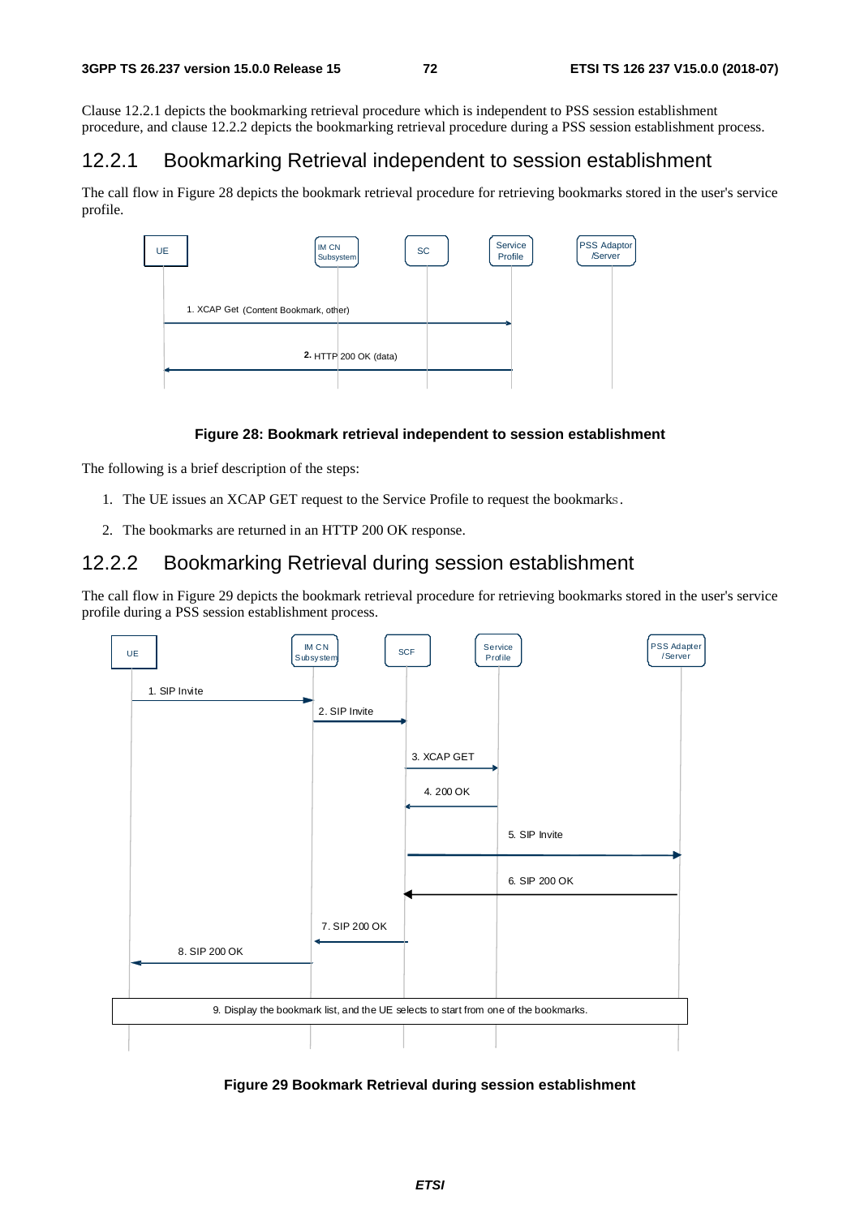Clause 12.2.1 depicts the bookmarking retrieval procedure which is independent to PSS session establishment procedure, and clause 12.2.2 depicts the bookmarking retrieval procedure during a PSS session establishment process.

### 12.2.1 Bookmarking Retrieval independent to session establishment

The call flow in Figure 28 depicts the bookmark retrieval procedure for retrieving bookmarks stored in the user's service profile.

**Figure 28: Bookmark retrieval independent to session establishment**

The following is a brief description of the steps:

1. The UE issues an XCAP GET request to the Service Profile to request the bookmarks.
2. The bookmarks are returned in an HTTP 200 OK response.

### 12.2.2 Bookmarking Retrieval during session establishment

The call flow in Figure 29 depicts the bookmark retrieval procedure for retrieving bookmarks stored in the user's service profile during a PSS session establishment process.

**Figure 29 Bookmark Retrieval during session establishment**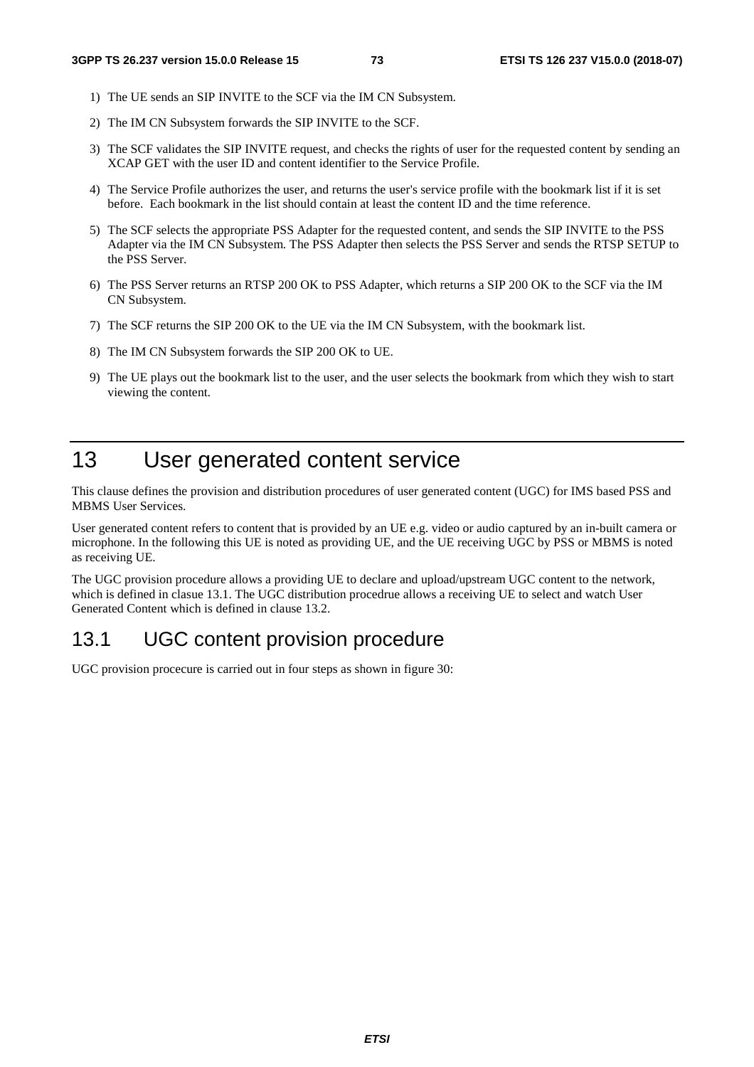1) The UE sends an SIP INVITE to the SCF via the IM CN Subsystem.

2) The IM CN Subsystem forwards the SIP INVITE to the SCF.

3) The SCF validates the SIP INVITE request, and checks the rights of user for the requested content by sending an XCAP GET with the user ID and content identifier to the Service Profile.

4) The Service Profile authorizes the user, and returns the user's service profile with the bookmark list if it is set before. Each bookmark in the list should contain at least the content ID and the time reference.

5) The SCF selects the appropriate PSS Adapter for the requested content, and sends the SIP INVITE to the PSS Adapter via the IM CN Subsystem. The PSS Adapter then selects the PSS Server and sends the RTSP SETUP to the PSS Server.

6) The PSS Server returns an RTSP 200 OK to PSS Adapter, which returns a SIP 200 OK to the SCF via the IM CN Subsystem.

7) The SCF returns the SIP 200 OK to the UE via the IM CN Subsystem, with the bookmark list.

8) The IM CN Subsystem forwards the SIP 200 OK to UE.

9) The UE plays out the bookmark list to the user, and the user selects the bookmark from which they wish to start viewing the content.

# 13 User generated content service

This clause defines the provision and distribution procedures of user generated content (UGC) for IMS based PSS and MBMS User Services.

User generated content refers to content that is provided by an UE e.g. video or audio captured by an in-built camera or microphone. In the following this UE is noted as providing UE, and the UE receiving UGC by PSS or MBMS is noted as receiving UE.

The UGC provision procedure allows a providing UE to declare and upload/upstream UGC content to the network, which is defined in clasue 13.1. The UGC distribution procedrue allows a receiving UE to select and watch User Generated Content which is defined in clause 13.2.

## 13.1 UGC content provision procedure

UGC provision procecure is carried out in four steps as shown in figure 30: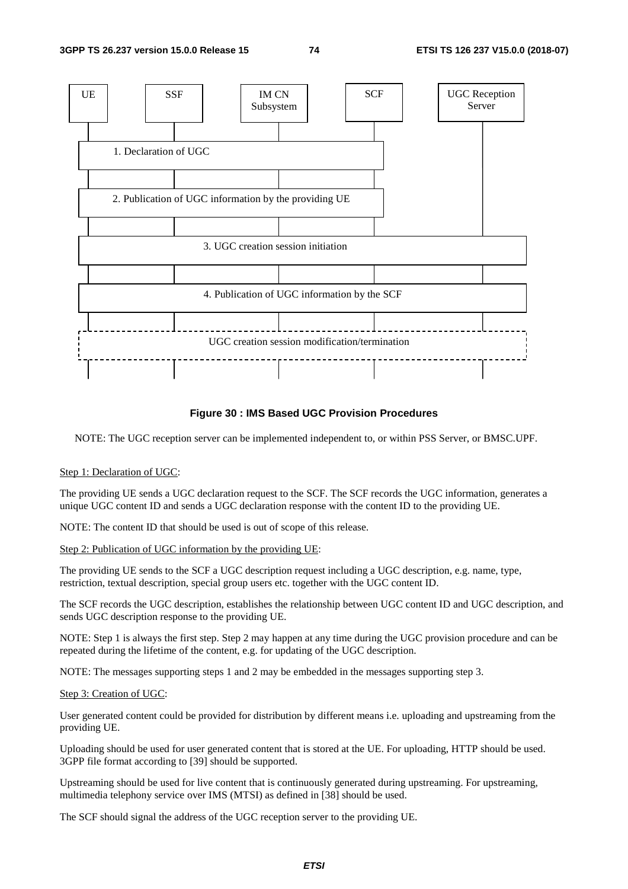Figure 30 : IMS Based UGC Provision Procedures

NOTE: The UGC reception server can be implemented independent to, or within PSS Server, or BMSC.UPF.

Step 1: Declaration of UGC:

The providing UE sends a UGC declaration request to the SCF. The SCF records the UGC information, generates a unique UGC content ID and sends a UGC declaration response with the content ID to the providing UE.

NOTE: The content ID that should be used is out of scope of this release.

Step 2: Publication of UGC information by the providing UE:

The providing UE sends to the SCF a UGC description request including a UGC description, e.g. name, type, restriction, textual description, special group users etc. together with the UGC content ID.

The SCF records the UGC description, establishes the relationship between UGC content ID and UGC description, and sends UGC description response to the providing UE.

NOTE: Step 1 is always the first step. Step 2 may happen at any time during the UGC provision procedure and can be repeated during the lifetime of the content, e.g. for updating of the UGC description.

NOTE: The messages supporting steps 1 and 2 may be embedded in the messages supporting step 3.

Step 3: Creation of UGC:

User generated content could be provided for distribution by different means i.e. uploading and upstreaming from the providing UE.

Uploading should be used for user generated content that is stored at the UE. For uploading, HTTP should be used. 3GPP file format according to [39] should be supported.

Upstreaming should be used for live content that is continuously generated during upstreaming. For upstreaming, multimedia telephony service over IMS (MTSI) as defined in [38] should be used.

The SCF should signal the address of the UGC reception server to the providing UE.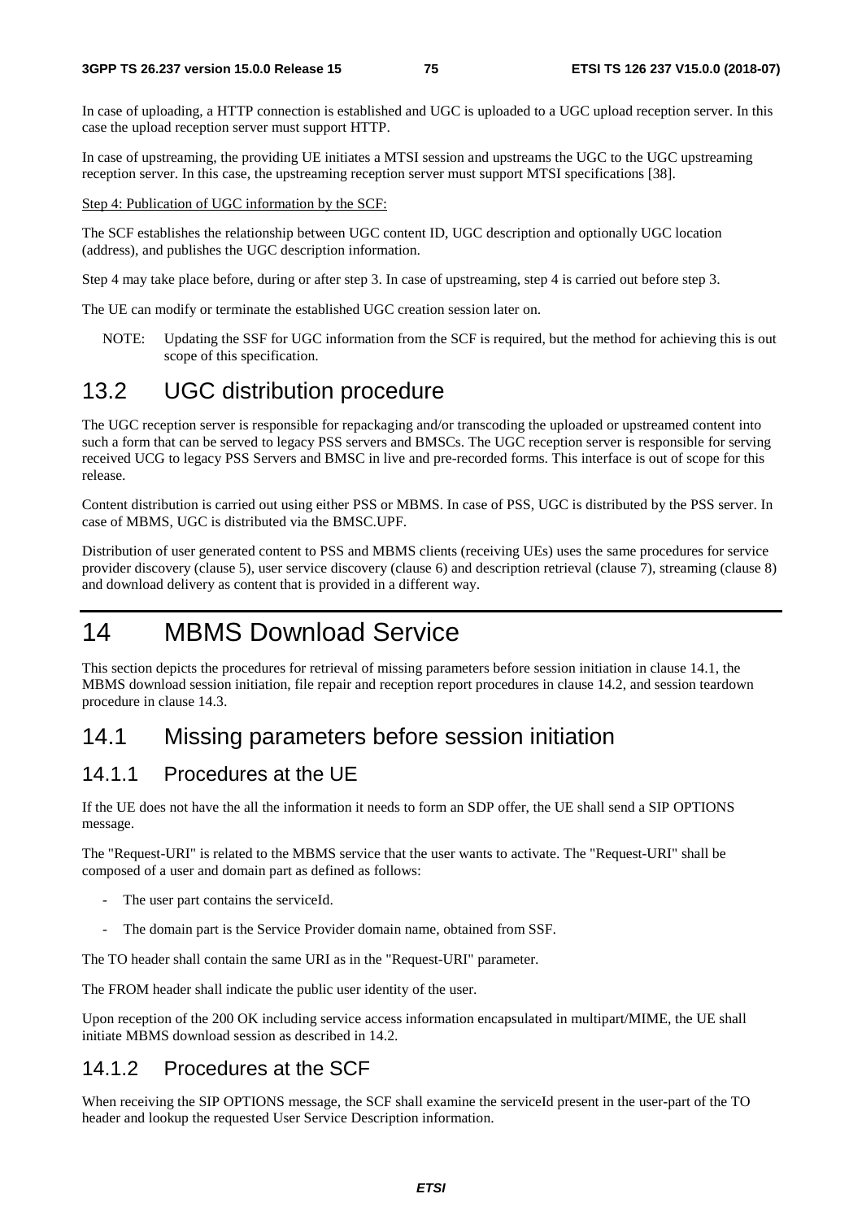In case of uploading, a HTTP connection is established and UGC is uploaded to a UGC upload reception server. In this case the upload reception server must support HTTP.

In case of upstreaming, the providing UE initiates a MTSI session and upstreams the UGC to the UGC upstreaming reception server. In this case, the upstreaming reception server must support MTSI specifications [38].

Step 4: Publication of UGC information by the SCF:

The SCF establishes the relationship between UGC content ID, UGC description and optionally UGC location (address), and publishes the UGC description information.

Step 4 may take place before, during or after step 3. In case of upstreaming, step 4 is carried out before step 3.

The UE can modify or terminate the established UGC creation session later on.

NOTE: Updating the SSF for UGC information from the SCF is required, but the method for achieving this is out scope of this specification.

## 13.2 UGC distribution procedure

The UGC reception server is responsible for repackaging and/or transcoding the uploaded or upstreamed content into such a form that can be served to legacy PSS servers and BMSCs. The UGC reception server is responsible for serving received UCG to legacy PSS Servers and BMSC in live and pre-recorded forms. This interface is out of scope for this release.

Content distribution is carried out using either PSS or MBMS. In case of PSS, UGC is distributed by the PSS server. In case of MBMS, UGC is distributed via the BMSC.UPF.

Distribution of user generated content to PSS and MBMS clients (receiving UEs) uses the same procedures for service provider discovery (clause 5), user service discovery (clause 6) and description retrieval (clause 7), streaming (clause 8) and download delivery as content that is provided in a different way.

# 14 MBMS Download Service

This section depicts the procedures for retrieval of missing parameters before session initiation in clause 14.1, the MBMS download session initiation, file repair and reception report procedures in clause 14.2, and session teardown procedure in clause 14.3.

## 14.1 Missing parameters before session initiation

### 14.1.1 Procedures at the UE

If the UE does not have the all the information it needs to form an SDP offer, the UE shall send a SIP OPTIONS message.

The "Request-URI" is related to the MBMS service that the user wants to activate. The "Request-URI" shall be composed of a user and domain part as defined as follows:

- The user part contains the serviceId.
- The domain part is the Service Provider domain name, obtained from SSF.

The TO header shall contain the same URI as in the "Request-URI" parameter.

The FROM header shall indicate the public user identity of the user.

Upon reception of the 200 OK including service access information encapsulated in multipart/MIME, the UE shall initiate MBMS download session as described in 14.2.

### 14.1.2 Procedures at the SCF

When receiving the SIP OPTIONS message, the SCF shall examine the serviceId present in the user-part of the TO header and lookup the requested User Service Description information.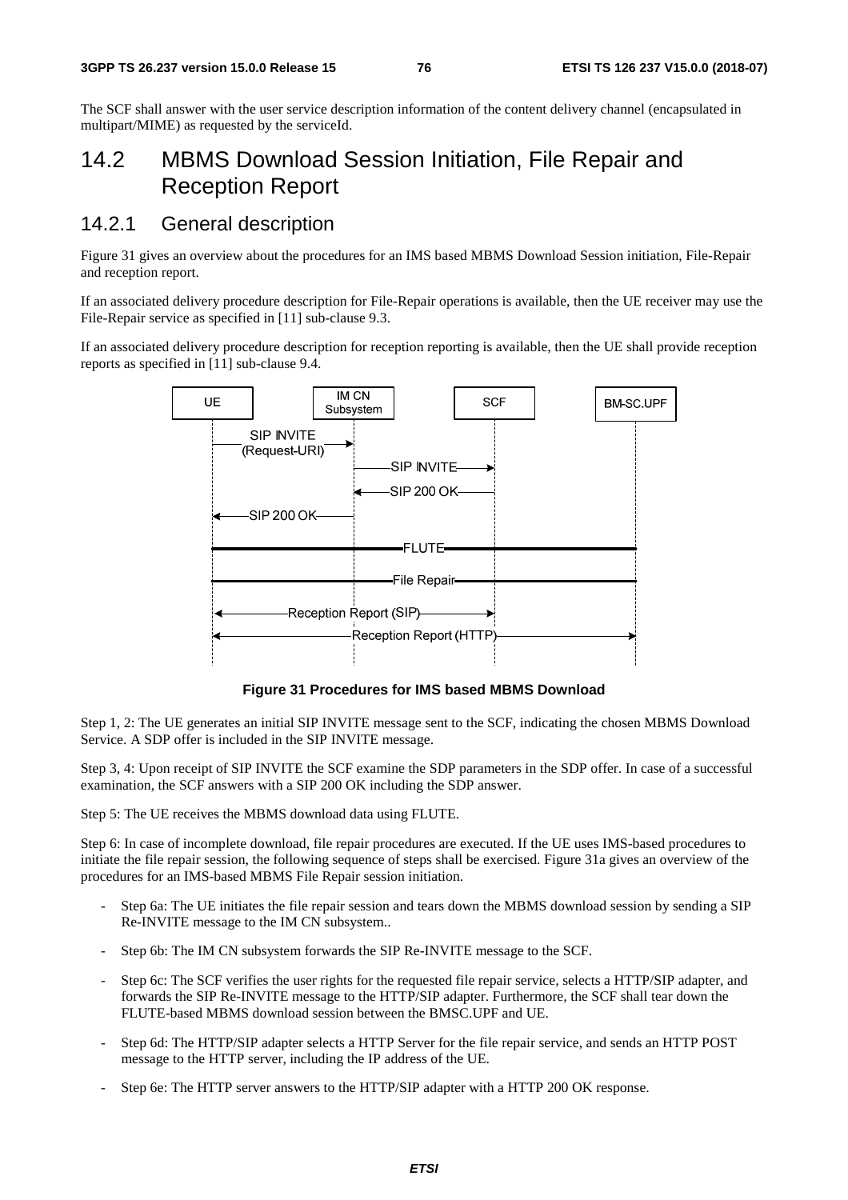The SCF shall answer with the user service description information of the content delivery channel (encapsulated in multipart/MIME) as requested by the serviceId.

## 14.2 MBMS Download Session Initiation, File Repair and Reception Report

### 14.2.1 General description

Figure 31 gives an overview about the procedures for an IMS based MBMS Download Session initiation, File-Repair and reception report.

If an associated delivery procedure description for File-Repair operations is available, then the UE receiver may use the File-Repair service as specified in [11] sub-clause 9.3.

If an associated delivery procedure description for reception reporting is available, then the UE shall provide reception reports as specified in [11] sub-clause 9.4.

**Figure 31 Procedures for IMS based MBMS Download**

Step 1, 2: The UE generates an initial SIP INVITE message sent to the SCF, indicating the chosen MBMS Download Service. A SDP offer is included in the SIP INVITE message.

Step 3, 4: Upon receipt of SIP INVITE the SCF examine the SDP parameters in the SDP offer. In case of a successful examination, the SCF answers with a SIP 200 OK including the SDP answer.

Step 5: The UE receives the MBMS download data using FLUTE.

Step 6: In case of incomplete download, file repair procedures are executed. If the UE uses IMS-based procedures to initiate the file repair session, the following sequence of steps shall be exercised. Figure 31a gives an overview of the procedures for an IMS-based MBMS File Repair session initiation.

- Step 6a: The UE initiates the file repair session and tears down the MBMS download session by sending a SIP Re-INVITE message to the IM CN subsystem..
- Step 6b: The IM CN subsystem forwards the SIP Re-INVITE message to the SCF.
- Step 6c: The SCF verifies the user rights for the requested file repair service, selects a HTTP/SIP adapter, and forwards the SIP Re-INVITE message to the HTTP/SIP adapter. Furthermore, the SCF shall tear down the FLUTE-based MBMS download session between the BMSC.UPF and UE.
- Step 6d: The HTTP/SIP adapter selects a HTTP Server for the file repair service, and sends an HTTP POST message to the HTTP server, including the IP address of the UE.
- Step 6e: The HTTP server answers to the HTTP/SIP adapter with a HTTP 200 OK response.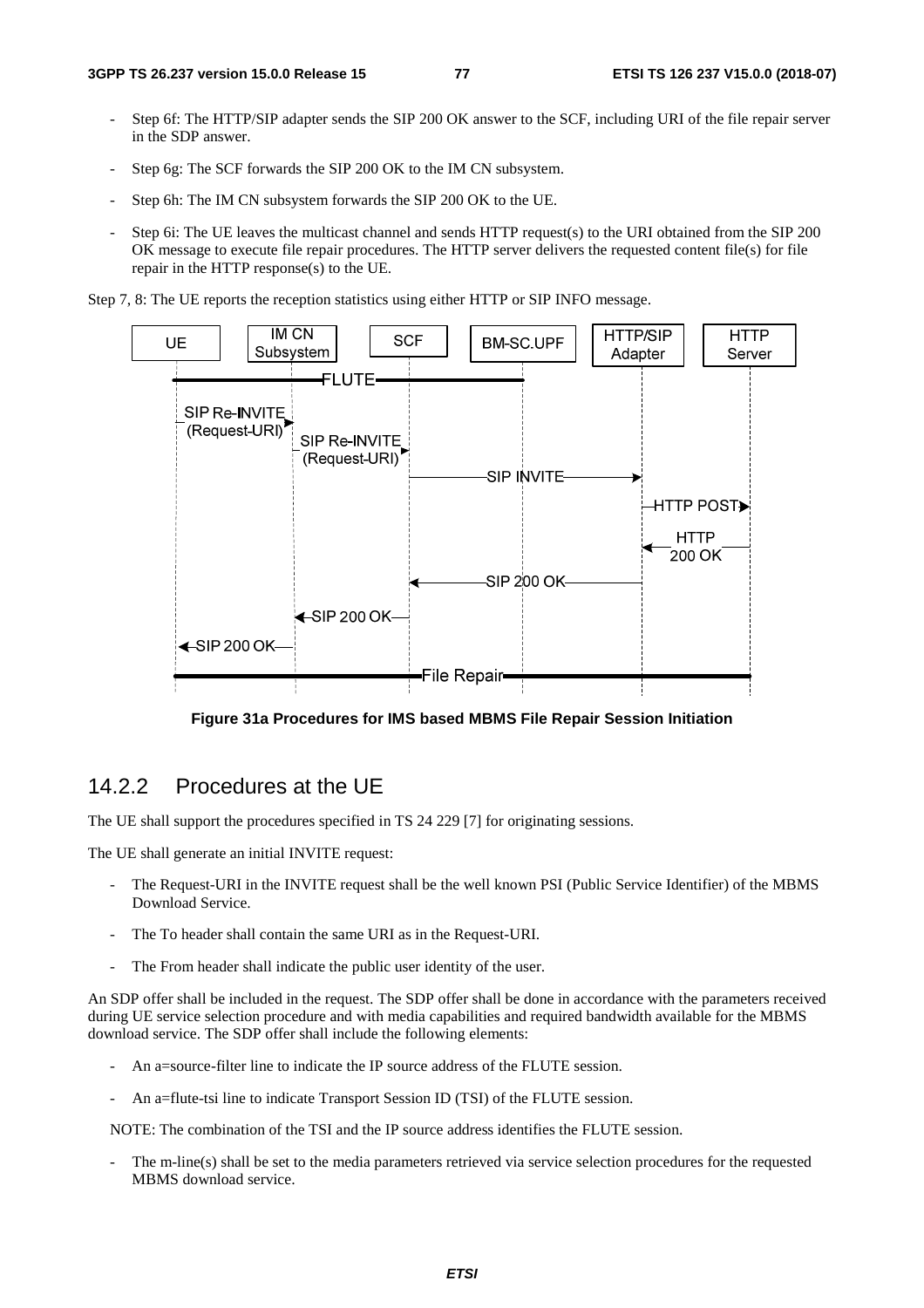- Step 6f: The HTTP/SIP adapter sends the SIP 200 OK answer to the SCF, including URI of the file repair server in the SDP answer.

- Step 6g: The SCF forwards the SIP 200 OK to the IM CN subsystem.

- Step 6h: The IM CN subsystem forwards the SIP 200 OK to the UE.

- Step 6i: The UE leaves the multicast channel and sends HTTP request(s) to the URI obtained from the SIP 200 OK message to execute file repair procedures. The HTTP server delivers the requested content file(s) for file repair in the HTTP response(s) to the UE.

Step 7, 8: The UE reports the reception statistics using either HTTP or SIP INFO message.

**Figure 31a Procedures for IMS based MBMS File Repair Session Initiation**

## 14.2.2 Procedures at the UE

The UE shall support the procedures specified in TS 24 229 [7] for originating sessions.

The UE shall generate an initial INVITE request:

- The Request-URI in the INVITE request shall be the well known PSI (Public Service Identifier) of the MBMS Download Service.

- The To header shall contain the same URI as in the Request-URI.

- The From header shall indicate the public user identity of the user.

An SDP offer shall be included in the request. The SDP offer shall be done in accordance with the parameters received during UE service selection procedure and with media capabilities and required bandwidth available for the MBMS download service. The SDP offer shall include the following elements:

- An a=source-filter line to indicate the IP source address of the FLUTE session.

- An a=flute-tsi line to indicate Transport Session ID (TSI) of the FLUTE session.

NOTE: The combination of the TSI and the IP source address identifies the FLUTE session.

- The m-line(s) shall be set to the media parameters retrieved via service selection procedures for the requested MBMS download service.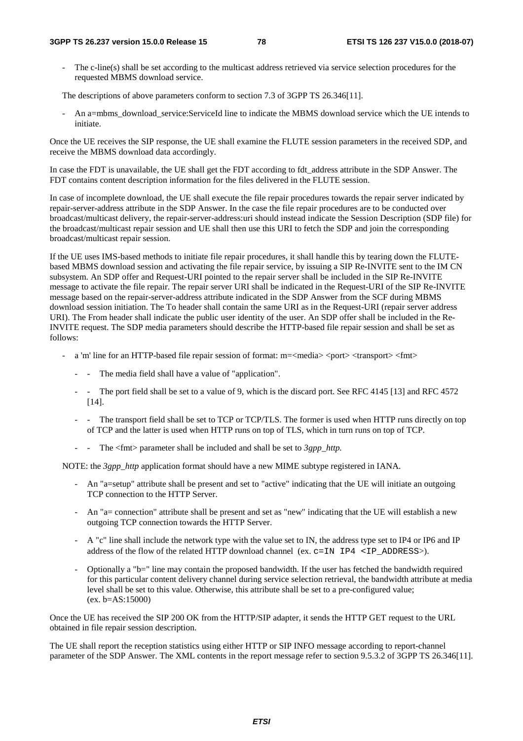- The c-line(s) shall be set according to the multicast address retrieved via service selection procedures for the requested MBMS download service.

The descriptions of above parameters conform to section 7.3 of 3GPP TS 26.346[11].

- An a=mbms_download_service:ServiceId line to indicate the MBMS download service which the UE intends to initiate.

Once the UE receives the SIP response, the UE shall examine the FLUTE session parameters in the received SDP, and receive the MBMS download data accordingly.

In case the FDT is unavailable, the UE shall get the FDT according to fdt_address attribute in the SDP Answer. The FDT contains content description information for the files delivered in the FLUTE session.

In case of incomplete download, the UE shall execute the file repair procedures towards the repair server indicated by repair-server-address attribute in the SDP Answer. In the case the file repair procedures are to be conducted over broadcast/multicast delivery, the repair-server-address:uri should instead indicate the Session Description (SDP file) for the broadcast/multicast repair session and UE shall then use this URI to fetch the SDP and join the corresponding broadcast/multicast repair session.

If the UE uses IMS-based methods to initiate file repair procedures, it shall handle this by tearing down the FLUTE-based MBMS download session and activating the file repair service, by issuing a SIP Re-INVITE sent to the IM CN subsystem. An SDP offer and Request-URI pointed to the repair server shall be included in the SIP Re-INVITE message to activate the file repair. The repair server URI shall be indicated in the Request-URI of the SIP Re-INVITE message based on the repair-server-address attribute indicated in the SDP Answer from the SCF during MBMS download session initiation. The To header shall contain the same URI as in the Request-URI (repair server address URI). The From header shall indicate the public user identity of the user. An SDP offer shall be included in the Re-INVITE request. The SDP media parameters should describe the HTTP-based file repair session and shall be set as follows:

- a 'm' line for an HTTP-based file repair session of format: m=<media> <port> <transport> <fmt>
  - - The media field shall have a value of "application".
  - - The port field shall be set to a value of 9, which is the discard port. See RFC 4145 [13] and RFC 4572 [14].
  - - The transport field shall be set to TCP or TCP/TLS. The former is used when HTTP runs directly on top of TCP and the latter is used when HTTP runs on top of TLS, which in turn runs on top of TCP.
  - - The <fmt> parameter shall be included and shall be set to *3gpp_http.*

NOTE: the *3gpp_http* application format should have a new MIME subtype registered in IANA.

- An "a=setup" attribute shall be present and set to "active" indicating that the UE will initiate an outgoing TCP connection to the HTTP Server.
- An "a= connection" attribute shall be present and set as "new" indicating that the UE will establish a new outgoing TCP connection towards the HTTP Server.
- A "c" line shall include the network type with the value set to IN, the address type set to IP4 or IP6 and IP address of the flow of the related HTTP download channel (ex. `c=IN IP4 <IP_ADDRESS>`).
- Optionally a "b=" line may contain the proposed bandwidth. If the user has fetched the bandwidth required for this particular content delivery channel during service selection retrieval, the bandwidth attribute at media level shall be set to this value. Otherwise, this attribute shall be set to a pre-configured value; (ex. b=AS:15000)

Once the UE has received the SIP 200 OK from the HTTP/SIP adapter, it sends the HTTP GET request to the URL obtained in file repair session description.

The UE shall report the reception statistics using either HTTP or SIP INFO message according to report-channel parameter of the SDP Answer. The XML contents in the report message refer to section 9.5.3.2 of 3GPP TS 26.346[11].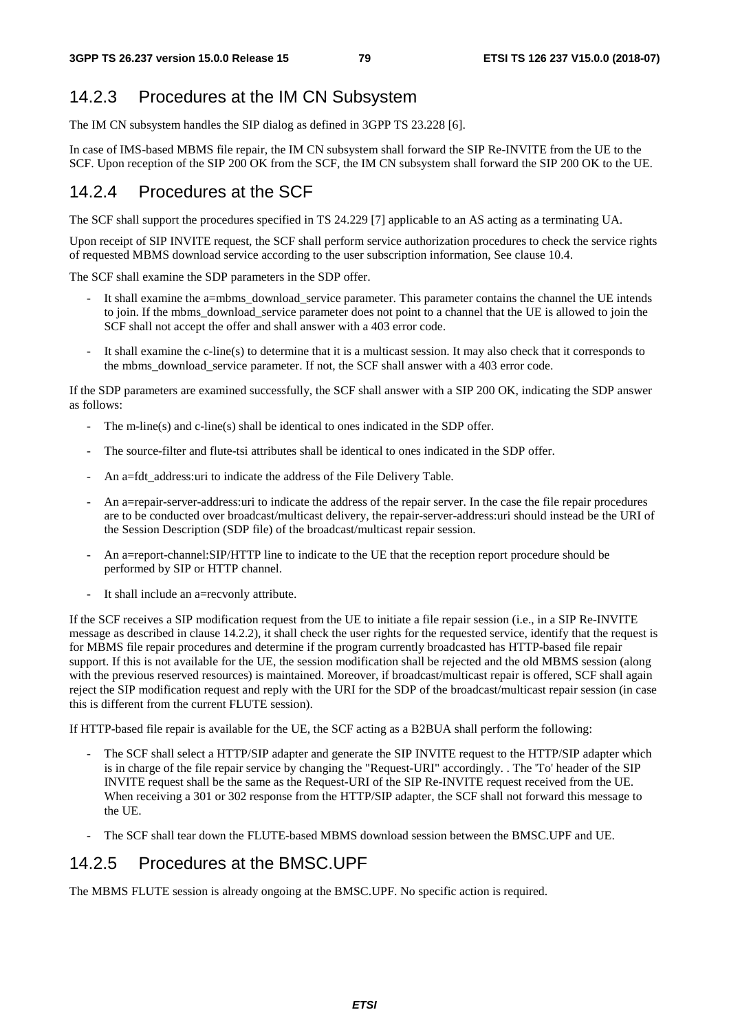## 14.2.3 Procedures at the IM CN Subsystem

The IM CN subsystem handles the SIP dialog as defined in 3GPP TS 23.228 [6].

In case of IMS-based MBMS file repair, the IM CN subsystem shall forward the SIP Re-INVITE from the UE to the SCF. Upon reception of the SIP 200 OK from the SCF, the IM CN subsystem shall forward the SIP 200 OK to the UE.

## 14.2.4 Procedures at the SCF

The SCF shall support the procedures specified in TS 24.229 [7] applicable to an AS acting as a terminating UA.

Upon receipt of SIP INVITE request, the SCF shall perform service authorization procedures to check the service rights of requested MBMS download service according to the user subscription information, See clause 10.4.

The SCF shall examine the SDP parameters in the SDP offer.

- It shall examine the a=mbms_download_service parameter. This parameter contains the channel the UE intends to join. If the mbms_download_service parameter does not point to a channel that the UE is allowed to join the SCF shall not accept the offer and shall answer with a 403 error code.
- It shall examine the c-line(s) to determine that it is a multicast session. It may also check that it corresponds to the mbms_download_service parameter. If not, the SCF shall answer with a 403 error code.

If the SDP parameters are examined successfully, the SCF shall answer with a SIP 200 OK, indicating the SDP answer as follows:

- The m-line(s) and c-line(s) shall be identical to ones indicated in the SDP offer.
- The source-filter and flute-tsi attributes shall be identical to ones indicated in the SDP offer.
- An a=fdt_address:uri to indicate the address of the File Delivery Table.
- An a=repair-server-address:uri to indicate the address of the repair server. In the case the file repair procedures are to be conducted over broadcast/multicast delivery, the repair-server-address:uri should instead be the URI of the Session Description (SDP file) of the broadcast/multicast repair session.
- An a=report-channel:SIP/HTTP line to indicate to the UE that the reception report procedure should be performed by SIP or HTTP channel.
- It shall include an a=recvonly attribute.

If the SCF receives a SIP modification request from the UE to initiate a file repair session (i.e., in a SIP Re-INVITE message as described in clause 14.2.2), it shall check the user rights for the requested service, identify that the request is for MBMS file repair procedures and determine if the program currently broadcasted has HTTP-based file repair support. If this is not available for the UE, the session modification shall be rejected and the old MBMS session (along with the previous reserved resources) is maintained. Moreover, if broadcast/multicast repair is offered, SCF shall again reject the SIP modification request and reply with the URI for the SDP of the broadcast/multicast repair session (in case this is different from the current FLUTE session).

If HTTP-based file repair is available for the UE, the SCF acting as a B2BUA shall perform the following:

- The SCF shall select a HTTP/SIP adapter and generate the SIP INVITE request to the HTTP/SIP adapter which is in charge of the file repair service by changing the "Request-URI" accordingly. . The 'To' header of the SIP INVITE request shall be the same as the Request-URI of the SIP Re-INVITE request received from the UE. When receiving a 301 or 302 response from the HTTP/SIP adapter, the SCF shall not forward this message to the UE.
- The SCF shall tear down the FLUTE-based MBMS download session between the BMSC.UPF and UE.

## 14.2.5 Procedures at the BMSC.UPF

The MBMS FLUTE session is already ongoing at the BMSC.UPF. No specific action is required.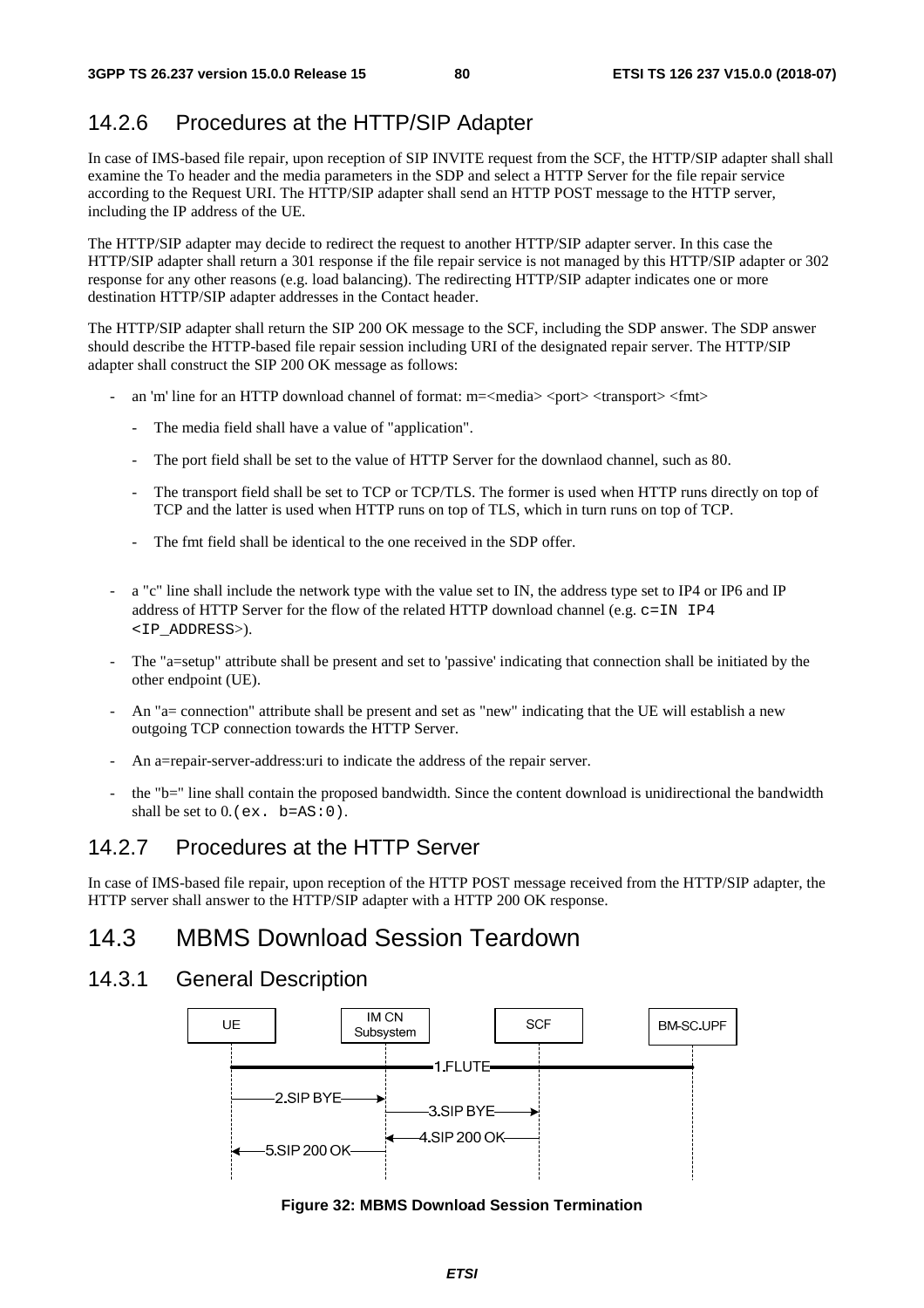## 14.2.6 Procedures at the HTTP/SIP Adapter

In case of IMS-based file repair, upon reception of SIP INVITE request from the SCF, the HTTP/SIP adapter shall shall examine the To header and the media parameters in the SDP and select a HTTP Server for the file repair service according to the Request URI. The HTTP/SIP adapter shall send an HTTP POST message to the HTTP server, including the IP address of the UE.

The HTTP/SIP adapter may decide to redirect the request to another HTTP/SIP adapter server. In this case the HTTP/SIP adapter shall return a 301 response if the file repair service is not managed by this HTTP/SIP adapter or 302 response for any other reasons (e.g. load balancing). The redirecting HTTP/SIP adapter indicates one or more destination HTTP/SIP adapter addresses in the Contact header.

The HTTP/SIP adapter shall return the SIP 200 OK message to the SCF, including the SDP answer. The SDP answer should describe the HTTP-based file repair session including URI of the designated repair server. The HTTP/SIP adapter shall construct the SIP 200 OK message as follows:

- an 'm' line for an HTTP download channel of format: m=<media> <port> <transport> <fmt>
  - The media field shall have a value of "application".
  - The port field shall be set to the value of HTTP Server for the downlaod channel, such as 80.
  - The transport field shall be set to TCP or TCP/TLS. The former is used when HTTP runs directly on top of TCP and the latter is used when HTTP runs on top of TLS, which in turn runs on top of TCP.
  - The fmt field shall be identical to the one received in the SDP offer.
- a "c" line shall include the network type with the value set to IN, the address type set to IP4 or IP6 and IP address of HTTP Server for the flow of the related HTTP download channel (e.g. `c=IN IP4 <IP_ADDRESS>`).
- The "a=setup" attribute shall be present and set to 'passive' indicating that connection shall be initiated by the other endpoint (UE).
- An "a= connection" attribute shall be present and set as "new" indicating that the UE will establish a new outgoing TCP connection towards the HTTP Server.
- An a=repair-server-address:uri to indicate the address of the repair server.
- the "b=" line shall contain the proposed bandwidth. Since the content download is unidirectional the bandwidth shall be set to 0.`(ex. b=AS:0)`.

## 14.2.7 Procedures at the HTTP Server

In case of IMS-based file repair, upon reception of the HTTP POST message received from the HTTP/SIP adapter, the HTTP server shall answer to the HTTP/SIP adapter with a HTTP 200 OK response.

# 14.3 MBMS Download Session Teardown

## 14.3.1 General Description

**Figure 32: MBMS Download Session Termination**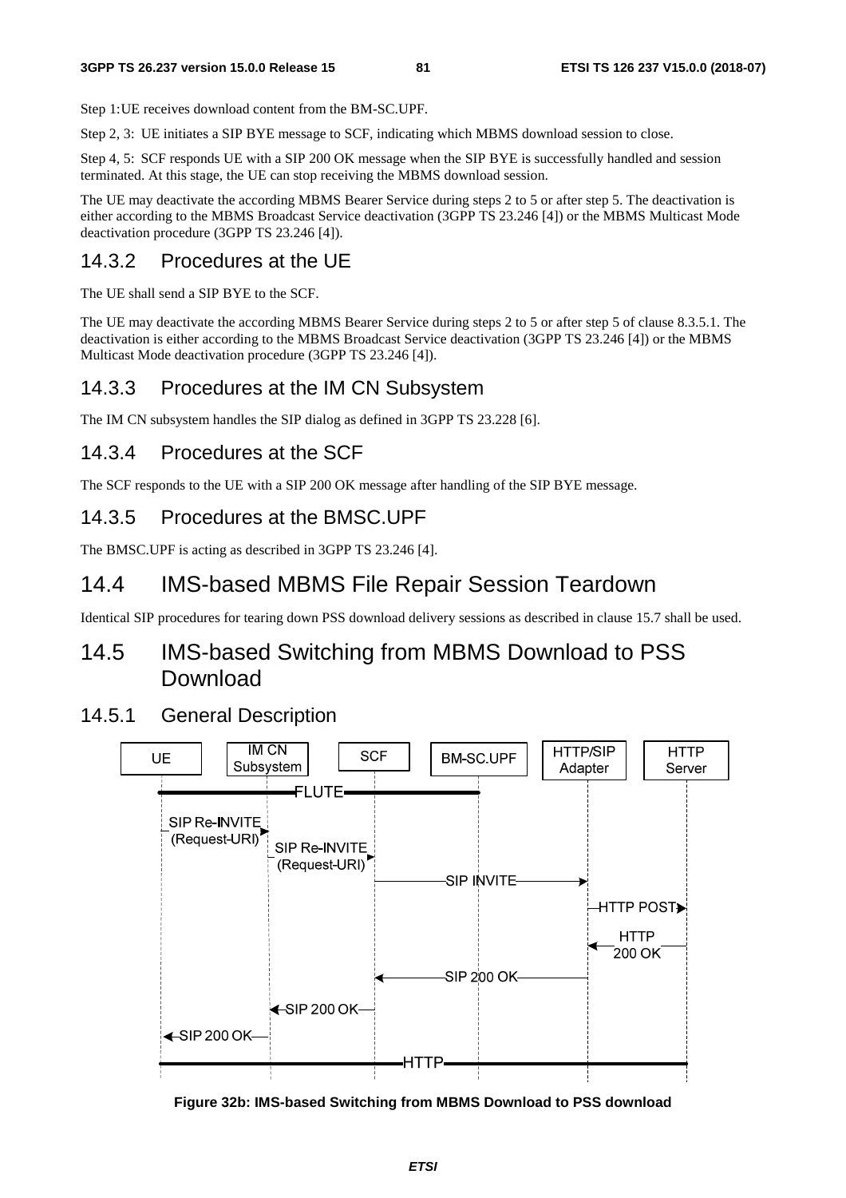Step 1:UE receives download content from the BM-SC.UPF.

Step 2, 3: UE initiates a SIP BYE message to SCF, indicating which MBMS download session to close.

Step 4, 5: SCF responds UE with a SIP 200 OK message when the SIP BYE is successfully handled and session terminated. At this stage, the UE can stop receiving the MBMS download session.

The UE may deactivate the according MBMS Bearer Service during steps 2 to 5 or after step 5. The deactivation is either according to the MBMS Broadcast Service deactivation (3GPP TS 23.246 [4]) or the MBMS Multicast Mode deactivation procedure (3GPP TS 23.246 [4]).

### 14.3.2 Procedures at the UE

The UE shall send a SIP BYE to the SCF.

The UE may deactivate the according MBMS Bearer Service during steps 2 to 5 or after step 5 of clause 8.3.5.1. The deactivation is either according to the MBMS Broadcast Service deactivation (3GPP TS 23.246 [4]) or the MBMS Multicast Mode deactivation procedure (3GPP TS 23.246 [4]).

### 14.3.3 Procedures at the IM CN Subsystem

The IM CN subsystem handles the SIP dialog as defined in 3GPP TS 23.228 [6].

### 14.3.4 Procedures at the SCF

The SCF responds to the UE with a SIP 200 OK message after handling of the SIP BYE message.

### 14.3.5 Procedures at the BMSC.UPF

The BMSC.UPF is acting as described in 3GPP TS 23.246 [4].

## 14.4 IMS-based MBMS File Repair Session Teardown

Identical SIP procedures for tearing down PSS download delivery sessions as described in clause 15.7 shall be used.

## 14.5 IMS-based Switching from MBMS Download to PSS Download

### 14.5.1 General Description

**Figure 32b: IMS-based Switching from MBMS Download to PSS download**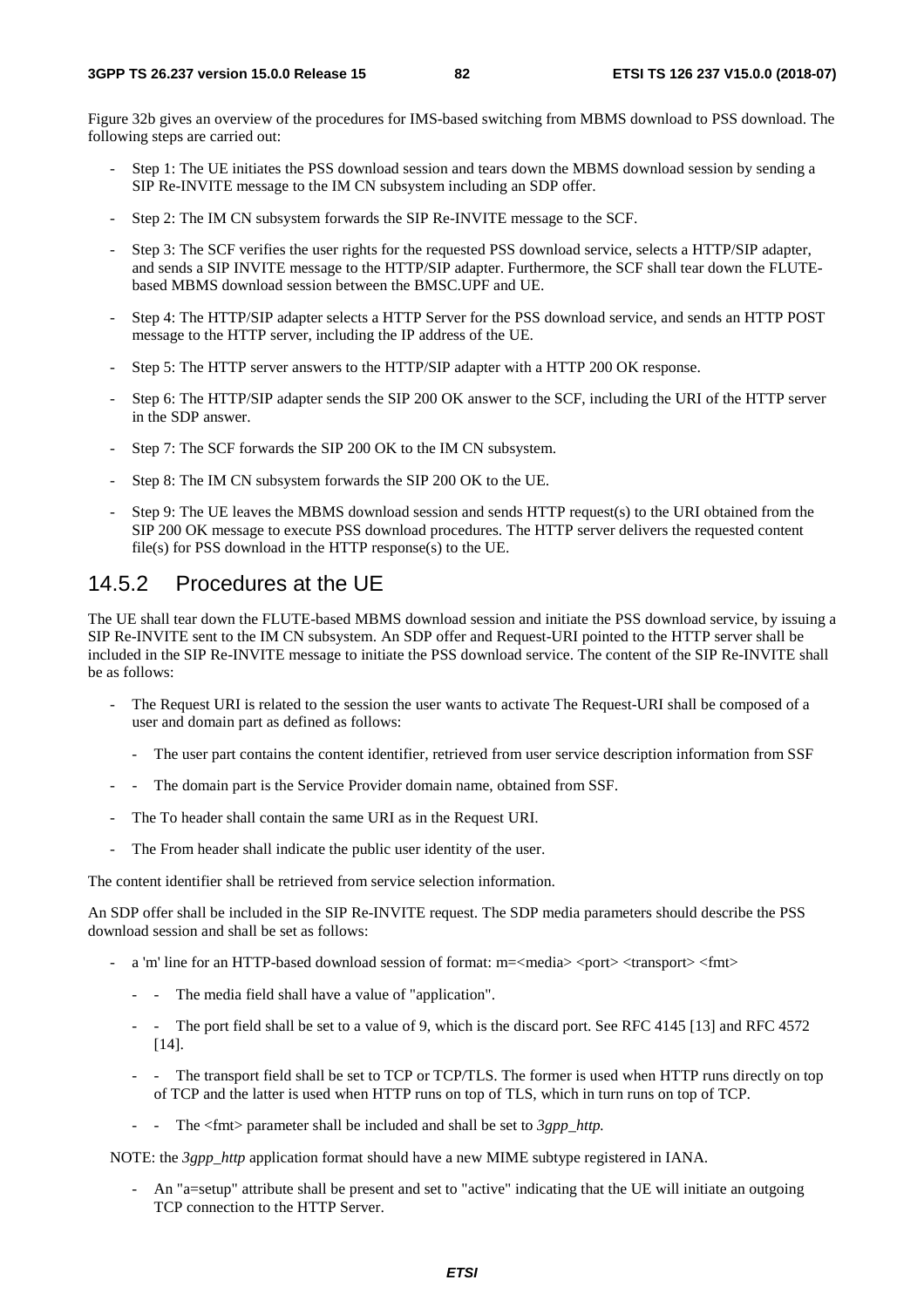Figure 32b gives an overview of the procedures for IMS-based switching from MBMS download to PSS download. The following steps are carried out:

- Step 1: The UE initiates the PSS download session and tears down the MBMS download session by sending a SIP Re-INVITE message to the IM CN subsystem including an SDP offer.
- Step 2: The IM CN subsystem forwards the SIP Re-INVITE message to the SCF.
- Step 3: The SCF verifies the user rights for the requested PSS download service, selects a HTTP/SIP adapter, and sends a SIP INVITE message to the HTTP/SIP adapter. Furthermore, the SCF shall tear down the FLUTE-based MBMS download session between the BMSC.UPF and UE.
- Step 4: The HTTP/SIP adapter selects a HTTP Server for the PSS download service, and sends an HTTP POST message to the HTTP server, including the IP address of the UE.
- Step 5: The HTTP server answers to the HTTP/SIP adapter with a HTTP 200 OK response.
- Step 6: The HTTP/SIP adapter sends the SIP 200 OK answer to the SCF, including the URI of the HTTP server in the SDP answer.
- Step 7: The SCF forwards the SIP 200 OK to the IM CN subsystem.
- Step 8: The IM CN subsystem forwards the SIP 200 OK to the UE.
- Step 9: The UE leaves the MBMS download session and sends HTTP request(s) to the URI obtained from the SIP 200 OK message to execute PSS download procedures. The HTTP server delivers the requested content file(s) for PSS download in the HTTP response(s) to the UE.

## 14.5.2 Procedures at the UE

The UE shall tear down the FLUTE-based MBMS download session and initiate the PSS download service, by issuing a SIP Re-INVITE sent to the IM CN subsystem. An SDP offer and Request-URI pointed to the HTTP server shall be included in the SIP Re-INVITE message to initiate the PSS download service. The content of the SIP Re-INVITE shall be as follows:

- The Request URI is related to the session the user wants to activate The Request-URI shall be composed of a user and domain part as defined as follows:
  - The user part contains the content identifier, retrieved from user service description information from SSF
- - The domain part is the Service Provider domain name, obtained from SSF.
- The To header shall contain the same URI as in the Request URI.
- The From header shall indicate the public user identity of the user.

The content identifier shall be retrieved from service selection information.

An SDP offer shall be included in the SIP Re-INVITE request. The SDP media parameters should describe the PSS download session and shall be set as follows:

- a 'm' line for an HTTP-based download session of format: m=<media> <port> <transport> <fmt>
  - - The media field shall have a value of "application".
  - - The port field shall be set to a value of 9, which is the discard port. See RFC 4145 [13] and RFC 4572 [14].
  - - The transport field shall be set to TCP or TCP/TLS. The former is used when HTTP runs directly on top of TCP and the latter is used when HTTP runs on top of TLS, which in turn runs on top of TCP.
  - - The <fmt> parameter shall be included and shall be set to *3gpp_http*.

NOTE: the *3gpp_http* application format should have a new MIME subtype registered in IANA.

- An "a=setup" attribute shall be present and set to "active" indicating that the UE will initiate an outgoing TCP connection to the HTTP Server.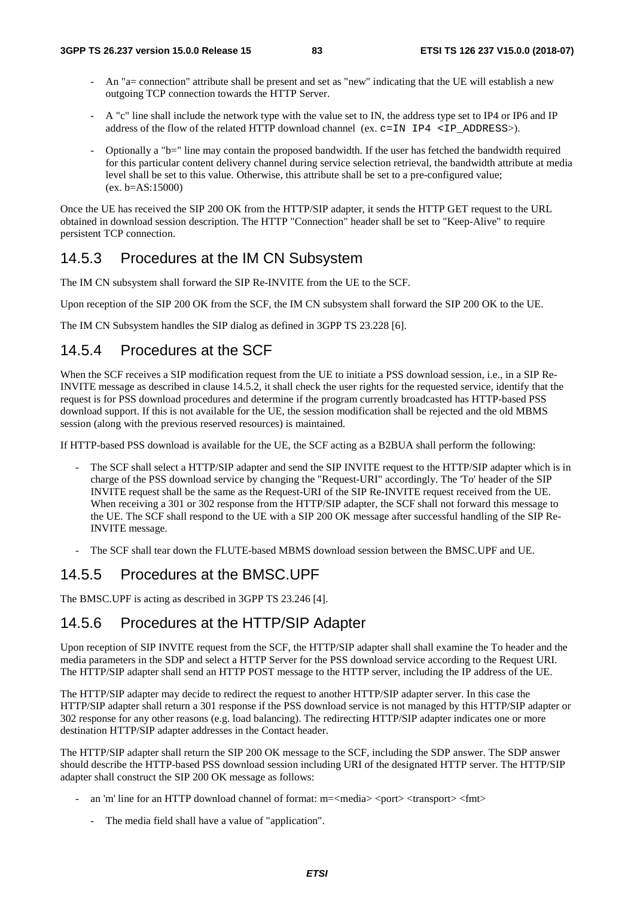- An "a= connection" attribute shall be present and set as "new" indicating that the UE will establish a new outgoing TCP connection towards the HTTP Server.
- A "c" line shall include the network type with the value set to IN, the address type set to IP4 or IP6 and IP address of the flow of the related HTTP download channel (ex. `c=IN IP4 <IP_ADDRESS>`).
- Optionally a "b=" line may contain the proposed bandwidth. If the user has fetched the bandwidth required for this particular content delivery channel during service selection retrieval, the bandwidth attribute at media level shall be set to this value. Otherwise, this attribute shall be set to a pre-configured value; (ex. b=AS:15000)

Once the UE has received the SIP 200 OK from the HTTP/SIP adapter, it sends the HTTP GET request to the URL obtained in download session description. The HTTP "Connection" header shall be set to "Keep-Alive" to require persistent TCP connection.

## 14.5.3 Procedures at the IM CN Subsystem

The IM CN subsystem shall forward the SIP Re-INVITE from the UE to the SCF.

Upon reception of the SIP 200 OK from the SCF, the IM CN subsystem shall forward the SIP 200 OK to the UE.

The IM CN Subsystem handles the SIP dialog as defined in 3GPP TS 23.228 [6].

## 14.5.4 Procedures at the SCF

When the SCF receives a SIP modification request from the UE to initiate a PSS download session, i.e., in a SIP Re-INVITE message as described in clause 14.5.2, it shall check the user rights for the requested service, identify that the request is for PSS download procedures and determine if the program currently broadcasted has HTTP-based PSS download support. If this is not available for the UE, the session modification shall be rejected and the old MBMS session (along with the previous reserved resources) is maintained.

If HTTP-based PSS download is available for the UE, the SCF acting as a B2BUA shall perform the following:

- The SCF shall select a HTTP/SIP adapter and send the SIP INVITE request to the HTTP/SIP adapter which is in charge of the PSS download service by changing the "Request-URI" accordingly. The 'To' header of the SIP INVITE request shall be the same as the Request-URI of the SIP Re-INVITE request received from the UE. When receiving a 301 or 302 response from the HTTP/SIP adapter, the SCF shall not forward this message to the UE. The SCF shall respond to the UE with a SIP 200 OK message after successful handling of the SIP Re-INVITE message.
- The SCF shall tear down the FLUTE-based MBMS download session between the BMSC.UPF and UE.

## 14.5.5 Procedures at the BMSC.UPF

The BMSC.UPF is acting as described in 3GPP TS 23.246 [4].

## 14.5.6 Procedures at the HTTP/SIP Adapter

Upon reception of SIP INVITE request from the SCF, the HTTP/SIP adapter shall shall examine the To header and the media parameters in the SDP and select a HTTP Server for the PSS download service according to the Request URI. The HTTP/SIP adapter shall send an HTTP POST message to the HTTP server, including the IP address of the UE.

The HTTP/SIP adapter may decide to redirect the request to another HTTP/SIP adapter server. In this case the HTTP/SIP adapter shall return a 301 response if the PSS download service is not managed by this HTTP/SIP adapter or 302 response for any other reasons (e.g. load balancing). The redirecting HTTP/SIP adapter indicates one or more destination HTTP/SIP adapter addresses in the Contact header.

The HTTP/SIP adapter shall return the SIP 200 OK message to the SCF, including the SDP answer. The SDP answer should describe the HTTP-based PSS download session including URI of the designated HTTP server. The HTTP/SIP adapter shall construct the SIP 200 OK message as follows:

- an 'm' line for an HTTP download channel of format: m=<media> <port> <transport> <fmt>
  - The media field shall have a value of "application".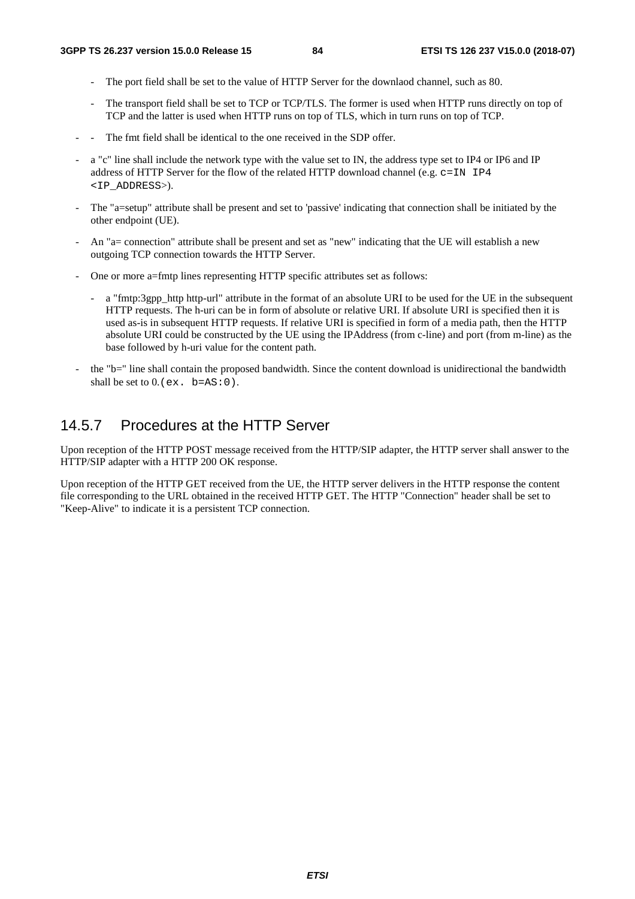- The port field shall be set to the value of HTTP Server for the downlaod channel, such as 80.
  - The transport field shall be set to TCP or TCP/TLS. The former is used when HTTP runs directly on top of TCP and the latter is used when HTTP runs on top of TLS, which in turn runs on top of TCP.
- - The fmt field shall be identical to the one received in the SDP offer.
- a "c" line shall include the network type with the value set to IN, the address type set to IP4 or IP6 and IP address of HTTP Server for the flow of the related HTTP download channel (e.g. `c=IN IP4 <IP_ADDRESS>`).
- The "a=setup" attribute shall be present and set to 'passive' indicating that connection shall be initiated by the other endpoint (UE).
- An "a= connection" attribute shall be present and set as "new" indicating that the UE will establish a new outgoing TCP connection towards the HTTP Server.
- One or more a=fmtp lines representing HTTP specific attributes set as follows:
  - a "fmtp:3gpp_http http-url" attribute in the format of an absolute URI to be used for the UE in the subsequent HTTP requests. The h-uri can be in form of absolute or relative URI. If absolute URI is specified then it is used as-is in subsequent HTTP requests. If relative URI is specified in form of a media path, then the HTTP absolute URI could be constructed by the UE using the IPAddress (from c-line) and port (from m-line) as the base followed by h-uri value for the content path.
- the "b=" line shall contain the proposed bandwidth. Since the content download is unidirectional the bandwidth shall be set to 0.`(ex. b=AS:0)`.

## 14.5.7 Procedures at the HTTP Server

Upon reception of the HTTP POST message received from the HTTP/SIP adapter, the HTTP server shall answer to the HTTP/SIP adapter with a HTTP 200 OK response.

Upon reception of the HTTP GET received from the UE, the HTTP server delivers in the HTTP response the content file corresponding to the URL obtained in the received HTTP GET. The HTTP "Connection" header shall be set to "Keep-Alive" to indicate it is a persistent TCP connection.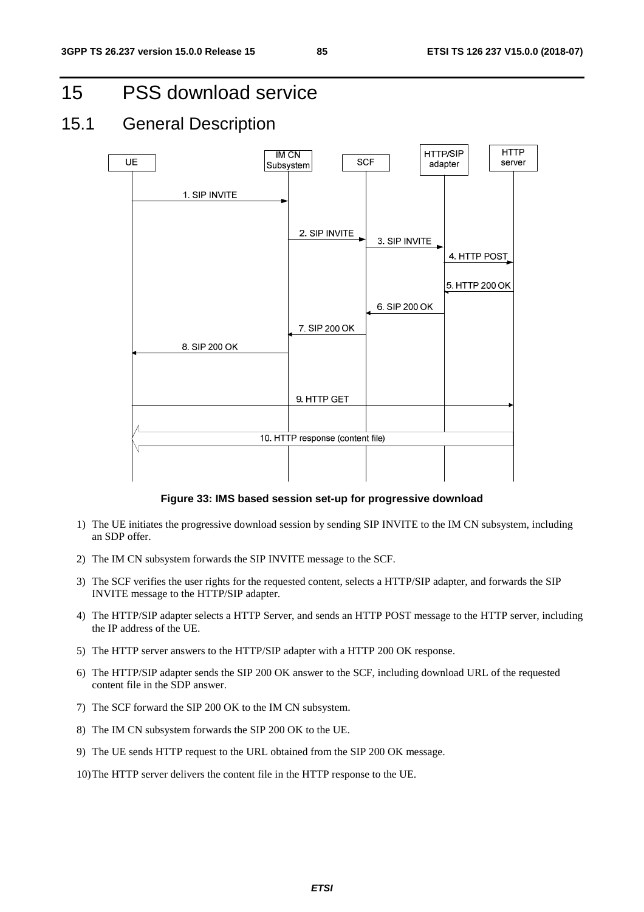# 15 PSS download service

## 15.1 General Description

**Figure 33: IMS based session set-up for progressive download**

1) The UE initiates the progressive download session by sending SIP INVITE to the IM CN subsystem, including an SDP offer.

2) The IM CN subsystem forwards the SIP INVITE message to the SCF.

3) The SCF verifies the user rights for the requested content, selects a HTTP/SIP adapter, and forwards the SIP INVITE message to the HTTP/SIP adapter.

4) The HTTP/SIP adapter selects a HTTP Server, and sends an HTTP POST message to the HTTP server, including the IP address of the UE.

5) The HTTP server answers to the HTTP/SIP adapter with a HTTP 200 OK response.

6) The HTTP/SIP adapter sends the SIP 200 OK answer to the SCF, including download URL of the requested content file in the SDP answer.

7) The SCF forward the SIP 200 OK to the IM CN subsystem.

8) The IM CN subsystem forwards the SIP 200 OK to the UE.

9) The UE sends HTTP request to the URL obtained from the SIP 200 OK message.

10) The HTTP server delivers the content file in the HTTP response to the UE.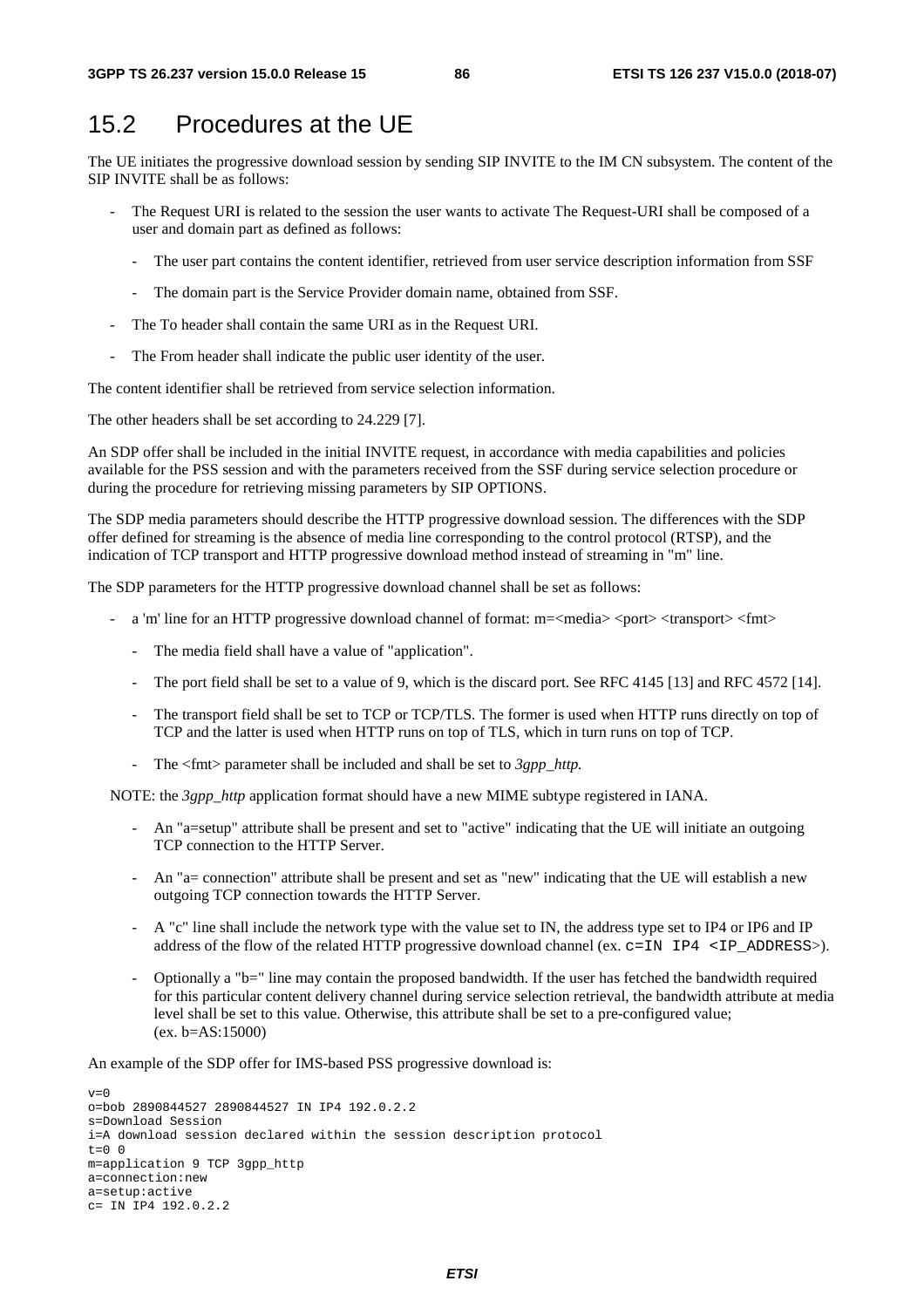## 15.2 Procedures at the UE

The UE initiates the progressive download session by sending SIP INVITE to the IM CN subsystem. The content of the SIP INVITE shall be as follows:

- The Request URI is related to the session the user wants to activate The Request-URI shall be composed of a user and domain part as defined as follows:
  - The user part contains the content identifier, retrieved from user service description information from SSF
  - The domain part is the Service Provider domain name, obtained from SSF.
- The To header shall contain the same URI as in the Request URI.
- The From header shall indicate the public user identity of the user.

The content identifier shall be retrieved from service selection information.

The other headers shall be set according to 24.229 [7].

An SDP offer shall be included in the initial INVITE request, in accordance with media capabilities and policies available for the PSS session and with the parameters received from the SSF during service selection procedure or during the procedure for retrieving missing parameters by SIP OPTIONS.

The SDP media parameters should describe the HTTP progressive download session. The differences with the SDP offer defined for streaming is the absence of media line corresponding to the control protocol (RTSP), and the indication of TCP transport and HTTP progressive download method instead of streaming in "m" line.

The SDP parameters for the HTTP progressive download channel shall be set as follows:

- a 'm' line for an HTTP progressive download channel of format: m=<media> <port> <transport> <fmt>
  - The media field shall have a value of "application".
  - The port field shall be set to a value of 9, which is the discard port. See RFC 4145 [13] and RFC 4572 [14].
  - The transport field shall be set to TCP or TCP/TLS. The former is used when HTTP runs directly on top of TCP and the latter is used when HTTP runs on top of TLS, which in turn runs on top of TCP.
  - The <fmt> parameter shall be included and shall be set to *3gpp_http.*

NOTE: the *3gpp_http* application format should have a new MIME subtype registered in IANA.

- An "a=setup" attribute shall be present and set to "active" indicating that the UE will initiate an outgoing TCP connection to the HTTP Server.
- An "a= connection" attribute shall be present and set as "new" indicating that the UE will establish a new outgoing TCP connection towards the HTTP Server.
- A "c" line shall include the network type with the value set to IN, the address type set to IP4 or IP6 and IP address of the flow of the related HTTP progressive download channel (ex. `c=IN IP4 <IP_ADDRESS>`).
- Optionally a "b=" line may contain the proposed bandwidth. If the user has fetched the bandwidth required for this particular content delivery channel during service selection retrieval, the bandwidth attribute at media level shall be set to this value. Otherwise, this attribute shall be set to a pre-configured value; (ex. b=AS:15000)

An example of the SDP offer for IMS-based PSS progressive download is:

```
v=0
o=bob 2890844527 2890844527 IN IP4 192.0.2.2
s=Download Session
i=A download session declared within the session description protocol
t=0 0
m=application 9 TCP 3gpp_http
a=connection:new
a=setup:active
c= IN IP4 192.0.2.2
```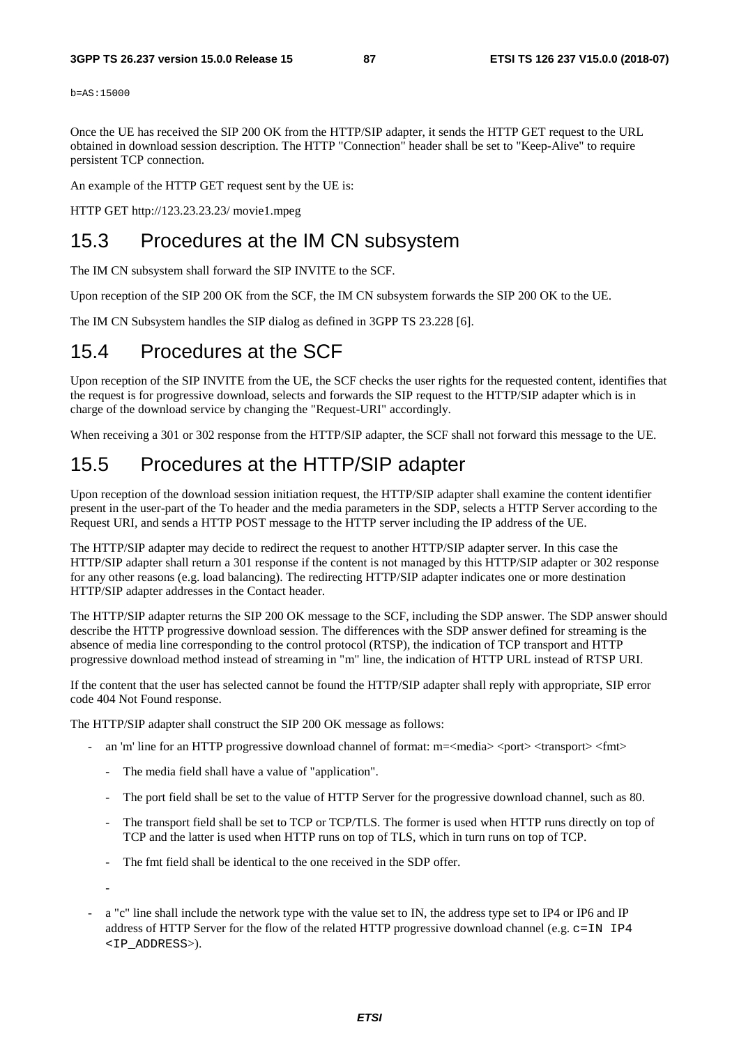```
b=AS:15000
```

Once the UE has received the SIP 200 OK from the HTTP/SIP adapter, it sends the HTTP GET request to the URL obtained in download session description. The HTTP "Connection" header shall be set to "Keep-Alive" to require persistent TCP connection.

An example of the HTTP GET request sent by the UE is:

HTTP GET http://123.23.23.23/ movie1.mpeg

# 15.3 Procedures at the IM CN subsystem

The IM CN subsystem shall forward the SIP INVITE to the SCF.

Upon reception of the SIP 200 OK from the SCF, the IM CN subsystem forwards the SIP 200 OK to the UE.

The IM CN Subsystem handles the SIP dialog as defined in 3GPP TS 23.228 [6].

# 15.4 Procedures at the SCF

Upon reception of the SIP INVITE from the UE, the SCF checks the user rights for the requested content, identifies that the request is for progressive download, selects and forwards the SIP request to the HTTP/SIP adapter which is in charge of the download service by changing the "Request-URI" accordingly.

When receiving a 301 or 302 response from the HTTP/SIP adapter, the SCF shall not forward this message to the UE.

# 15.5 Procedures at the HTTP/SIP adapter

Upon reception of the download session initiation request, the HTTP/SIP adapter shall examine the content identifier present in the user-part of the To header and the media parameters in the SDP, selects a HTTP Server according to the Request URI, and sends a HTTP POST message to the HTTP server including the IP address of the UE.

The HTTP/SIP adapter may decide to redirect the request to another HTTP/SIP adapter server. In this case the HTTP/SIP adapter shall return a 301 response if the content is not managed by this HTTP/SIP adapter or 302 response for any other reasons (e.g. load balancing). The redirecting HTTP/SIP adapter indicates one or more destination HTTP/SIP adapter addresses in the Contact header.

The HTTP/SIP adapter returns the SIP 200 OK message to the SCF, including the SDP answer. The SDP answer should describe the HTTP progressive download session. The differences with the SDP answer defined for streaming is the absence of media line corresponding to the control protocol (RTSP), the indication of TCP transport and HTTP progressive download method instead of streaming in "m" line, the indication of HTTP URL instead of RTSP URI.

If the content that the user has selected cannot be found the HTTP/SIP adapter shall reply with appropriate, SIP error code 404 Not Found response.

The HTTP/SIP adapter shall construct the SIP 200 OK message as follows:

- an 'm' line for an HTTP progressive download channel of format: m=<media> <port> <transport> <fmt>
    - The media field shall have a value of "application".
    - The port field shall be set to the value of HTTP Server for the progressive download channel, such as 80.
    - The transport field shall be set to TCP or TCP/TLS. The former is used when HTTP runs directly on top of TCP and the latter is used when HTTP runs on top of TLS, which in turn runs on top of TCP.
    - The fmt field shall be identical to the one received in the SDP offer.
    - 
- a "c" line shall include the network type with the value set to IN, the address type set to IP4 or IP6 and IP address of HTTP Server for the flow of the related HTTP progressive download channel (e.g. `c=IN IP4 <IP_ADDRESS>`).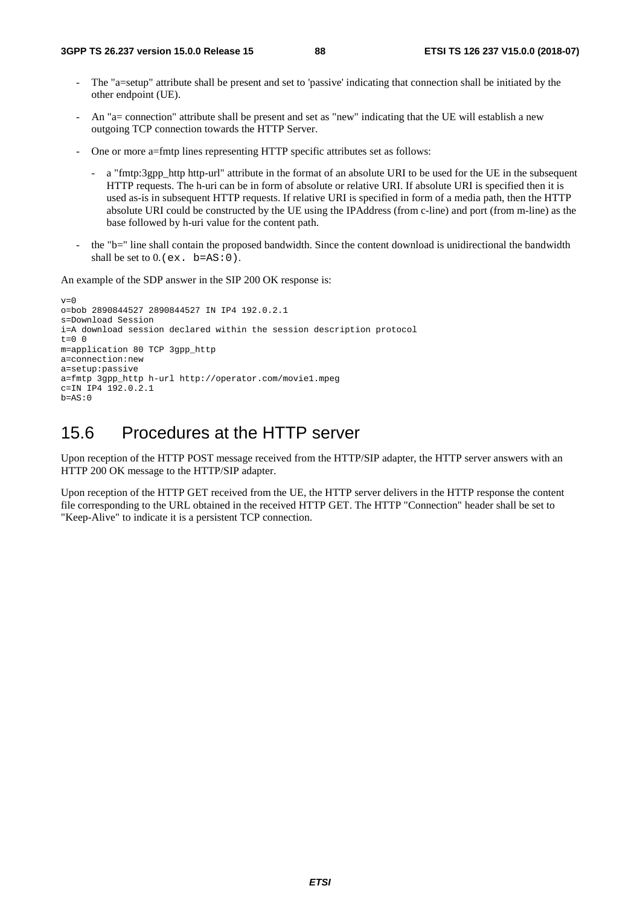- The "a=setup" attribute shall be present and set to 'passive' indicating that connection shall be initiated by the other endpoint (UE).

- An "a= connection" attribute shall be present and set as "new" indicating that the UE will establish a new outgoing TCP connection towards the HTTP Server.

- One or more a=fmtp lines representing HTTP specific attributes set as follows:

  - a "fmtp:3gpp_http http-url" attribute in the format of an absolute URI to be used for the UE in the subsequent HTTP requests. The h-uri can be in form of absolute or relative URI. If absolute URI is specified then it is used as-is in subsequent HTTP requests. If relative URI is specified in form of a media path, then the HTTP absolute URI could be constructed by the UE using the IPAddress (from c-line) and port (from m-line) as the base followed by h-uri value for the content path.

- the "b=" line shall contain the proposed bandwidth. Since the content download is unidirectional the bandwidth shall be set to 0.`(ex. b=AS:0)`.

An example of the SDP answer in the SIP 200 OK response is:

```
v=0
o=bob 2890844527 2890844527 IN IP4 192.0.2.1
s=Download Session
i=A download session declared within the session description protocol
t=0 0
m=application 80 TCP 3gpp_http
a=connection:new
a=setup:passive
a=fmtp 3gpp_http h-url http://operator.com/movie1.mpeg
c=IN IP4 192.0.2.1
b=AS:0
```

# 15.6 Procedures at the HTTP server

Upon reception of the HTTP POST message received from the HTTP/SIP adapter, the HTTP server answers with an HTTP 200 OK message to the HTTP/SIP adapter.

Upon reception of the HTTP GET received from the UE, the HTTP server delivers in the HTTP response the content file corresponding to the URL obtained in the received HTTP GET. The HTTP "Connection" header shall be set to "Keep-Alive" to indicate it is a persistent TCP connection.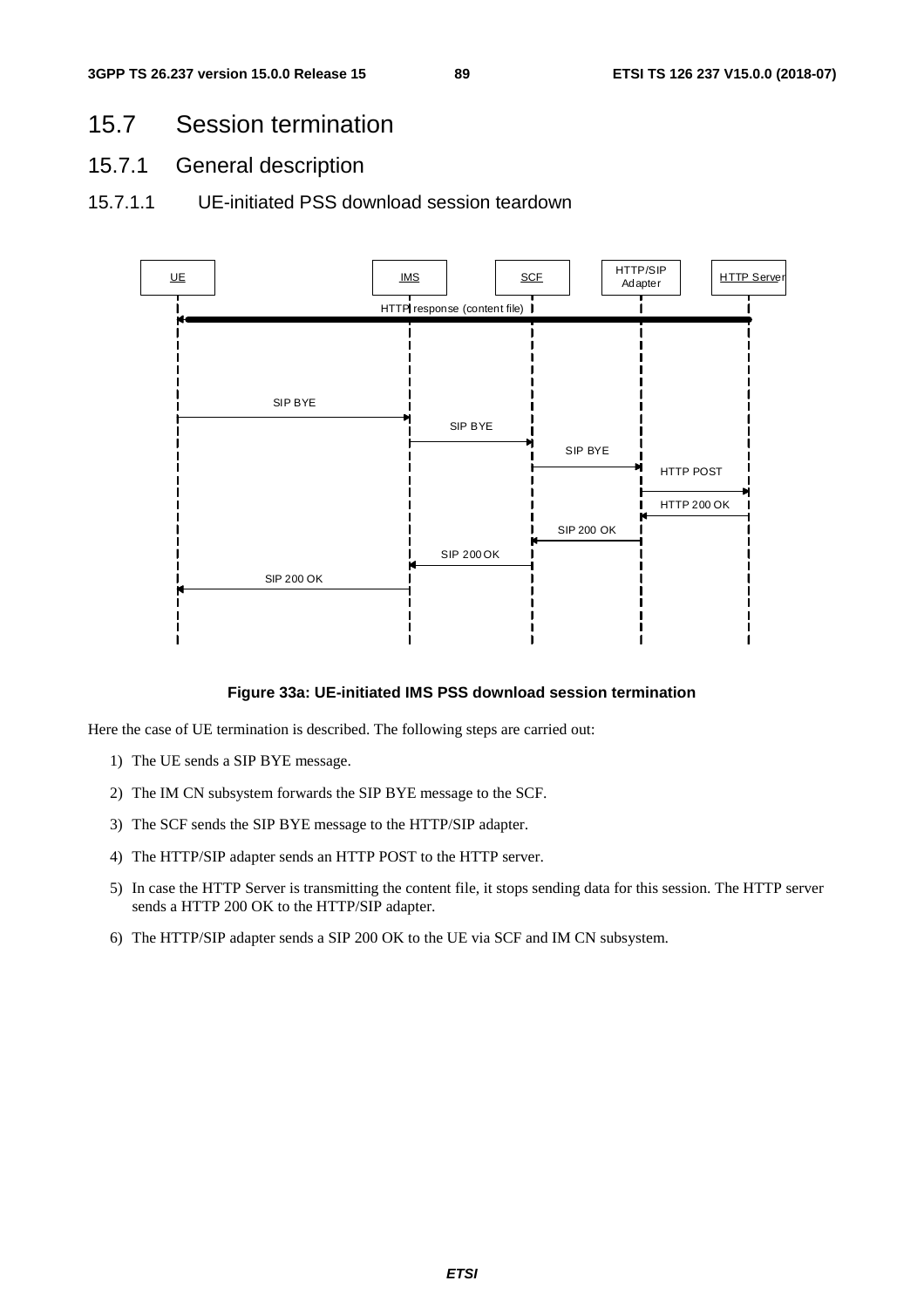# 15.7 Session termination

## 15.7.1 General description

### 15.7.1.1 UE-initiated PSS download session teardown

**Figure 33a: UE-initiated IMS PSS download session termination**

Here the case of UE termination is described. The following steps are carried out:

1) The UE sends a SIP BYE message.

2) The IM CN subsystem forwards the SIP BYE message to the SCF.

3) The SCF sends the SIP BYE message to the HTTP/SIP adapter.

4) The HTTP/SIP adapter sends an HTTP POST to the HTTP server.

5) In case the HTTP Server is transmitting the content file, it stops sending data for this session. The HTTP server sends a HTTP 200 OK to the HTTP/SIP adapter.

6) The HTTP/SIP adapter sends a SIP 200 OK to the UE via SCF and IM CN subsystem.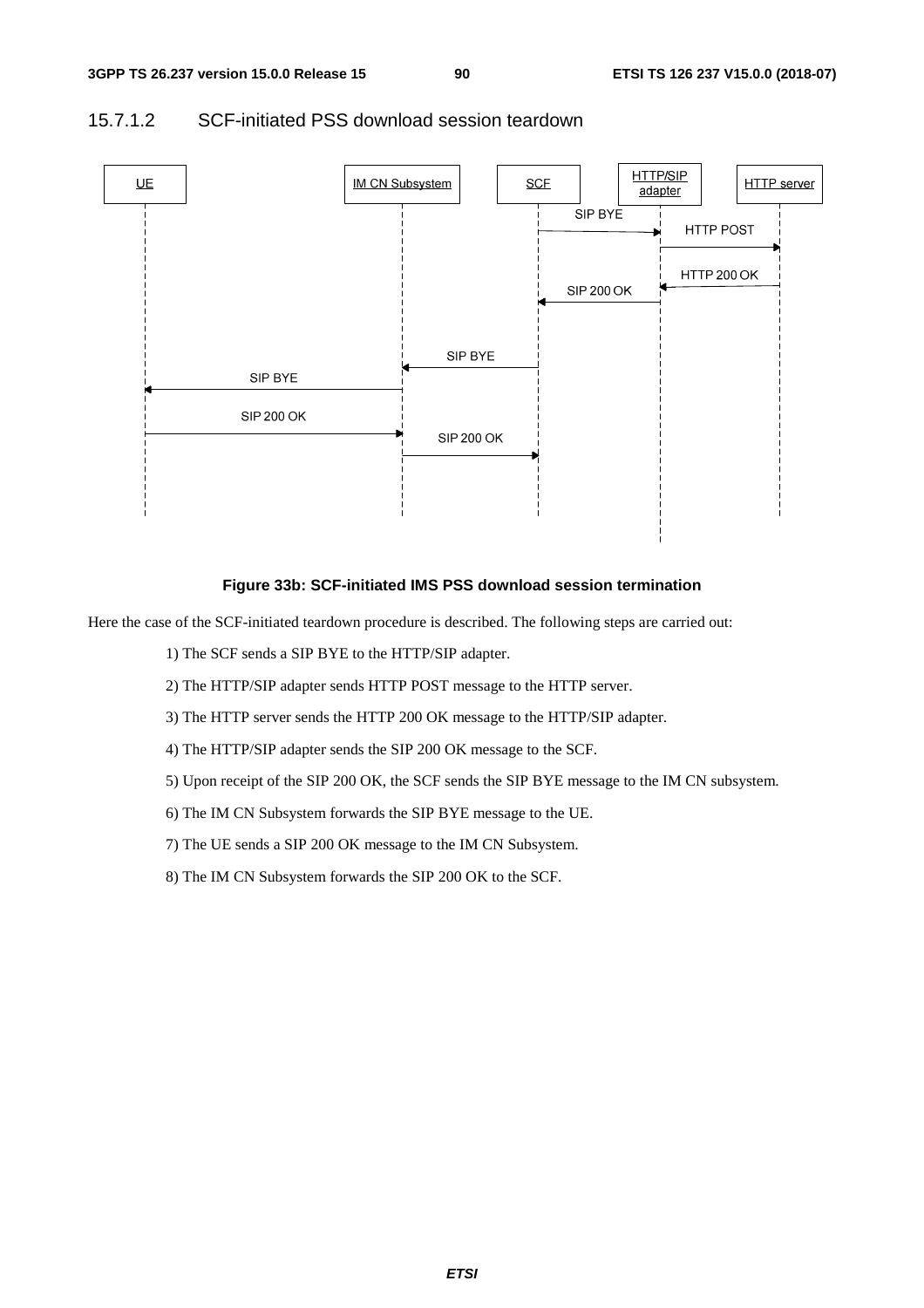### 15.7.1.2 SCF-initiated PSS download session teardown

**Figure 33b: SCF-initiated IMS PSS download session termination**

Here the case of the SCF-initiated teardown procedure is described. The following steps are carried out:

1) The SCF sends a SIP BYE to the HTTP/SIP adapter.

2) The HTTP/SIP adapter sends HTTP POST message to the HTTP server.

3) The HTTP server sends the HTTP 200 OK message to the HTTP/SIP adapter.

4) The HTTP/SIP adapter sends the SIP 200 OK message to the SCF.

5) Upon receipt of the SIP 200 OK, the SCF sends the SIP BYE message to the IM CN subsystem.

6) The IM CN Subsystem forwards the SIP BYE message to the UE.

7) The UE sends a SIP 200 OK message to the IM CN Subsystem.

8) The IM CN Subsystem forwards the SIP 200 OK to the SCF.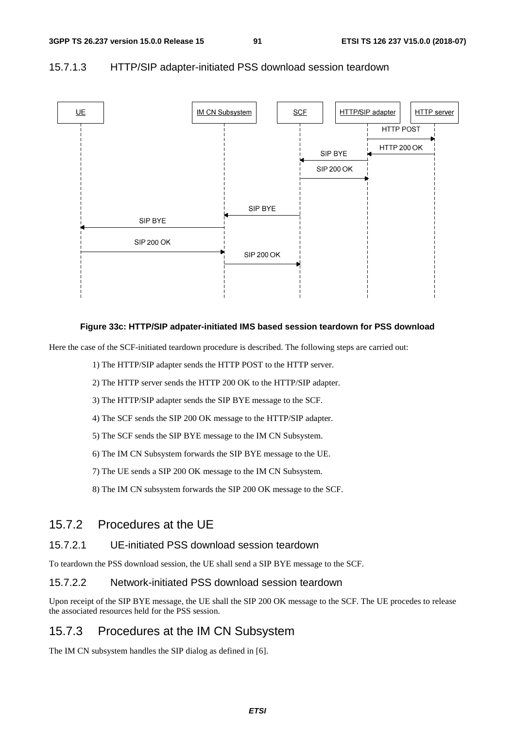### 15.7.1.3 HTTP/SIP adapter-initiated PSS download session teardown

**Figure 33c: HTTP/SIP adpater-initiated IMS based session teardown for PSS download**

Here the case of the SCF-initiated teardown procedure is described. The following steps are carried out:

1) The HTTP/SIP adapter sends the HTTP POST to the HTTP server.

2) The HTTP server sends the HTTP 200 OK to the HTTP/SIP adapter.

3) The HTTP/SIP adapter sends the SIP BYE message to the SCF.

4) The SCF sends the SIP 200 OK message to the HTTP/SIP adapter.

5) The SCF sends the SIP BYE message to the IM CN Subsystem.

6) The IM CN Subsystem forwards the SIP BYE message to the UE.

7) The UE sends a SIP 200 OK message to the IM CN Subsystem.

8) The IM CN subsystem forwards the SIP 200 OK message to the SCF.

## 15.7.2 Procedures at the UE

### 15.7.2.1 UE-initiated PSS download session teardown

To teardown the PSS download session, the UE shall send a SIP BYE message to the SCF.

### 15.7.2.2 Network-initiated PSS download session teardown

Upon receipt of the SIP BYE message, the UE shall the SIP 200 OK message to the SCF. The UE procedes to release the associated resources held for the PSS session.

## 15.7.3 Procedures at the IM CN Subsystem

The IM CN subsystem handles the SIP dialog as defined in [6].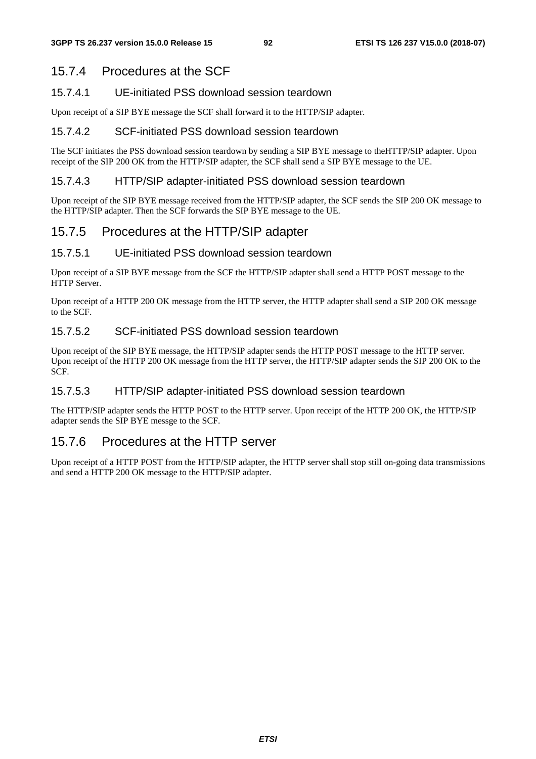## 15.7.4 Procedures at the SCF

### 15.7.4.1 UE-initiated PSS download session teardown

Upon receipt of a SIP BYE message the SCF shall forward it to the HTTP/SIP adapter.

### 15.7.4.2 SCF-initiated PSS download session teardown

The SCF initiates the PSS download session teardown by sending a SIP BYE message to theHTTP/SIP adapter. Upon receipt of the SIP 200 OK from the HTTP/SIP adapter, the SCF shall send a SIP BYE message to the UE.

### 15.7.4.3 HTTP/SIP adapter-initiated PSS download session teardown

Upon receipt of the SIP BYE message received from the HTTP/SIP adapter, the SCF sends the SIP 200 OK message to the HTTP/SIP adapter. Then the SCF forwards the SIP BYE message to the UE.

## 15.7.5 Procedures at the HTTP/SIP adapter

### 15.7.5.1 UE-initiated PSS download session teardown

Upon receipt of a SIP BYE message from the SCF the HTTP/SIP adapter shall send a HTTP POST message to the HTTP Server.

Upon receipt of a HTTP 200 OK message from the HTTP server, the HTTP adapter shall send a SIP 200 OK message to the SCF.

### 15.7.5.2 SCF-initiated PSS download session teardown

Upon receipt of the SIP BYE message, the HTTP/SIP adapter sends the HTTP POST message to the HTTP server. Upon receipt of the HTTP 200 OK message from the HTTP server, the HTTP/SIP adapter sends the SIP 200 OK to the SCF.

### 15.7.5.3 HTTP/SIP adapter-initiated PSS download session teardown

The HTTP/SIP adapter sends the HTTP POST to the HTTP server. Upon receipt of the HTTP 200 OK, the HTTP/SIP adapter sends the SIP BYE messge to the SCF.

## 15.7.6 Procedures at the HTTP server

Upon receipt of a HTTP POST from the HTTP/SIP adapter, the HTTP server shall stop still on-going data transmissions and send a HTTP 200 OK message to the HTTP/SIP adapter.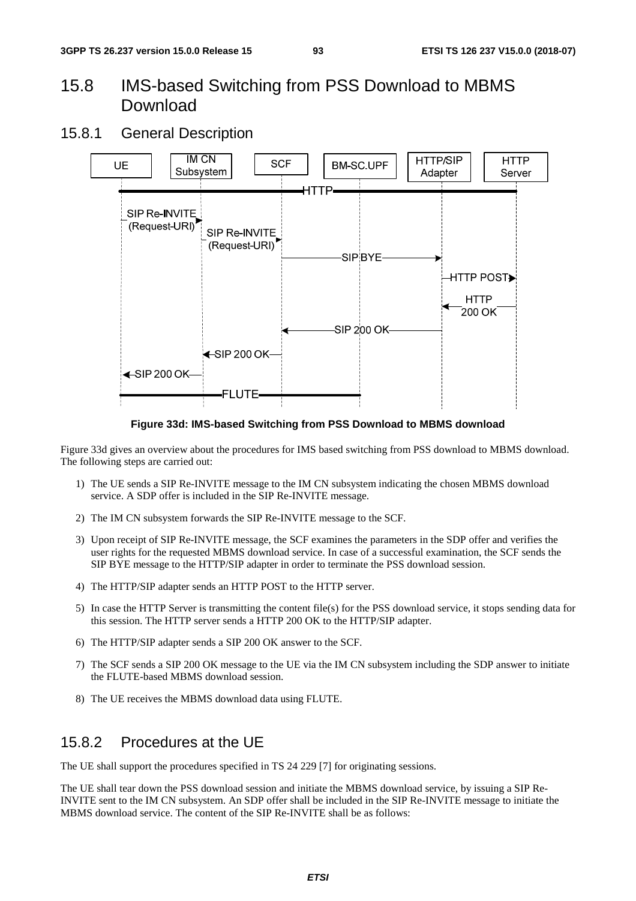# 15.8 IMS-based Switching from PSS Download to MBMS Download

## 15.8.1 General Description

**Figure 33d: IMS-based Switching from PSS Download to MBMS download**

Figure 33d gives an overview about the procedures for IMS based switching from PSS download to MBMS download. The following steps are carried out:

1) The UE sends a SIP Re-INVITE message to the IM CN subsystem indicating the chosen MBMS download service. A SDP offer is included in the SIP Re-INVITE message.

2) The IM CN subsystem forwards the SIP Re-INVITE message to the SCF.

3) Upon receipt of SIP Re-INVITE message, the SCF examines the parameters in the SDP offer and verifies the user rights for the requested MBMS download service. In case of a successful examination, the SCF sends the SIP BYE message to the HTTP/SIP adapter in order to terminate the PSS download session.

4) The HTTP/SIP adapter sends an HTTP POST to the HTTP server.

5) In case the HTTP Server is transmitting the content file(s) for the PSS download service, it stops sending data for this session. The HTTP server sends a HTTP 200 OK to the HTTP/SIP adapter.

6) The HTTP/SIP adapter sends a SIP 200 OK answer to the SCF.

7) The SCF sends a SIP 200 OK message to the UE via the IM CN subsystem including the SDP answer to initiate the FLUTE-based MBMS download session.

8) The UE receives the MBMS download data using FLUTE.

## 15.8.2 Procedures at the UE

The UE shall support the procedures specified in TS 24 229 [7] for originating sessions.

The UE shall tear down the PSS download session and initiate the MBMS download service, by issuing a SIP Re-INVITE sent to the IM CN subsystem. An SDP offer shall be included in the SIP Re-INVITE message to initiate the MBMS download service. The content of the SIP Re-INVITE shall be as follows: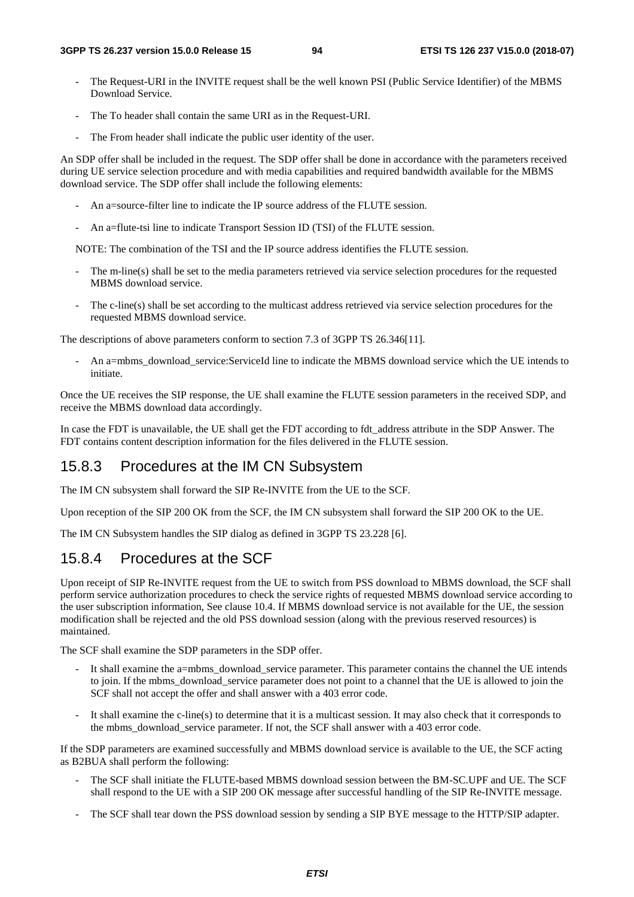- The Request-URI in the INVITE request shall be the well known PSI (Public Service Identifier) of the MBMS Download Service.
- The To header shall contain the same URI as in the Request-URI.
- The From header shall indicate the public user identity of the user.

An SDP offer shall be included in the request. The SDP offer shall be done in accordance with the parameters received during UE service selection procedure and with media capabilities and required bandwidth available for the MBMS download service. The SDP offer shall include the following elements:

- An a=source-filter line to indicate the IP source address of the FLUTE session.
- An a=flute-tsi line to indicate Transport Session ID (TSI) of the FLUTE session.

NOTE: The combination of the TSI and the IP source address identifies the FLUTE session.

- The m-line(s) shall be set to the media parameters retrieved via service selection procedures for the requested MBMS download service.
- The c-line(s) shall be set according to the multicast address retrieved via service selection procedures for the requested MBMS download service.

The descriptions of above parameters conform to section 7.3 of 3GPP TS 26.346[11].

- An a=mbms_download_service:ServiceId line to indicate the MBMS download service which the UE intends to initiate.

Once the UE receives the SIP response, the UE shall examine the FLUTE session parameters in the received SDP, and receive the MBMS download data accordingly.

In case the FDT is unavailable, the UE shall get the FDT according to fdt_address attribute in the SDP Answer. The FDT contains content description information for the files delivered in the FLUTE session.

## 15.8.3 Procedures at the IM CN Subsystem

The IM CN subsystem shall forward the SIP Re-INVITE from the UE to the SCF.

Upon reception of the SIP 200 OK from the SCF, the IM CN subsystem shall forward the SIP 200 OK to the UE.

The IM CN Subsystem handles the SIP dialog as defined in 3GPP TS 23.228 [6].

## 15.8.4 Procedures at the SCF

Upon receipt of SIP Re-INVITE request from the UE to switch from PSS download to MBMS download, the SCF shall perform service authorization procedures to check the service rights of requested MBMS download service according to the user subscription information, See clause 10.4. If MBMS download service is not available for the UE, the session modification shall be rejected and the old PSS download session (along with the previous reserved resources) is maintained.

The SCF shall examine the SDP parameters in the SDP offer.

- It shall examine the a=mbms_download_service parameter. This parameter contains the channel the UE intends to join. If the mbms_download_service parameter does not point to a channel that the UE is allowed to join the SCF shall not accept the offer and shall answer with a 403 error code.
- It shall examine the c-line(s) to determine that it is a multicast session. It may also check that it corresponds to the mbms_download_service parameter. If not, the SCF shall answer with a 403 error code.

If the SDP parameters are examined successfully and MBMS download service is available to the UE, the SCF acting as B2BUA shall perform the following:

- The SCF shall initiate the FLUTE-based MBMS download session between the BM-SC.UPF and UE. The SCF shall respond to the UE with a SIP 200 OK message after successful handling of the SIP Re-INVITE message.
- The SCF shall tear down the PSS download session by sending a SIP BYE message to the HTTP/SIP adapter.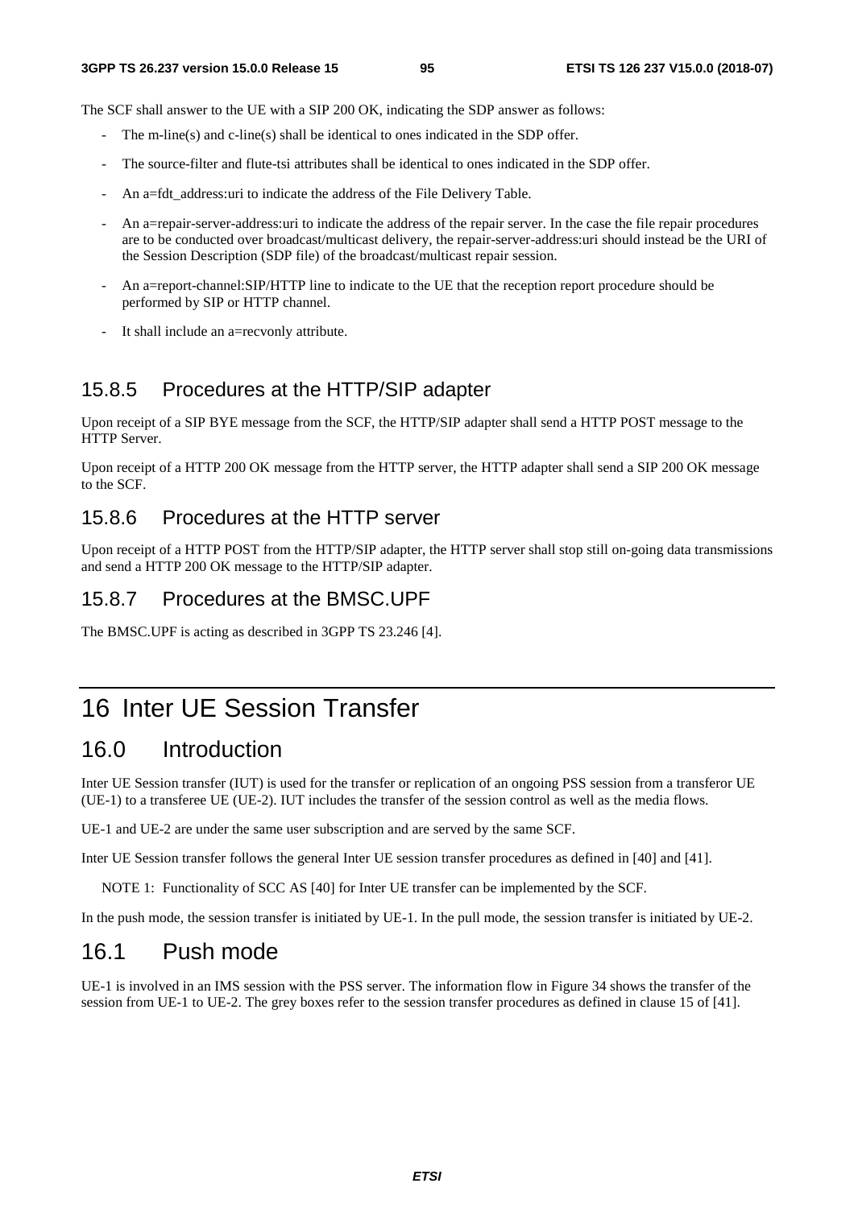The SCF shall answer to the UE with a SIP 200 OK, indicating the SDP answer as follows:

- The m-line(s) and c-line(s) shall be identical to ones indicated in the SDP offer.
- The source-filter and flute-tsi attributes shall be identical to ones indicated in the SDP offer.
- An a=fdt_address:uri to indicate the address of the File Delivery Table.
- An a=repair-server-address:uri to indicate the address of the repair server. In the case the file repair procedures are to be conducted over broadcast/multicast delivery, the repair-server-address:uri should instead be the URI of the Session Description (SDP file) of the broadcast/multicast repair session.
- An a=report-channel:SIP/HTTP line to indicate to the UE that the reception report procedure should be performed by SIP or HTTP channel.
- It shall include an a=recvonly attribute.

### 15.8.5 Procedures at the HTTP/SIP adapter

Upon receipt of a SIP BYE message from the SCF, the HTTP/SIP adapter shall send a HTTP POST message to the HTTP Server.

Upon receipt of a HTTP 200 OK message from the HTTP server, the HTTP adapter shall send a SIP 200 OK message to the SCF.

### 15.8.6 Procedures at the HTTP server

Upon receipt of a HTTP POST from the HTTP/SIP adapter, the HTTP server shall stop still on-going data transmissions and send a HTTP 200 OK message to the HTTP/SIP adapter.

### 15.8.7 Procedures at the BMSC.UPF

The BMSC.UPF is acting as described in 3GPP TS 23.246 [4].

# 16 Inter UE Session Transfer

## 16.0 Introduction

Inter UE Session transfer (IUT) is used for the transfer or replication of an ongoing PSS session from a transferor UE (UE-1) to a transferee UE (UE-2). IUT includes the transfer of the session control as well as the media flows.

UE-1 and UE-2 are under the same user subscription and are served by the same SCF.

Inter UE Session transfer follows the general Inter UE session transfer procedures as defined in [40] and [41].

NOTE 1: Functionality of SCC AS [40] for Inter UE transfer can be implemented by the SCF.

In the push mode, the session transfer is initiated by UE-1. In the pull mode, the session transfer is initiated by UE-2.

## 16.1 Push mode

UE-1 is involved in an IMS session with the PSS server. The information flow in Figure 34 shows the transfer of the session from UE-1 to UE-2. The grey boxes refer to the session transfer procedures as defined in clause 15 of [41].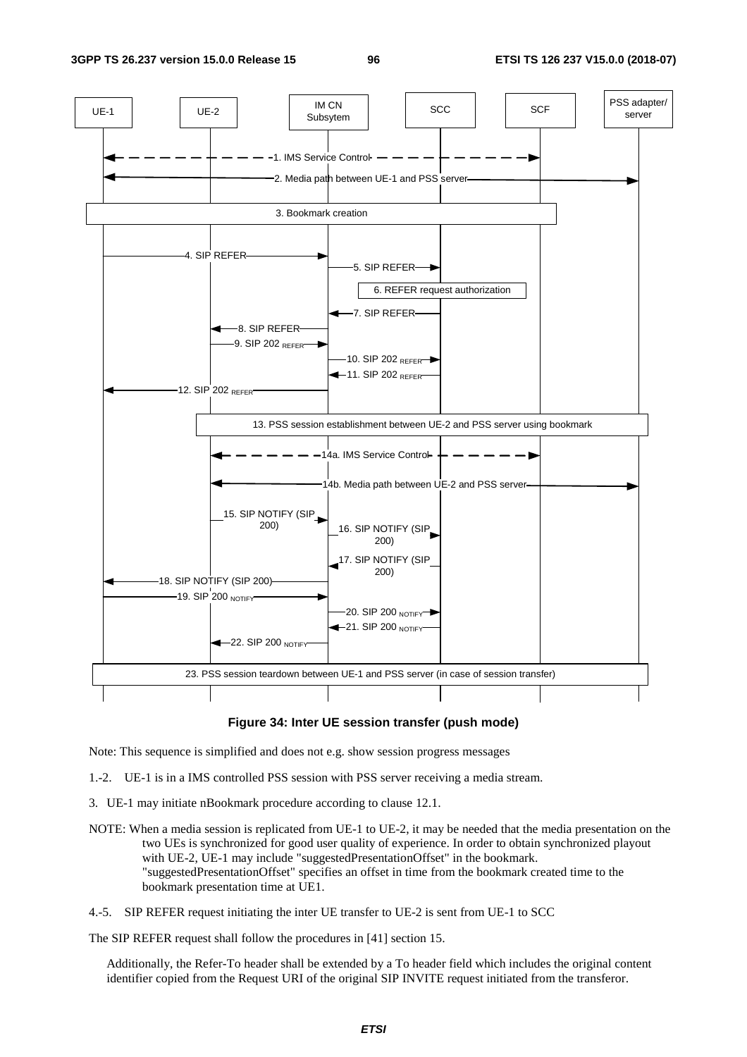**Figure 34: Inter UE session transfer (push mode)**

Note: This sequence is simplified and does not e.g. show session progress messages

1.-2. UE-1 is in a IMS controlled PSS session with PSS server receiving a media stream.

3. UE-1 may initiate nBookmark procedure according to clause 12.1.

NOTE: When a media session is replicated from UE-1 to UE-2, it may be needed that the media presentation on the two UEs is synchronized for good user quality of experience. In order to obtain synchronized playout with UE-2, UE-1 may include "suggestedPresentationOffset" in the bookmark. "suggestedPresentationOffset" specifies an offset in time from the bookmark created time to the bookmark presentation time at UE1.

4.-5. SIP REFER request initiating the inter UE transfer to UE-2 is sent from UE-1 to SCC

The SIP REFER request shall follow the procedures in [41] section 15.

Additionally, the Refer-To header shall be extended by a To header field which includes the original content identifier copied from the Request URI of the original SIP INVITE request initiated from the transferor.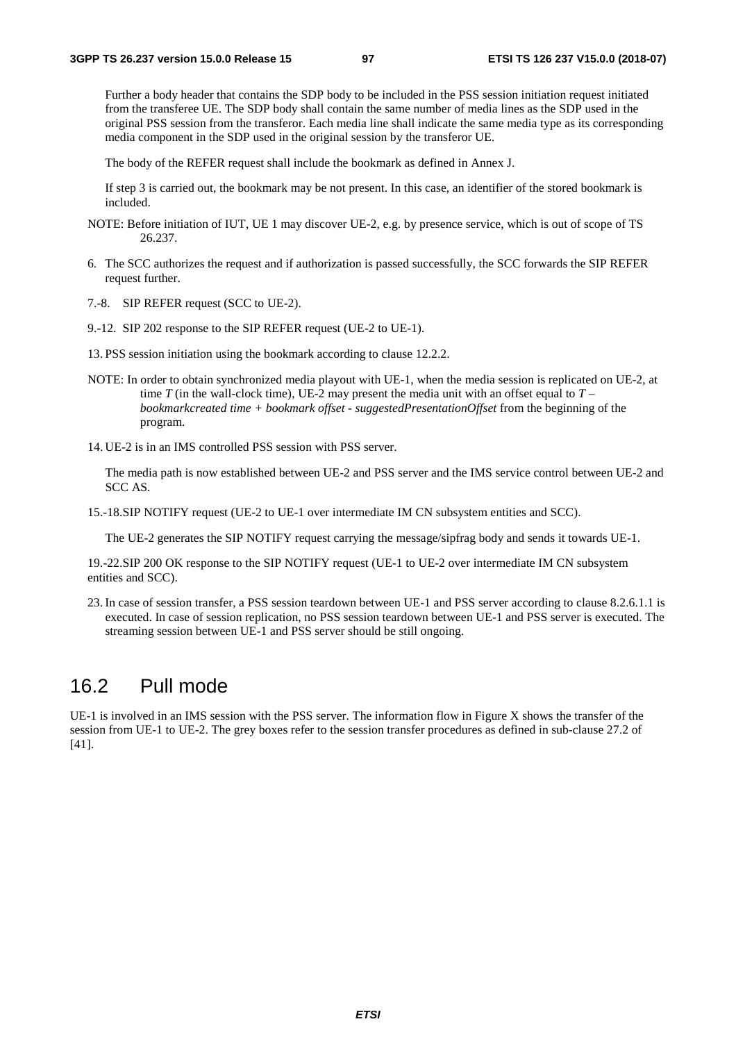Further a body header that contains the SDP body to be included in the PSS session initiation request initiated from the transferee UE. The SDP body shall contain the same number of media lines as the SDP used in the original PSS session from the transferor. Each media line shall indicate the same media type as its corresponding media component in the SDP used in the original session by the transferor UE.

The body of the REFER request shall include the bookmark as defined in Annex J.

If step 3 is carried out, the bookmark may be not present. In this case, an identifier of the stored bookmark is included.

NOTE: Before initiation of IUT, UE 1 may discover UE-2, e.g. by presence service, which is out of scope of TS 26.237.

6. The SCC authorizes the request and if authorization is passed successfully, the SCC forwards the SIP REFER request further.

7.-8. SIP REFER request (SCC to UE-2).

9.-12. SIP 202 response to the SIP REFER request (UE-2 to UE-1).

13. PSS session initiation using the bookmark according to clause 12.2.2.

NOTE: In order to obtain synchronized media playout with UE-1, when the media session is replicated on UE-2, at time *T* (in the wall-clock time), UE-2 may present the media unit with an offset equal to *T – bookmarkcreated time + bookmark offset - suggestedPresentationOffset* from the beginning of the program.

14. UE-2 is in an IMS controlled PSS session with PSS server.

The media path is now established between UE-2 and PSS server and the IMS service control between UE-2 and SCC AS.

15.-18. SIP NOTIFY request (UE-2 to UE-1 over intermediate IM CN subsystem entities and SCC).

The UE-2 generates the SIP NOTIFY request carrying the message/sipfrag body and sends it towards UE-1.

19.-22. SIP 200 OK response to the SIP NOTIFY request (UE-1 to UE-2 over intermediate IM CN subsystem entities and SCC).

23. In case of session transfer, a PSS session teardown between UE-1 and PSS server according to clause 8.2.6.1.1 is executed. In case of session replication, no PSS session teardown between UE-1 and PSS server is executed. The streaming session between UE-1 and PSS server should be still ongoing.

## 16.2 Pull mode

UE-1 is involved in an IMS session with the PSS server. The information flow in Figure X shows the transfer of the session from UE-1 to UE-2. The grey boxes refer to the session transfer procedures as defined in sub-clause 27.2 of [41].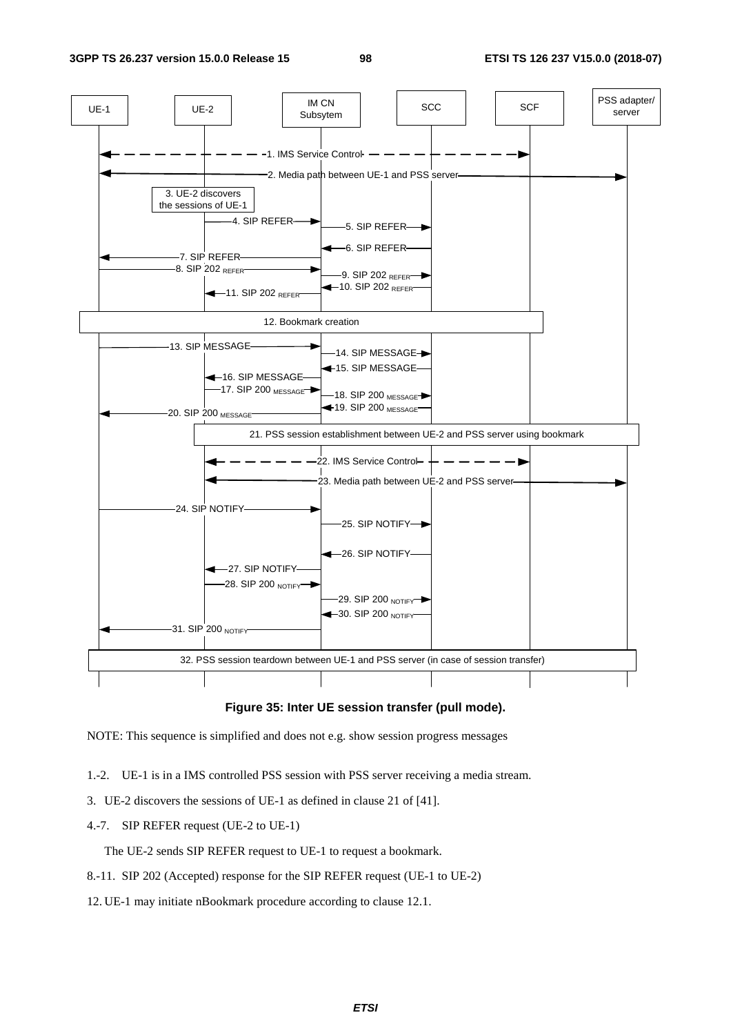**Figure 35: Inter UE session transfer (pull mode).**

NOTE: This sequence is simplified and does not e.g. show session progress messages

1.-2. UE-1 is in a IMS controlled PSS session with PSS server receiving a media stream.

3. UE-2 discovers the sessions of UE-1 as defined in clause 21 of [41].

4.-7. SIP REFER request (UE-2 to UE-1)

The UE-2 sends SIP REFER request to UE-1 to request a bookmark.

8.-11. SIP 202 (Accepted) response for the SIP REFER request (UE-1 to UE-2)

12. UE-1 may initiate nBookmark procedure according to clause 12.1.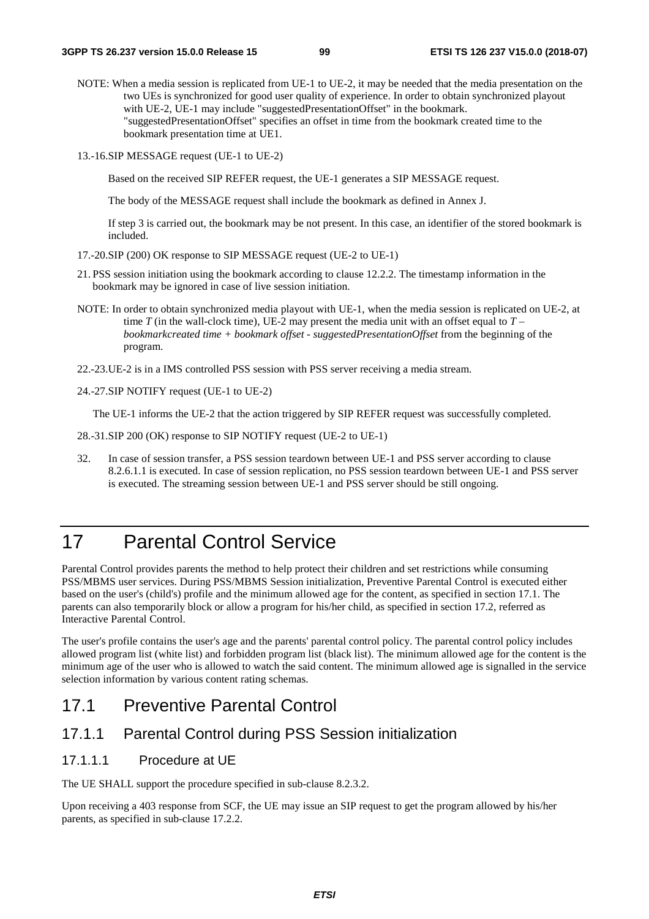NOTE: When a media session is replicated from UE-1 to UE-2, it may be needed that the media presentation on the two UEs is synchronized for good user quality of experience. In order to obtain synchronized playout with UE-2, UE-1 may include "suggestedPresentationOffset" in the bookmark. "suggestedPresentationOffset" specifies an offset in time from the bookmark created time to the bookmark presentation time at UE1.

13.-16.SIP MESSAGE request (UE-1 to UE-2)

Based on the received SIP REFER request, the UE-1 generates a SIP MESSAGE request.

The body of the MESSAGE request shall include the bookmark as defined in Annex J.

If step 3 is carried out, the bookmark may be not present. In this case, an identifier of the stored bookmark is included.

17.-20.SIP (200) OK response to SIP MESSAGE request (UE-2 to UE-1)

21. PSS session initiation using the bookmark according to clause 12.2.2. The timestamp information in the bookmark may be ignored in case of live session initiation.

NOTE: In order to obtain synchronized media playout with UE-1, when the media session is replicated on UE-2, at time *T* (in the wall-clock time), UE-2 may present the media unit with an offset equal to *T – bookmarkcreated time + bookmark offset - suggestedPresentationOffset* from the beginning of the program.

22.-23.UE-2 is in a IMS controlled PSS session with PSS server receiving a media stream.

24.-27.SIP NOTIFY request (UE-1 to UE-2)

The UE-1 informs the UE-2 that the action triggered by SIP REFER request was successfully completed.

28.-31.SIP 200 (OK) response to SIP NOTIFY request (UE-2 to UE-1)

32. In case of session transfer, a PSS session teardown between UE-1 and PSS server according to clause 8.2.6.1.1 is executed. In case of session replication, no PSS session teardown between UE-1 and PSS server is executed. The streaming session between UE-1 and PSS server should be still ongoing.

# 17 Parental Control Service

Parental Control provides parents the method to help protect their children and set restrictions while consuming PSS/MBMS user services. During PSS/MBMS Session initialization, Preventive Parental Control is executed either based on the user's (child's) profile and the minimum allowed age for the content, as specified in section 17.1. The parents can also temporarily block or allow a program for his/her child, as specified in section 17.2, referred as Interactive Parental Control.

The user's profile contains the user's age and the parents' parental control policy. The parental control policy includes allowed program list (white list) and forbidden program list (black list). The minimum allowed age for the content is the minimum age of the user who is allowed to watch the said content. The minimum allowed age is signalled in the service selection information by various content rating schemas.

## 17.1 Preventive Parental Control

### 17.1.1 Parental Control during PSS Session initialization

#### 17.1.1.1 Procedure at UE

The UE SHALL support the procedure specified in sub-clause 8.2.3.2.

Upon receiving a 403 response from SCF, the UE may issue an SIP request to get the program allowed by his/her parents, as specified in sub-clause 17.2.2.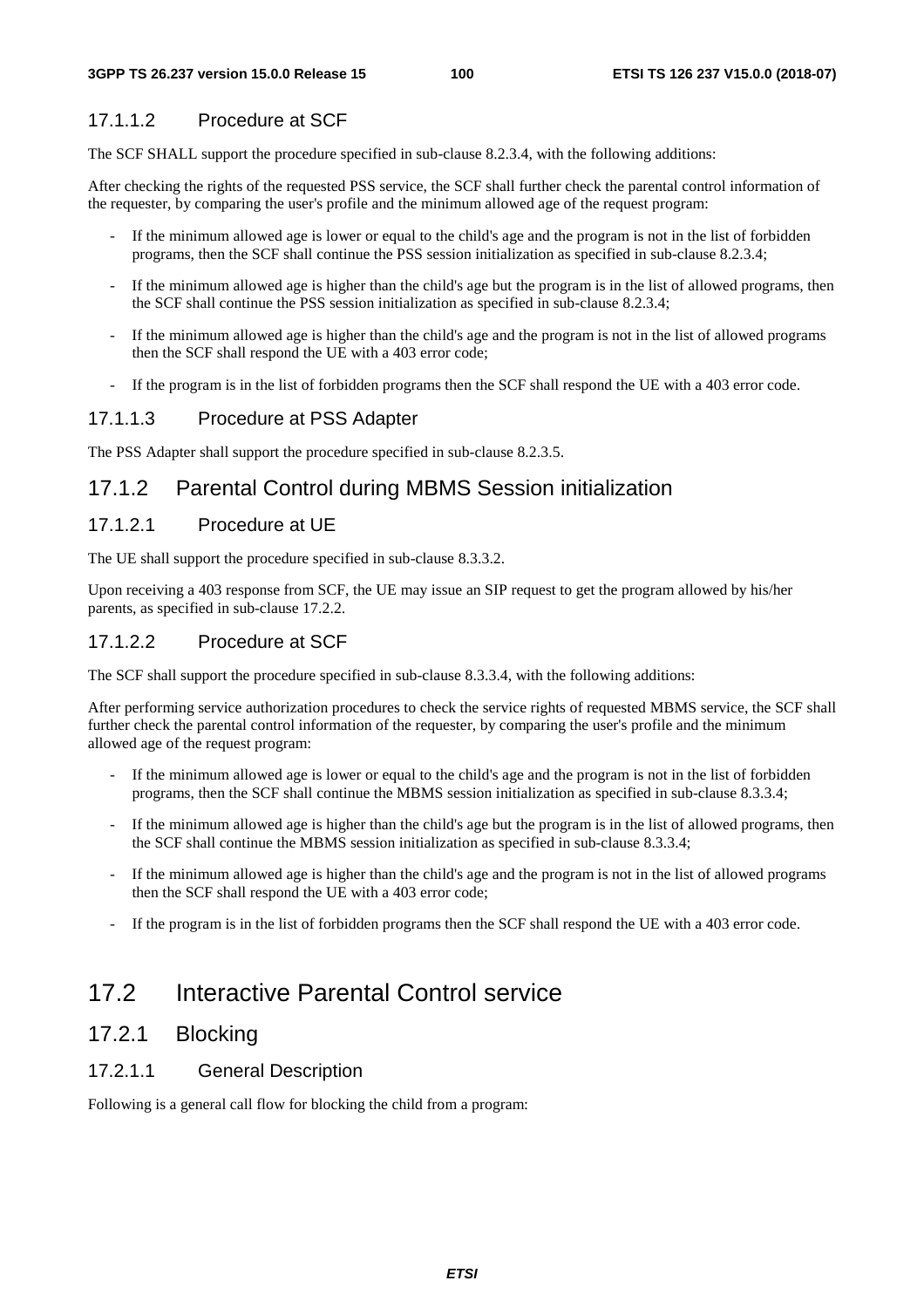#### 17.1.1.2 Procedure at SCF

The SCF SHALL support the procedure specified in sub-clause 8.2.3.4, with the following additions:

After checking the rights of the requested PSS service, the SCF shall further check the parental control information of the requester, by comparing the user's profile and the minimum allowed age of the request program:

- If the minimum allowed age is lower or equal to the child's age and the program is not in the list of forbidden programs, then the SCF shall continue the PSS session initialization as specified in sub-clause 8.2.3.4;
- If the minimum allowed age is higher than the child's age but the program is in the list of allowed programs, then the SCF shall continue the PSS session initialization as specified in sub-clause 8.2.3.4;
- If the minimum allowed age is higher than the child's age and the program is not in the list of allowed programs then the SCF shall respond the UE with a 403 error code;
- If the program is in the list of forbidden programs then the SCF shall respond the UE with a 403 error code.

#### 17.1.1.3 Procedure at PSS Adapter

The PSS Adapter shall support the procedure specified in sub-clause 8.2.3.5.

### 17.1.2 Parental Control during MBMS Session initialization

#### 17.1.2.1 Procedure at UE

The UE shall support the procedure specified in sub-clause 8.3.3.2.

Upon receiving a 403 response from SCF, the UE may issue an SIP request to get the program allowed by his/her parents, as specified in sub-clause 17.2.2.

#### 17.1.2.2 Procedure at SCF

The SCF shall support the procedure specified in sub-clause 8.3.3.4, with the following additions:

After performing service authorization procedures to check the service rights of requested MBMS service, the SCF shall further check the parental control information of the requester, by comparing the user's profile and the minimum allowed age of the request program:

- If the minimum allowed age is lower or equal to the child's age and the program is not in the list of forbidden programs, then the SCF shall continue the MBMS session initialization as specified in sub-clause 8.3.3.4;
- If the minimum allowed age is higher than the child's age but the program is in the list of allowed programs, then the SCF shall continue the MBMS session initialization as specified in sub-clause 8.3.3.4;
- If the minimum allowed age is higher than the child's age and the program is not in the list of allowed programs then the SCF shall respond the UE with a 403 error code;
- If the program is in the list of forbidden programs then the SCF shall respond the UE with a 403 error code.

## 17.2 Interactive Parental Control service

### 17.2.1 Blocking

#### 17.2.1.1 General Description

Following is a general call flow for blocking the child from a program: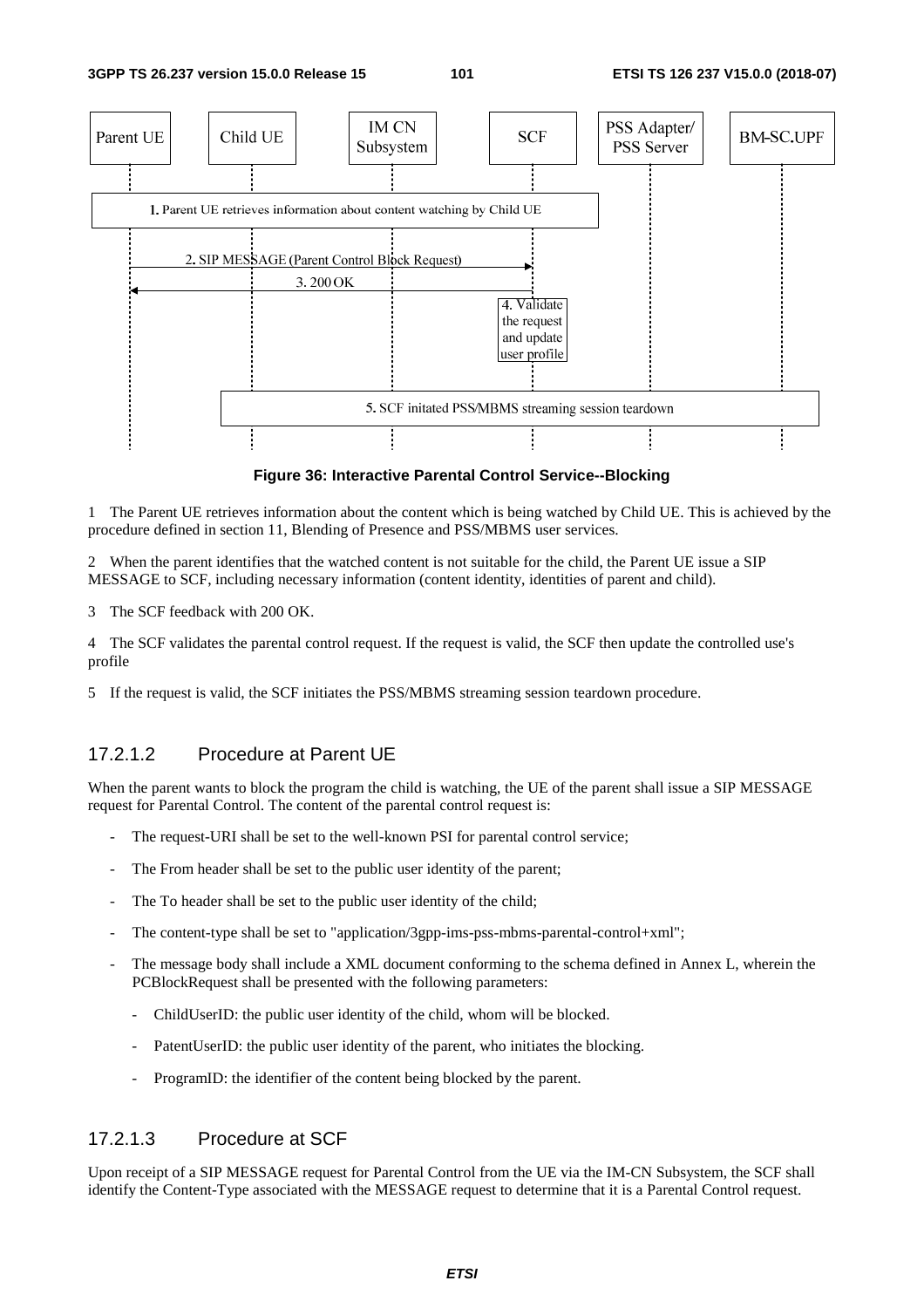**Figure 36: Interactive Parental Control Service--Blocking**

1 The Parent UE retrieves information about the content which is being watched by Child UE. This is achieved by the procedure defined in section 11, Blending of Presence and PSS/MBMS user services.

2 When the parent identifies that the watched content is not suitable for the child, the Parent UE issue a SIP MESSAGE to SCF, including necessary information (content identity, identities of parent and child).

3 The SCF feedback with 200 OK.

4 The SCF validates the parental control request. If the request is valid, the SCF then update the controlled use's profile

5 If the request is valid, the SCF initiates the PSS/MBMS streaming session teardown procedure.

### 17.2.1.2 Procedure at Parent UE

When the parent wants to block the program the child is watching, the UE of the parent shall issue a SIP MESSAGE request for Parental Control. The content of the parental control request is:

- The request-URI shall be set to the well-known PSI for parental control service;
- The From header shall be set to the public user identity of the parent;
- The To header shall be set to the public user identity of the child;
- The content-type shall be set to "application/3gpp-ims-pss-mbms-parental-control+xml";
- The message body shall include a XML document conforming to the schema defined in Annex L, wherein the PCBlockRequest shall be presented with the following parameters:
    - ChildUserID: the public user identity of the child, whom will be blocked.
    - PatentUserID: the public user identity of the parent, who initiates the blocking.
    - ProgramID: the identifier of the content being blocked by the parent.

### 17.2.1.3 Procedure at SCF

Upon receipt of a SIP MESSAGE request for Parental Control from the UE via the IM-CN Subsystem, the SCF shall identify the Content-Type associated with the MESSAGE request to determine that it is a Parental Control request.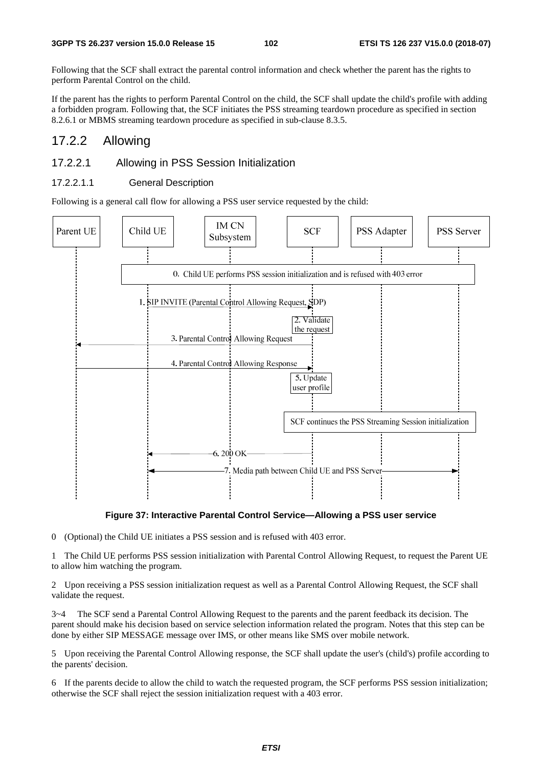Following that the SCF shall extract the parental control information and check whether the parent has the rights to perform Parental Control on the child.

If the parent has the rights to perform Parental Control on the child, the SCF shall update the child's profile with adding a forbidden program. Following that, the SCF initiates the PSS streaming teardown procedure as specified in section 8.2.6.1 or MBMS streaming teardown procedure as specified in sub-clause 8.3.5.

## 17.2.2 Allowing

### 17.2.2.1 Allowing in PSS Session Initialization

#### 17.2.2.1.1 General Description

Following is a general call flow for allowing a PSS user service requested by the child:

Parent UE | Child UE | IM CN Subsystem | SCF | PSS Adapter | PSS Server

0. Child UE performs PSS session initialization and is refused with 403 error

1. SIP INVITE (Parental Control Allowing Request, SDP)

2. Validate the request

3. Parental Control Allowing Request

4. Parental Control Allowing Response

5. Update user profile

SCF continues the PSS Streaming Session initialization

6. 200 OK

7. Media path between Child UE and PSS Server

**Figure 37: Interactive Parental Control Service—Allowing a PSS user service**

0 (Optional) the Child UE initiates a PSS session and is refused with 403 error.

1 The Child UE performs PSS session initialization with Parental Control Allowing Request, to request the Parent UE to allow him watching the program.

2 Upon receiving a PSS session initialization request as well as a Parental Control Allowing Request, the SCF shall validate the request.

3~4 The SCF send a Parental Control Allowing Request to the parents and the parent feedback its decision. The parent should make his decision based on service selection information related the program. Notes that this step can be done by either SIP MESSAGE message over IMS, or other means like SMS over mobile network.

5 Upon receiving the Parental Control Allowing response, the SCF shall update the user's (child's) profile according to the parents' decision.

6 If the parents decide to allow the child to watch the requested program, the SCF performs PSS session initialization; otherwise the SCF shall reject the session initialization request with a 403 error.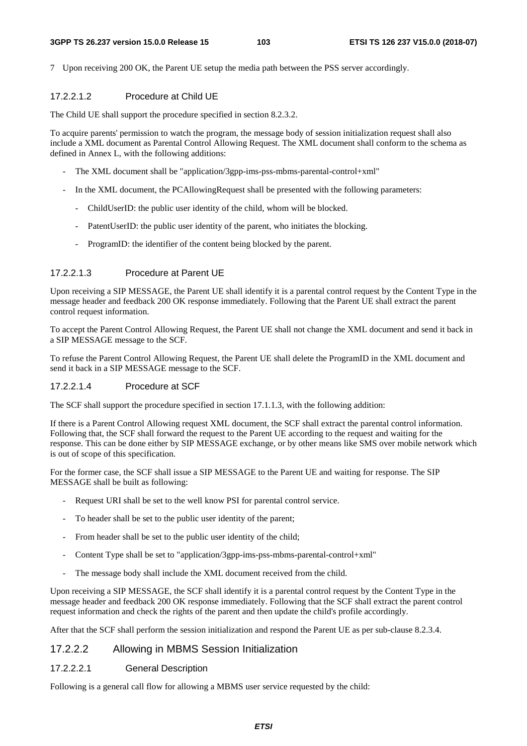7 Upon receiving 200 OK, the Parent UE setup the media path between the PSS server accordingly.

##### 17.2.2.1.2 Procedure at Child UE

The Child UE shall support the procedure specified in section 8.2.3.2.

To acquire parents' permission to watch the program, the message body of session initialization request shall also include a XML document as Parental Control Allowing Request. The XML document shall conform to the schema as defined in Annex L, with the following additions:

- The XML document shall be "application/3gpp-ims-pss-mbms-parental-control+xml"
- In the XML document, the PCAllowingRequest shall be presented with the following parameters:
  - ChildUserID: the public user identity of the child, whom will be blocked.
  - PatentUserID: the public user identity of the parent, who initiates the blocking.
  - ProgramID: the identifier of the content being blocked by the parent.

##### 17.2.2.1.3 Procedure at Parent UE

Upon receiving a SIP MESSAGE, the Parent UE shall identify it is a parental control request by the Content Type in the message header and feedback 200 OK response immediately. Following that the Parent UE shall extract the parent control request information.

To accept the Parent Control Allowing Request, the Parent UE shall not change the XML document and send it back in a SIP MESSAGE message to the SCF.

To refuse the Parent Control Allowing Request, the Parent UE shall delete the ProgramID in the XML document and send it back in a SIP MESSAGE message to the SCF.

##### 17.2.2.1.4 Procedure at SCF

The SCF shall support the procedure specified in section 17.1.1.3, with the following addition:

If there is a Parent Control Allowing request XML document, the SCF shall extract the parental control information. Following that, the SCF shall forward the request to the Parent UE according to the request and waiting for the response. This can be done either by SIP MESSAGE exchange, or by other means like SMS over mobile network which is out of scope of this specification.

For the former case, the SCF shall issue a SIP MESSAGE to the Parent UE and waiting for response. The SIP MESSAGE shall be built as following:

- Request URI shall be set to the well know PSI for parental control service.
- To header shall be set to the public user identity of the parent;
- From header shall be set to the public user identity of the child;
- Content Type shall be set to "application/3gpp-ims-pss-mbms-parental-control+xml"
- The message body shall include the XML document received from the child.

Upon receiving a SIP MESSAGE, the SCF shall identify it is a parental control request by the Content Type in the message header and feedback 200 OK response immediately. Following that the SCF shall extract the parent control request information and check the rights of the parent and then update the child's profile accordingly.

After that the SCF shall perform the session initialization and respond the Parent UE as per sub-clause 8.2.3.4.

#### 17.2.2.2 Allowing in MBMS Session Initialization

##### 17.2.2.2.1 General Description

Following is a general call flow for allowing a MBMS user service requested by the child: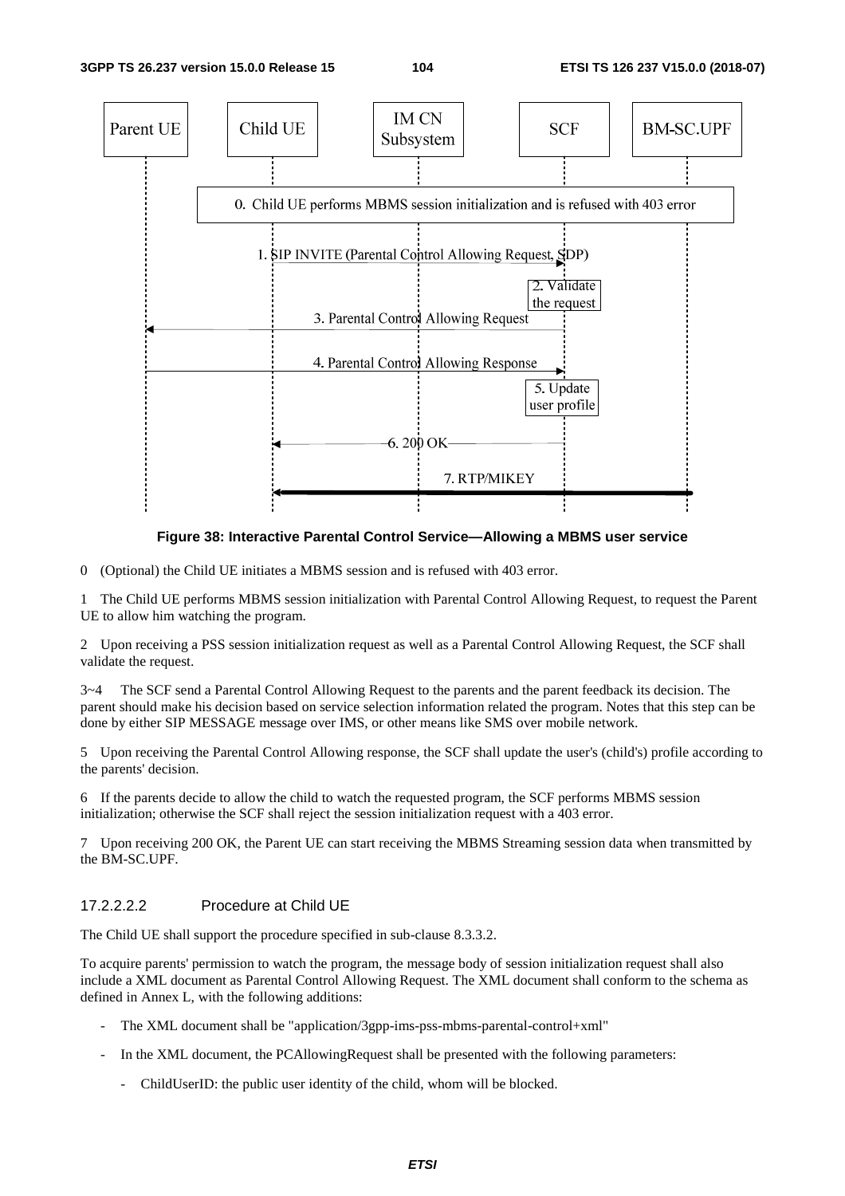**Figure 38: Interactive Parental Control Service—Allowing a MBMS user service**

0 (Optional) the Child UE initiates a MBMS session and is refused with 403 error.

1 The Child UE performs MBMS session initialization with Parental Control Allowing Request, to request the Parent UE to allow him watching the program.

2 Upon receiving a PSS session initialization request as well as a Parental Control Allowing Request, the SCF shall validate the request.

3~4 The SCF send a Parental Control Allowing Request to the parents and the parent feedback its decision. The parent should make his decision based on service selection information related the program. Notes that this step can be done by either SIP MESSAGE message over IMS, or other means like SMS over mobile network.

5 Upon receiving the Parental Control Allowing response, the SCF shall update the user's (child's) profile according to the parents' decision.

6 If the parents decide to allow the child to watch the requested program, the SCF performs MBMS session initialization; otherwise the SCF shall reject the session initialization request with a 403 error.

7 Upon receiving 200 OK, the Parent UE can start receiving the MBMS Streaming session data when transmitted by the BM-SC.UPF.

#### 17.2.2.2.2 Procedure at Child UE

The Child UE shall support the procedure specified in sub-clause 8.3.3.2.

To acquire parents' permission to watch the program, the message body of session initialization request shall also include a XML document as Parental Control Allowing Request. The XML document shall conform to the schema as defined in Annex L, with the following additions:

- The XML document shall be "application/3gpp-ims-pss-mbms-parental-control+xml"
- In the XML document, the PCAllowingRequest shall be presented with the following parameters:
  - ChildUserID: the public user identity of the child, whom will be blocked.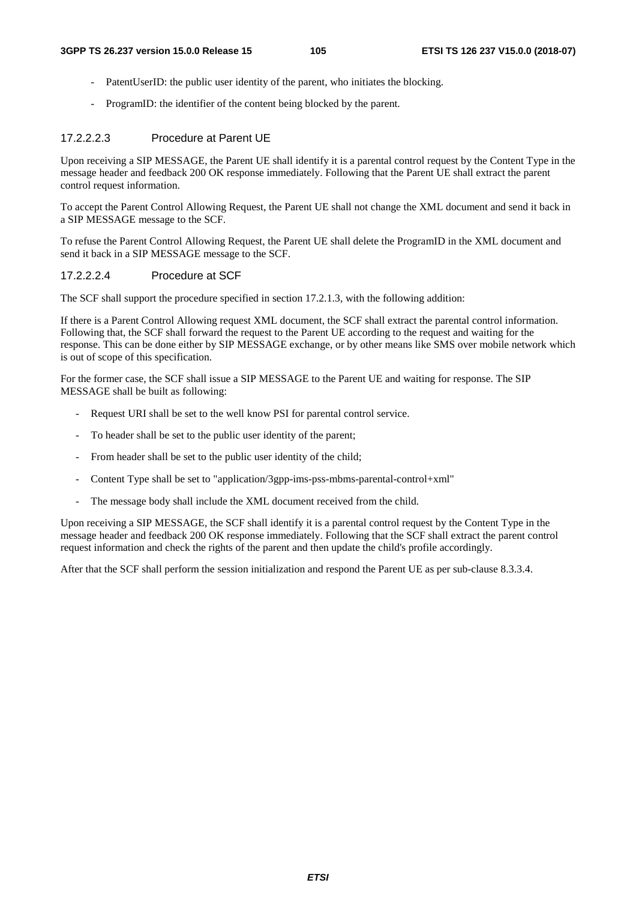- PatentUserID: the public user identity of the parent, who initiates the blocking.
- ProgramID: the identifier of the content being blocked by the parent.

#### 17.2.2.2.3 Procedure at Parent UE

Upon receiving a SIP MESSAGE, the Parent UE shall identify it is a parental control request by the Content Type in the message header and feedback 200 OK response immediately. Following that the Parent UE shall extract the parent control request information.

To accept the Parent Control Allowing Request, the Parent UE shall not change the XML document and send it back in a SIP MESSAGE message to the SCF.

To refuse the Parent Control Allowing Request, the Parent UE shall delete the ProgramID in the XML document and send it back in a SIP MESSAGE message to the SCF.

#### 17.2.2.2.4 Procedure at SCF

The SCF shall support the procedure specified in section 17.2.1.3, with the following addition:

If there is a Parent Control Allowing request XML document, the SCF shall extract the parental control information. Following that, the SCF shall forward the request to the Parent UE according to the request and waiting for the response. This can be done either by SIP MESSAGE exchange, or by other means like SMS over mobile network which is out of scope of this specification.

For the former case, the SCF shall issue a SIP MESSAGE to the Parent UE and waiting for response. The SIP MESSAGE shall be built as following:

- Request URI shall be set to the well know PSI for parental control service.
- To header shall be set to the public user identity of the parent;
- From header shall be set to the public user identity of the child;
- Content Type shall be set to "application/3gpp-ims-pss-mbms-parental-control+xml"
- The message body shall include the XML document received from the child.

Upon receiving a SIP MESSAGE, the SCF shall identify it is a parental control request by the Content Type in the message header and feedback 200 OK response immediately. Following that the SCF shall extract the parent control request information and check the rights of the parent and then update the child's profile accordingly.

After that the SCF shall perform the session initialization and respond the Parent UE as per sub-clause 8.3.3.4.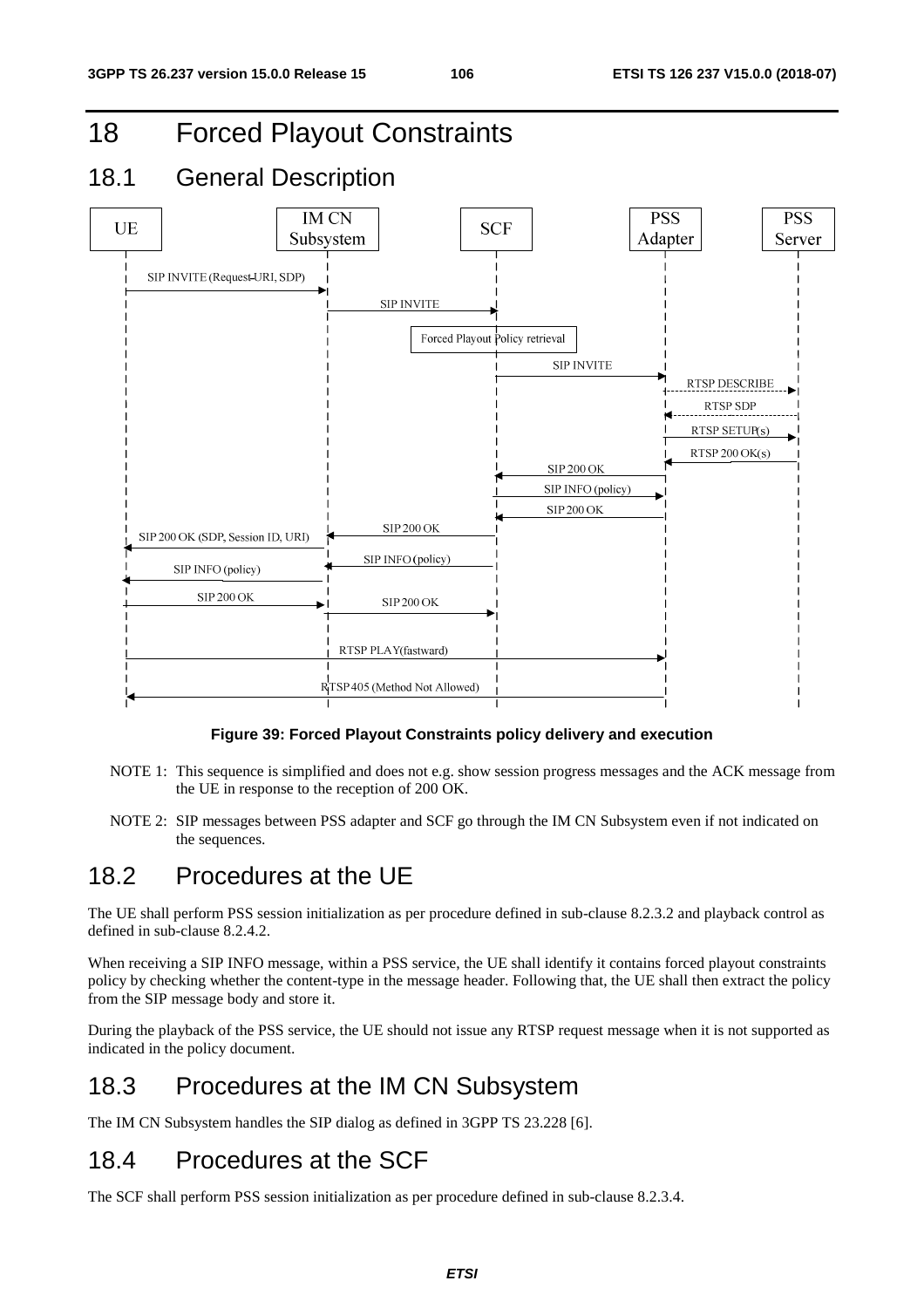# 18 Forced Playout Constraints

## 18.1 General Description

**Figure 39: Forced Playout Constraints policy delivery and execution**

NOTE 1: This sequence is simplified and does not e.g. show session progress messages and the ACK message from the UE in response to the reception of 200 OK.

NOTE 2: SIP messages between PSS adapter and SCF go through the IM CN Subsystem even if not indicated on the sequences.

## 18.2 Procedures at the UE

The UE shall perform PSS session initialization as per procedure defined in sub-clause 8.2.3.2 and playback control as defined in sub-clause 8.2.4.2.

When receiving a SIP INFO message, within a PSS service, the UE shall identify it contains forced playout constraints policy by checking whether the content-type in the message header. Following that, the UE shall then extract the policy from the SIP message body and store it.

During the playback of the PSS service, the UE should not issue any RTSP request message when it is not supported as indicated in the policy document.

## 18.3 Procedures at the IM CN Subsystem

The IM CN Subsystem handles the SIP dialog as defined in 3GPP TS 23.228 [6].

## 18.4 Procedures at the SCF

The SCF shall perform PSS session initialization as per procedure defined in sub-clause 8.2.3.4.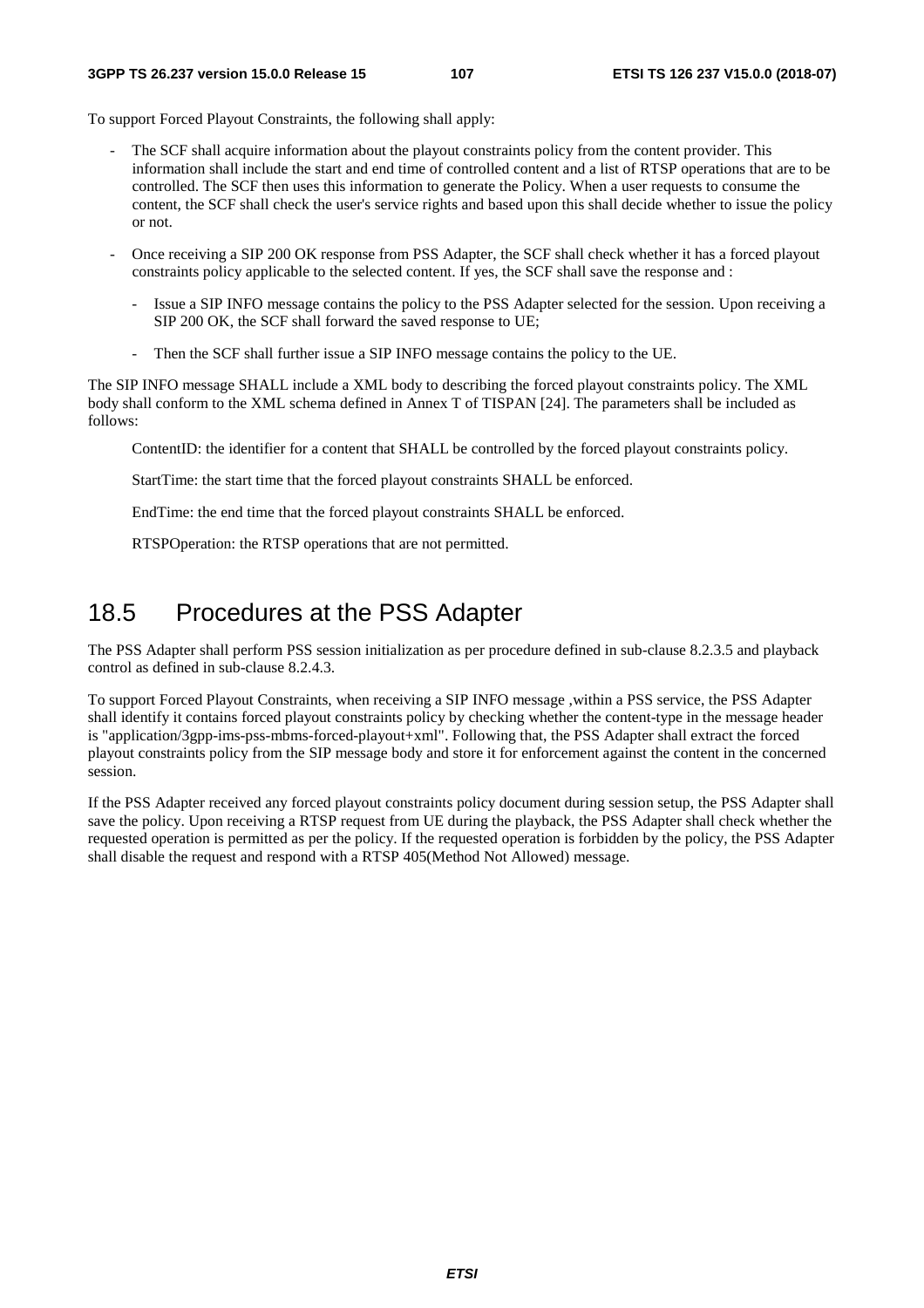To support Forced Playout Constraints, the following shall apply:

- The SCF shall acquire information about the playout constraints policy from the content provider. This information shall include the start and end time of controlled content and a list of RTSP operations that are to be controlled. The SCF then uses this information to generate the Policy. When a user requests to consume the content, the SCF shall check the user's service rights and based upon this shall decide whether to issue the policy or not.
- Once receiving a SIP 200 OK response from PSS Adapter, the SCF shall check whether it has a forced playout constraints policy applicable to the selected content. If yes, the SCF shall save the response and :
  - Issue a SIP INFO message contains the policy to the PSS Adapter selected for the session. Upon receiving a SIP 200 OK, the SCF shall forward the saved response to UE;
  - Then the SCF shall further issue a SIP INFO message contains the policy to the UE.

The SIP INFO message SHALL include a XML body to describing the forced playout constraints policy. The XML body shall conform to the XML schema defined in Annex T of TISPAN [24]. The parameters shall be included as follows:

ContentID: the identifier for a content that SHALL be controlled by the forced playout constraints policy.

StartTime: the start time that the forced playout constraints SHALL be enforced.

EndTime: the end time that the forced playout constraints SHALL be enforced.

RTSPOperation: the RTSP operations that are not permitted.

## 18.5 Procedures at the PSS Adapter

The PSS Adapter shall perform PSS session initialization as per procedure defined in sub-clause 8.2.3.5 and playback control as defined in sub-clause 8.2.4.3.

To support Forced Playout Constraints, when receiving a SIP INFO message ,within a PSS service, the PSS Adapter shall identify it contains forced playout constraints policy by checking whether the content-type in the message header is "application/3gpp-ims-pss-mbms-forced-playout+xml". Following that, the PSS Adapter shall extract the forced playout constraints policy from the SIP message body and store it for enforcement against the content in the concerned session.

If the PSS Adapter received any forced playout constraints policy document during session setup, the PSS Adapter shall save the policy. Upon receiving a RTSP request from UE during the playback, the PSS Adapter shall check whether the requested operation is permitted as per the policy. If the requested operation is forbidden by the policy, the PSS Adapter shall disable the request and respond with a RTSP 405(Method Not Allowed) message.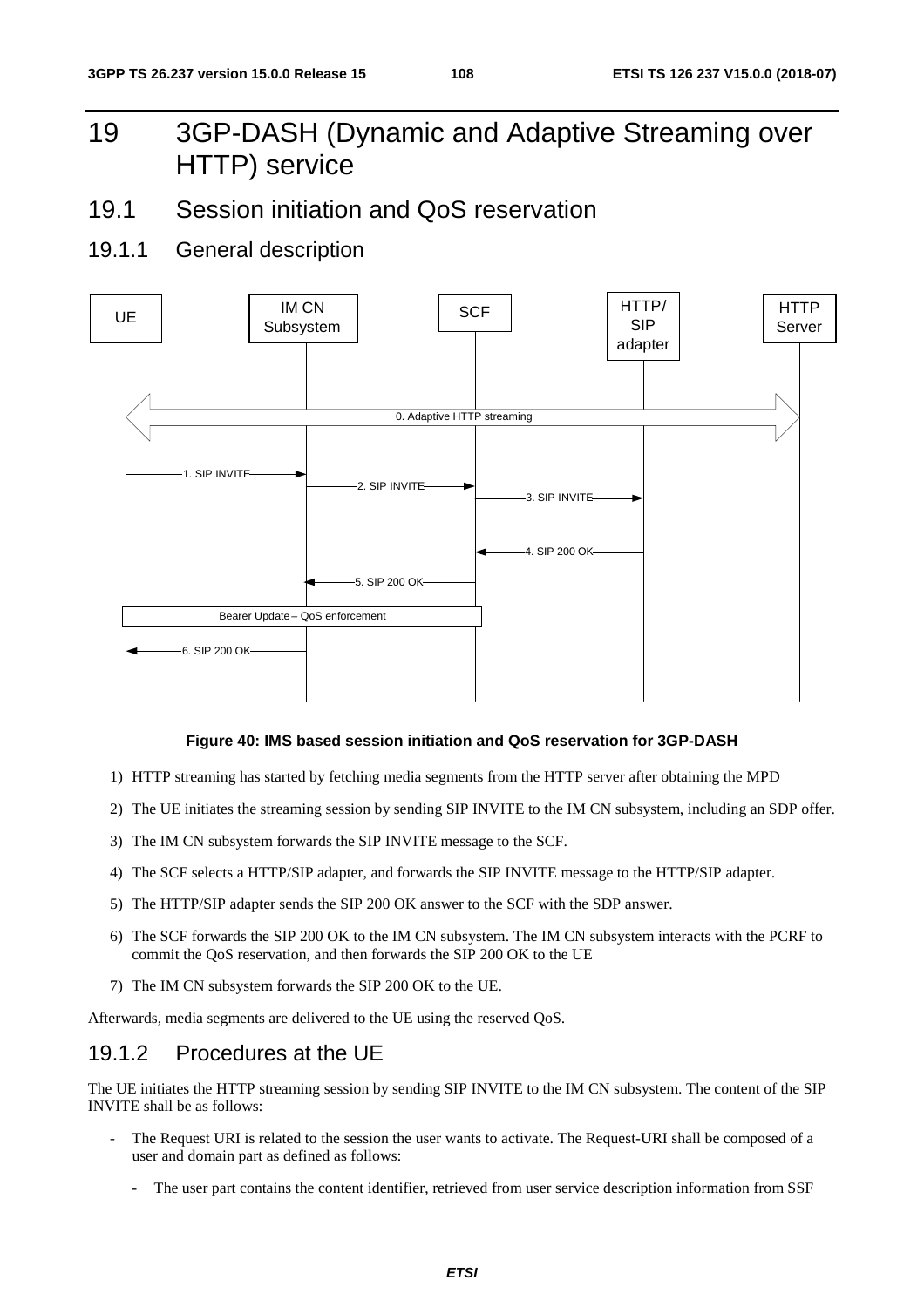# 19 3GP-DASH (Dynamic and Adaptive Streaming over HTTP) service

## 19.1 Session initiation and QoS reservation

### 19.1.1 General description

**Figure 40: IMS based session initiation and QoS reservation for 3GP-DASH**

1) HTTP streaming has started by fetching media segments from the HTTP server after obtaining the MPD
2) The UE initiates the streaming session by sending SIP INVITE to the IM CN subsystem, including an SDP offer.
3) The IM CN subsystem forwards the SIP INVITE message to the SCF.
4) The SCF selects a HTTP/SIP adapter, and forwards the SIP INVITE message to the HTTP/SIP adapter.
5) The HTTP/SIP adapter sends the SIP 200 OK answer to the SCF with the SDP answer.
6) The SCF forwards the SIP 200 OK to the IM CN subsystem. The IM CN subsystem interacts with the PCRF to commit the QoS reservation, and then forwards the SIP 200 OK to the UE
7) The IM CN subsystem forwards the SIP 200 OK to the UE.

Afterwards, media segments are delivered to the UE using the reserved QoS.

### 19.1.2 Procedures at the UE

The UE initiates the HTTP streaming session by sending SIP INVITE to the IM CN subsystem. The content of the SIP INVITE shall be as follows:

- The Request URI is related to the session the user wants to activate. The Request-URI shall be composed of a user and domain part as defined as follows:
  - The user part contains the content identifier, retrieved from user service description information from SSF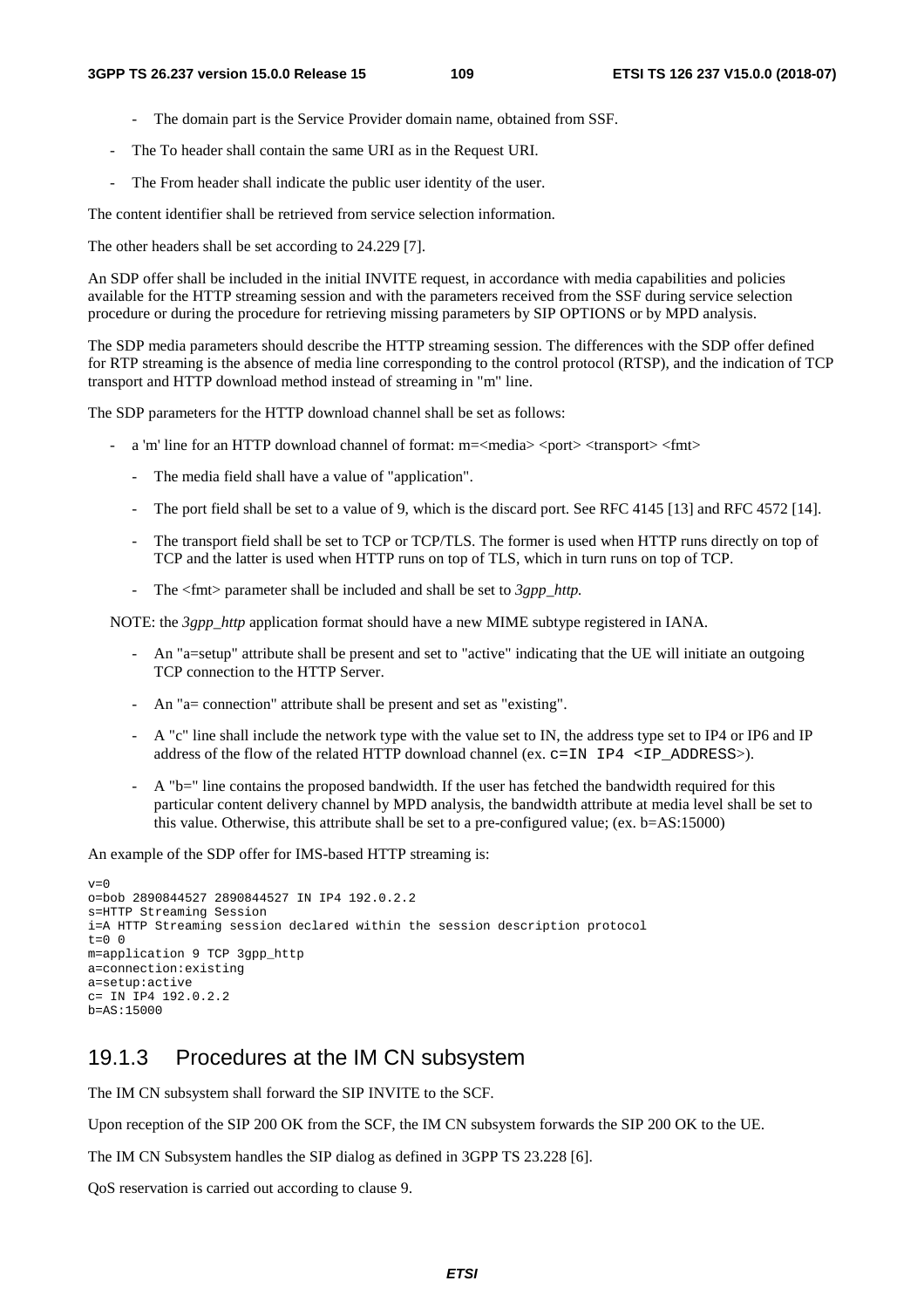- The domain part is the Service Provider domain name, obtained from SSF.

- The To header shall contain the same URI as in the Request URI.
- The From header shall indicate the public user identity of the user.

The content identifier shall be retrieved from service selection information.

The other headers shall be set according to 24.229 [7].

An SDP offer shall be included in the initial INVITE request, in accordance with media capabilities and policies available for the HTTP streaming session and with the parameters received from the SSF during service selection procedure or during the procedure for retrieving missing parameters by SIP OPTIONS or by MPD analysis.

The SDP media parameters should describe the HTTP streaming session. The differences with the SDP offer defined for RTP streaming is the absence of media line corresponding to the control protocol (RTSP), and the indication of TCP transport and HTTP download method instead of streaming in "m" line.

The SDP parameters for the HTTP download channel shall be set as follows:

- a 'm' line for an HTTP download channel of format: m=<media> <port> <transport> <fmt>
    - The media field shall have a value of "application".
    - The port field shall be set to a value of 9, which is the discard port. See RFC 4145 [13] and RFC 4572 [14].
    - The transport field shall be set to TCP or TCP/TLS. The former is used when HTTP runs directly on top of TCP and the latter is used when HTTP runs on top of TLS, which in turn runs on top of TCP.
    - The <fmt> parameter shall be included and shall be set to *3gpp_http.*

NOTE: the *3gpp_http* application format should have a new MIME subtype registered in IANA.

- An "a=setup" attribute shall be present and set to "active" indicating that the UE will initiate an outgoing TCP connection to the HTTP Server.
- An "a= connection" attribute shall be present and set as "existing".
- A "c" line shall include the network type with the value set to IN, the address type set to IP4 or IP6 and IP address of the flow of the related HTTP download channel (ex. `c=IN IP4 <IP_ADDRESS>`).
- A "b=" line contains the proposed bandwidth. If the user has fetched the bandwidth required for this particular content delivery channel by MPD analysis, the bandwidth attribute at media level shall be set to this value. Otherwise, this attribute shall be set to a pre-configured value; (ex. b=AS:15000)

An example of the SDP offer for IMS-based HTTP streaming is:

```
v=0
o=bob 2890844527 2890844527 IN IP4 192.0.2.2
s=HTTP Streaming Session
i=A HTTP Streaming session declared within the session description protocol
t=0 0
m=application 9 TCP 3gpp_http
a=connection:existing
a=setup:active
c= IN IP4 192.0.2.2
b=AS:15000
```

### 19.1.3 Procedures at the IM CN subsystem

The IM CN subsystem shall forward the SIP INVITE to the SCF.

Upon reception of the SIP 200 OK from the SCF, the IM CN subsystem forwards the SIP 200 OK to the UE.

The IM CN Subsystem handles the SIP dialog as defined in 3GPP TS 23.228 [6].

QoS reservation is carried out according to clause 9.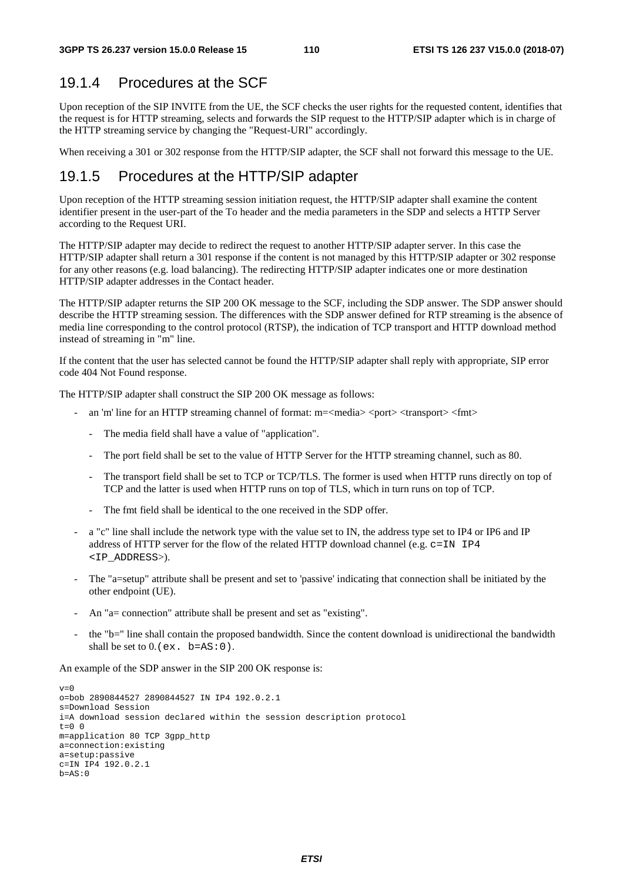## 19.1.4 Procedures at the SCF

Upon reception of the SIP INVITE from the UE, the SCF checks the user rights for the requested content, identifies that the request is for HTTP streaming, selects and forwards the SIP request to the HTTP/SIP adapter which is in charge of the HTTP streaming service by changing the "Request-URI" accordingly.

When receiving a 301 or 302 response from the HTTP/SIP adapter, the SCF shall not forward this message to the UE.

## 19.1.5 Procedures at the HTTP/SIP adapter

Upon reception of the HTTP streaming session initiation request, the HTTP/SIP adapter shall examine the content identifier present in the user-part of the To header and the media parameters in the SDP and selects a HTTP Server according to the Request URI.

The HTTP/SIP adapter may decide to redirect the request to another HTTP/SIP adapter server. In this case the HTTP/SIP adapter shall return a 301 response if the content is not managed by this HTTP/SIP adapter or 302 response for any other reasons (e.g. load balancing). The redirecting HTTP/SIP adapter indicates one or more destination HTTP/SIP adapter addresses in the Contact header.

The HTTP/SIP adapter returns the SIP 200 OK message to the SCF, including the SDP answer. The SDP answer should describe the HTTP streaming session. The differences with the SDP answer defined for RTP streaming is the absence of media line corresponding to the control protocol (RTSP), the indication of TCP transport and HTTP download method instead of streaming in "m" line.

If the content that the user has selected cannot be found the HTTP/SIP adapter shall reply with appropriate, SIP error code 404 Not Found response.

The HTTP/SIP adapter shall construct the SIP 200 OK message as follows:

- an 'm' line for an HTTP streaming channel of format: m=<media> <port> <transport> <fmt>
  - The media field shall have a value of "application".
  - The port field shall be set to the value of HTTP Server for the HTTP streaming channel, such as 80.
  - The transport field shall be set to TCP or TCP/TLS. The former is used when HTTP runs directly on top of TCP and the latter is used when HTTP runs on top of TLS, which in turn runs on top of TCP.
  - The fmt field shall be identical to the one received in the SDP offer.
- a "c" line shall include the network type with the value set to IN, the address type set to IP4 or IP6 and IP address of HTTP server for the flow of the related HTTP download channel (e.g. `c=IN IP4 <IP_ADDRESS>`).
- The "a=setup" attribute shall be present and set to 'passive' indicating that connection shall be initiated by the other endpoint (UE).
- An "a= connection" attribute shall be present and set as "existing".
- the "b=" line shall contain the proposed bandwidth. Since the content download is unidirectional the bandwidth shall be set to 0.`(ex. b=AS:0)`.

An example of the SDP answer in the SIP 200 OK response is:

```
v=0
o=bob 2890844527 2890844527 IN IP4 192.0.2.1
s=Download Session
i=A download session declared within the session description protocol
t=0 0
m=application 80 TCP 3gpp_http
a=connection:existing
a=setup:passive
c=IN IP4 192.0.2.1
b=AS:0
```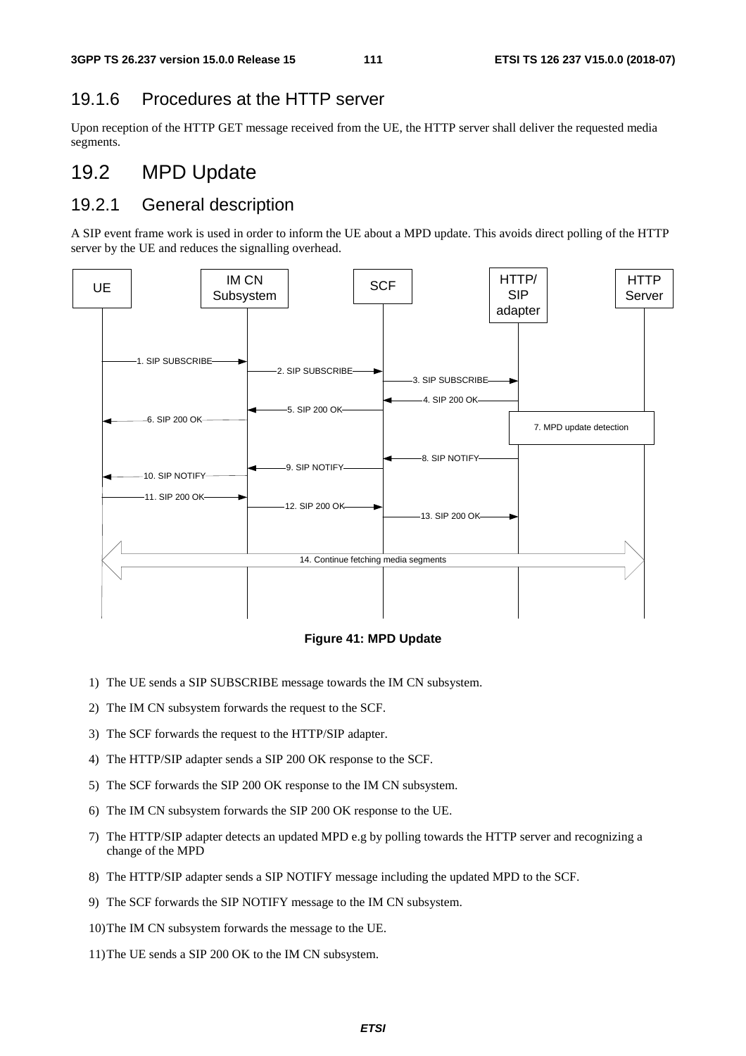### 19.1.6 Procedures at the HTTP server

Upon reception of the HTTP GET message received from the UE, the HTTP server shall deliver the requested media segments.

## 19.2 MPD Update

### 19.2.1 General description

A SIP event frame work is used in order to inform the UE about a MPD update. This avoids direct polling of the HTTP server by the UE and reduces the signalling overhead.

**Figure 41: MPD Update**

1) The UE sends a SIP SUBSCRIBE message towards the IM CN subsystem.
2) The IM CN subsystem forwards the request to the SCF.
3) The SCF forwards the request to the HTTP/SIP adapter.
4) The HTTP/SIP adapter sends a SIP 200 OK response to the SCF.
5) The SCF forwards the SIP 200 OK response to the IM CN subsystem.
6) The IM CN subsystem forwards the SIP 200 OK response to the UE.
7) The HTTP/SIP adapter detects an updated MPD e.g by polling towards the HTTP server and recognizing a change of the MPD
8) The HTTP/SIP adapter sends a SIP NOTIFY message including the updated MPD to the SCF.
9) The SCF forwards the SIP NOTIFY message to the IM CN subsystem.
10) The IM CN subsystem forwards the message to the UE.
11) The UE sends a SIP 200 OK to the IM CN subsystem.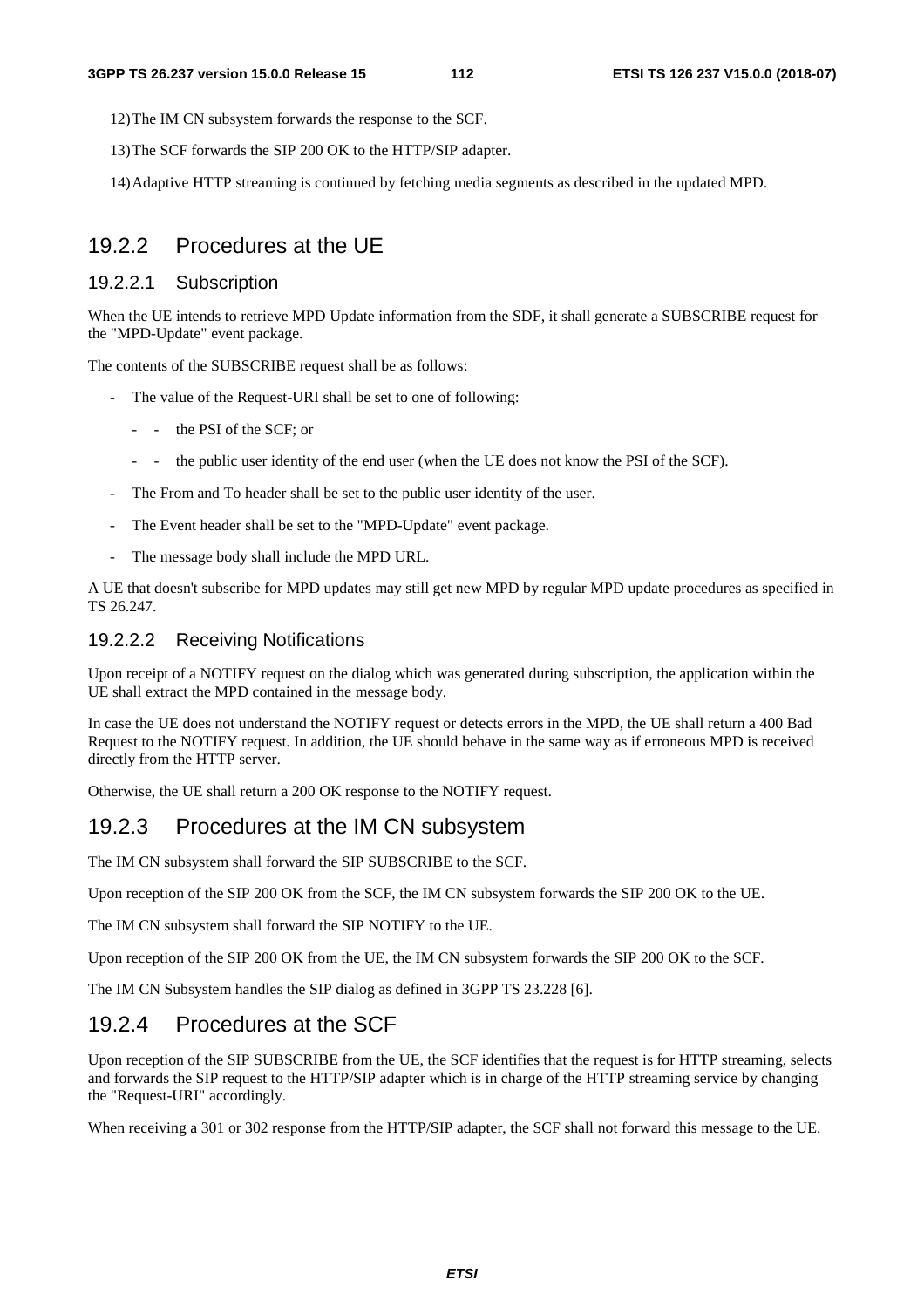12) The IM CN subsystem forwards the response to the SCF.

13) The SCF forwards the SIP 200 OK to the HTTP/SIP adapter.

14) Adaptive HTTP streaming is continued by fetching media segments as described in the updated MPD.

### 19.2.2 Procedures at the UE

#### 19.2.2.1 Subscription

When the UE intends to retrieve MPD Update information from the SDF, it shall generate a SUBSCRIBE request for the "MPD-Update" event package.

The contents of the SUBSCRIBE request shall be as follows:

- The value of the Request-URI shall be set to one of following:
  - - the PSI of the SCF; or
  - - the public user identity of the end user (when the UE does not know the PSI of the SCF).
- The From and To header shall be set to the public user identity of the user.
- The Event header shall be set to the "MPD-Update" event package.
- The message body shall include the MPD URL.

A UE that doesn't subscribe for MPD updates may still get new MPD by regular MPD update procedures as specified in TS 26.247.

#### 19.2.2.2 Receiving Notifications

Upon receipt of a NOTIFY request on the dialog which was generated during subscription, the application within the UE shall extract the MPD contained in the message body.

In case the UE does not understand the NOTIFY request or detects errors in the MPD, the UE shall return a 400 Bad Request to the NOTIFY request. In addition, the UE should behave in the same way as if erroneous MPD is received directly from the HTTP server.

Otherwise, the UE shall return a 200 OK response to the NOTIFY request.

### 19.2.3 Procedures at the IM CN subsystem

The IM CN subsystem shall forward the SIP SUBSCRIBE to the SCF.

Upon reception of the SIP 200 OK from the SCF, the IM CN subsystem forwards the SIP 200 OK to the UE.

The IM CN subsystem shall forward the SIP NOTIFY to the UE.

Upon reception of the SIP 200 OK from the UE, the IM CN subsystem forwards the SIP 200 OK to the SCF.

The IM CN Subsystem handles the SIP dialog as defined in 3GPP TS 23.228 [6].

### 19.2.4 Procedures at the SCF

Upon reception of the SIP SUBSCRIBE from the UE, the SCF identifies that the request is for HTTP streaming, selects and forwards the SIP request to the HTTP/SIP adapter which is in charge of the HTTP streaming service by changing the "Request-URI" accordingly.

When receiving a 301 or 302 response from the HTTP/SIP adapter, the SCF shall not forward this message to the UE.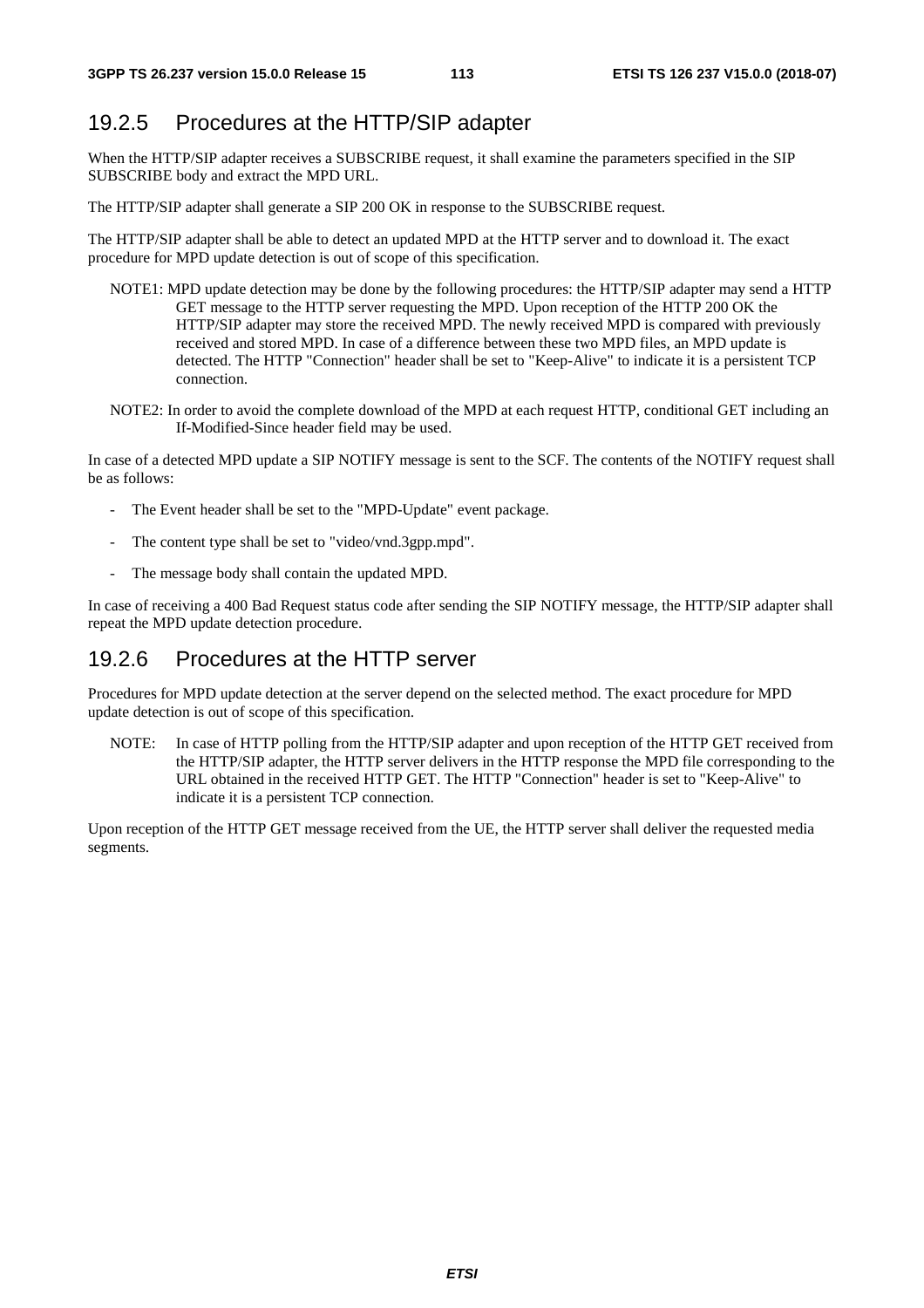### 19.2.5 Procedures at the HTTP/SIP adapter

When the HTTP/SIP adapter receives a SUBSCRIBE request, it shall examine the parameters specified in the SIP SUBSCRIBE body and extract the MPD URL.

The HTTP/SIP adapter shall generate a SIP 200 OK in response to the SUBSCRIBE request.

The HTTP/SIP adapter shall be able to detect an updated MPD at the HTTP server and to download it. The exact procedure for MPD update detection is out of scope of this specification.

NOTE1: MPD update detection may be done by the following procedures: the HTTP/SIP adapter may send a HTTP GET message to the HTTP server requesting the MPD. Upon reception of the HTTP 200 OK the HTTP/SIP adapter may store the received MPD. The newly received MPD is compared with previously received and stored MPD. In case of a difference between these two MPD files, an MPD update is detected. The HTTP "Connection" header shall be set to "Keep-Alive" to indicate it is a persistent TCP connection.

NOTE2: In order to avoid the complete download of the MPD at each request HTTP, conditional GET including an If-Modified-Since header field may be used.

In case of a detected MPD update a SIP NOTIFY message is sent to the SCF. The contents of the NOTIFY request shall be as follows:

- The Event header shall be set to the "MPD-Update" event package.
- The content type shall be set to "video/vnd.3gpp.mpd".
- The message body shall contain the updated MPD.

In case of receiving a 400 Bad Request status code after sending the SIP NOTIFY message, the HTTP/SIP adapter shall repeat the MPD update detection procedure.

### 19.2.6 Procedures at the HTTP server

Procedures for MPD update detection at the server depend on the selected method. The exact procedure for MPD update detection is out of scope of this specification.

NOTE: In case of HTTP polling from the HTTP/SIP adapter and upon reception of the HTTP GET received from the HTTP/SIP adapter, the HTTP server delivers in the HTTP response the MPD file corresponding to the URL obtained in the received HTTP GET. The HTTP "Connection" header is set to "Keep-Alive" to indicate it is a persistent TCP connection.

Upon reception of the HTTP GET message received from the UE, the HTTP server shall deliver the requested media segments.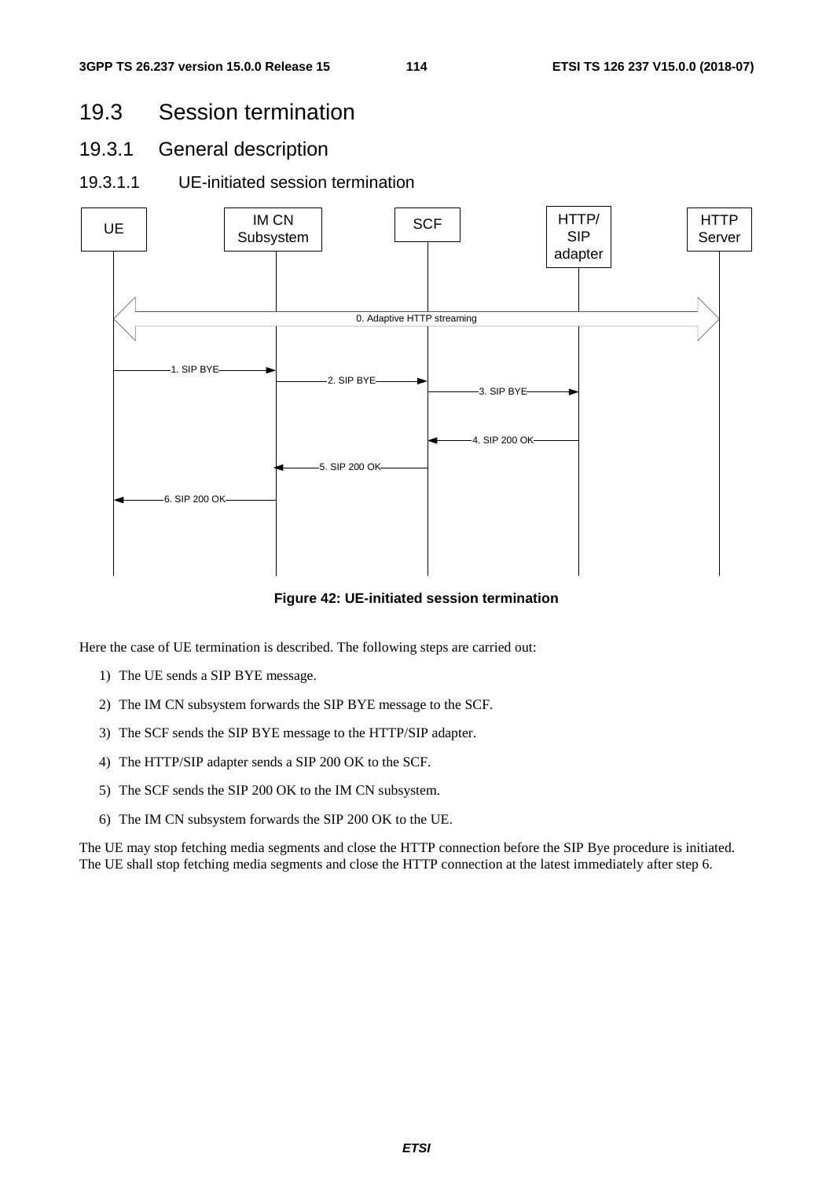# 19.3 Session termination

## 19.3.1 General description

### 19.3.1.1 UE-initiated session termination

**Figure 42: UE-initiated session termination**

Here the case of UE termination is described. The following steps are carried out:

1) The UE sends a SIP BYE message.

2) The IM CN subsystem forwards the SIP BYE message to the SCF.

3) The SCF sends the SIP BYE message to the HTTP/SIP adapter.

4) The HTTP/SIP adapter sends a SIP 200 OK to the SCF.

5) The SCF sends the SIP 200 OK to the IM CN subsystem.

6) The IM CN subsystem forwards the SIP 200 OK to the UE.

The UE may stop fetching media segments and close the HTTP connection before the SIP Bye procedure is initiated. The UE shall stop fetching media segments and close the HTTP connection at the latest immediately after step 6.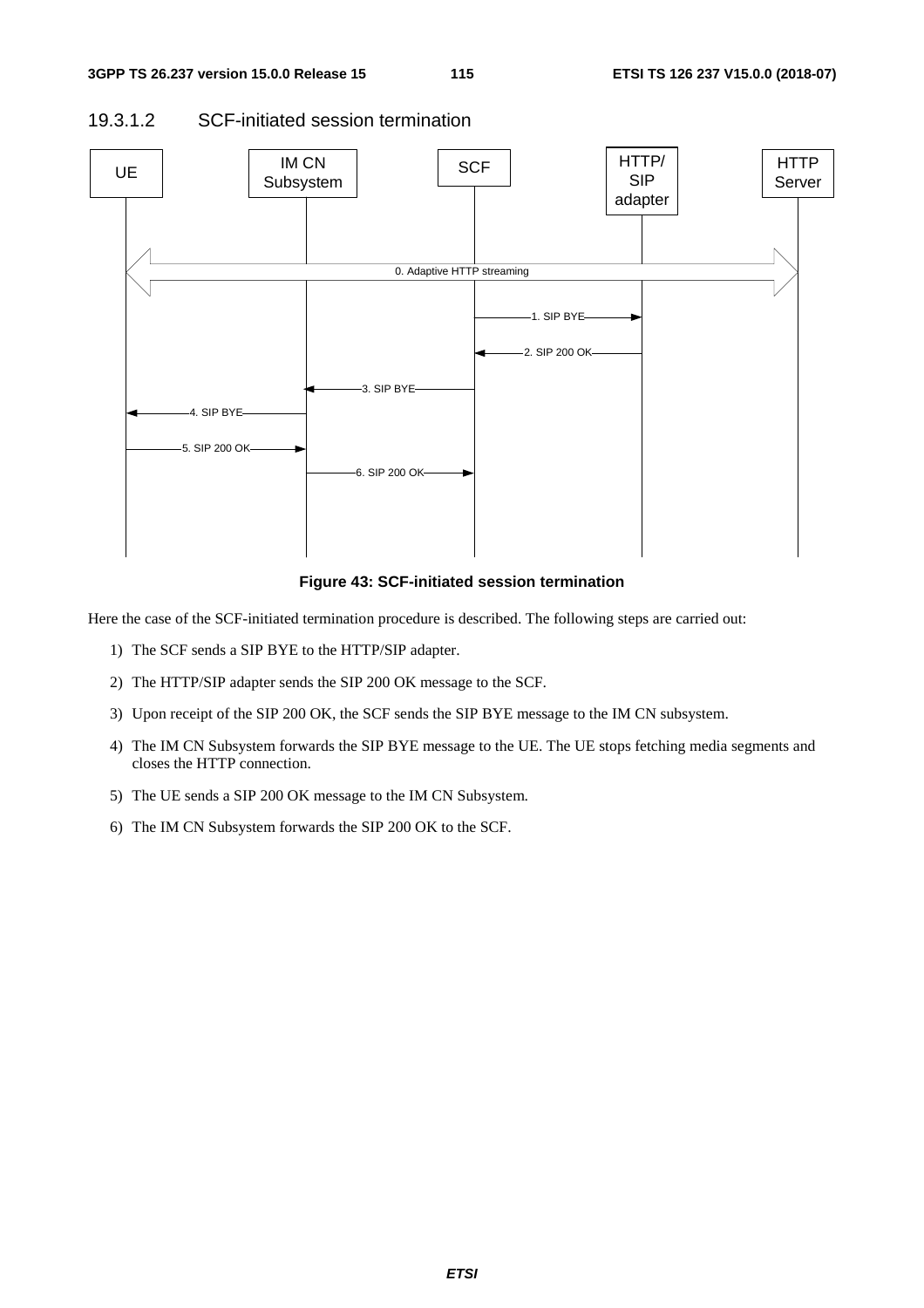#### 19.3.1.2 SCF-initiated session termination

**Figure 43: SCF-initiated session termination**

Here the case of the SCF-initiated termination procedure is described. The following steps are carried out:

1) The SCF sends a SIP BYE to the HTTP/SIP adapter.

2) The HTTP/SIP adapter sends the SIP 200 OK message to the SCF.

3) Upon receipt of the SIP 200 OK, the SCF sends the SIP BYE message to the IM CN subsystem.

4) The IM CN Subsystem forwards the SIP BYE message to the UE. The UE stops fetching media segments and closes the HTTP connection.

5) The UE sends a SIP 200 OK message to the IM CN Subsystem.

6) The IM CN Subsystem forwards the SIP 200 OK to the SCF.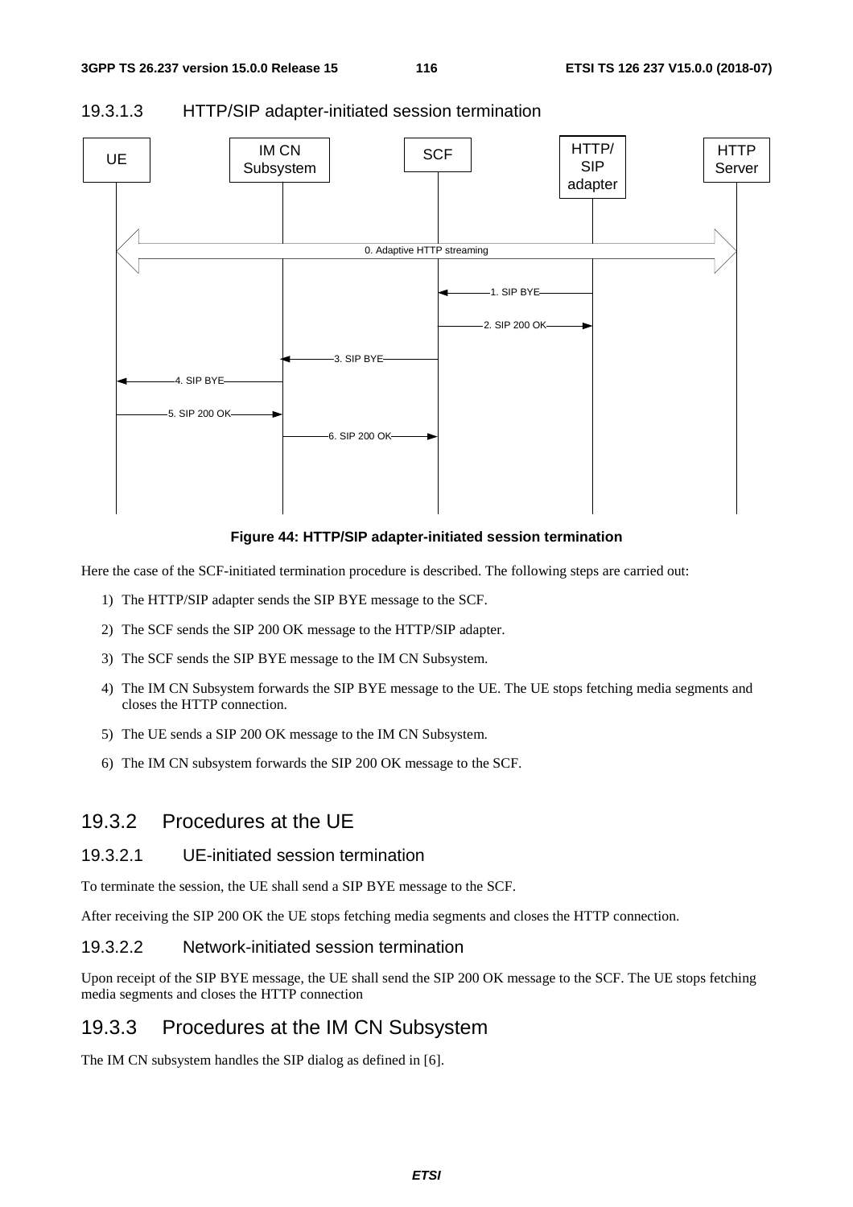### 19.3.1.3 HTTP/SIP adapter-initiated session termination

**Figure 44: HTTP/SIP adapter-initiated session termination**

Here the case of the SCF-initiated termination procedure is described. The following steps are carried out:

1) The HTTP/SIP adapter sends the SIP BYE message to the SCF.
2) The SCF sends the SIP 200 OK message to the HTTP/SIP adapter.
3) The SCF sends the SIP BYE message to the IM CN Subsystem.
4) The IM CN Subsystem forwards the SIP BYE message to the UE. The UE stops fetching media segments and closes the HTTP connection.
5) The UE sends a SIP 200 OK message to the IM CN Subsystem.
6) The IM CN subsystem forwards the SIP 200 OK message to the SCF.

## 19.3.2 Procedures at the UE

### 19.3.2.1 UE-initiated session termination

To terminate the session, the UE shall send a SIP BYE message to the SCF.

After receiving the SIP 200 OK the UE stops fetching media segments and closes the HTTP connection.

### 19.3.2.2 Network-initiated session termination

Upon receipt of the SIP BYE message, the UE shall send the SIP 200 OK message to the SCF. The UE stops fetching media segments and closes the HTTP connection

## 19.3.3 Procedures at the IM CN Subsystem

The IM CN subsystem handles the SIP dialog as defined in [6].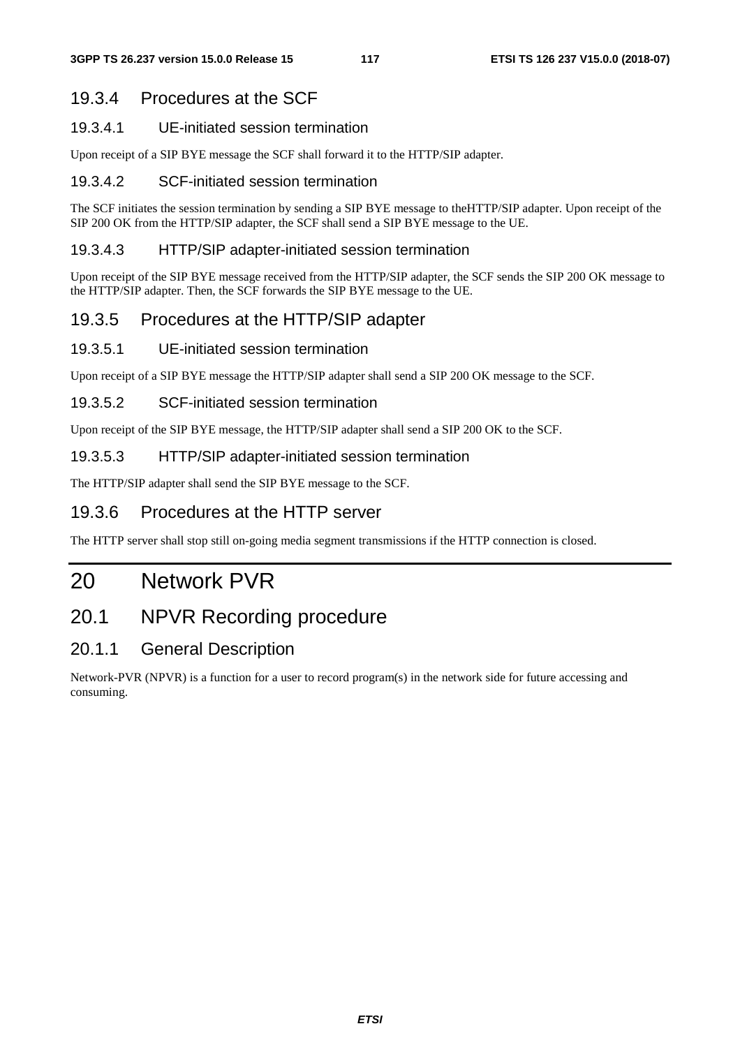### 19.3.4 Procedures at the SCF

#### 19.3.4.1 UE-initiated session termination

Upon receipt of a SIP BYE message the SCF shall forward it to the HTTP/SIP adapter.

#### 19.3.4.2 SCF-initiated session termination

The SCF initiates the session termination by sending a SIP BYE message to theHTTP/SIP adapter. Upon receipt of the SIP 200 OK from the HTTP/SIP adapter, the SCF shall send a SIP BYE message to the UE.

#### 19.3.4.3 HTTP/SIP adapter-initiated session termination

Upon receipt of the SIP BYE message received from the HTTP/SIP adapter, the SCF sends the SIP 200 OK message to the HTTP/SIP adapter. Then, the SCF forwards the SIP BYE message to the UE.

### 19.3.5 Procedures at the HTTP/SIP adapter

#### 19.3.5.1 UE-initiated session termination

Upon receipt of a SIP BYE message the HTTP/SIP adapter shall send a SIP 200 OK message to the SCF.

#### 19.3.5.2 SCF-initiated session termination

Upon receipt of the SIP BYE message, the HTTP/SIP adapter shall send a SIP 200 OK to the SCF.

#### 19.3.5.3 HTTP/SIP adapter-initiated session termination

The HTTP/SIP adapter shall send the SIP BYE message to the SCF.

### 19.3.6 Procedures at the HTTP server

The HTTP server shall stop still on-going media segment transmissions if the HTTP connection is closed.

# 20 Network PVR

## 20.1 NPVR Recording procedure

### 20.1.1 General Description

Network-PVR (NPVR) is a function for a user to record program(s) in the network side for future accessing and consuming.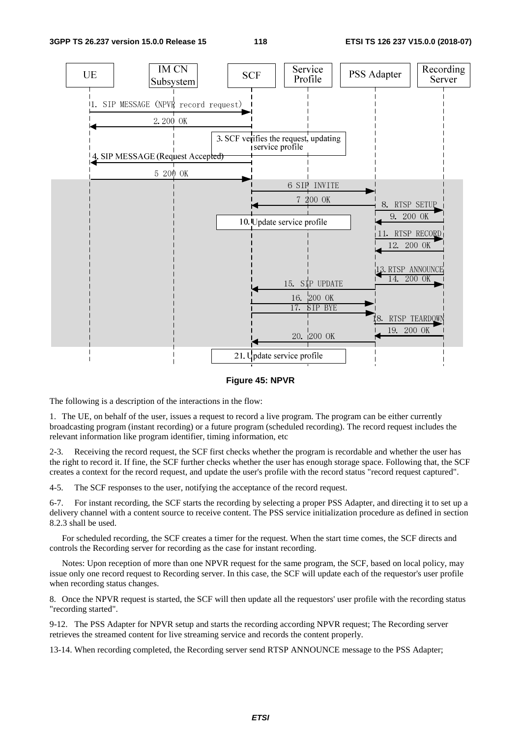**Figure 45: NPVR**

The following is a description of the interactions in the flow:

1. The UE, on behalf of the user, issues a request to record a live program. The program can be either currently broadcasting program (instant recording) or a future program (scheduled recording). The record request includes the relevant information like program identifier, timing information, etc

2-3. Receiving the record request, the SCF first checks whether the program is recordable and whether the user has the right to record it. If fine, the SCF further checks whether the user has enough storage space. Following that, the SCF creates a context for the record request, and update the user's profile with the record status "record request captured".

4-5. The SCF responses to the user, notifying the acceptance of the record request.

6-7. For instant recording, the SCF starts the recording by selecting a proper PSS Adapter, and directing it to set up a delivery channel with a content source to receive content. The PSS service initialization procedure as defined in section 8.2.3 shall be used.

For scheduled recording, the SCF creates a timer for the request. When the start time comes, the SCF directs and controls the Recording server for recording as the case for instant recording.

Notes: Upon reception of more than one NPVR request for the same program, the SCF, based on local policy, may issue only one record request to Recording server. In this case, the SCF will update each of the requestor's user profile when recording status changes.

8. Once the NPVR request is started, the SCF will then update all the requestors' user profile with the recording status "recording started".

9-12. The PSS Adapter for NPVR setup and starts the recording according NPVR request; The Recording server retrieves the streamed content for live streaming service and records the content properly.

13-14. When recording completed, the Recording server send RTSP ANNOUNCE message to the PSS Adapter;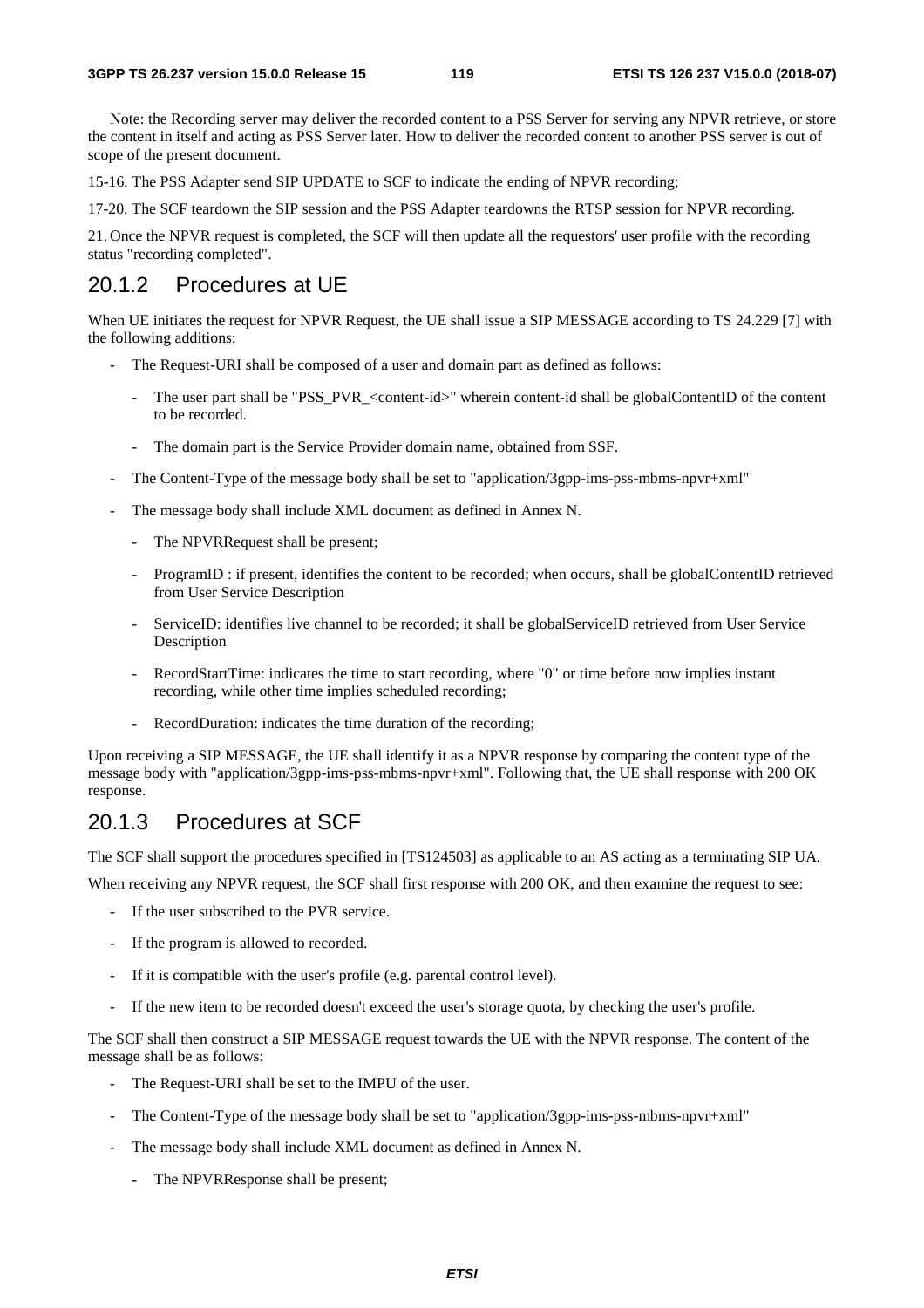Note: the Recording server may deliver the recorded content to a PSS Server for serving any NPVR retrieve, or store the content in itself and acting as PSS Server later. How to deliver the recorded content to another PSS server is out of scope of the present document.

15-16. The PSS Adapter send SIP UPDATE to SCF to indicate the ending of NPVR recording;

17-20. The SCF teardown the SIP session and the PSS Adapter teardowns the RTSP session for NPVR recording.

21. Once the NPVR request is completed, the SCF will then update all the requestors' user profile with the recording status "recording completed".

## 20.1.2 Procedures at UE

When UE initiates the request for NPVR Request, the UE shall issue a SIP MESSAGE according to TS 24.229 [7] with the following additions:

- The Request-URI shall be composed of a user and domain part as defined as follows:
  - The user part shall be "PSS_PVR_<content-id>" wherein content-id shall be globalContentID of the content to be recorded.
  - The domain part is the Service Provider domain name, obtained from SSF.
- The Content-Type of the message body shall be set to "application/3gpp-ims-pss-mbms-npvr+xml"
- The message body shall include XML document as defined in Annex N.
  - The NPVRRequest shall be present;
  - ProgramID : if present, identifies the content to be recorded; when occurs, shall be globalContentID retrieved from User Service Description
  - ServiceID: identifies live channel to be recorded; it shall be globalServiceID retrieved from User Service Description
  - RecordStartTime: indicates the time to start recording, where "0" or time before now implies instant recording, while other time implies scheduled recording;
  - RecordDuration: indicates the time duration of the recording;

Upon receiving a SIP MESSAGE, the UE shall identify it as a NPVR response by comparing the content type of the message body with "application/3gpp-ims-pss-mbms-npvr+xml". Following that, the UE shall response with 200 OK response.

## 20.1.3 Procedures at SCF

The SCF shall support the procedures specified in [TS124503] as applicable to an AS acting as a terminating SIP UA.

When receiving any NPVR request, the SCF shall first response with 200 OK, and then examine the request to see:

- If the user subscribed to the PVR service.
- If the program is allowed to recorded.
- If it is compatible with the user's profile (e.g. parental control level).
- If the new item to be recorded doesn't exceed the user's storage quota, by checking the user's profile.

The SCF shall then construct a SIP MESSAGE request towards the UE with the NPVR response. The content of the message shall be as follows:

- The Request-URI shall be set to the IMPU of the user.
- The Content-Type of the message body shall be set to "application/3gpp-ims-pss-mbms-npvr+xml"
- The message body shall include XML document as defined in Annex N.
  - The NPVRResponse shall be present;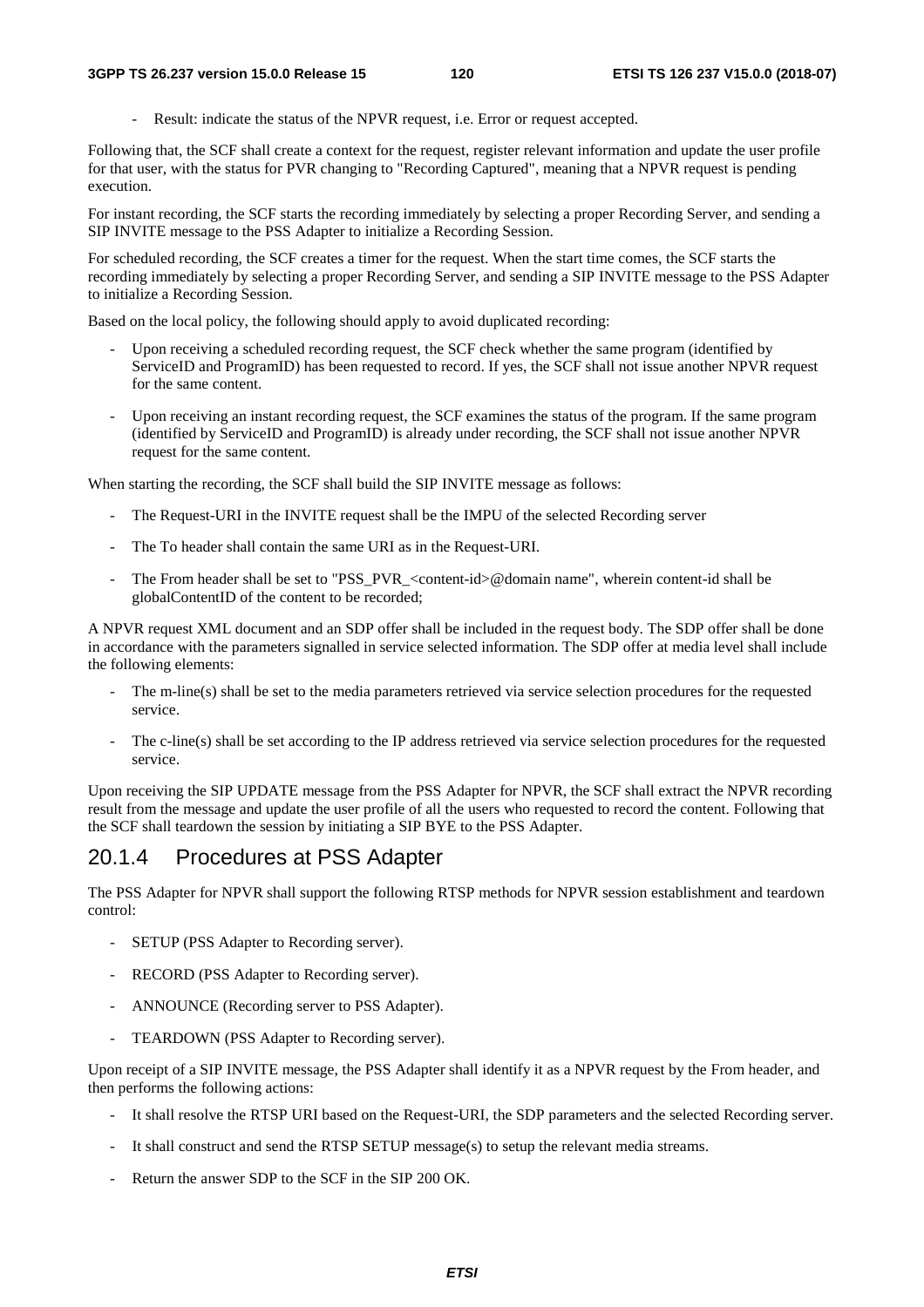- Result: indicate the status of the NPVR request, i.e. Error or request accepted.

Following that, the SCF shall create a context for the request, register relevant information and update the user profile for that user, with the status for PVR changing to "Recording Captured", meaning that a NPVR request is pending execution.

For instant recording, the SCF starts the recording immediately by selecting a proper Recording Server, and sending a SIP INVITE message to the PSS Adapter to initialize a Recording Session.

For scheduled recording, the SCF creates a timer for the request. When the start time comes, the SCF starts the recording immediately by selecting a proper Recording Server, and sending a SIP INVITE message to the PSS Adapter to initialize a Recording Session.

Based on the local policy, the following should apply to avoid duplicated recording:

- Upon receiving a scheduled recording request, the SCF check whether the same program (identified by ServiceID and ProgramID) has been requested to record. If yes, the SCF shall not issue another NPVR request for the same content.
- Upon receiving an instant recording request, the SCF examines the status of the program. If the same program (identified by ServiceID and ProgramID) is already under recording, the SCF shall not issue another NPVR request for the same content.

When starting the recording, the SCF shall build the SIP INVITE message as follows:

- The Request-URI in the INVITE request shall be the IMPU of the selected Recording server
- The To header shall contain the same URI as in the Request-URI.
- The From header shall be set to "PSS_PVR_<content-id>@domain name", wherein content-id shall be globalContentID of the content to be recorded;

A NPVR request XML document and an SDP offer shall be included in the request body. The SDP offer shall be done in accordance with the parameters signalled in service selected information. The SDP offer at media level shall include the following elements:

- The m-line(s) shall be set to the media parameters retrieved via service selection procedures for the requested service.
- The c-line(s) shall be set according to the IP address retrieved via service selection procedures for the requested service.

Upon receiving the SIP UPDATE message from the PSS Adapter for NPVR, the SCF shall extract the NPVR recording result from the message and update the user profile of all the users who requested to record the content. Following that the SCF shall teardown the session by initiating a SIP BYE to the PSS Adapter.

### 20.1.4 Procedures at PSS Adapter

The PSS Adapter for NPVR shall support the following RTSP methods for NPVR session establishment and teardown control:

- SETUP (PSS Adapter to Recording server).
- RECORD (PSS Adapter to Recording server).
- ANNOUNCE (Recording server to PSS Adapter).
- TEARDOWN (PSS Adapter to Recording server).

Upon receipt of a SIP INVITE message, the PSS Adapter shall identify it as a NPVR request by the From header, and then performs the following actions:

- It shall resolve the RTSP URI based on the Request-URI, the SDP parameters and the selected Recording server.
- It shall construct and send the RTSP SETUP message(s) to setup the relevant media streams.
- Return the answer SDP to the SCF in the SIP 200 OK.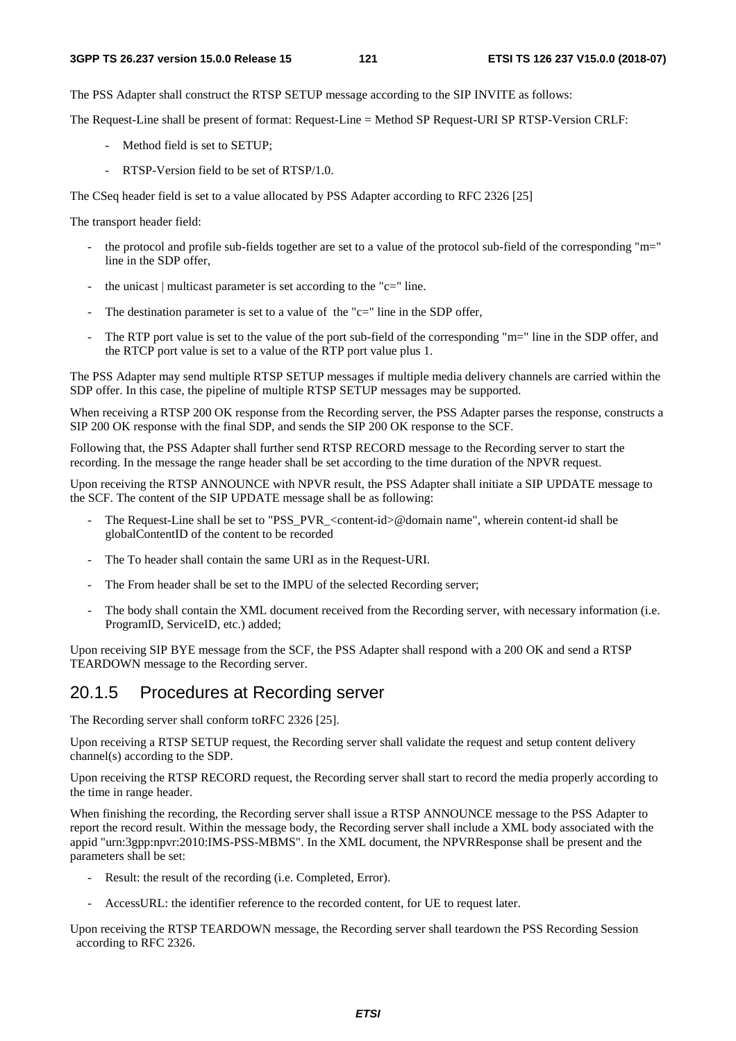The PSS Adapter shall construct the RTSP SETUP message according to the SIP INVITE as follows:

The Request-Line shall be present of format: Request-Line = Method SP Request-URI SP RTSP-Version CRLF:

- Method field is set to SETUP;
- RTSP-Version field to be set of RTSP/1.0.

The CSeq header field is set to a value allocated by PSS Adapter according to RFC 2326 [25]

The transport header field:

- the protocol and profile sub-fields together are set to a value of the protocol sub-field of the corresponding "m=" line in the SDP offer,
- the unicast | multicast parameter is set according to the "c=" line.
- The destination parameter is set to a value of the "c=" line in the SDP offer,
- The RTP port value is set to the value of the port sub-field of the corresponding "m=" line in the SDP offer, and the RTCP port value is set to a value of the RTP port value plus 1.

The PSS Adapter may send multiple RTSP SETUP messages if multiple media delivery channels are carried within the SDP offer. In this case, the pipeline of multiple RTSP SETUP messages may be supported.

When receiving a RTSP 200 OK response from the Recording server, the PSS Adapter parses the response, constructs a SIP 200 OK response with the final SDP, and sends the SIP 200 OK response to the SCF.

Following that, the PSS Adapter shall further send RTSP RECORD message to the Recording server to start the recording. In the message the range header shall be set according to the time duration of the NPVR request.

Upon receiving the RTSP ANNOUNCE with NPVR result, the PSS Adapter shall initiate a SIP UPDATE message to the SCF. The content of the SIP UPDATE message shall be as following:

- The Request-Line shall be set to "PSS_PVR_<content-id>@domain name", wherein content-id shall be globalContentID of the content to be recorded
- The To header shall contain the same URI as in the Request-URI.
- The From header shall be set to the IMPU of the selected Recording server;
- The body shall contain the XML document received from the Recording server, with necessary information (i.e. ProgramID, ServiceID, etc.) added;

Upon receiving SIP BYE message from the SCF, the PSS Adapter shall respond with a 200 OK and send a RTSP TEARDOWN message to the Recording server.

## 20.1.5 Procedures at Recording server

The Recording server shall conform toRFC 2326 [25].

Upon receiving a RTSP SETUP request, the Recording server shall validate the request and setup content delivery channel(s) according to the SDP.

Upon receiving the RTSP RECORD request, the Recording server shall start to record the media properly according to the time in range header.

When finishing the recording, the Recording server shall issue a RTSP ANNOUNCE message to the PSS Adapter to report the record result. Within the message body, the Recording server shall include a XML body associated with the appid "urn:3gpp:npvr:2010:IMS-PSS-MBMS". In the XML document, the NPVRResponse shall be present and the parameters shall be set:

- Result: the result of the recording (i.e. Completed, Error).
- AccessURL: the identifier reference to the recorded content, for UE to request later.

Upon receiving the RTSP TEARDOWN message, the Recording server shall teardown the PSS Recording Session according to RFC 2326.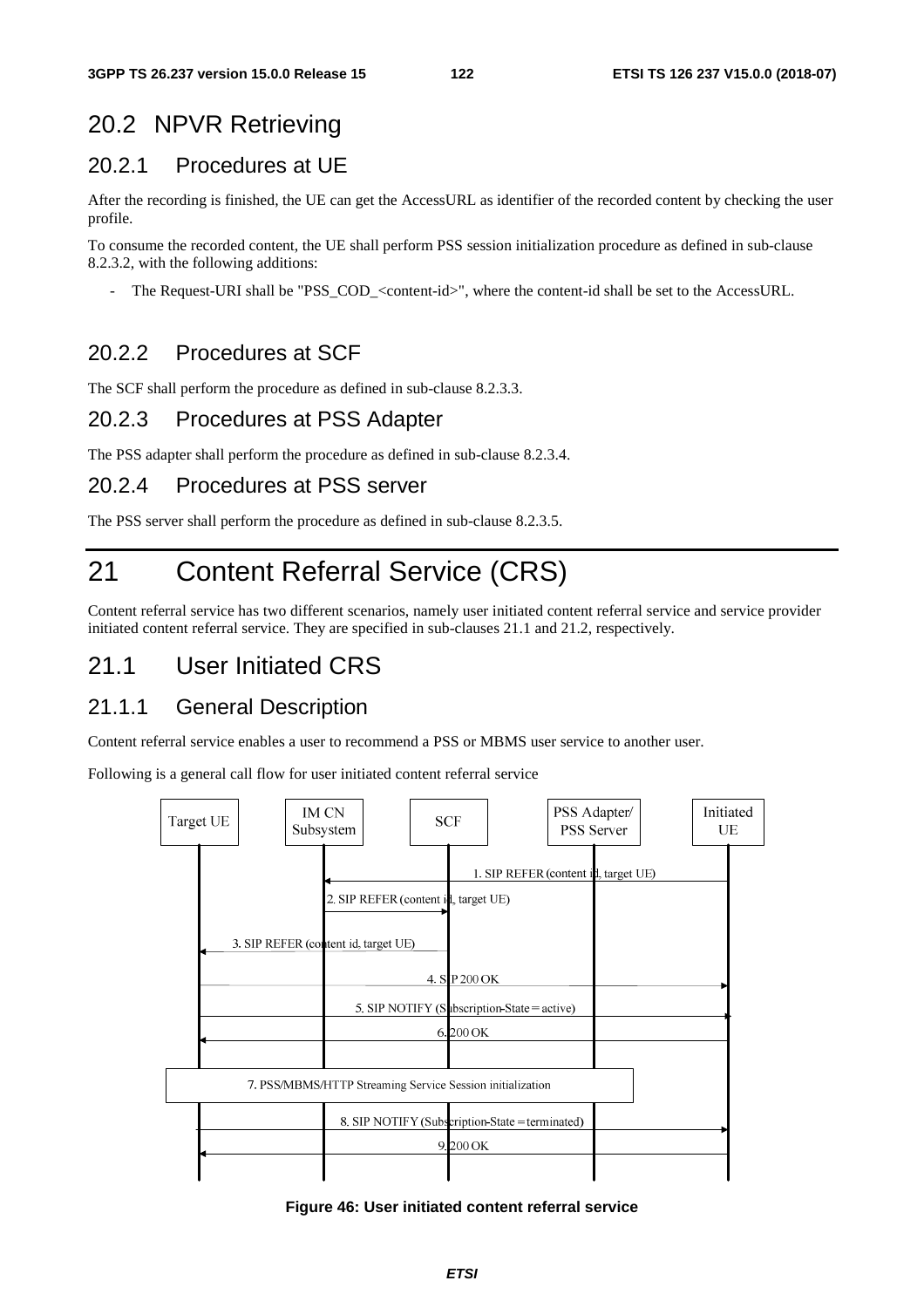## 20.2 NPVR Retrieving

### 20.2.1 Procedures at UE

After the recording is finished, the UE can get the AccessURL as identifier of the recorded content by checking the user profile.

To consume the recorded content, the UE shall perform PSS session initialization procedure as defined in sub-clause 8.2.3.2, with the following additions:

- The Request-URI shall be "PSS_COD_<content-id>", where the content-id shall be set to the AccessURL.

### 20.2.2 Procedures at SCF

The SCF shall perform the procedure as defined in sub-clause 8.2.3.3.

### 20.2.3 Procedures at PSS Adapter

The PSS adapter shall perform the procedure as defined in sub-clause 8.2.3.4.

### 20.2.4 Procedures at PSS server

The PSS server shall perform the procedure as defined in sub-clause 8.2.3.5.

# 21 Content Referral Service (CRS)

Content referral service has two different scenarios, namely user initiated content referral service and service provider initiated content referral service. They are specified in sub-clauses 21.1 and 21.2, respectively.

## 21.1 User Initiated CRS

### 21.1.1 General Description

Content referral service enables a user to recommend a PSS or MBMS user service to another user.

Following is a general call flow for user initiated content referral service

Target UE | IM CN Subsystem | SCF | PSS Adapter/ PSS Server | Initiated UE

1. SIP REFER (content id, target UE)
2. SIP REFER (content id, target UE)
3. SIP REFER (content id, target UE)
4. SIP 200 OK
5. SIP NOTIFY (Subscription-State = active)
6. 200 OK
7. PSS/MBMS/HTTP Streaming Service Session initialization
8. SIP NOTIFY (Subscription-State = terminated)
9. 200 OK

**Figure 46: User initiated content referral service**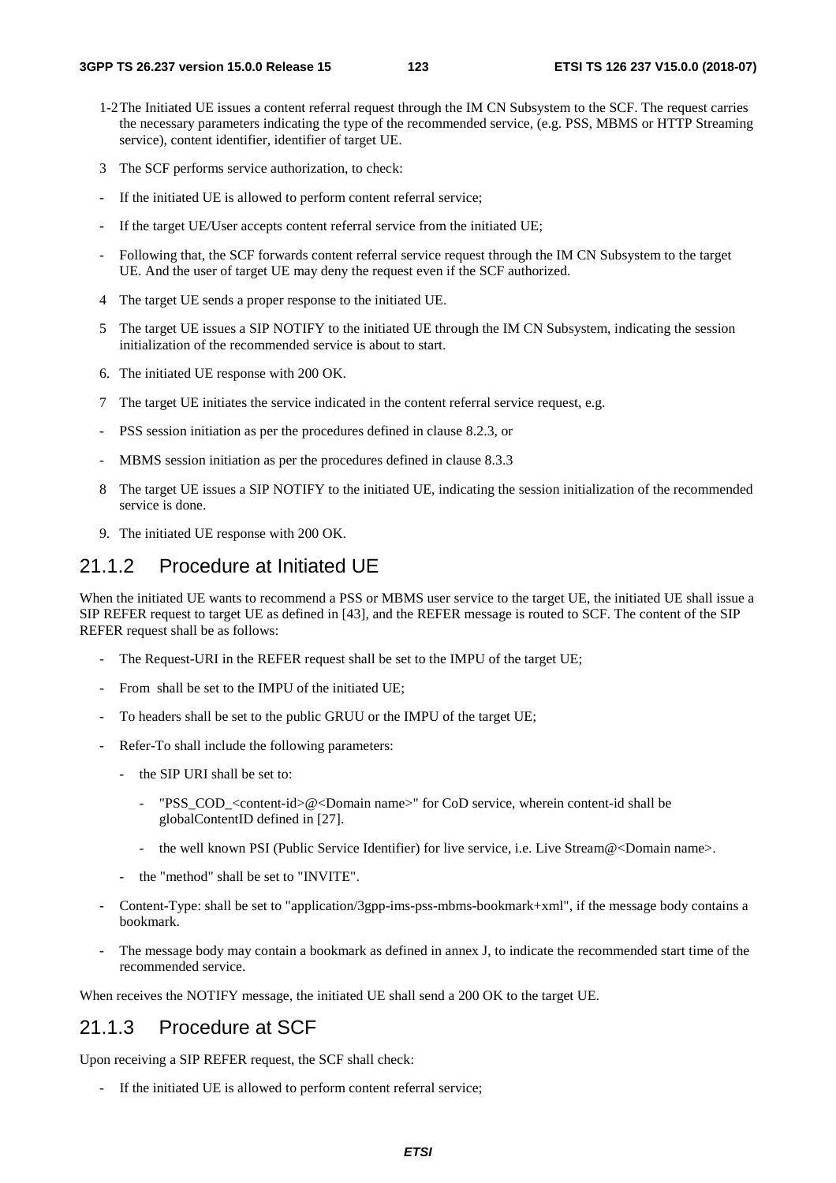1-2 The Initiated UE issues a content referral request through the IM CN Subsystem to the SCF. The request carries the necessary parameters indicating the type of the recommended service, (e.g. PSS, MBMS or HTTP Streaming service), content identifier, identifier of target UE.

3 The SCF performs service authorization, to check:

- If the initiated UE is allowed to perform content referral service;
- If the target UE/User accepts content referral service from the initiated UE;
- Following that, the SCF forwards content referral service request through the IM CN Subsystem to the target UE. And the user of target UE may deny the request even if the SCF authorized.

4 The target UE sends a proper response to the initiated UE.

5 The target UE issues a SIP NOTIFY to the initiated UE through the IM CN Subsystem, indicating the session initialization of the recommended service is about to start.

6. The initiated UE response with 200 OK.

7 The target UE initiates the service indicated in the content referral service request, e.g.

- PSS session initiation as per the procedures defined in clause 8.2.3, or
- MBMS session initiation as per the procedures defined in clause 8.3.3

8 The target UE issues a SIP NOTIFY to the initiated UE, indicating the session initialization of the recommended service is done.

9. The initiated UE response with 200 OK.

## 21.1.2 Procedure at Initiated UE

When the initiated UE wants to recommend a PSS or MBMS user service to the target UE, the initiated UE shall issue a SIP REFER request to target UE as defined in [43], and the REFER message is routed to SCF. The content of the SIP REFER request shall be as follows:

- The Request-URI in the REFER request shall be set to the IMPU of the target UE;
- From shall be set to the IMPU of the initiated UE;
- To headers shall be set to the public GRUU or the IMPU of the target UE;
- Refer-To shall include the following parameters:
  - the SIP URI shall be set to:
    - "PSS_COD_<content-id>@<Domain name>" for CoD service, wherein content-id shall be globalContentID defined in [27].
    - the well known PSI (Public Service Identifier) for live service, i.e. Live Stream@<Domain name>.
  - the "method" shall be set to "INVITE".
- Content-Type: shall be set to "application/3gpp-ims-pss-mbms-bookmark+xml", if the message body contains a bookmark.
- The message body may contain a bookmark as defined in annex J, to indicate the recommended start time of the recommended service.

When receives the NOTIFY message, the initiated UE shall send a 200 OK to the target UE.

## 21.1.3 Procedure at SCF

Upon receiving a SIP REFER request, the SCF shall check:

- If the initiated UE is allowed to perform content referral service;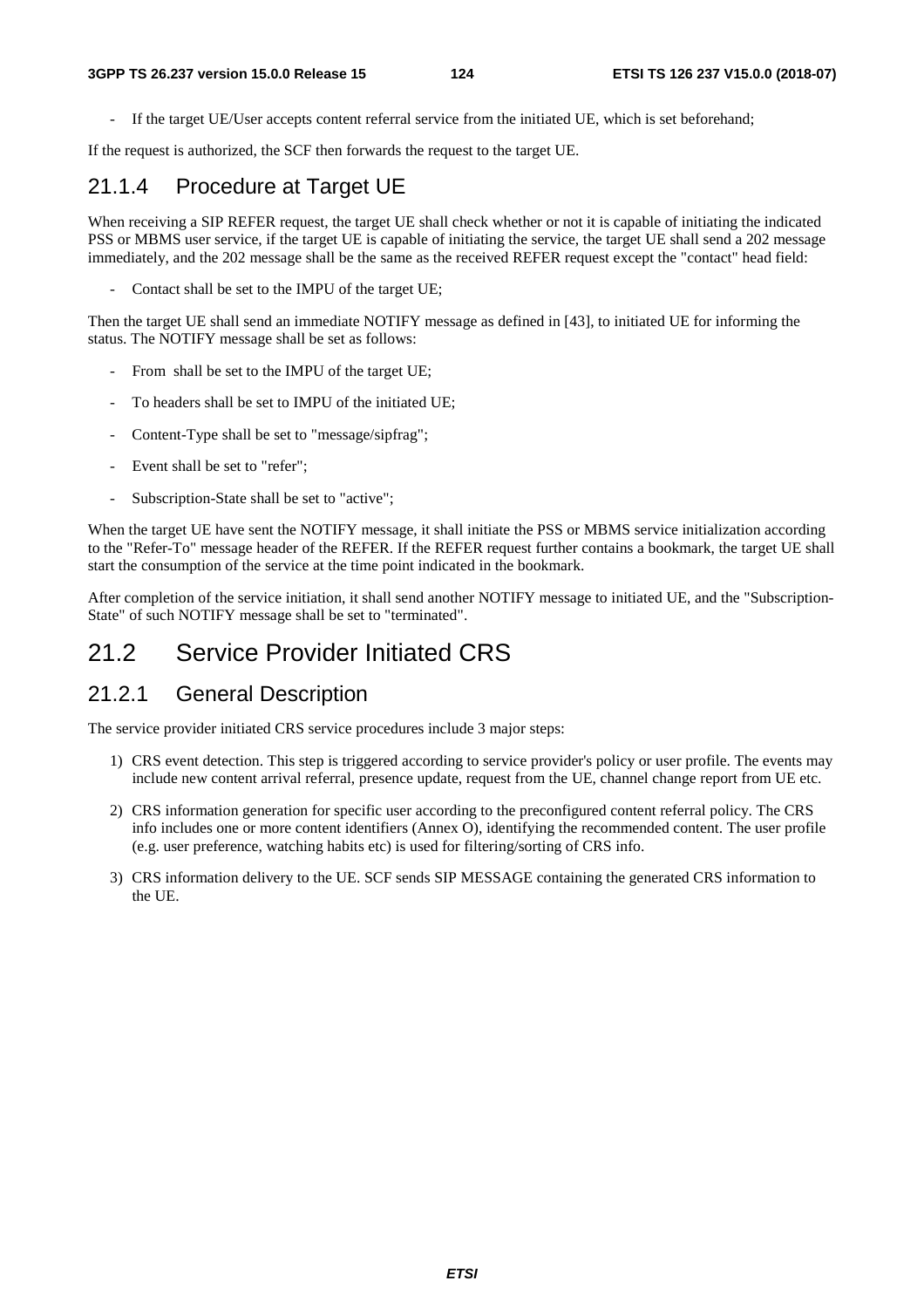- If the target UE/User accepts content referral service from the initiated UE, which is set beforehand;

If the request is authorized, the SCF then forwards the request to the target UE.

### 21.1.4 Procedure at Target UE

When receiving a SIP REFER request, the target UE shall check whether or not it is capable of initiating the indicated PSS or MBMS user service, if the target UE is capable of initiating the service, the target UE shall send a 202 message immediately, and the 202 message shall be the same as the received REFER request except the "contact" head field:

- Contact shall be set to the IMPU of the target UE;

Then the target UE shall send an immediate NOTIFY message as defined in [43], to initiated UE for informing the status. The NOTIFY message shall be set as follows:

- From shall be set to the IMPU of the target UE;
- To headers shall be set to IMPU of the initiated UE;
- Content-Type shall be set to "message/sipfrag";
- Event shall be set to "refer";
- Subscription-State shall be set to "active";

When the target UE have sent the NOTIFY message, it shall initiate the PSS or MBMS service initialization according to the "Refer-To" message header of the REFER. If the REFER request further contains a bookmark, the target UE shall start the consumption of the service at the time point indicated in the bookmark.

After completion of the service initiation, it shall send another NOTIFY message to initiated UE, and the "Subscription-State" of such NOTIFY message shall be set to "terminated".

## 21.2 Service Provider Initiated CRS

### 21.2.1 General Description

The service provider initiated CRS service procedures include 3 major steps:

1) CRS event detection. This step is triggered according to service provider's policy or user profile. The events may include new content arrival referral, presence update, request from the UE, channel change report from UE etc.
2) CRS information generation for specific user according to the preconfigured content referral policy. The CRS info includes one or more content identifiers (Annex O), identifying the recommended content. The user profile (e.g. user preference, watching habits etc) is used for filtering/sorting of CRS info.
3) CRS information delivery to the UE. SCF sends SIP MESSAGE containing the generated CRS information to the UE.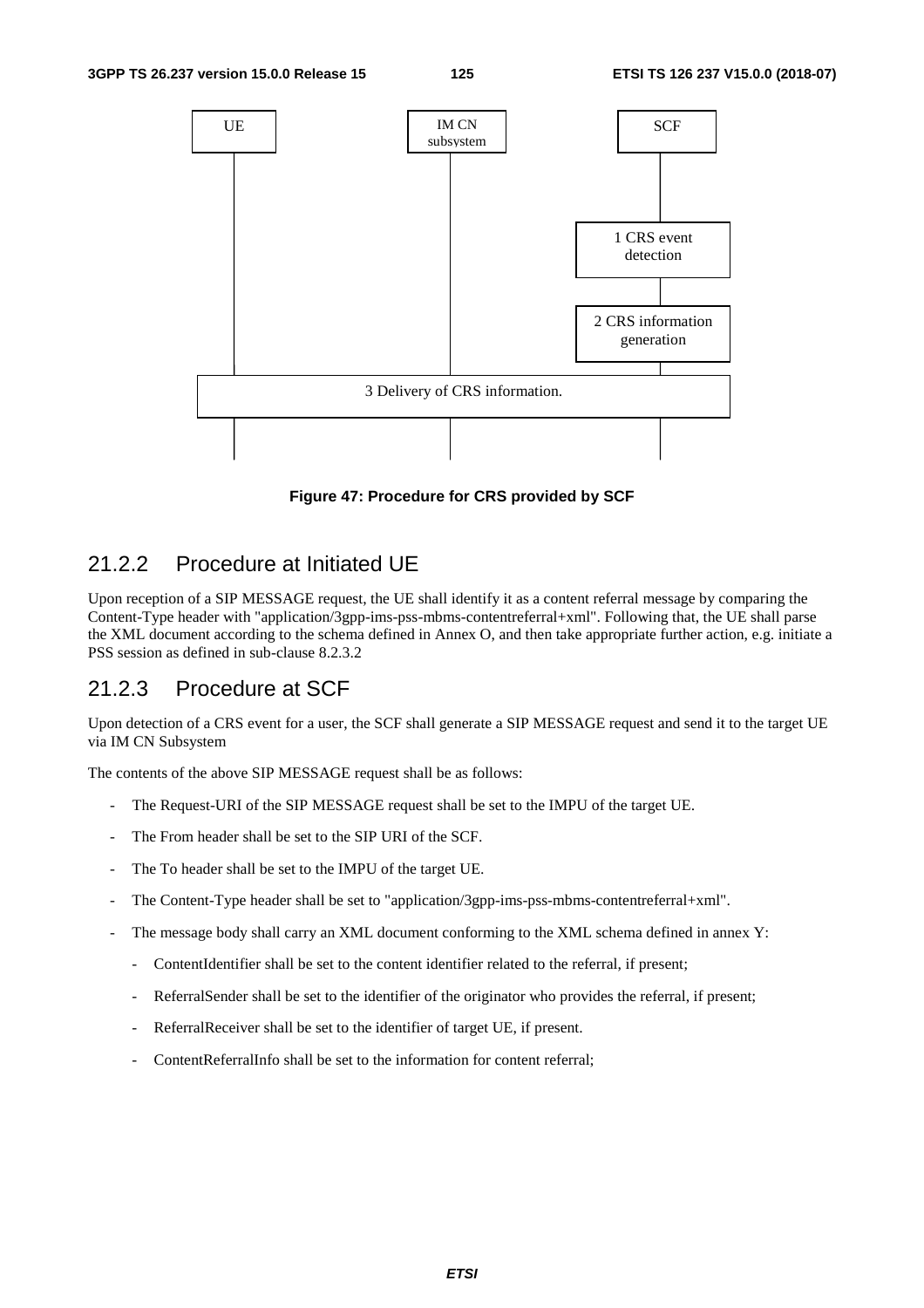Figure 47: Procedure for CRS provided by SCF

## 21.2.2 Procedure at Initiated UE

Upon reception of a SIP MESSAGE request, the UE shall identify it as a content referral message by comparing the Content-Type header with "application/3gpp-ims-pss-mbms-contentreferral+xml". Following that, the UE shall parse the XML document according to the schema defined in Annex O, and then take appropriate further action, e.g. initiate a PSS session as defined in sub-clause 8.2.3.2

## 21.2.3 Procedure at SCF

Upon detection of a CRS event for a user, the SCF shall generate a SIP MESSAGE request and send it to the target UE via IM CN Subsystem

The contents of the above SIP MESSAGE request shall be as follows:

- The Request-URI of the SIP MESSAGE request shall be set to the IMPU of the target UE.
- The From header shall be set to the SIP URI of the SCF.
- The To header shall be set to the IMPU of the target UE.
- The Content-Type header shall be set to "application/3gpp-ims-pss-mbms-contentreferral+xml".
- The message body shall carry an XML document conforming to the XML schema defined in annex Y:
  - ContentIdentifier shall be set to the content identifier related to the referral, if present;
  - ReferralSender shall be set to the identifier of the originator who provides the referral, if present;
  - ReferralReceiver shall be set to the identifier of target UE, if present.
  - ContentReferralInfo shall be set to the information for content referral;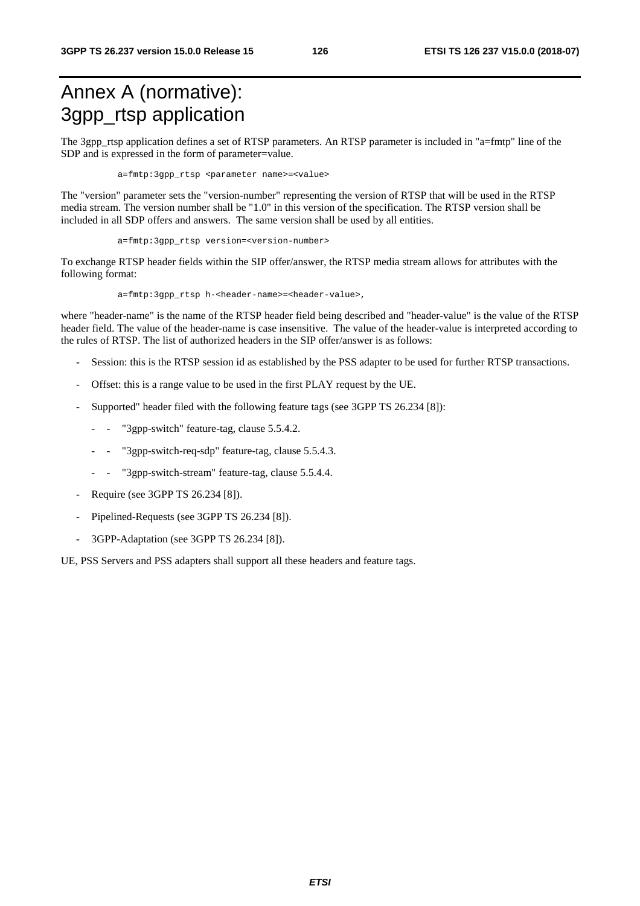# Annex A (normative): 3gpp_rtsp application

The 3gpp_rtsp application defines a set of RTSP parameters. An RTSP parameter is included in "a=fmtp" line of the SDP and is expressed in the form of parameter=value.

```
a=fmtp:3gpp_rtsp <parameter name>=<value>
```

The "version" parameter sets the "version-number" representing the version of RTSP that will be used in the RTSP media stream. The version number shall be "1.0" in this version of the specification. The RTSP version shall be included in all SDP offers and answers. The same version shall be used by all entities.

```
a=fmtp:3gpp_rtsp version=<version-number>
```

To exchange RTSP header fields within the SIP offer/answer, the RTSP media stream allows for attributes with the following format:

```
a=fmtp:3gpp_rtsp h-<header-name>=<header-value>,
```

where "header-name" is the name of the RTSP header field being described and "header-value" is the value of the RTSP header field. The value of the header-name is case insensitive. The value of the header-value is interpreted according to the rules of RTSP. The list of authorized headers in the SIP offer/answer is as follows:

- Session: this is the RTSP session id as established by the PSS adapter to be used for further RTSP transactions.
- Offset: this is a range value to be used in the first PLAY request by the UE.
- Supported" header filed with the following feature tags (see 3GPP TS 26.234 [8]):
  - "3gpp-switch" feature-tag, clause 5.5.4.2.
  - "3gpp-switch-req-sdp" feature-tag, clause 5.5.4.3.
  - "3gpp-switch-stream" feature-tag, clause 5.5.4.4.
- Require (see 3GPP TS 26.234 [8]).
- Pipelined-Requests (see 3GPP TS 26.234 [8]).
- 3GPP-Adaptation (see 3GPP TS 26.234 [8]).

UE, PSS Servers and PSS adapters shall support all these headers and feature tags.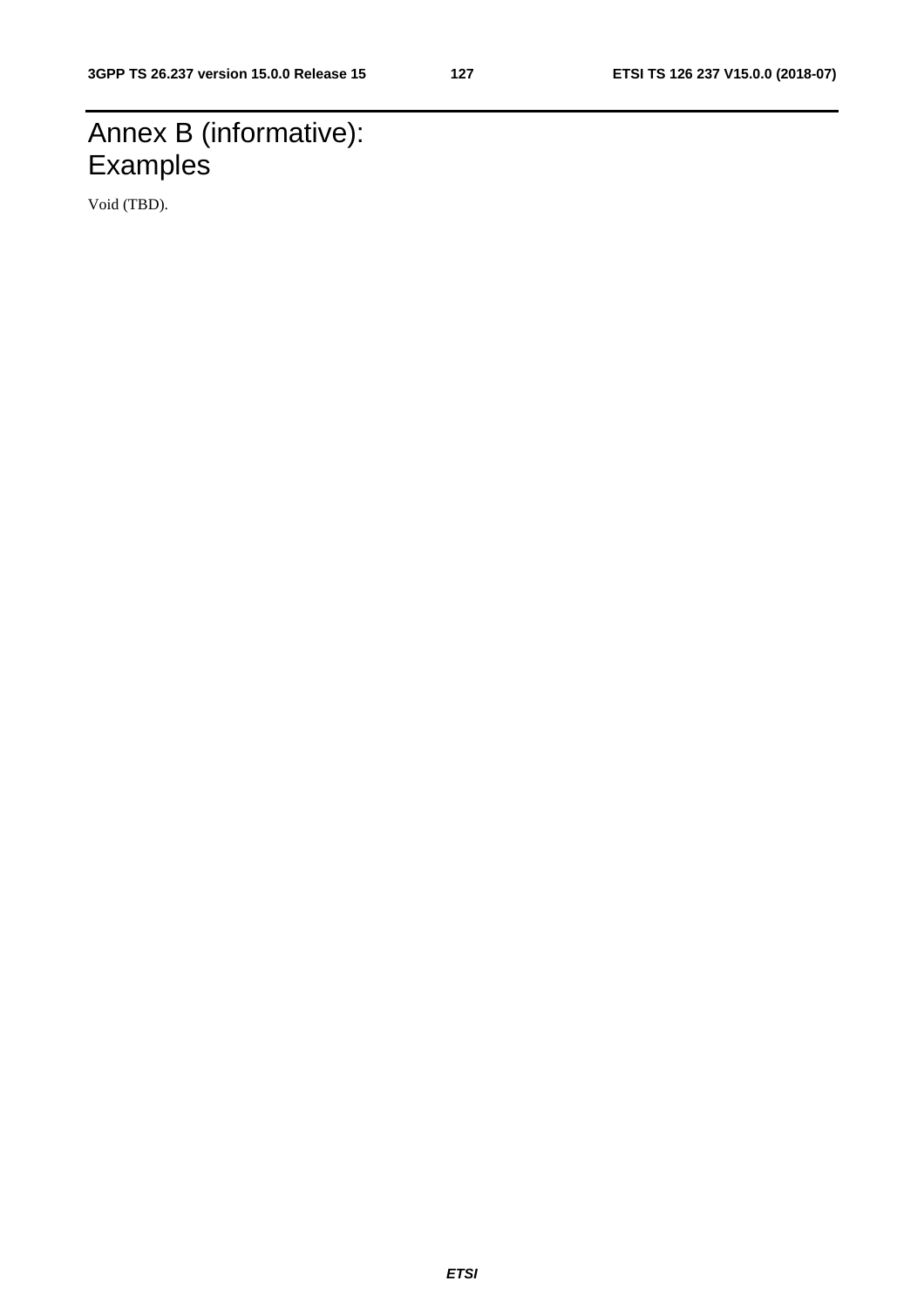# Annex B (informative): Examples

Void (TBD).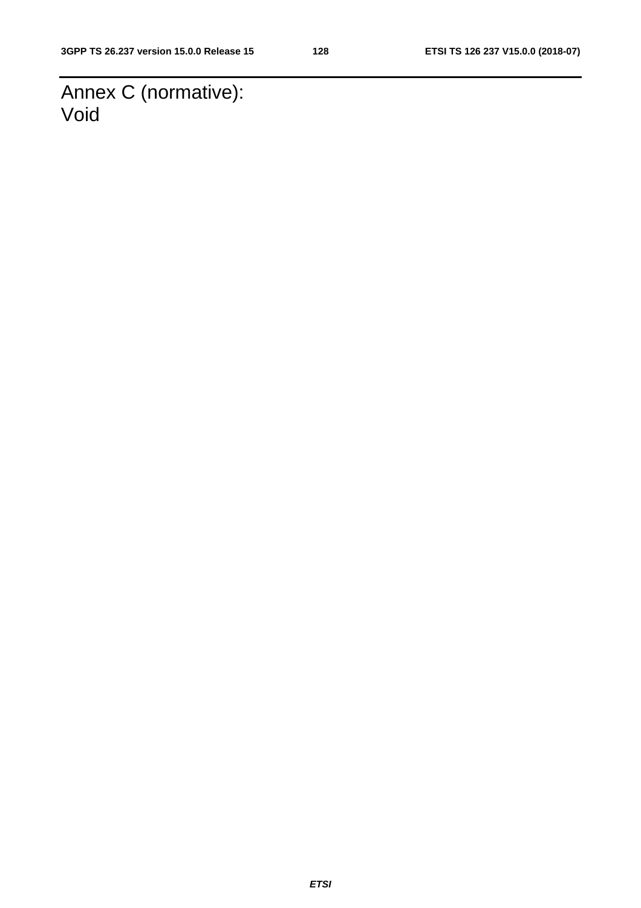# Annex C (normative): Void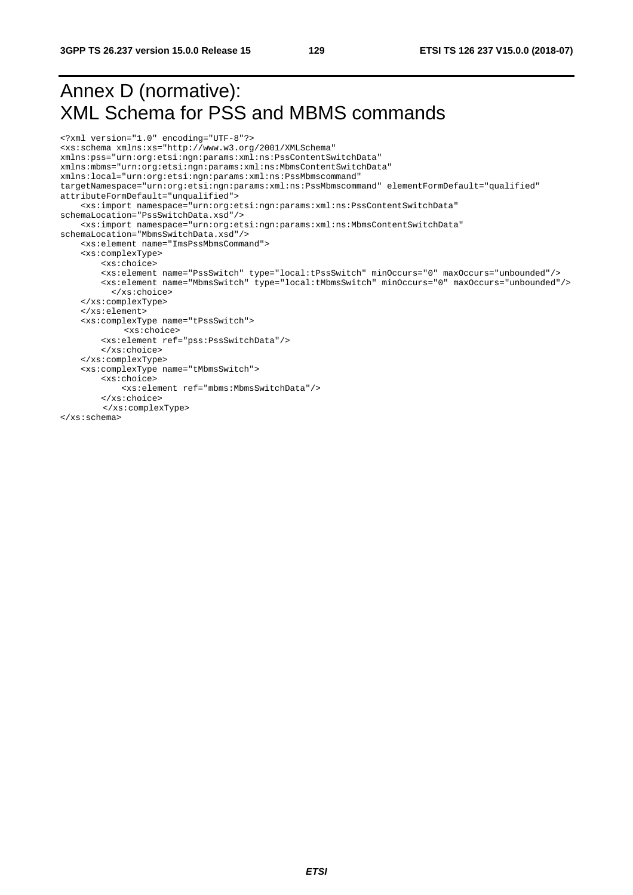# Annex D (normative): XML Schema for PSS and MBMS commands

```
<?xml version="1.0" encoding="UTF-8"?>
<xs:schema xmlns:xs="http://www.w3.org/2001/XMLSchema"
xmlns:pss="urn:org:etsi:ngn:params:xml:ns:PssContentSwitchData"
xmlns:mbms="urn:org:etsi:ngn:params:xml:ns:MbmsContentSwitchData"
xmlns:local="urn:org:etsi:ngn:params:xml:ns:PssMbmscommand"
targetNamespace="urn:org:etsi:ngn:params:xml:ns:PssMbmscommand" elementFormDefault="qualified"
attributeFormDefault="unqualified">
    <xs:import namespace="urn:org:etsi:ngn:params:xml:ns:PssContentSwitchData"
schemaLocation="PssSwitchData.xsd"/>
    <xs:import namespace="urn:org:etsi:ngn:params:xml:ns:MbmsContentSwitchData"
schemaLocation="MbmsSwitchData.xsd"/>
    <xs:element name="ImsPssMbmsCommand">
    <xs:complexType>
        <xs:choice>
        <xs:element name="PssSwitch" type="local:tPssSwitch" minOccurs="0" maxOccurs="unbounded"/>
        <xs:element name="MbmsSwitch" type="local:tMbmsSwitch" minOccurs="0" maxOccurs="unbounded"/>
          </xs:choice>
    </xs:complexType>
    </xs:element>
    <xs:complexType name="tPssSwitch">
            <xs:choice>
        <xs:element ref="pss:PssSwitchData"/>
        </xs:choice>
    </xs:complexType>
    <xs:complexType name="tMbmsSwitch">
        <xs:choice>
            <xs:element ref="mbms:MbmsSwitchData"/>
        </xs:choice>
        </xs:complexType>
</xs:schema>
```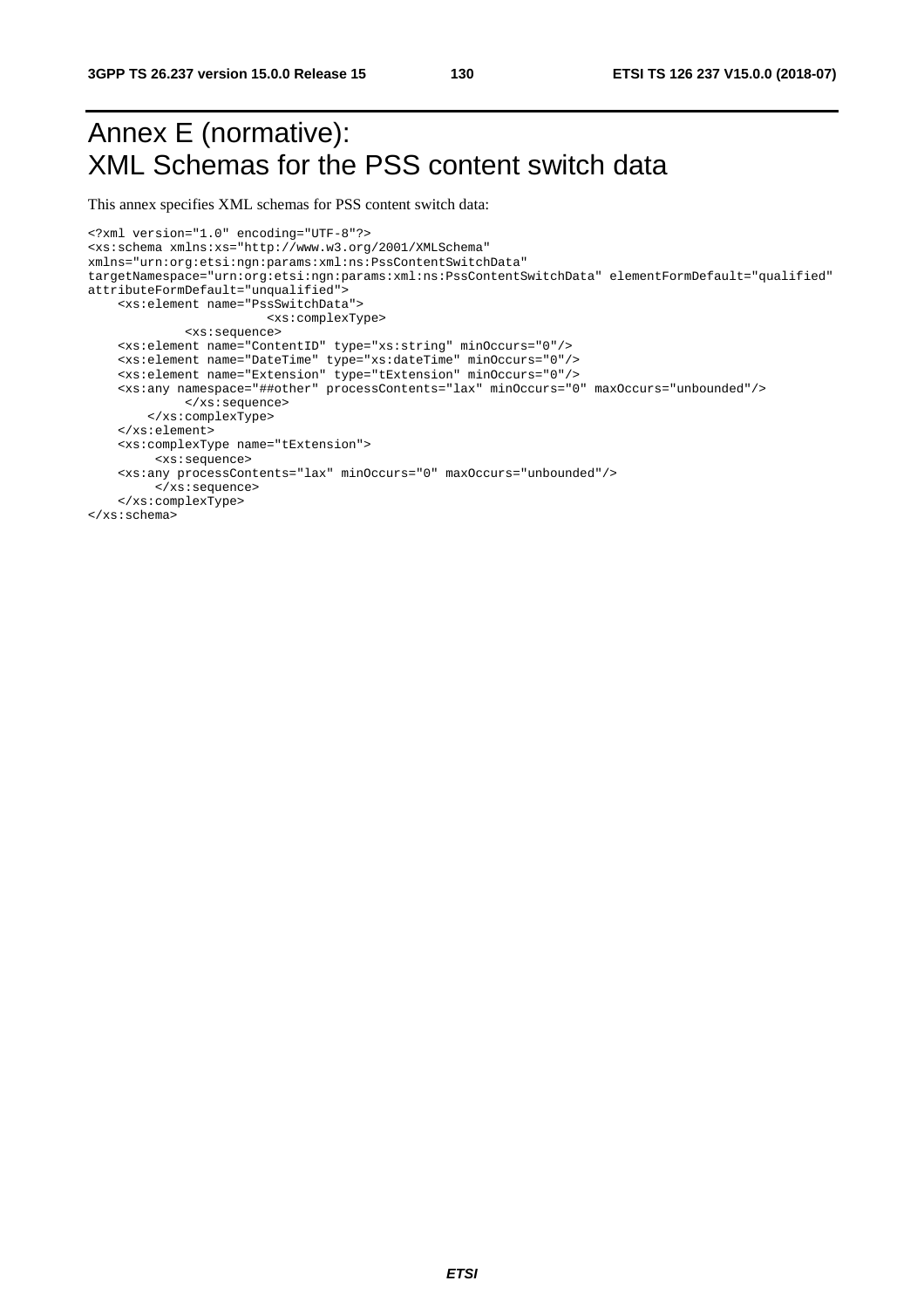# Annex E (normative): XML Schemas for the PSS content switch data

This annex specifies XML schemas for PSS content switch data:

```
<?xml version="1.0" encoding="UTF-8"?>
<xs:schema xmlns:xs="http://www.w3.org/2001/XMLSchema"
xmlns="urn:org:etsi:ngn:params:xml:ns:PssContentSwitchData"
targetNamespace="urn:org:etsi:ngn:params:xml:ns:PssContentSwitchData" elementFormDefault="qualified"
attributeFormDefault="unqualified">
    <xs:element name="PssSwitchData">
                        <xs:complexType>
            <xs:sequence>
    <xs:element name="ContentID" type="xs:string" minOccurs="0"/>
    <xs:element name="DateTime" type="xs:dateTime" minOccurs="0"/>
    <xs:element name="Extension" type="tExtension" minOccurs="0"/>
    <xs:any namespace="##other" processContents="lax" minOccurs="0" maxOccurs="unbounded"/>
            </xs:sequence>
        </xs:complexType>
    </xs:element>
    <xs:complexType name="tExtension">
        <xs:sequence>
    <xs:any processContents="lax" minOccurs="0" maxOccurs="unbounded"/>
        </xs:sequence>
    </xs:complexType>
</xs:schema>
```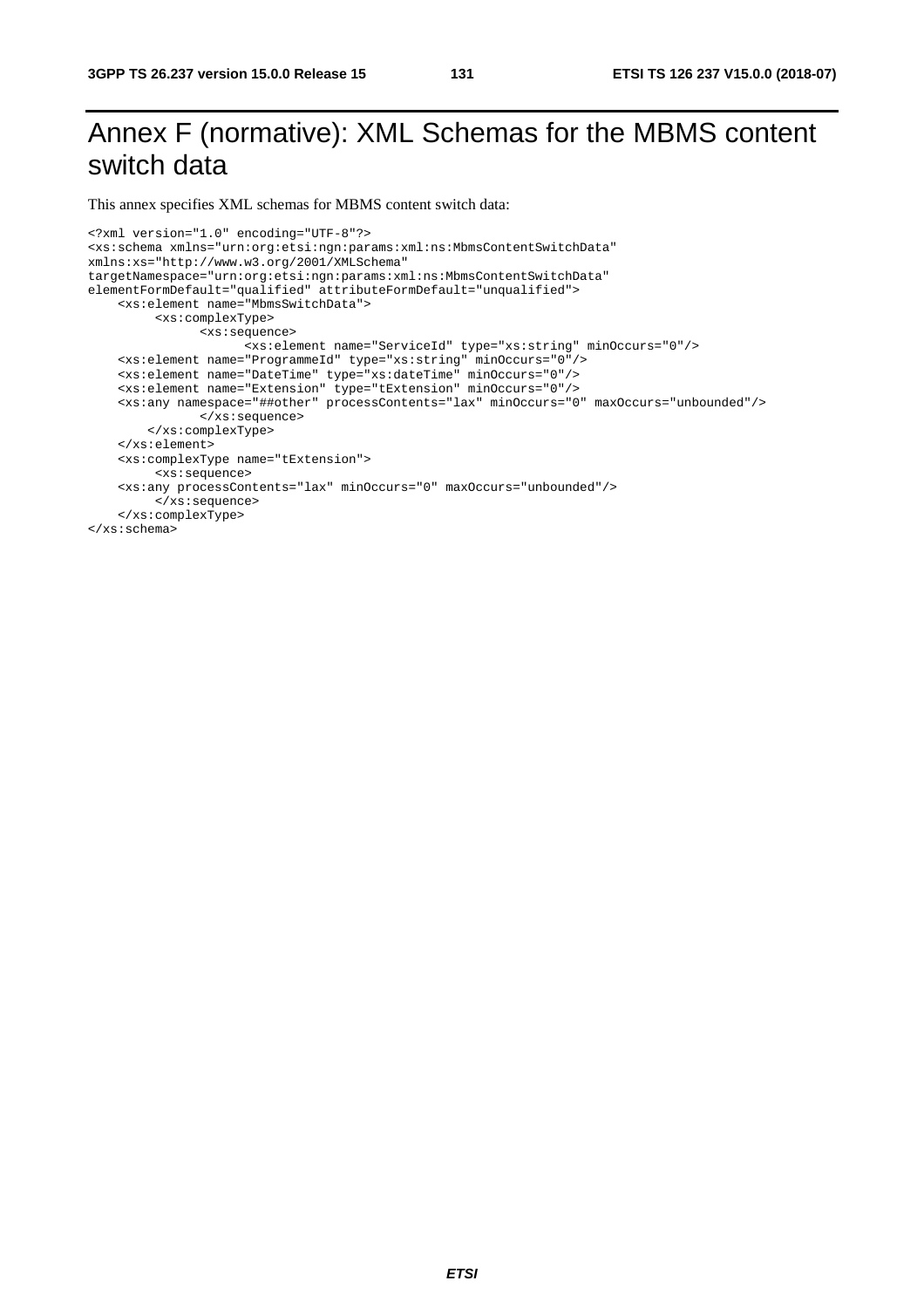# Annex F (normative): XML Schemas for the MBMS content switch data

This annex specifies XML schemas for MBMS content switch data:

```
<?xml version="1.0" encoding="UTF-8"?>
<xs:schema xmlns="urn:org:etsi:ngn:params:xml:ns:MbmsContentSwitchData"
xmlns:xs="http://www.w3.org/2001/XMLSchema"
targetNamespace="urn:org:etsi:ngn:params:xml:ns:MbmsContentSwitchData"
elementFormDefault="qualified" attributeFormDefault="unqualified">
    <xs:element name="MbmsSwitchData">
         <xs:complexType>
               <xs:sequence>
                     <xs:element name="ServiceId" type="xs:string" minOccurs="0"/>
    <xs:element name="ProgrammeId" type="xs:string" minOccurs="0"/>
    <xs:element name="DateTime" type="xs:dateTime" minOccurs="0"/>
    <xs:element name="Extension" type="tExtension" minOccurs="0"/>
    <xs:any namespace="##other" processContents="lax" minOccurs="0" maxOccurs="unbounded"/>
               </xs:sequence>
        </xs:complexType>
    </xs:element>
    <xs:complexType name="tExtension">
         <xs:sequence>
    <xs:any processContents="lax" minOccurs="0" maxOccurs="unbounded"/>
         </xs:sequence>
    </xs:complexType>
</xs:schema>
```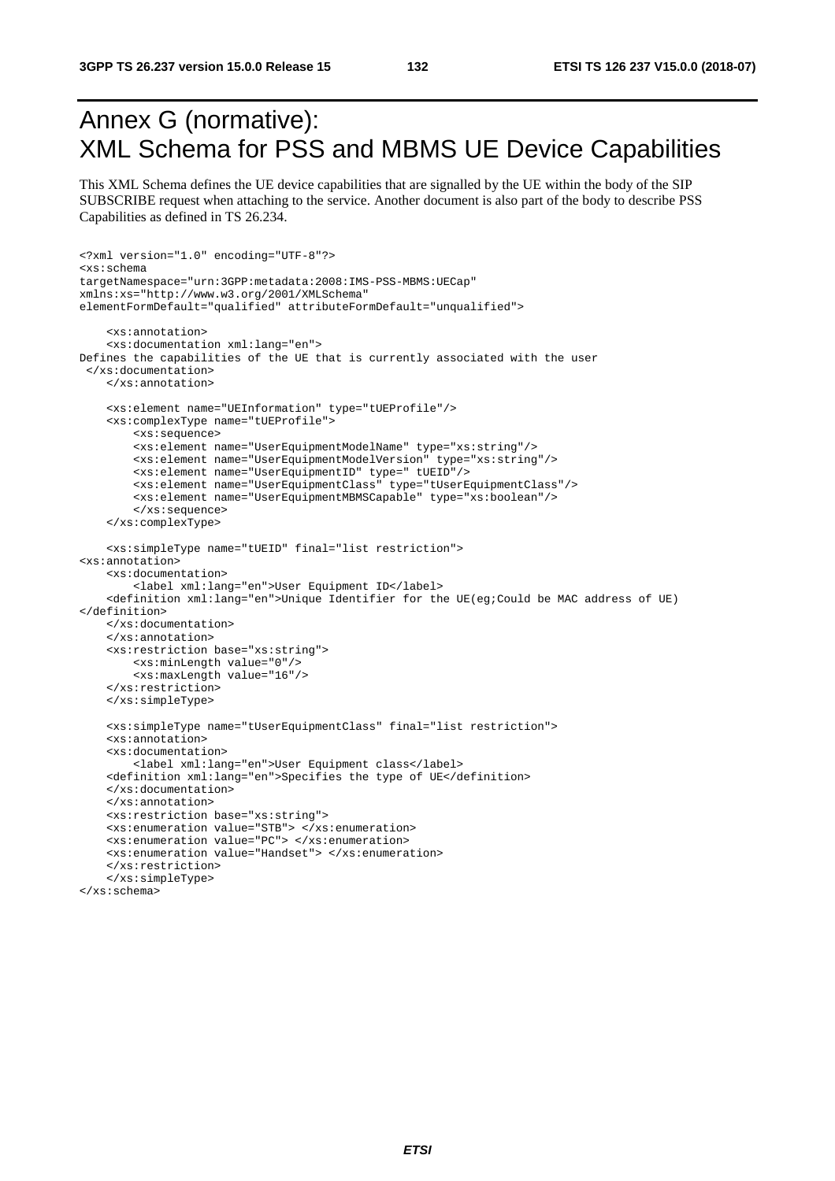# Annex G (normative): XML Schema for PSS and MBMS UE Device Capabilities

This XML Schema defines the UE device capabilities that are signalled by the UE within the body of the SIP SUBSCRIBE request when attaching to the service. Another document is also part of the body to describe PSS Capabilities as defined in TS 26.234.

```
<?xml version="1.0" encoding="UTF-8"?>
<xs:schema
targetNamespace="urn:3GPP:metadata:2008:IMS-PSS-MBMS:UECap"
xmlns:xs="http://www.w3.org/2001/XMLSchema"
elementFormDefault="qualified" attributeFormDefault="unqualified">

    <xs:annotation>
    <xs:documentation xml:lang="en">
Defines the capabilities of the UE that is currently associated with the user
 </xs:documentation>
    </xs:annotation>

    <xs:element name="UEInformation" type="tUEProfile"/>
    <xs:complexType name="tUEProfile">
        <xs:sequence>
        <xs:element name="UserEquipmentModelName" type="xs:string"/>
        <xs:element name="UserEquipmentModelVersion" type="xs:string"/>
        <xs:element name="UserEquipmentID" type=" tUEID"/>
        <xs:element name="UserEquipmentClass" type="tUserEquipmentClass"/>
        <xs:element name="UserEquipmentMBMSCapable" type="xs:boolean"/>
        </xs:sequence>
    </xs:complexType>

    <xs:simpleType name="tUEID" final="list restriction">
<xs:annotation>
    <xs:documentation>
        <label xml:lang="en">User Equipment ID</label>
    <definition xml:lang="en">Unique Identifier for the UE(eg;Could be MAC address of UE)
</definition>
    </xs:documentation>
    </xs:annotation>
    <xs:restriction base="xs:string">
        <xs:minLength value="0"/>
        <xs:maxLength value="16"/>
    </xs:restriction>
    </xs:simpleType>

    <xs:simpleType name="tUserEquipmentClass" final="list restriction">
    <xs:annotation>
    <xs:documentation>
        <label xml:lang="en">User Equipment class</label>
    <definition xml:lang="en">Specifies the type of UE</definition>
    </xs:documentation>
    </xs:annotation>
    <xs:restriction base="xs:string">
    <xs:enumeration value="STB"> </xs:enumeration>
    <xs:enumeration value="PC"> </xs:enumeration>
    <xs:enumeration value="Handset"> </xs:enumeration>
    </xs:restriction>
    </xs:simpleType>
</xs:schema>
```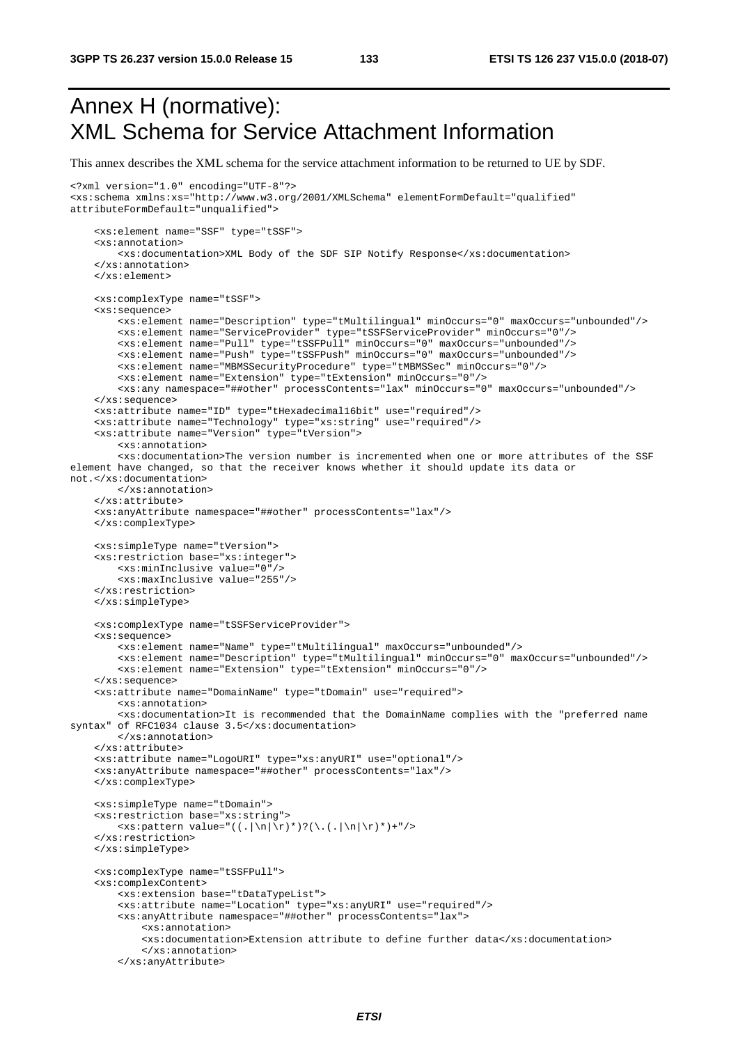# Annex H (normative): XML Schema for Service Attachment Information

This annex describes the XML schema for the service attachment information to be returned to UE by SDF.

```
<?xml version="1.0" encoding="UTF-8"?>
<xs:schema xmlns:xs="http://www.w3.org/2001/XMLSchema" elementFormDefault="qualified"
attributeFormDefault="unqualified">

    <xs:element name="SSF" type="tSSF">
    <xs:annotation>
        <xs:documentation>XML Body of the SDF SIP Notify Response</xs:documentation>
    </xs:annotation>
    </xs:element>

    <xs:complexType name="tSSF">
    <xs:sequence>
        <xs:element name="Description" type="tMultilingual" minOccurs="0" maxOccurs="unbounded"/>
        <xs:element name="ServiceProvider" type="tSSFServiceProvider" minOccurs="0"/>
        <xs:element name="Pull" type="tSSFPull" minOccurs="0" maxOccurs="unbounded"/>
        <xs:element name="Push" type="tSSFPush" minOccurs="0" maxOccurs="unbounded"/>
        <xs:element name="MBMSSecurityProcedure" type="tMBMSSec" minOccurs="0"/>
        <xs:element name="Extension" type="tExtension" minOccurs="0"/>
        <xs:any namespace="##other" processContents="lax" minOccurs="0" maxOccurs="unbounded"/>
    </xs:sequence>
    <xs:attribute name="ID" type="tHexadecimal16bit" use="required"/>
    <xs:attribute name="Technology" type="xs:string" use="required"/>
    <xs:attribute name="Version" type="tVersion">
        <xs:annotation>
        <xs:documentation>The version number is incremented when one or more attributes of the SSF
element have changed, so that the receiver knows whether it should update its data or
not.</xs:documentation>
        </xs:annotation>
    </xs:attribute>
    <xs:anyAttribute namespace="##other" processContents="lax"/>
    </xs:complexType>

    <xs:simpleType name="tVersion">
    <xs:restriction base="xs:integer">
        <xs:minInclusive value="0"/>
        <xs:maxInclusive value="255"/>
    </xs:restriction>
    </xs:simpleType>

    <xs:complexType name="tSSFServiceProvider">
    <xs:sequence>
        <xs:element name="Name" type="tMultilingual" maxOccurs="unbounded"/>
        <xs:element name="Description" type="tMultilingual" minOccurs="0" maxOccurs="unbounded"/>
        <xs:element name="Extension" type="tExtension" minOccurs="0"/>
    </xs:sequence>
    <xs:attribute name="DomainName" type="tDomain" use="required">
        <xs:annotation>
        <xs:documentation>It is recommended that the DomainName complies with the "preferred name
syntax" of RFC1034 clause 3.5</xs:documentation>
        </xs:annotation>
    </xs:attribute>
    <xs:attribute name="LogoURI" type="xs:anyURI" use="optional"/>
    <xs:anyAttribute namespace="##other" processContents="lax"/>
    </xs:complexType>

    <xs:simpleType name="tDomain">
    <xs:restriction base="xs:string">
        <xs:pattern value="((.|\n|\r)*)?(\.(.|\n|\r)*)+"/>
    </xs:restriction>
    </xs:simpleType>

    <xs:complexType name="tSSFPull">
    <xs:complexContent>
        <xs:extension base="tDataTypeList">
        <xs:attribute name="Location" type="xs:anyURI" use="required"/>
        <xs:anyAttribute namespace="##other" processContents="lax">
            <xs:annotation>
            <xs:documentation>Extension attribute to define further data</xs:documentation>
            </xs:annotation>
        </xs:anyAttribute>
```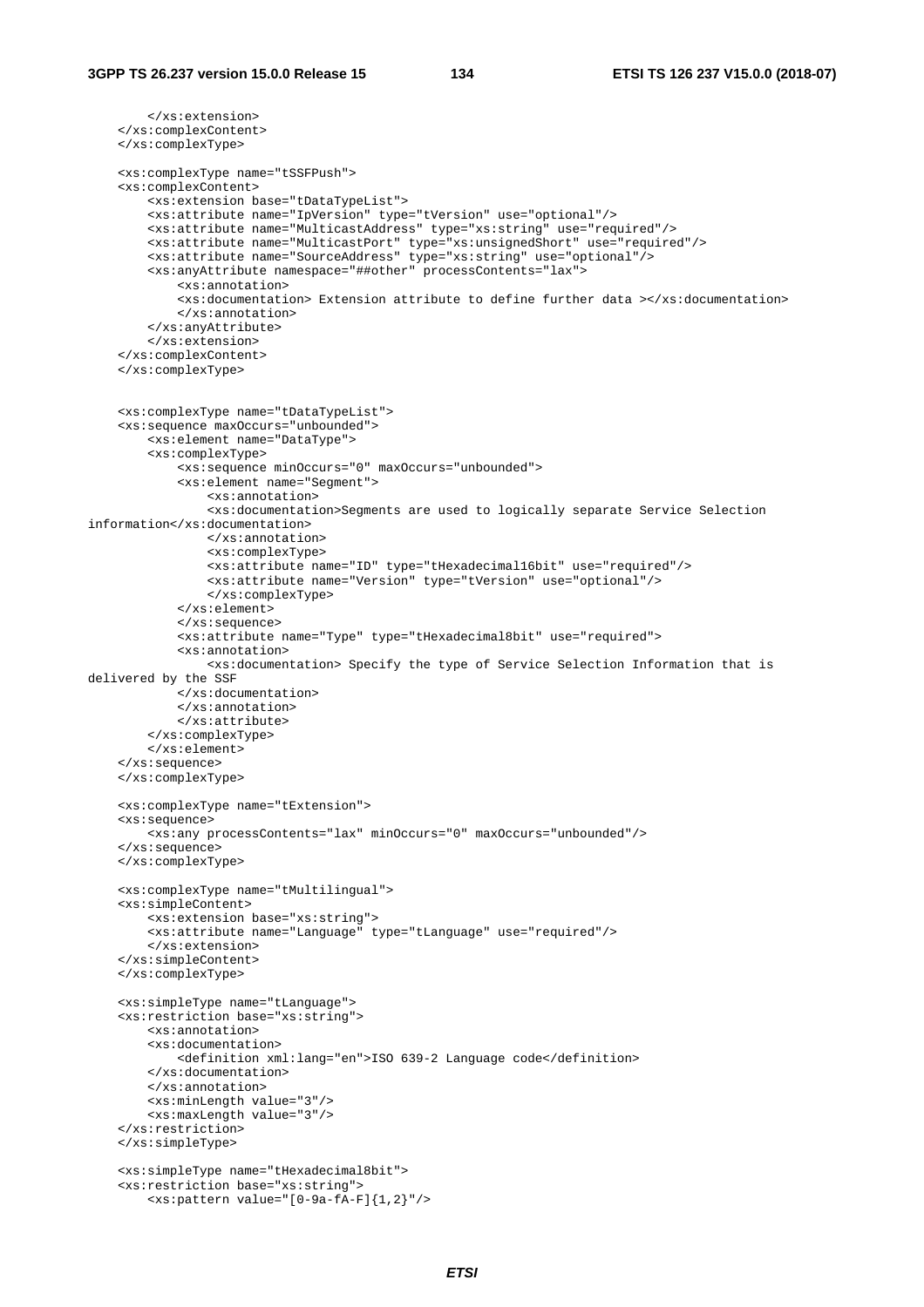```
        </xs:extension>
    </xs:complexContent>
    </xs:complexType>

    <xs:complexType name="tSSFPush">
    <xs:complexContent>
        <xs:extension base="tDataTypeList">
        <xs:attribute name="IpVersion" type="tVersion" use="optional"/>
        <xs:attribute name="MulticastAddress" type="xs:string" use="required"/>
        <xs:attribute name="MulticastPort" type="xs:unsignedShort" use="required"/>
        <xs:attribute name="SourceAddress" type="xs:string" use="optional"/>
        <xs:anyAttribute namespace="##other" processContents="lax">
            <xs:annotation>
            <xs:documentation> Extension attribute to define further data ></xs:documentation>
            </xs:annotation>
        </xs:anyAttribute>
        </xs:extension>
    </xs:complexContent>
    </xs:complexType>


    <xs:complexType name="tDataTypeList">
    <xs:sequence maxOccurs="unbounded">
        <xs:element name="DataType">
        <xs:complexType>
            <xs:sequence minOccurs="0" maxOccurs="unbounded">
            <xs:element name="Segment">
                <xs:annotation>
                <xs:documentation>Segments are used to logically separate Service Selection 
information</xs:documentation>
                </xs:annotation>
                <xs:complexType>
                <xs:attribute name="ID" type="tHexadecimal16bit" use="required"/>
                <xs:attribute name="Version" type="tVersion" use="optional"/>
                </xs:complexType>
            </xs:element>
            </xs:sequence>
            <xs:attribute name="Type" type="tHexadecimal8bit" use="required">
            <xs:annotation>
                <xs:documentation> Specify the type of Service Selection Information that is 
delivered by the SSF
            </xs:documentation>
            </xs:annotation>
            </xs:attribute>
        </xs:complexType>
        </xs:element>
    </xs:sequence>
    </xs:complexType>

    <xs:complexType name="tExtension">
    <xs:sequence>
        <xs:any processContents="lax" minOccurs="0" maxOccurs="unbounded"/>
    </xs:sequence>
    </xs:complexType>

    <xs:complexType name="tMultilingual">
    <xs:simpleContent>
        <xs:extension base="xs:string">
        <xs:attribute name="Language" type="tLanguage" use="required"/>
        </xs:extension>
    </xs:simpleContent>
    </xs:complexType>

    <xs:simpleType name="tLanguage">
    <xs:restriction base="xs:string">
        <xs:annotation>
        <xs:documentation>
            <definition xml:lang="en">ISO 639-2 Language code</definition>
        </xs:documentation>
        </xs:annotation>
        <xs:minLength value="3"/>
        <xs:maxLength value="3"/>
    </xs:restriction>
    </xs:simpleType>

    <xs:simpleType name="tHexadecimal8bit">
    <xs:restriction base="xs:string">
        <xs:pattern value="[0-9a-fA-F]{1,2}"/>
```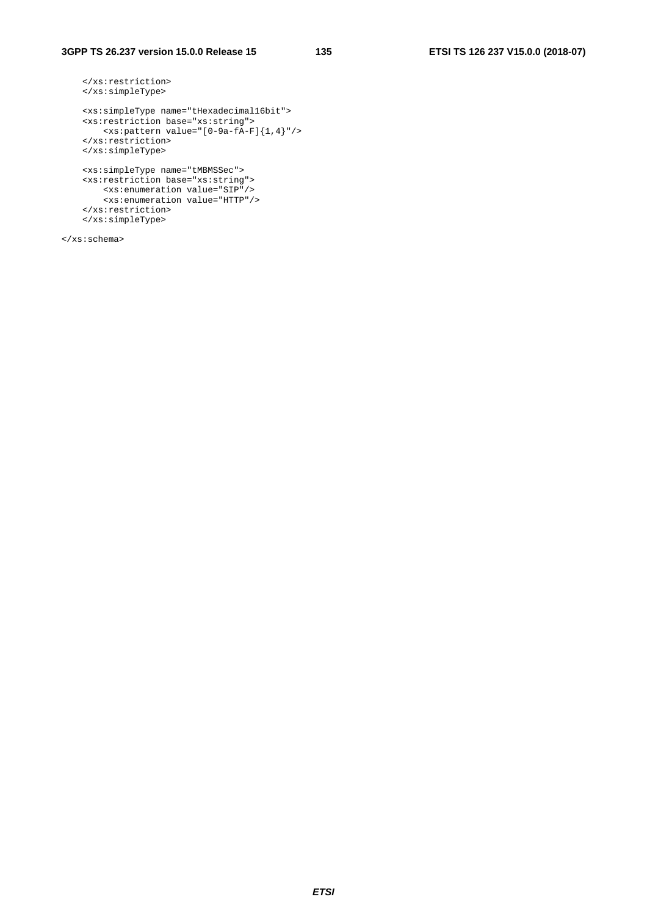```
    </xs:restriction>
    </xs:simpleType>

    <xs:simpleType name="tHexadecimal16bit">
    <xs:restriction base="xs:string">
        <xs:pattern value="[0-9a-fA-F]{1,4}"/>
    </xs:restriction>
    </xs:simpleType>

    <xs:simpleType name="tMBMSSec">
    <xs:restriction base="xs:string">
        <xs:enumeration value="SIP"/>
        <xs:enumeration value="HTTP"/>
    </xs:restriction>
    </xs:simpleType>

</xs:schema>
```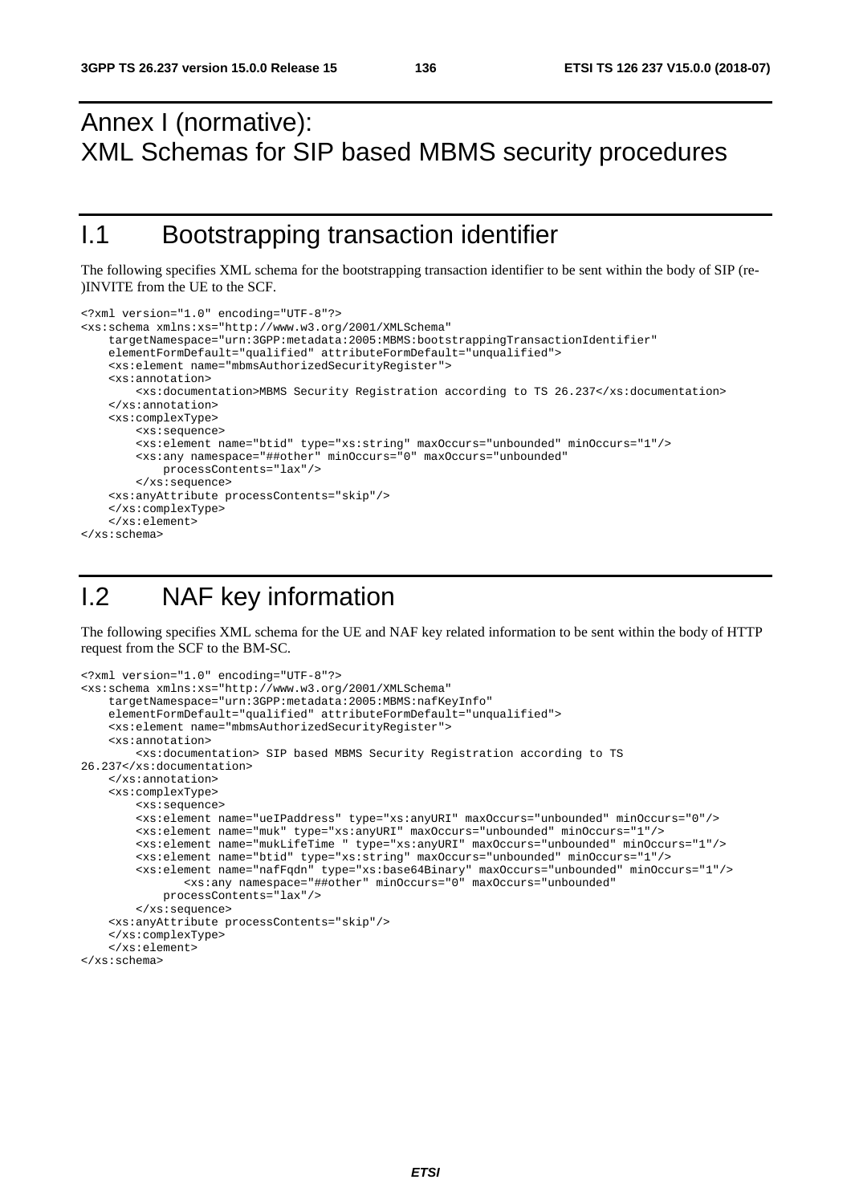# Annex I (normative): XML Schemas for SIP based MBMS security procedures

## I.1 Bootstrapping transaction identifier

The following specifies XML schema for the bootstrapping transaction identifier to be sent within the body of SIP (re-)INVITE from the UE to the SCF.

```
<?xml version="1.0" encoding="UTF-8"?>
<xs:schema xmlns:xs="http://www.w3.org/2001/XMLSchema"
    targetNamespace="urn:3GPP:metadata:2005:MBMS:bootstrappingTransactionIdentifier"
    elementFormDefault="qualified" attributeFormDefault="unqualified">
    <xs:element name="mbmsAuthorizedSecurityRegister">
    <xs:annotation>
        <xs:documentation>MBMS Security Registration according to TS 26.237</xs:documentation>
    </xs:annotation>
    <xs:complexType>
        <xs:sequence>
        <xs:element name="btid" type="xs:string" maxOccurs="unbounded" minOccurs="1"/>
        <xs:any namespace="##other" minOccurs="0" maxOccurs="unbounded"
            processContents="lax"/>
        </xs:sequence>
    <xs:anyAttribute processContents="skip"/>
    </xs:complexType>
    </xs:element>
</xs:schema>
```

## I.2 NAF key information

The following specifies XML schema for the UE and NAF key related information to be sent within the body of HTTP request from the SCF to the BM-SC.

```
<?xml version="1.0" encoding="UTF-8"?>
<xs:schema xmlns:xs="http://www.w3.org/2001/XMLSchema"
    targetNamespace="urn:3GPP:metadata:2005:MBMS:nafKeyInfo"
    elementFormDefault="qualified" attributeFormDefault="unqualified">
    <xs:element name="mbmsAuthorizedSecurityRegister">
    <xs:annotation>
        <xs:documentation> SIP based MBMS Security Registration according to TS
26.237</xs:documentation>
    </xs:annotation>
    <xs:complexType>
        <xs:sequence>
        <xs:element name="ueIPaddress" type="xs:anyURI" maxOccurs="unbounded" minOccurs="0"/>
        <xs:element name="muk" type="xs:anyURI" maxOccurs="unbounded" minOccurs="1"/>
        <xs:element name="mukLifeTime " type="xs:anyURI" maxOccurs="unbounded" minOccurs="1"/>
        <xs:element name="btid" type="xs:string" maxOccurs="unbounded" minOccurs="1"/>
        <xs:element name="nafFqdn" type="xs:base64Binary" maxOccurs="unbounded" minOccurs="1"/>
              <xs:any namespace="##other" minOccurs="0" maxOccurs="unbounded"
            processContents="lax"/>
        </xs:sequence>
    <xs:anyAttribute processContents="skip"/>
    </xs:complexType>
    </xs:element>
</xs:schema>
```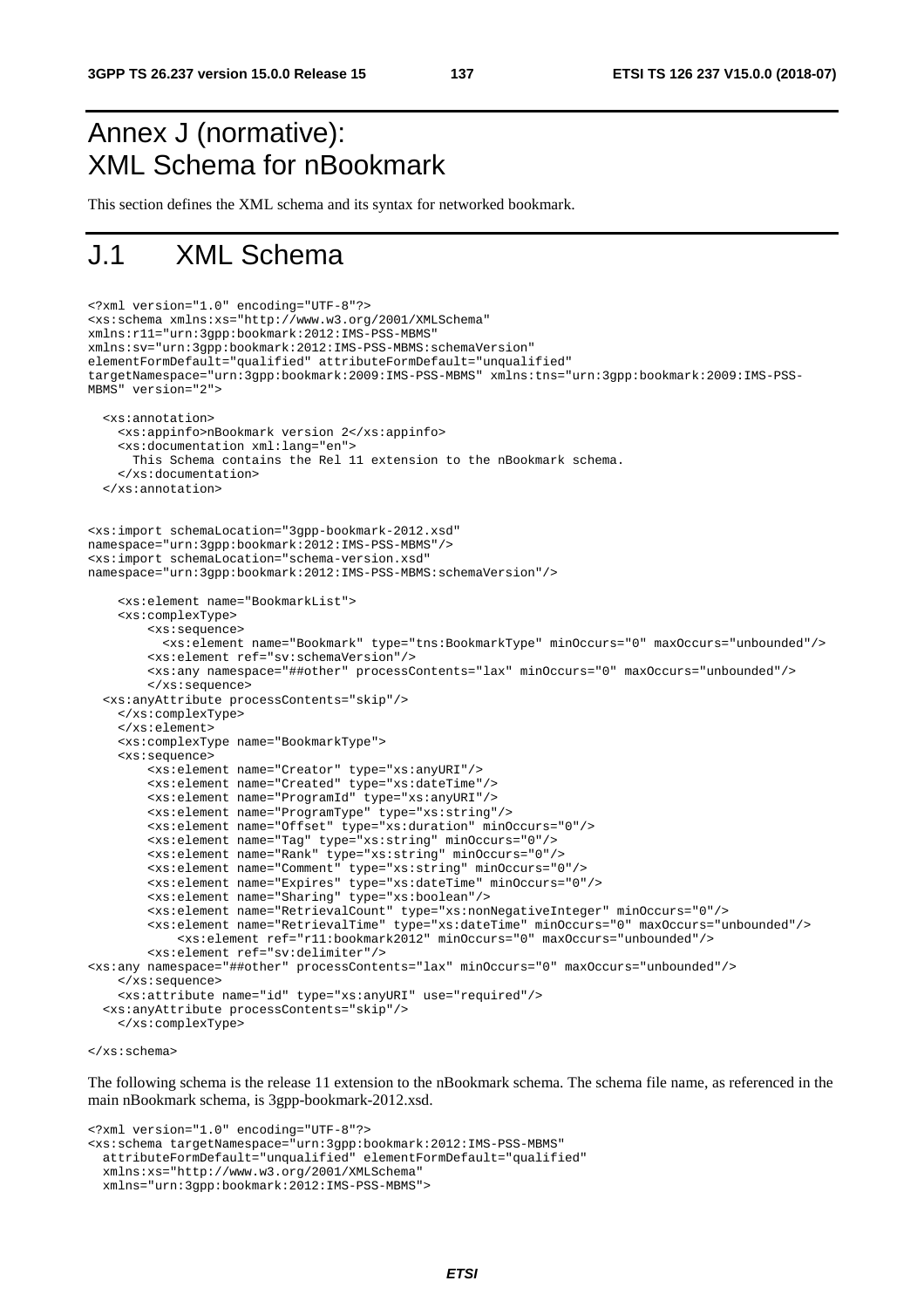# Annex J (normative): XML Schema for nBookmark

This section defines the XML schema and its syntax for networked bookmark.

# J.1 XML Schema

```
<?xml version="1.0" encoding="UTF-8"?>
<xs:schema xmlns:xs="http://www.w3.org/2001/XMLSchema"
xmlns:r11="urn:3gpp:bookmark:2012:IMS-PSS-MBMS"
xmlns:sv="urn:3gpp:bookmark:2012:IMS-PSS-MBMS:schemaVersion"
elementFormDefault="qualified" attributeFormDefault="unqualified"
targetNamespace="urn:3gpp:bookmark:2009:IMS-PSS-MBMS" xmlns:tns="urn:3gpp:bookmark:2009:IMS-PSS-
MBMS" version="2">

  <xs:annotation>
    <xs:appinfo>nBookmark version 2</xs:appinfo>
    <xs:documentation xml:lang="en">
      This Schema contains the Rel 11 extension to the nBookmark schema.
    </xs:documentation>
  </xs:annotation>


<xs:import schemaLocation="3gpp-bookmark-2012.xsd"
namespace="urn:3gpp:bookmark:2012:IMS-PSS-MBMS"/>
<xs:import schemaLocation="schema-version.xsd"
namespace="urn:3gpp:bookmark:2012:IMS-PSS-MBMS:schemaVersion"/>

    <xs:element name="BookmarkList">
    <xs:complexType>
        <xs:sequence>
          <xs:element name="Bookmark" type="tns:BookmarkType" minOccurs="0" maxOccurs="unbounded"/>
        <xs:element ref="sv:schemaVersion"/>
        <xs:any namespace="##other" processContents="lax" minOccurs="0" maxOccurs="unbounded"/>
        </xs:sequence>
  <xs:anyAttribute processContents="skip"/>
    </xs:complexType>
    </xs:element>
    <xs:complexType name="BookmarkType">
    <xs:sequence>
        <xs:element name="Creator" type="xs:anyURI"/>
        <xs:element name="Created" type="xs:dateTime"/>
        <xs:element name="ProgramId" type="xs:anyURI"/>
        <xs:element name="ProgramType" type="xs:string"/>
        <xs:element name="Offset" type="xs:duration" minOccurs="0"/>
        <xs:element name="Tag" type="xs:string" minOccurs="0"/>
        <xs:element name="Rank" type="xs:string" minOccurs="0"/>
        <xs:element name="Comment" type="xs:string" minOccurs="0"/>
        <xs:element name="Expires" type="xs:dateTime" minOccurs="0"/>
        <xs:element name="Sharing" type="xs:boolean"/>
        <xs:element name="RetrievalCount" type="xs:nonNegativeInteger" minOccurs="0"/>
        <xs:element name="RetrievalTime" type="xs:dateTime" minOccurs="0" maxOccurs="unbounded"/>
            <xs:element ref="r11:bookmark2012" minOccurs="0" maxOccurs="unbounded"/>
        <xs:element ref="sv:delimiter"/>
<xs:any namespace="##other" processContents="lax" minOccurs="0" maxOccurs="unbounded"/>
    </xs:sequence>
    <xs:attribute name="id" type="xs:anyURI" use="required"/>
  <xs:anyAttribute processContents="skip"/>
    </xs:complexType>

</xs:schema>
```

The following schema is the release 11 extension to the nBookmark schema. The schema file name, as referenced in the main nBookmark schema, is 3gpp-bookmark-2012.xsd.

```
<?xml version="1.0" encoding="UTF-8"?>
<xs:schema targetNamespace="urn:3gpp:bookmark:2012:IMS-PSS-MBMS"
  attributeFormDefault="unqualified" elementFormDefault="qualified"
  xmlns:xs="http://www.w3.org/2001/XMLSchema"
  xmlns="urn:3gpp:bookmark:2012:IMS-PSS-MBMS">
```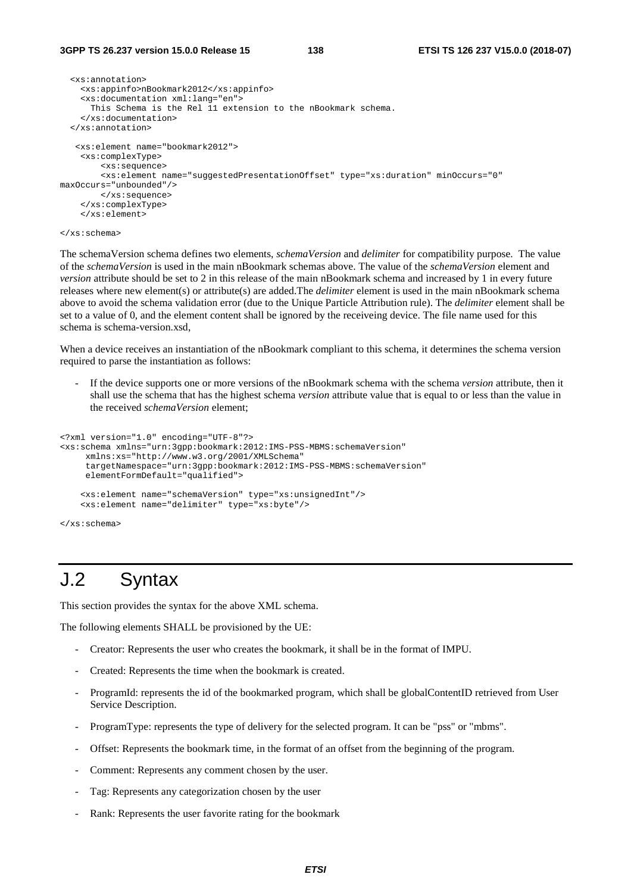```
  <xs:annotation>
    <xs:appinfo>nBookmark2012</xs:appinfo>
    <xs:documentation xml:lang="en">
      This Schema is the Rel 11 extension to the nBookmark schema.
    </xs:documentation>
  </xs:annotation>

   <xs:element name="bookmark2012">
    <xs:complexType>
        <xs:sequence>
        <xs:element name="suggestedPresentationOffset" type="xs:duration" minOccurs="0"
maxOccurs="unbounded"/>
        </xs:sequence>
    </xs:complexType>
    </xs:element>

</xs:schema>
```

The schemaVersion schema defines two elements, *schemaVersion* and *delimiter* for compatibility purpose. The value of the *schemaVersion* is used in the main nBookmark schemas above. The value of the *schemaVersion* element and *version* attribute should be set to 2 in this release of the main nBookmark schema and increased by 1 in every future releases where new element(s) or attribute(s) are added.The *delimiter* element is used in the main nBookmark schema above to avoid the schema validation error (due to the Unique Particle Attribution rule). The *delimiter* element shall be set to a value of 0, and the element content shall be ignored by the receiveing device. The file name used for this schema is schema-version.xsd,

When a device receives an instantiation of the nBookmark compliant to this schema, it determines the schema version required to parse the instantiation as follows:

- If the device supports one or more versions of the nBookmark schema with the schema *version* attribute, then it shall use the schema that has the highest schema *version* attribute value that is equal to or less than the value in the received *schemaVersion* element;

```
<?xml version="1.0" encoding="UTF-8"?>
<xs:schema xmlns="urn:3gpp:bookmark:2012:IMS-PSS-MBMS:schemaVersion"
     xmlns:xs="http://www.w3.org/2001/XMLSchema"
     targetNamespace="urn:3gpp:bookmark:2012:IMS-PSS-MBMS:schemaVersion"
     elementFormDefault="qualified">

    <xs:element name="schemaVersion" type="xs:unsignedInt"/>
    <xs:element name="delimiter" type="xs:byte"/>

</xs:schema>
```

# J.2 Syntax

This section provides the syntax for the above XML schema.

The following elements SHALL be provisioned by the UE:

- Creator: Represents the user who creates the bookmark, it shall be in the format of IMPU.
- Created: Represents the time when the bookmark is created.
- ProgramId: represents the id of the bookmarked program, which shall be globalContentID retrieved from User Service Description.
- ProgramType: represents the type of delivery for the selected program. It can be "pss" or "mbms".
- Offset: Represents the bookmark time, in the format of an offset from the beginning of the program.
- Comment: Represents any comment chosen by the user.
- Tag: Represents any categorization chosen by the user
- Rank: Represents the user favorite rating for the bookmark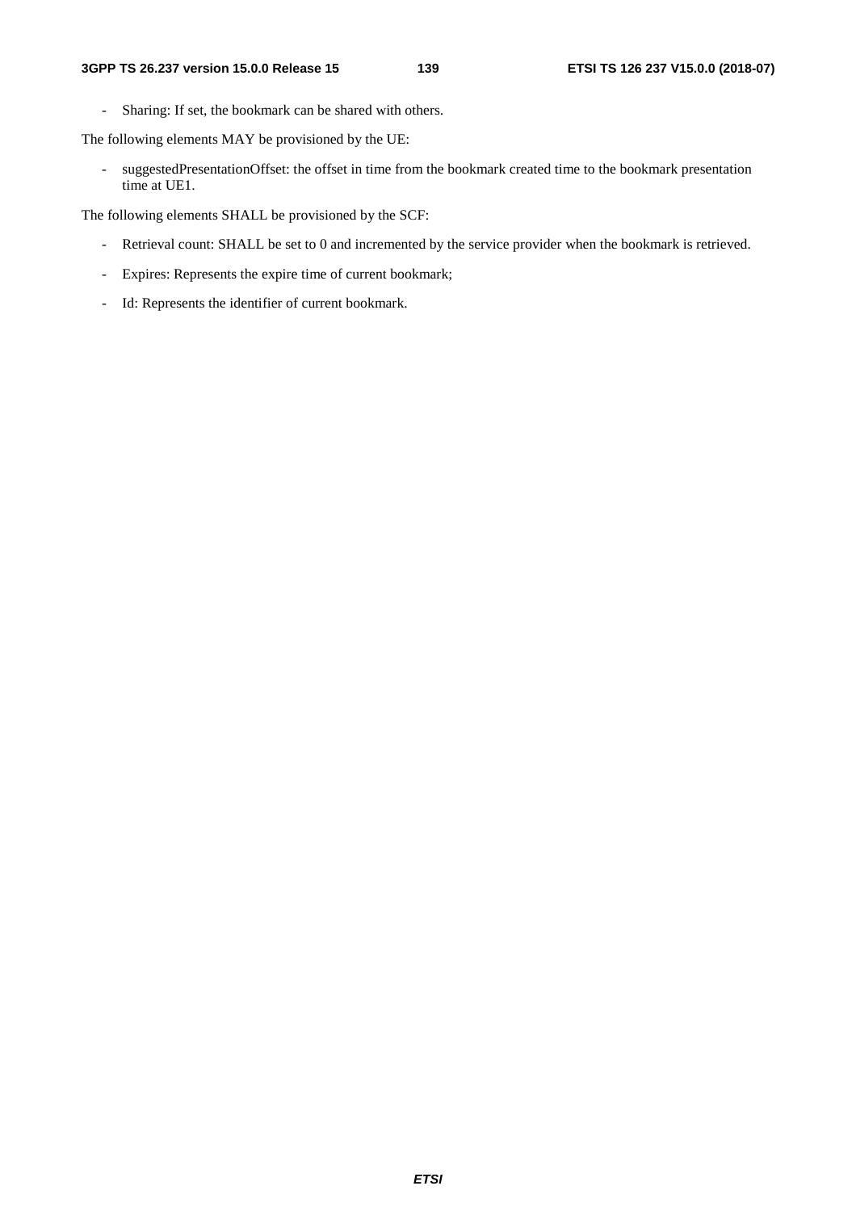- Sharing: If set, the bookmark can be shared with others.

The following elements MAY be provisioned by the UE:

- suggestedPresentationOffset: the offset in time from the bookmark created time to the bookmark presentation time at UE1.

The following elements SHALL be provisioned by the SCF:

- Retrieval count: SHALL be set to 0 and incremented by the service provider when the bookmark is retrieved.
- Expires: Represents the expire time of current bookmark;
- Id: Represents the identifier of current bookmark.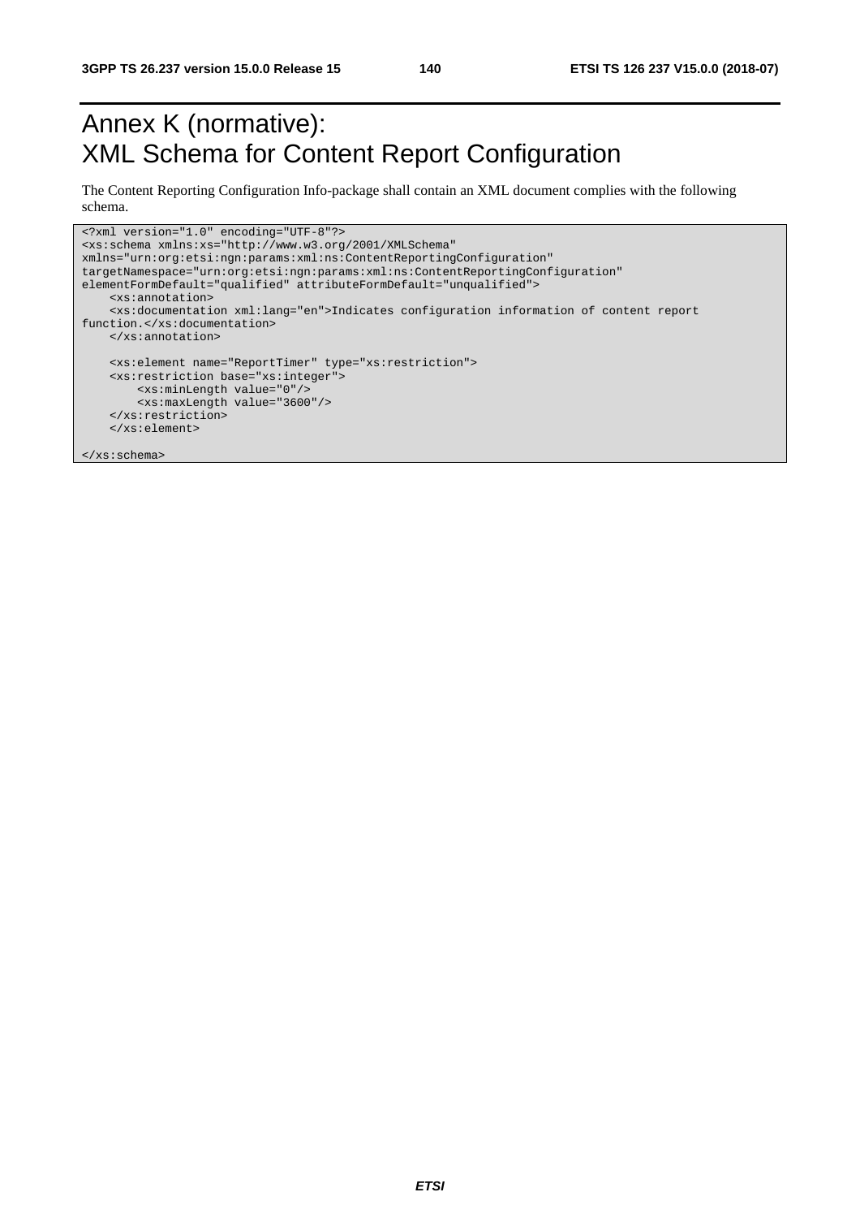# Annex K (normative): XML Schema for Content Report Configuration

The Content Reporting Configuration Info-package shall contain an XML document complies with the following schema.

```
<?xml version="1.0" encoding="UTF-8"?>
<xs:schema xmlns:xs="http://www.w3.org/2001/XMLSchema"
xmlns="urn:org:etsi:ngn:params:xml:ns:ContentReportingConfiguration"
targetNamespace="urn:org:etsi:ngn:params:xml:ns:ContentReportingConfiguration"
elementFormDefault="qualified" attributeFormDefault="unqualified">
    <xs:annotation>
    <xs:documentation xml:lang="en">Indicates configuration information of content report
function.</xs:documentation>
    </xs:annotation>

    <xs:element name="ReportTimer" type="xs:restriction">
    <xs:restriction base="xs:integer">
        <xs:minLength value="0"/>
        <xs:maxLength value="3600"/>
    </xs:restriction>
    </xs:element>

</xs:schema>
```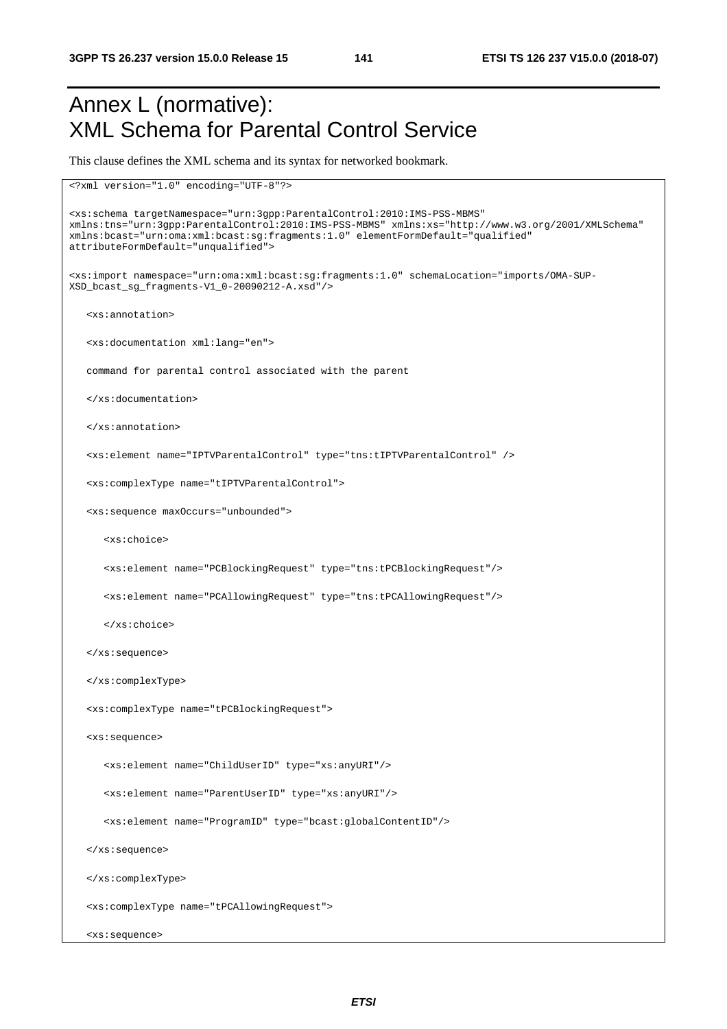# Annex L (normative): XML Schema for Parental Control Service

This clause defines the XML schema and its syntax for networked bookmark.

```
<?xml version="1.0" encoding="UTF-8"?>

<xs:schema targetNamespace="urn:3gpp:ParentalControl:2010:IMS-PSS-MBMS"
xmlns:tns="urn:3gpp:ParentalControl:2010:IMS-PSS-MBMS" xmlns:xs="http://www.w3.org/2001/XMLSchema"
xmlns:bcast="urn:oma:xml:bcast:sg:fragments:1.0" elementFormDefault="qualified"
attributeFormDefault="unqualified">

<xs:import namespace="urn:oma:xml:bcast:sg:fragments:1.0" schemaLocation="imports/OMA-SUP-
XSD_bcast_sg_fragments-V1_0-20090212-A.xsd"/>

   <xs:annotation>

   <xs:documentation xml:lang="en">

   command for parental control associated with the parent

   </xs:documentation>

   </xs:annotation>

   <xs:element name="IPTVParentalControl" type="tns:tIPTVParentalControl" />

   <xs:complexType name="tIPTVParentalControl">

   <xs:sequence maxOccurs="unbounded">

      <xs:choice>

      <xs:element name="PCBlockingRequest" type="tns:tPCBlockingRequest"/>

      <xs:element name="PCAllowingRequest" type="tns:tPCAllowingRequest"/>

      </xs:choice>

   </xs:sequence>

   </xs:complexType>

   <xs:complexType name="tPCBlockingRequest">

   <xs:sequence>

      <xs:element name="ChildUserID" type="xs:anyURI"/>

      <xs:element name="ParentUserID" type="xs:anyURI"/>

      <xs:element name="ProgramID" type="bcast:globalContentID"/>

   </xs:sequence>

   </xs:complexType>

   <xs:complexType name="tPCAllowingRequest">

   <xs:sequence>
```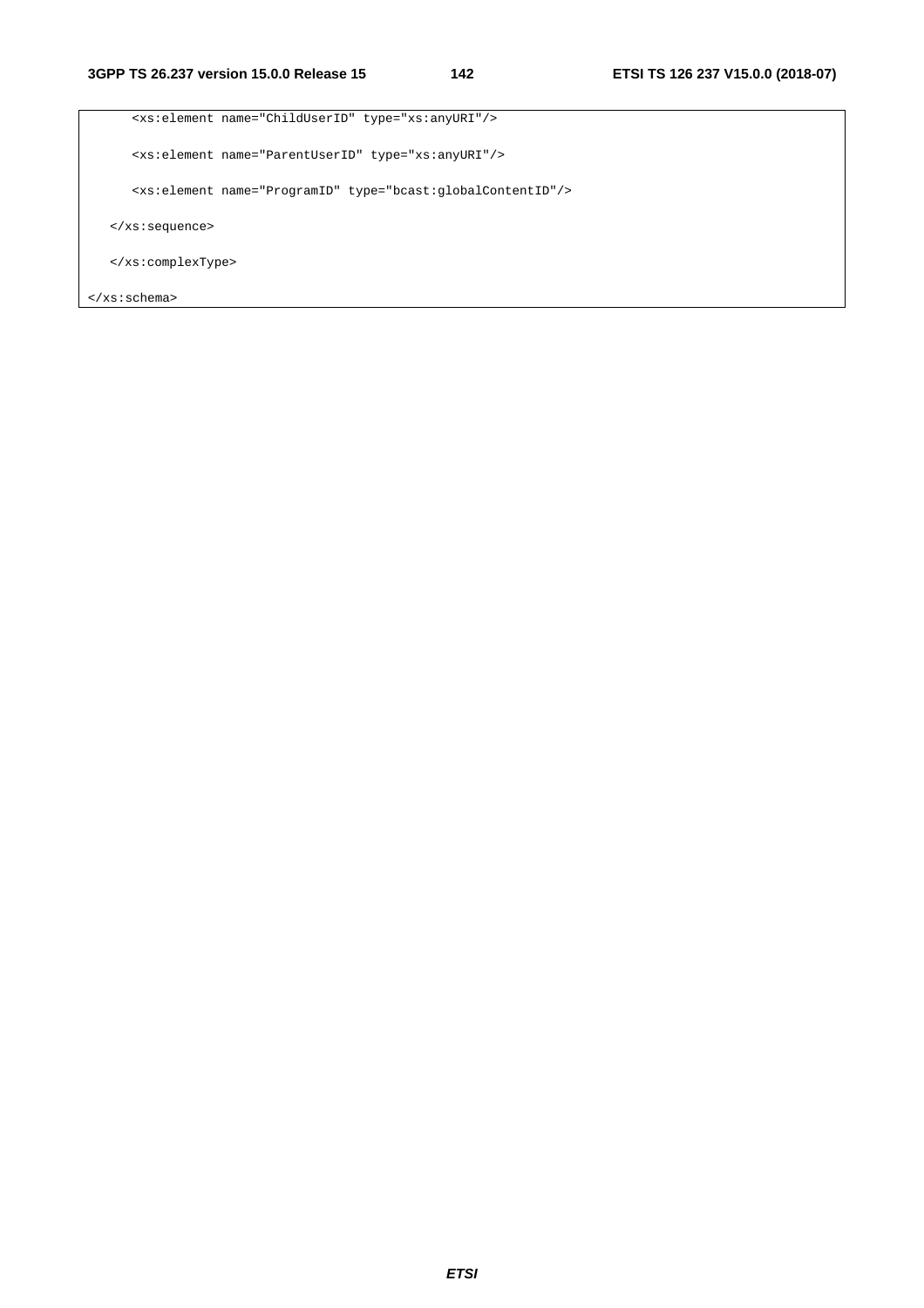```
      <xs:element name="ChildUserID" type="xs:anyURI"/>

      <xs:element name="ParentUserID" type="xs:anyURI"/>

      <xs:element name="ProgramID" type="bcast:globalContentID"/>

   </xs:sequence>

   </xs:complexType>

</xs:schema>
```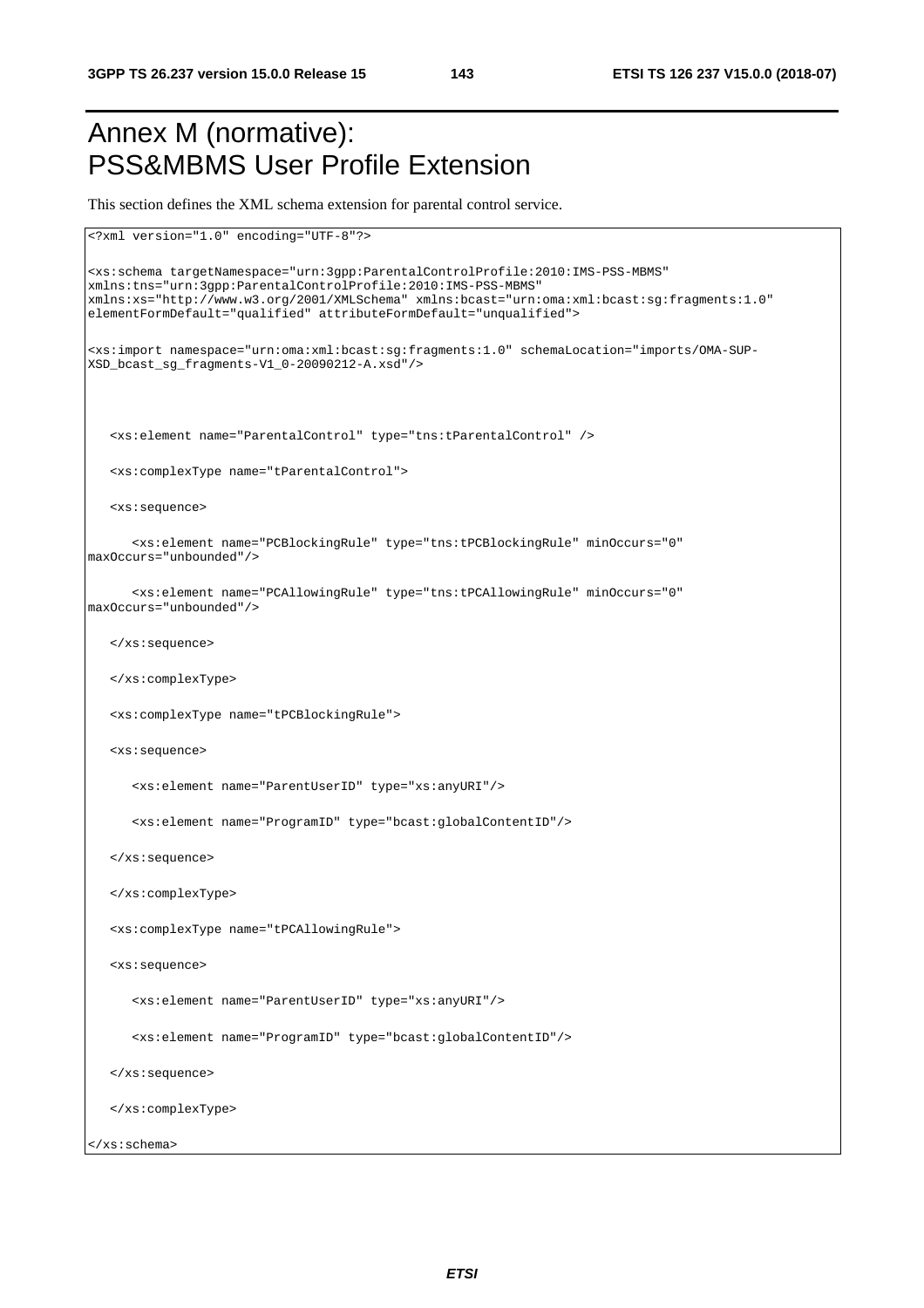# Annex M (normative): PSS&MBMS User Profile Extension

This section defines the XML schema extension for parental control service.

```
<?xml version="1.0" encoding="UTF-8"?>

<xs:schema targetNamespace="urn:3gpp:ParentalControlProfile:2010:IMS-PSS-MBMS"
xmlns:tns="urn:3gpp:ParentalControlProfile:2010:IMS-PSS-MBMS"
xmlns:xs="http://www.w3.org/2001/XMLSchema" xmlns:bcast="urn:oma:xml:bcast:sg:fragments:1.0"
elementFormDefault="qualified" attributeFormDefault="unqualified">

<xs:import namespace="urn:oma:xml:bcast:sg:fragments:1.0" schemaLocation="imports/OMA-SUP-
XSD_bcast_sg_fragments-V1_0-20090212-A.xsd"/>



   <xs:element name="ParentalControl" type="tns:tParentalControl" />

   <xs:complexType name="tParentalControl">

   <xs:sequence>

      <xs:element name="PCBlockingRule" type="tns:tPCBlockingRule" minOccurs="0"
maxOccurs="unbounded"/>

      <xs:element name="PCAllowingRule" type="tns:tPCAllowingRule" minOccurs="0"
maxOccurs="unbounded"/>

   </xs:sequence>

   </xs:complexType>

   <xs:complexType name="tPCBlockingRule">

   <xs:sequence>

      <xs:element name="ParentUserID" type="xs:anyURI"/>

      <xs:element name="ProgramID" type="bcast:globalContentID"/>

   </xs:sequence>

   </xs:complexType>

   <xs:complexType name="tPCAllowingRule">

   <xs:sequence>

      <xs:element name="ParentUserID" type="xs:anyURI"/>

      <xs:element name="ProgramID" type="bcast:globalContentID"/>

   </xs:sequence>

   </xs:complexType>

</xs:schema>
```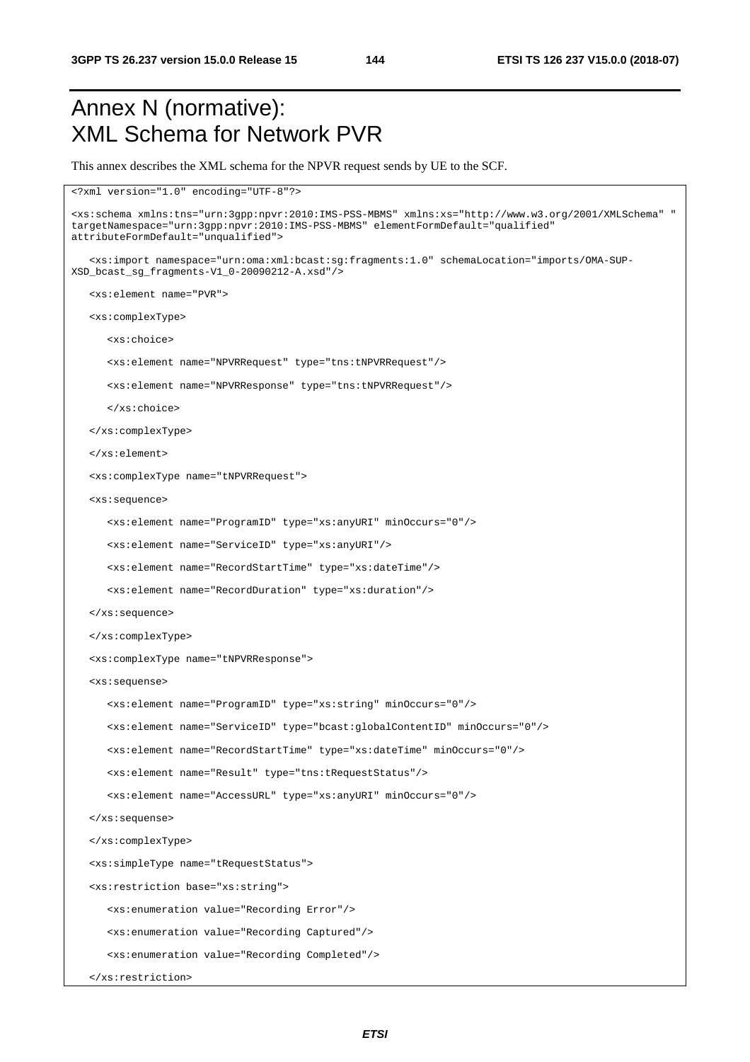# Annex N (normative): XML Schema for Network PVR

This annex describes the XML schema for the NPVR request sends by UE to the SCF.

```
<?xml version="1.0" encoding="UTF-8"?>

<xs:schema xmlns:tns="urn:3gpp:npvr:2010:IMS-PSS-MBMS" xmlns:xs="http://www.w3.org/2001/XMLSchema" "
targetNamespace="urn:3gpp:npvr:2010:IMS-PSS-MBMS" elementFormDefault="qualified"
attributeFormDefault="unqualified">

   <xs:import namespace="urn:oma:xml:bcast:sg:fragments:1.0" schemaLocation="imports/OMA-SUP-
XSD_bcast_sg_fragments-V1_0-20090212-A.xsd"/>

   <xs:element name="PVR">

   <xs:complexType>

      <xs:choice>

      <xs:element name="NPVRRequest" type="tns:tNPVRRequest"/>

      <xs:element name="NPVRResponse" type="tns:tNPVRRequest"/>

      </xs:choice>

   </xs:complexType>

   </xs:element>

   <xs:complexType name="tNPVRRequest">

   <xs:sequence>

      <xs:element name="ProgramID" type="xs:anyURI" minOccurs="0"/>

      <xs:element name="ServiceID" type="xs:anyURI"/>

      <xs:element name="RecordStartTime" type="xs:dateTime"/>

      <xs:element name="RecordDuration" type="xs:duration"/>

   </xs:sequence>

   </xs:complexType>

   <xs:complexType name="tNPVRResponse">

   <xs:sequense>

      <xs:element name="ProgramID" type="xs:string" minOccurs="0"/>

      <xs:element name="ServiceID" type="bcast:globalContentID" minOccurs="0"/>

      <xs:element name="RecordStartTime" type="xs:dateTime" minOccurs="0"/>

      <xs:element name="Result" type="tns:tRequestStatus"/>

      <xs:element name="AccessURL" type="xs:anyURI" minOccurs="0"/>

   </xs:sequense>

   </xs:complexType>

   <xs:simpleType name="tRequestStatus">

   <xs:restriction base="xs:string">

      <xs:enumeration value="Recording Error"/>

      <xs:enumeration value="Recording Captured"/>

      <xs:enumeration value="Recording Completed"/>

   </xs:restriction>
```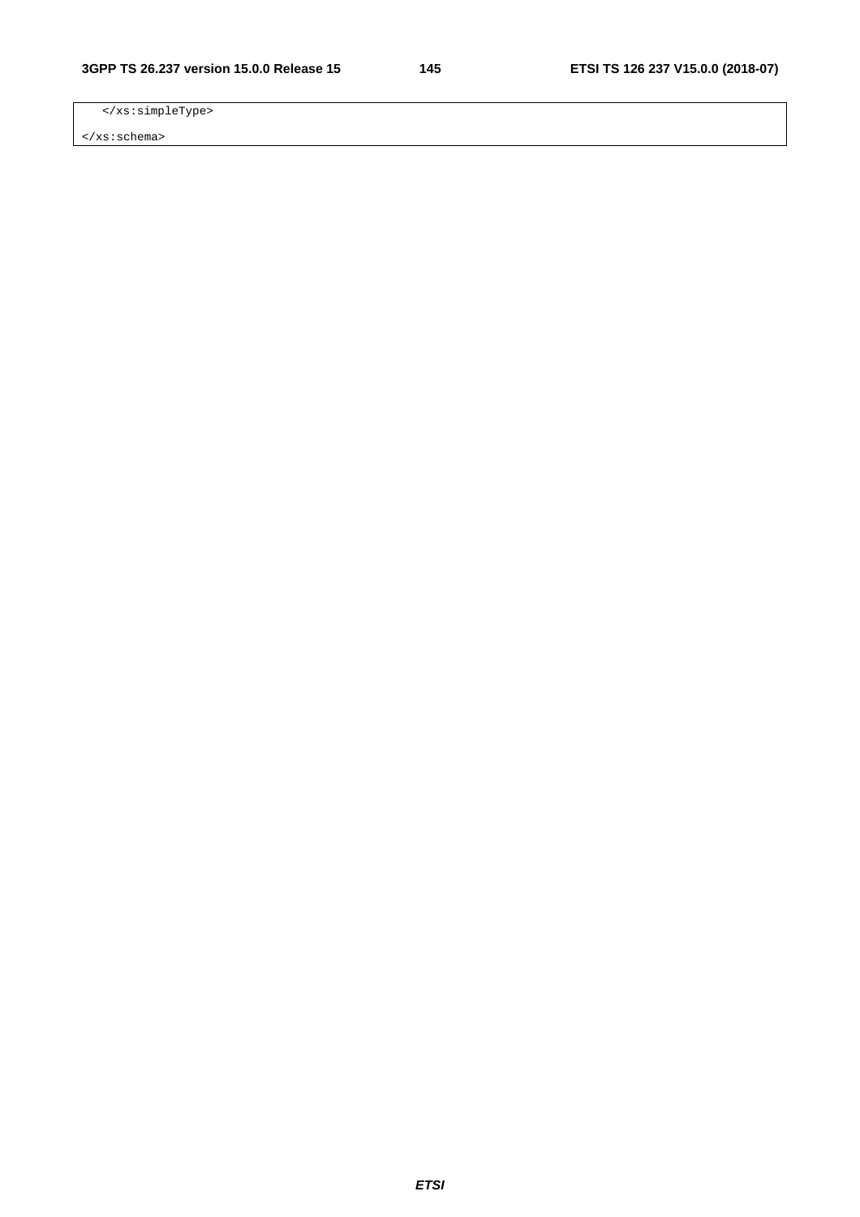```
    </xs:simpleType>

</xs:schema>
```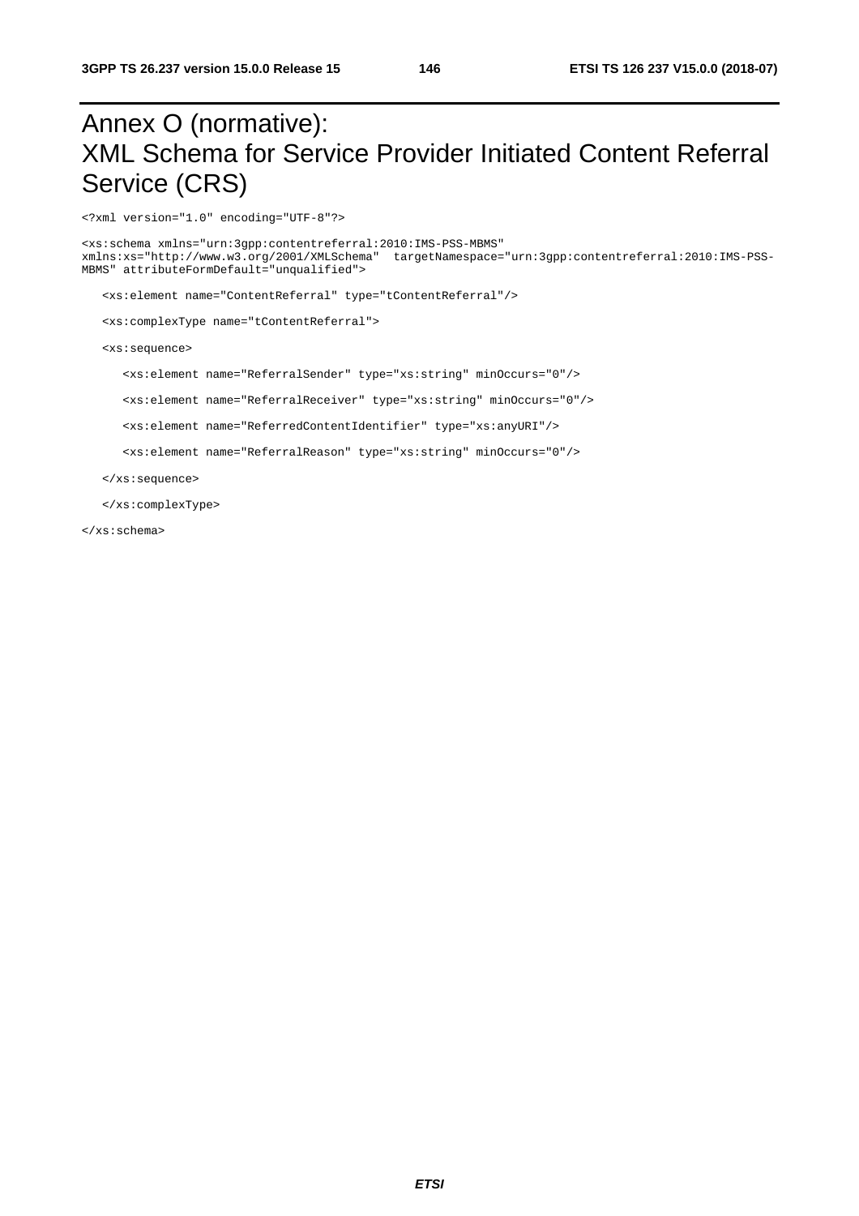# Annex O (normative): XML Schema for Service Provider Initiated Content Referral Service (CRS)

```
<?xml version="1.0" encoding="UTF-8"?>

<xs:schema xmlns="urn:3gpp:contentreferral:2010:IMS-PSS-MBMS"
xmlns:xs="http://www.w3.org/2001/XMLSchema"  targetNamespace="urn:3gpp:contentreferral:2010:IMS-PSS-
MBMS" attributeFormDefault="unqualified">

   <xs:element name="ContentReferral" type="tContentReferral"/>

   <xs:complexType name="tContentReferral">

   <xs:sequence>

      <xs:element name="ReferralSender" type="xs:string" minOccurs="0"/>

      <xs:element name="ReferralReceiver" type="xs:string" minOccurs="0"/>

      <xs:element name="ReferredContentIdentifier" type="xs:anyURI"/>

      <xs:element name="ReferralReason" type="xs:string" minOccurs="0"/>

   </xs:sequence>

   </xs:complexType>

</xs:schema>
```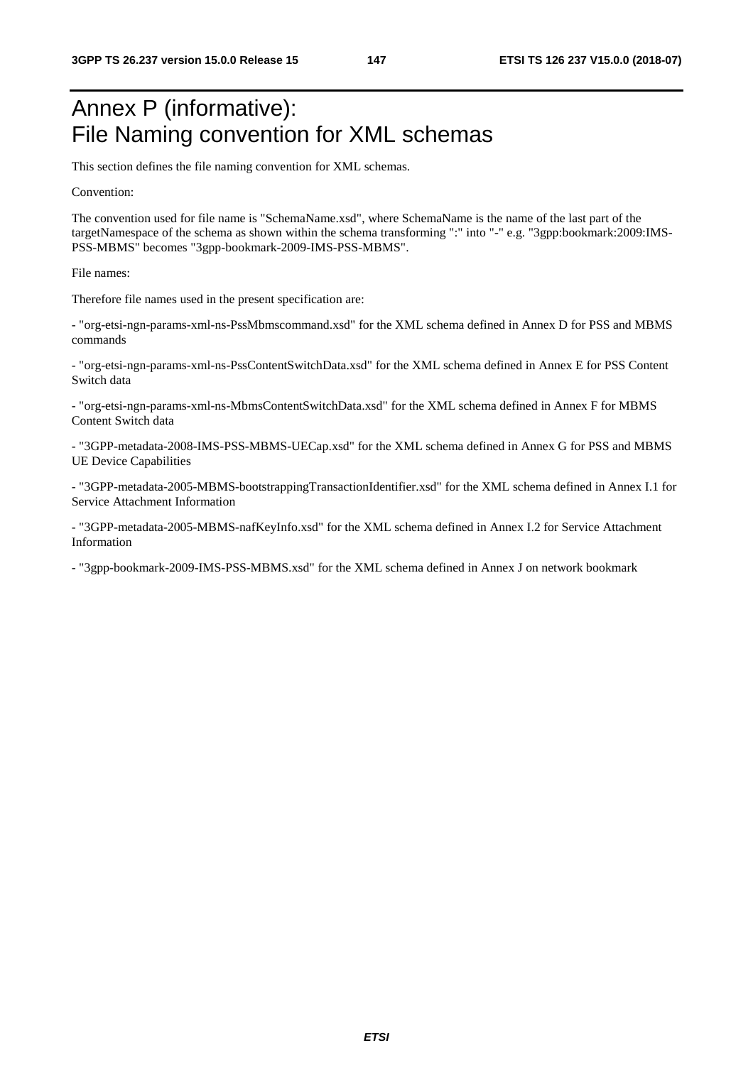# Annex P (informative): File Naming convention for XML schemas

This section defines the file naming convention for XML schemas.

Convention:

The convention used for file name is "SchemaName.xsd", where SchemaName is the name of the last part of the targetNamespace of the schema as shown within the schema transforming ":" into "-" e.g. "3gpp:bookmark:2009:IMS-PSS-MBMS" becomes "3gpp-bookmark-2009-IMS-PSS-MBMS".

File names:

Therefore file names used in the present specification are:

- "org-etsi-ngn-params-xml-ns-PssMbmscommand.xsd" for the XML schema defined in Annex D for PSS and MBMS commands

- "org-etsi-ngn-params-xml-ns-PssContentSwitchData.xsd" for the XML schema defined in Annex E for PSS Content Switch data

- "org-etsi-ngn-params-xml-ns-MbmsContentSwitchData.xsd" for the XML schema defined in Annex F for MBMS Content Switch data

- "3GPP-metadata-2008-IMS-PSS-MBMS-UECap.xsd" for the XML schema defined in Annex G for PSS and MBMS UE Device Capabilities

- "3GPP-metadata-2005-MBMS-bootstrappingTransactionIdentifier.xsd" for the XML schema defined in Annex I.1 for Service Attachment Information

- "3GPP-metadata-2005-MBMS-nafKeyInfo.xsd" for the XML schema defined in Annex I.2 for Service Attachment Information

- "3gpp-bookmark-2009-IMS-PSS-MBMS.xsd" for the XML schema defined in Annex J on network bookmark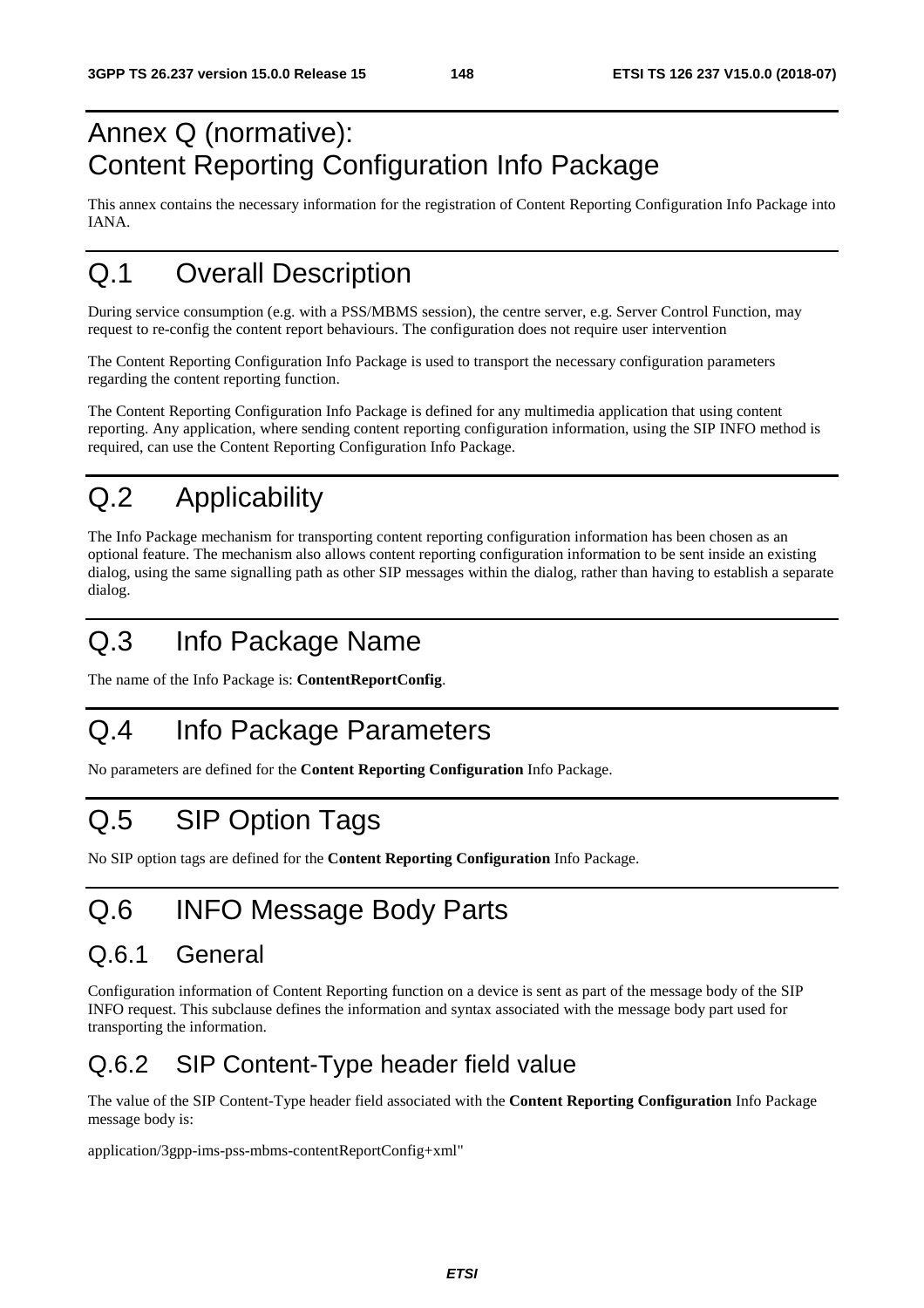# Annex Q (normative): Content Reporting Configuration Info Package

This annex contains the necessary information for the registration of Content Reporting Configuration Info Package into IANA.

# Q.1 Overall Description

During service consumption (e.g. with a PSS/MBMS session), the centre server, e.g. Server Control Function, may request to re-config the content report behaviours. The configuration does not require user intervention

The Content Reporting Configuration Info Package is used to transport the necessary configuration parameters regarding the content reporting function.

The Content Reporting Configuration Info Package is defined for any multimedia application that using content reporting. Any application, where sending content reporting configuration information, using the SIP INFO method is required, can use the Content Reporting Configuration Info Package.

# Q.2 Applicability

The Info Package mechanism for transporting content reporting configuration information has been chosen as an optional feature. The mechanism also allows content reporting configuration information to be sent inside an existing dialog, using the same signalling path as other SIP messages within the dialog, rather than having to establish a separate dialog.

# Q.3 Info Package Name

The name of the Info Package is: **ContentReportConfig**.

# Q.4 Info Package Parameters

No parameters are defined for the **Content Reporting Configuration** Info Package.

# Q.5 SIP Option Tags

No SIP option tags are defined for the **Content Reporting Configuration** Info Package.

# Q.6 INFO Message Body Parts

## Q.6.1 General

Configuration information of Content Reporting function on a device is sent as part of the message body of the SIP INFO request. This subclause defines the information and syntax associated with the message body part used for transporting the information.

## Q.6.2 SIP Content-Type header field value

The value of the SIP Content-Type header field associated with the **Content Reporting Configuration** Info Package message body is:

application/3gpp-ims-pss-mbms-contentReportConfig+xml"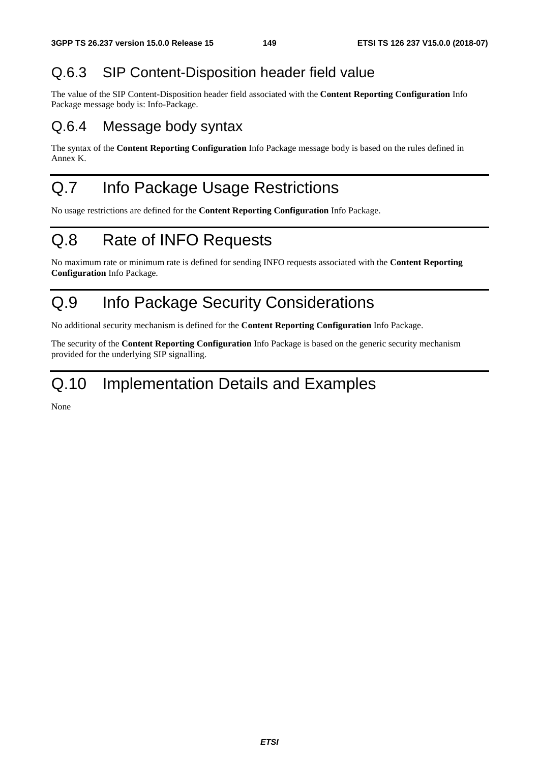### Q.6.3 SIP Content-Disposition header field value

The value of the SIP Content-Disposition header field associated with the **Content Reporting Configuration** Info Package message body is: Info-Package.

### Q.6.4 Message body syntax

The syntax of the **Content Reporting Configuration** Info Package message body is based on the rules defined in Annex K.

## Q.7 Info Package Usage Restrictions

No usage restrictions are defined for the **Content Reporting Configuration** Info Package.

## Q.8 Rate of INFO Requests

No maximum rate or minimum rate is defined for sending INFO requests associated with the **Content Reporting Configuration** Info Package.

## Q.9 Info Package Security Considerations

No additional security mechanism is defined for the **Content Reporting Configuration** Info Package.

The security of the **Content Reporting Configuration** Info Package is based on the generic security mechanism provided for the underlying SIP signalling.

## Q.10 Implementation Details and Examples

None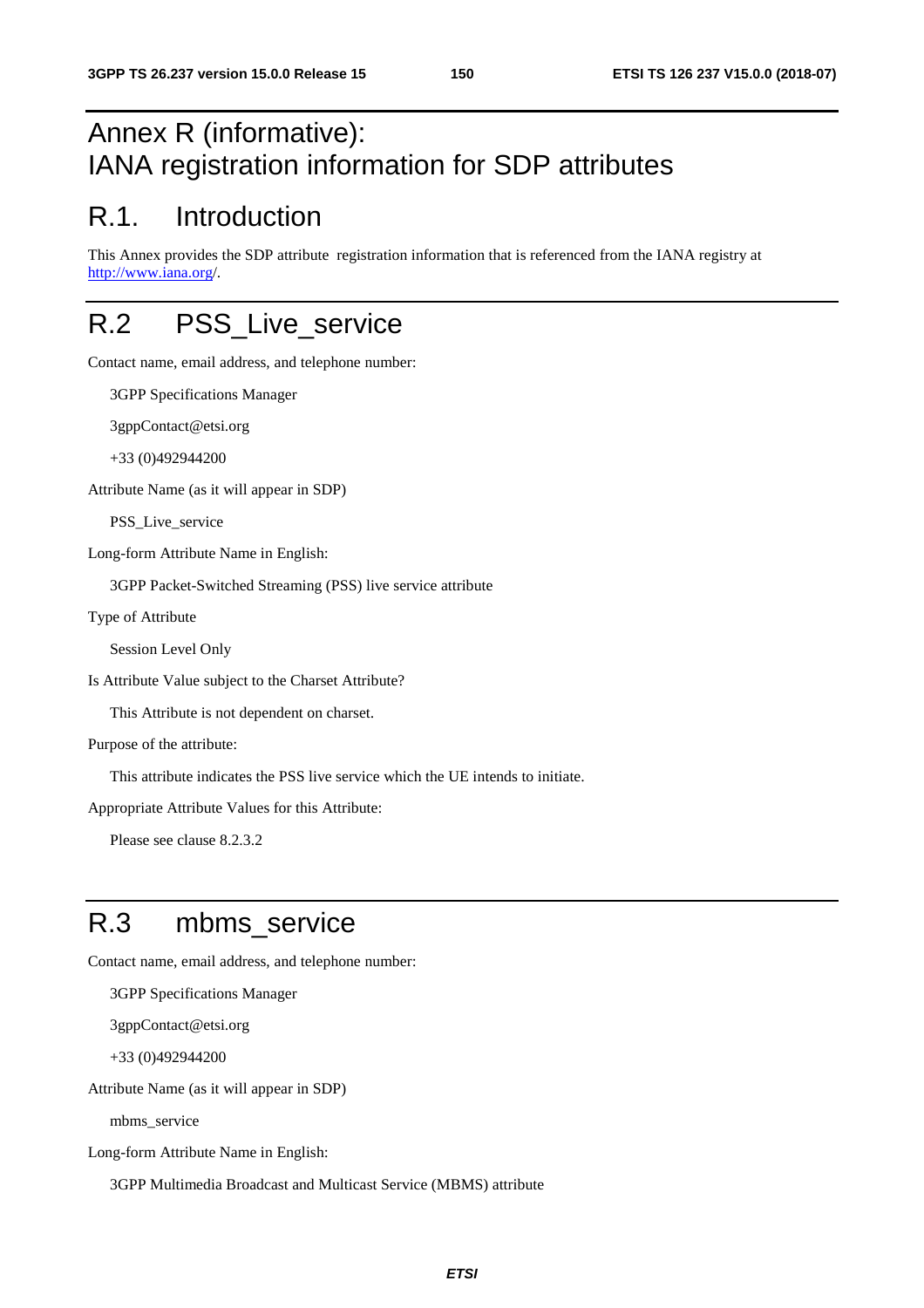# Annex R (informative): IANA registration information for SDP attributes

# R.1. Introduction

This Annex provides the SDP attribute registration information that is referenced from the IANA registry at http://www.iana.org/.

# R.2 PSS_Live_service

Contact name, email address, and telephone number:

3GPP Specifications Manager

3gppContact@etsi.org

+33 (0)492944200

Attribute Name (as it will appear in SDP)

PSS_Live_service

Long-form Attribute Name in English:

3GPP Packet-Switched Streaming (PSS) live service attribute

Type of Attribute

Session Level Only

Is Attribute Value subject to the Charset Attribute?

This Attribute is not dependent on charset.

Purpose of the attribute:

This attribute indicates the PSS live service which the UE intends to initiate.

Appropriate Attribute Values for this Attribute:

Please see clause 8.2.3.2

# R.3 mbms_service

Contact name, email address, and telephone number:

3GPP Specifications Manager

3gppContact@etsi.org

+33 (0)492944200

Attribute Name (as it will appear in SDP)

mbms_service

Long-form Attribute Name in English:

3GPP Multimedia Broadcast and Multicast Service (MBMS) attribute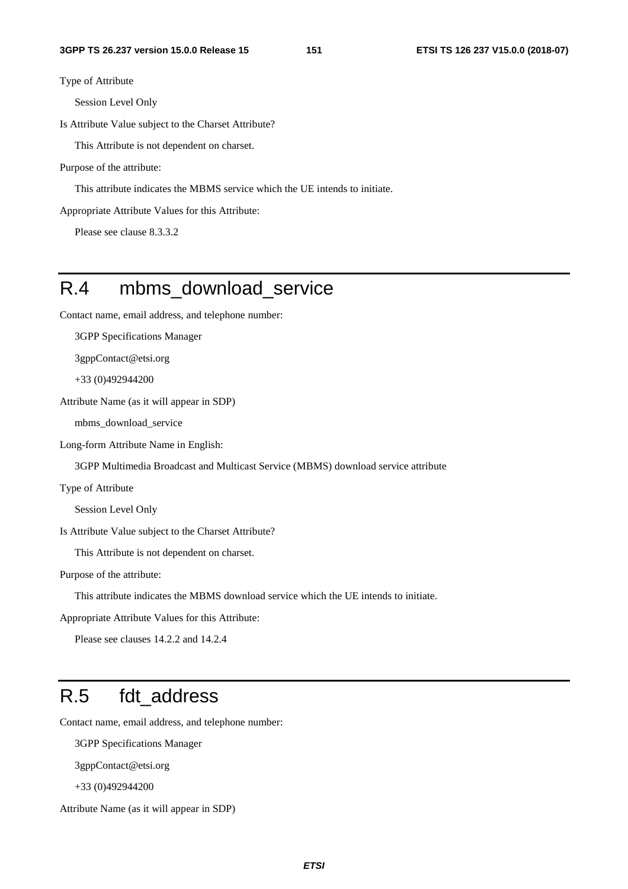Type of Attribute

Session Level Only

Is Attribute Value subject to the Charset Attribute?

This Attribute is not dependent on charset.

Purpose of the attribute:

This attribute indicates the MBMS service which the UE intends to initiate.

Appropriate Attribute Values for this Attribute:

Please see clause 8.3.3.2

# R.4 mbms_download_service

Contact name, email address, and telephone number:

3GPP Specifications Manager

3gppContact@etsi.org

+33 (0)492944200

Attribute Name (as it will appear in SDP)

mbms_download_service

Long-form Attribute Name in English:

3GPP Multimedia Broadcast and Multicast Service (MBMS) download service attribute

Type of Attribute

Session Level Only

Is Attribute Value subject to the Charset Attribute?

This Attribute is not dependent on charset.

Purpose of the attribute:

This attribute indicates the MBMS download service which the UE intends to initiate.

Appropriate Attribute Values for this Attribute:

Please see clauses 14.2.2 and 14.2.4

# R.5 fdt_address

Contact name, email address, and telephone number:

3GPP Specifications Manager

3gppContact@etsi.org

+33 (0)492944200

Attribute Name (as it will appear in SDP)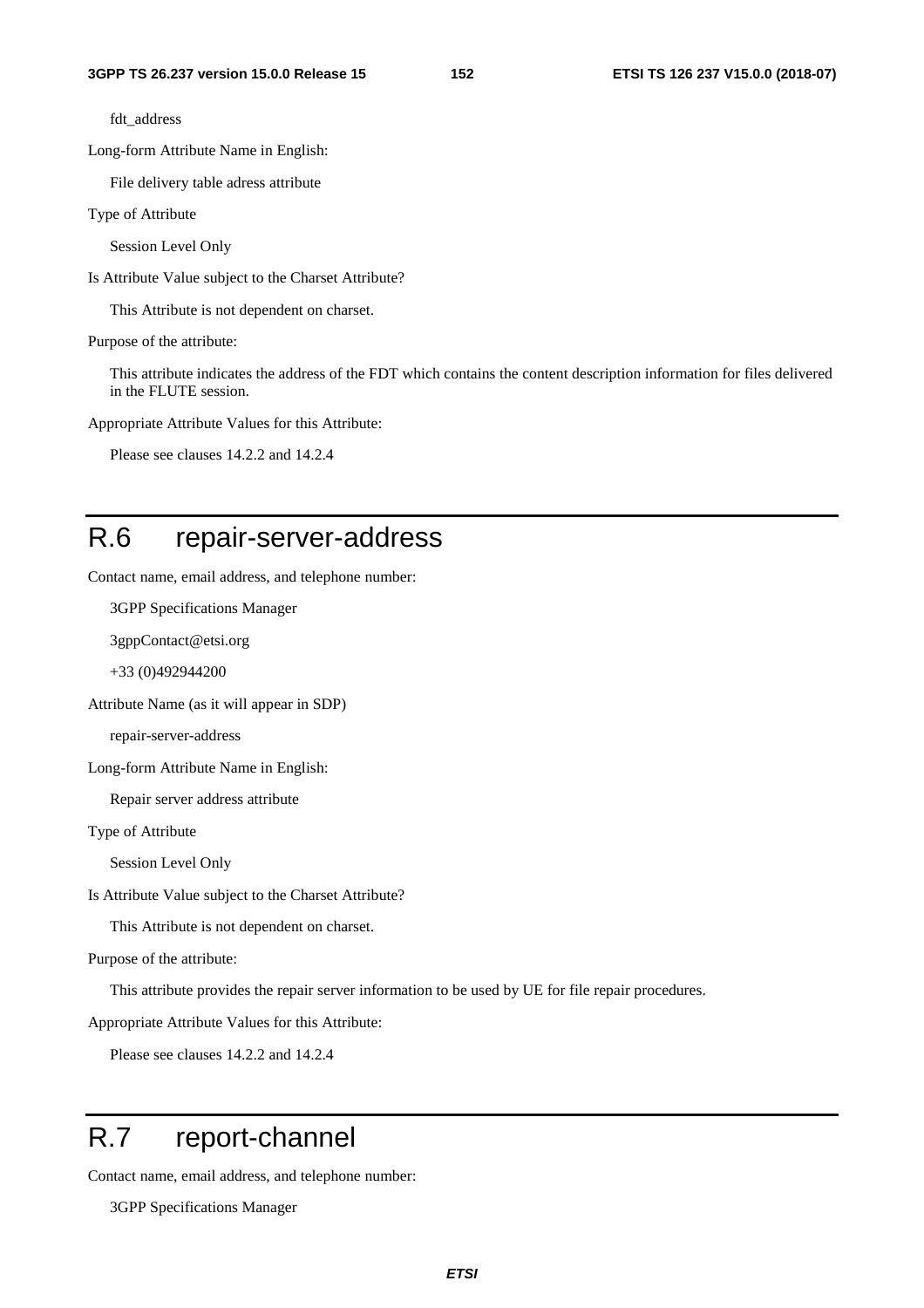fdt_address

Long-form Attribute Name in English:

File delivery table adress attribute

Type of Attribute

Session Level Only

Is Attribute Value subject to the Charset Attribute?

This Attribute is not dependent on charset.

Purpose of the attribute:

This attribute indicates the address of the FDT which contains the content description information for files delivered in the FLUTE session.

Appropriate Attribute Values for this Attribute:

Please see clauses 14.2.2 and 14.2.4

# R.6 repair-server-address

Contact name, email address, and telephone number:

3GPP Specifications Manager

3gppContact@etsi.org

+33 (0)492944200

Attribute Name (as it will appear in SDP)

repair-server-address

Long-form Attribute Name in English:

Repair server address attribute

Type of Attribute

Session Level Only

Is Attribute Value subject to the Charset Attribute?

This Attribute is not dependent on charset.

Purpose of the attribute:

This attribute provides the repair server information to be used by UE for file repair procedures.

Appropriate Attribute Values for this Attribute:

Please see clauses 14.2.2 and 14.2.4

# R.7 report-channel

Contact name, email address, and telephone number:

3GPP Specifications Manager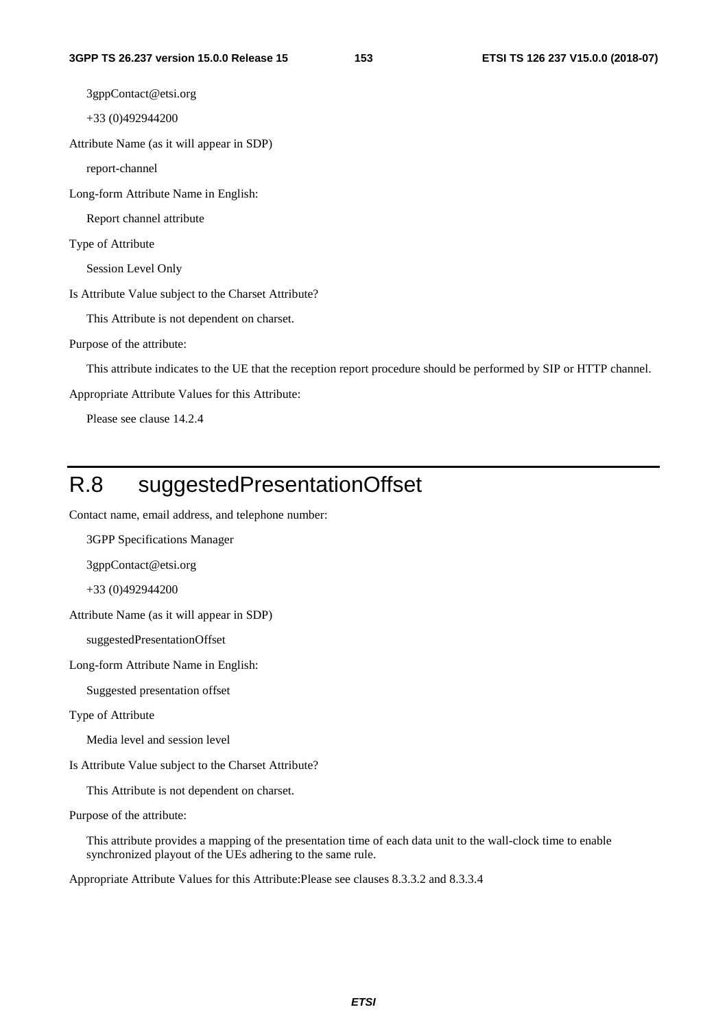3gppContact@etsi.org

+33 (0)492944200

Attribute Name (as it will appear in SDP)

report-channel

Long-form Attribute Name in English:

Report channel attribute

Type of Attribute

Session Level Only

Is Attribute Value subject to the Charset Attribute?

This Attribute is not dependent on charset.

Purpose of the attribute:

This attribute indicates to the UE that the reception report procedure should be performed by SIP or HTTP channel.

Appropriate Attribute Values for this Attribute:

Please see clause 14.2.4

# R.8 suggestedPresentationOffset

Contact name, email address, and telephone number:

3GPP Specifications Manager

3gppContact@etsi.org

+33 (0)492944200

Attribute Name (as it will appear in SDP)

suggestedPresentationOffset

Long-form Attribute Name in English:

Suggested presentation offset

Type of Attribute

Media level and session level

Is Attribute Value subject to the Charset Attribute?

This Attribute is not dependent on charset.

Purpose of the attribute:

This attribute provides a mapping of the presentation time of each data unit to the wall-clock time to enable synchronized playout of the UEs adhering to the same rule.

Appropriate Attribute Values for this Attribute:Please see clauses 8.3.3.2 and 8.3.3.4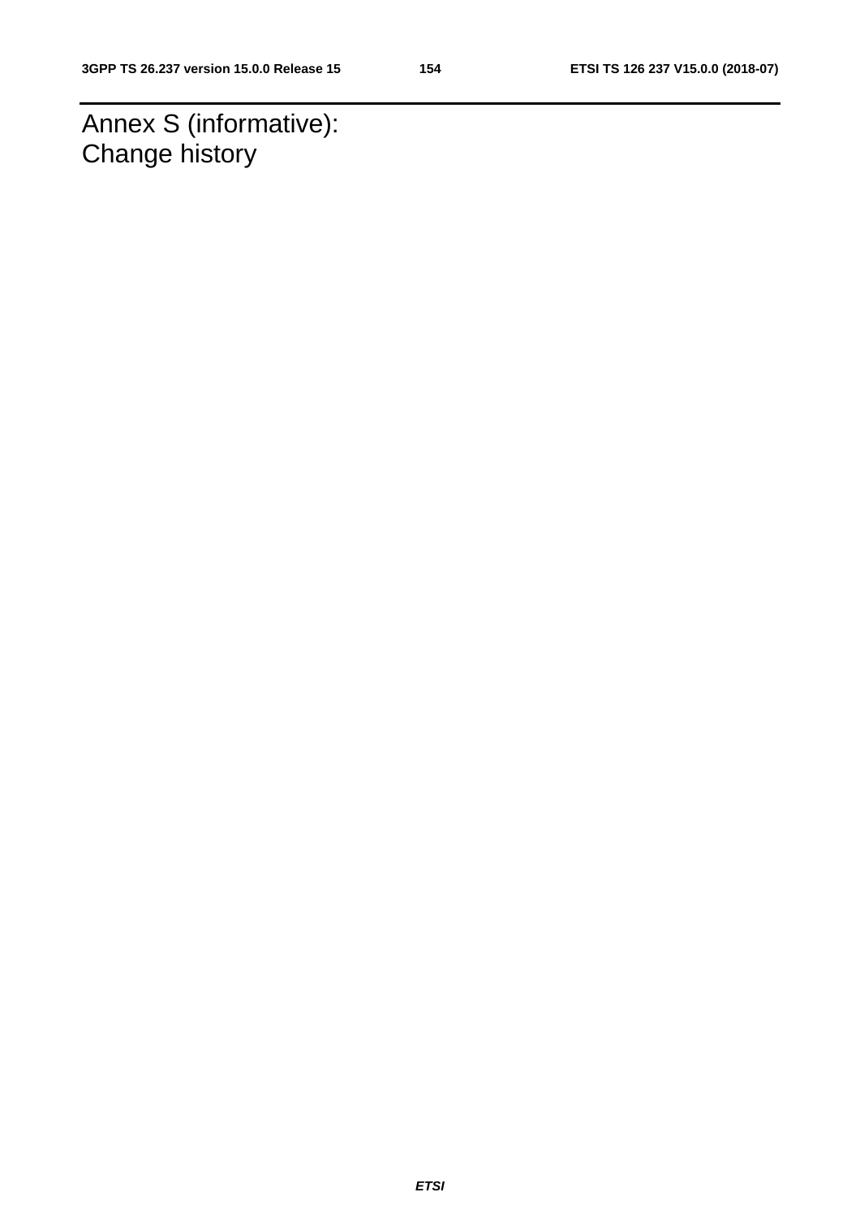# Annex S (informative): Change history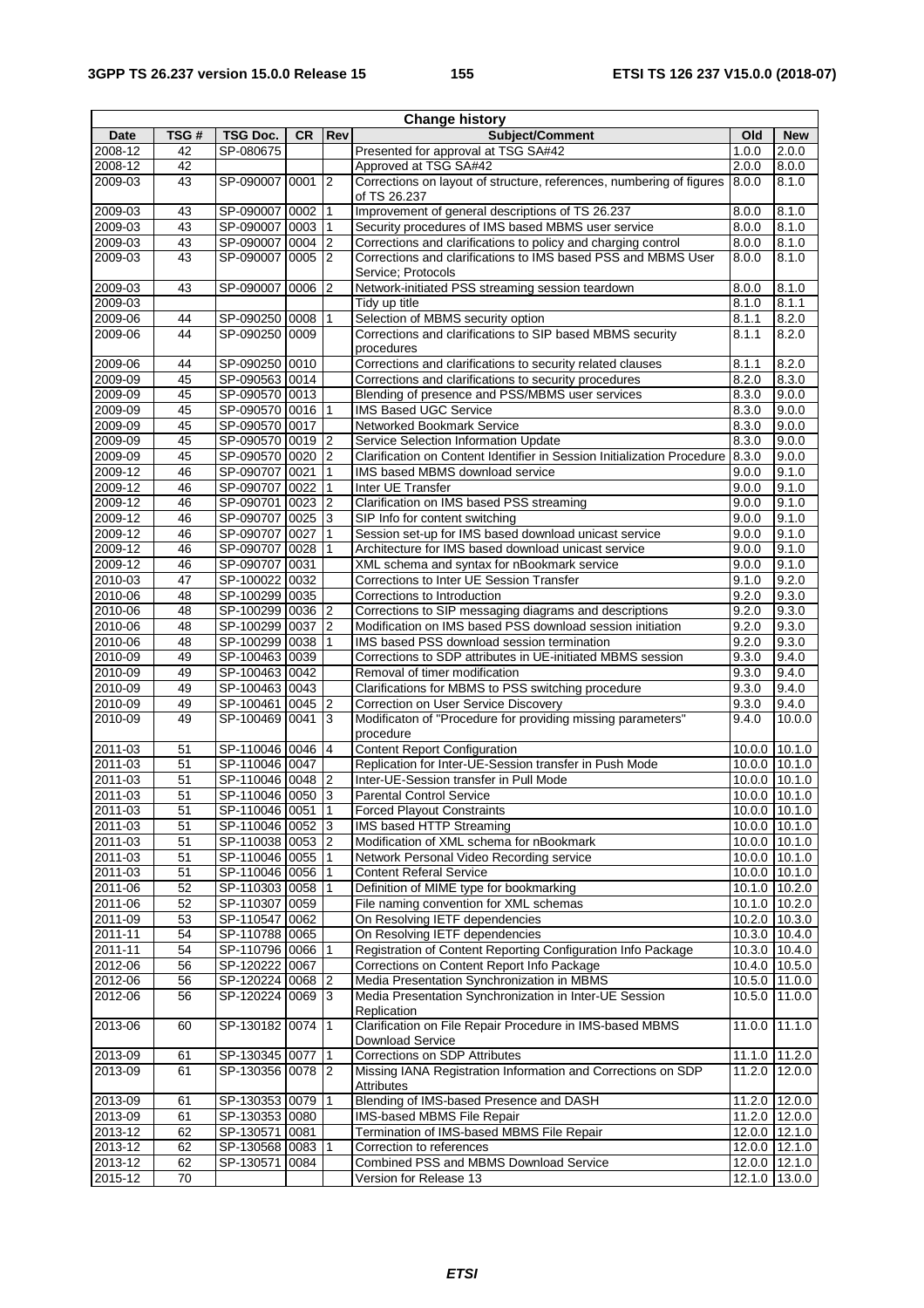| Change history | | | | | | | |
|---|---|---|---|---|---|---|---|
| Date | TSG # | TSG Doc. | CR | Rev | Subject/Comment | Old | New |
| 2008-12 | 42 | SP-080675 | | | Presented for approval at TSG SA#42 | 1.0.0 | 2.0.0 |
| 2008-12 | 42 | | | | Approved at TSG SA#42 | 2.0.0 | 8.0.0 |
| 2009-03 | 43 | SP-090007 | 0001 | 2 | Corrections on layout of structure, references, numbering of figures of TS 26.237 | 8.0.0 | 8.1.0 |
| 2009-03 | 43 | SP-090007 | 0002 | 1 | Improvement of general descriptions of TS 26.237 | 8.0.0 | 8.1.0 |
| 2009-03 | 43 | SP-090007 | 0003 | 1 | Security procedures of IMS based MBMS user service | 8.0.0 | 8.1.0 |
| 2009-03 | 43 | SP-090007 | 0004 | 2 | Corrections and clarifications to policy and charging control | 8.0.0 | 8.1.0 |
| 2009-03 | 43 | SP-090007 | 0005 | 2 | Corrections and clarifications to IMS based PSS and MBMS User Service; Protocols | 8.0.0 | 8.1.0 |
| 2009-03 | 43 | SP-090007 | 0006 | 2 | Network-initiated PSS streaming session teardown | 8.0.0 | 8.1.0 |
| 2009-03 | | | | | Tidy up title | 8.1.0 | 8.1.1 |
| 2009-06 | 44 | SP-090250 | 0008 | 1 | Selection of MBMS security option | 8.1.1 | 8.2.0 |
| 2009-06 | 44 | SP-090250 | 0009 | | Corrections and clarifications to SIP based MBMS security procedures | 8.1.1 | 8.2.0 |
| 2009-06 | 44 | SP-090250 | 0010 | | Corrections and clarifications to security related clauses | 8.1.1 | 8.2.0 |
| 2009-09 | 45 | SP-090563 | 0014 | | Corrections and clarifications to security procedures | 8.2.0 | 8.3.0 |
| 2009-09 | 45 | SP-090570 | 0013 | | Blending of presence and PSS/MBMS user services | 8.3.0 | 9.0.0 |
| 2009-09 | 45 | SP-090570 | 0016 | 1 | IMS Based UGC Service | 8.3.0 | 9.0.0 |
| 2009-09 | 45 | SP-090570 | 0017 | | Networked Bookmark Service | 8.3.0 | 9.0.0 |
| 2009-09 | 45 | SP-090570 | 0019 | 2 | Service Selection Information Update | 8.3.0 | 9.0.0 |
| 2009-09 | 45 | SP-090570 | 0020 | 2 | Clarification on Content Identifier in Session Initialization Procedure | 8.3.0 | 9.0.0 |
| 2009-12 | 46 | SP-090707 | 0021 | 1 | IMS based MBMS download service | 9.0.0 | 9.1.0 |
| 2009-12 | 46 | SP-090707 | 0022 | 1 | Inter UE Transfer | 9.0.0 | 9.1.0 |
| 2009-12 | 46 | SP-090701 | 0023 | 2 | Clarification on IMS based PSS streaming | 9.0.0 | 9.1.0 |
| 2009-12 | 46 | SP-090707 | 0025 | 3 | SIP Info for content switching | 9.0.0 | 9.1.0 |
| 2009-12 | 46 | SP-090707 | 0027 | 1 | Session set-up for IMS based download unicast service | 9.0.0 | 9.1.0 |
| 2009-12 | 46 | SP-090707 | 0028 | 1 | Architecture for IMS based download unicast service | 9.0.0 | 9.1.0 |
| 2009-12 | 46 | SP-090707 | 0031 | | XML schema and syntax for nBookmark service | 9.0.0 | 9.1.0 |
| 2010-03 | 47 | SP-100022 | 0032 | | Corrections to Inter UE Session Transfer | 9.1.0 | 9.2.0 |
| 2010-06 | 48 | SP-100299 | 0035 | | Corrections to Introduction | 9.2.0 | 9.3.0 |
| 2010-06 | 48 | SP-100299 | 0036 | 2 | Corrections to SIP messaging diagrams and descriptions | 9.2.0 | 9.3.0 |
| 2010-06 | 48 | SP-100299 | 0037 | 2 | Modification on IMS based PSS download session initiation | 9.2.0 | 9.3.0 |
| 2010-06 | 48 | SP-100299 | 0038 | 1 | IMS based PSS download session termination | 9.2.0 | 9.3.0 |
| 2010-09 | 49 | SP-100463 | 0039 | | Corrections to SDP attributes in UE-initiated MBMS session | 9.3.0 | 9.4.0 |
| 2010-09 | 49 | SP-100463 | 0042 | | Removal of timer modification | 9.3.0 | 9.4.0 |
| 2010-09 | 49 | SP-100463 | 0043 | | Clarifications for MBMS to PSS switching procedure | 9.3.0 | 9.4.0 |
| 2010-09 | 49 | SP-100461 | 0045 | 2 | Correction on User Service Discovery | 9.3.0 | 9.4.0 |
| 2010-09 | 49 | SP-100469 | 0041 | 3 | Modificaton of "Procedure for providing missing parameters" procedure | 9.4.0 | 10.0.0 |
| 2011-03 | 51 | SP-110046 | 0046 | 4 | Content Report Configuration | 10.0.0 | 10.1.0 |
| 2011-03 | 51 | SP-110046 | 0047 | | Replication for Inter-UE-Session transfer in Push Mode | 10.0.0 | 10.1.0 |
| 2011-03 | 51 | SP-110046 | 0048 | 2 | Inter-UE-Session transfer in Pull Mode | 10.0.0 | 10.1.0 |
| 2011-03 | 51 | SP-110046 | 0050 | 3 | Parental Control Service | 10.0.0 | 10.1.0 |
| 2011-03 | 51 | SP-110046 | 0051 | 1 | Forced Playout Constraints | 10.0.0 | 10.1.0 |
| 2011-03 | 51 | SP-110046 | 0052 | 3 | IMS based HTTP Streaming | 10.0.0 | 10.1.0 |
| 2011-03 | 51 | SP-110038 | 0053 | 2 | Modification of XML schema for nBookmark | 10.0.0 | 10.1.0 |
| 2011-03 | 51 | SP-110046 | 0055 | 1 | Network Personal Video Recording service | 10.0.0 | 10.1.0 |
| 2011-03 | 51 | SP-110046 | 0056 | 1 | Content Referal Service | 10.0.0 | 10.1.0 |
| 2011-06 | 52 | SP-110303 | 0058 | 1 | Definition of MIME type for bookmarking | 10.1.0 | 10.2.0 |
| 2011-06 | 52 | SP-110307 | 0059 | | File naming convention for XML schemas | 10.1.0 | 10.2.0 |
| 2011-09 | 53 | SP-110547 | 0062 | | On Resolving IETF dependencies | 10.2.0 | 10.3.0 |
| 2011-11 | 54 | SP-110788 | 0065 | | On Resolving IETF dependencies | 10.3.0 | 10.4.0 |
| 2011-11 | 54 | SP-110796 | 0066 | 1 | Registration of Content Reporting Configuration Info Package | 10.3.0 | 10.4.0 |
| 2012-06 | 56 | SP-120222 | 0067 | | Corrections on Content Report Info Package | 10.4.0 | 10.5.0 |
| 2012-06 | 56 | SP-120224 | 0068 | 2 | Media Presentation Synchronization in MBMS | 10.5.0 | 11.0.0 |
| 2012-06 | 56 | SP-120224 | 0069 | 3 | Media Presentation Synchronization in Inter-UE Session Replication | 10.5.0 | 11.0.0 |
| 2013-06 | 60 | SP-130182 | 0074 | 1 | Clarification on File Repair Procedure in IMS-based MBMS Download Service | 11.0.0 | 11.1.0 |
| 2013-09 | 61 | SP-130345 | 0077 | 1 | Corrections on SDP Attributes | 11.1.0 | 11.2.0 |
| 2013-09 | 61 | SP-130356 | 0078 | 2 | Missing IANA Registration Information and Corrections on SDP Attributes | 11.2.0 | 12.0.0 |
| 2013-09 | 61 | SP-130353 | 0079 | 1 | Blending of IMS-based Presence and DASH | 11.2.0 | 12.0.0 |
| 2013-09 | 61 | SP-130353 | 0080 | | IMS-based MBMS File Repair | 11.2.0 | 12.0.0 |
| 2013-12 | 62 | SP-130571 | 0081 | | Termination of IMS-based MBMS File Repair | 12.0.0 | 12.1.0 |
| 2013-12 | 62 | SP-130568 | 0083 | 1 | Correction to references | 12.0.0 | 12.1.0 |
| 2013-12 | 62 | SP-130571 | 0084 | | Combined PSS and MBMS Download Service | 12.0.0 | 12.1.0 |
| 2015-12 | 70 | | | | Version for Release 13 | 12.1.0 | 13.0.0 |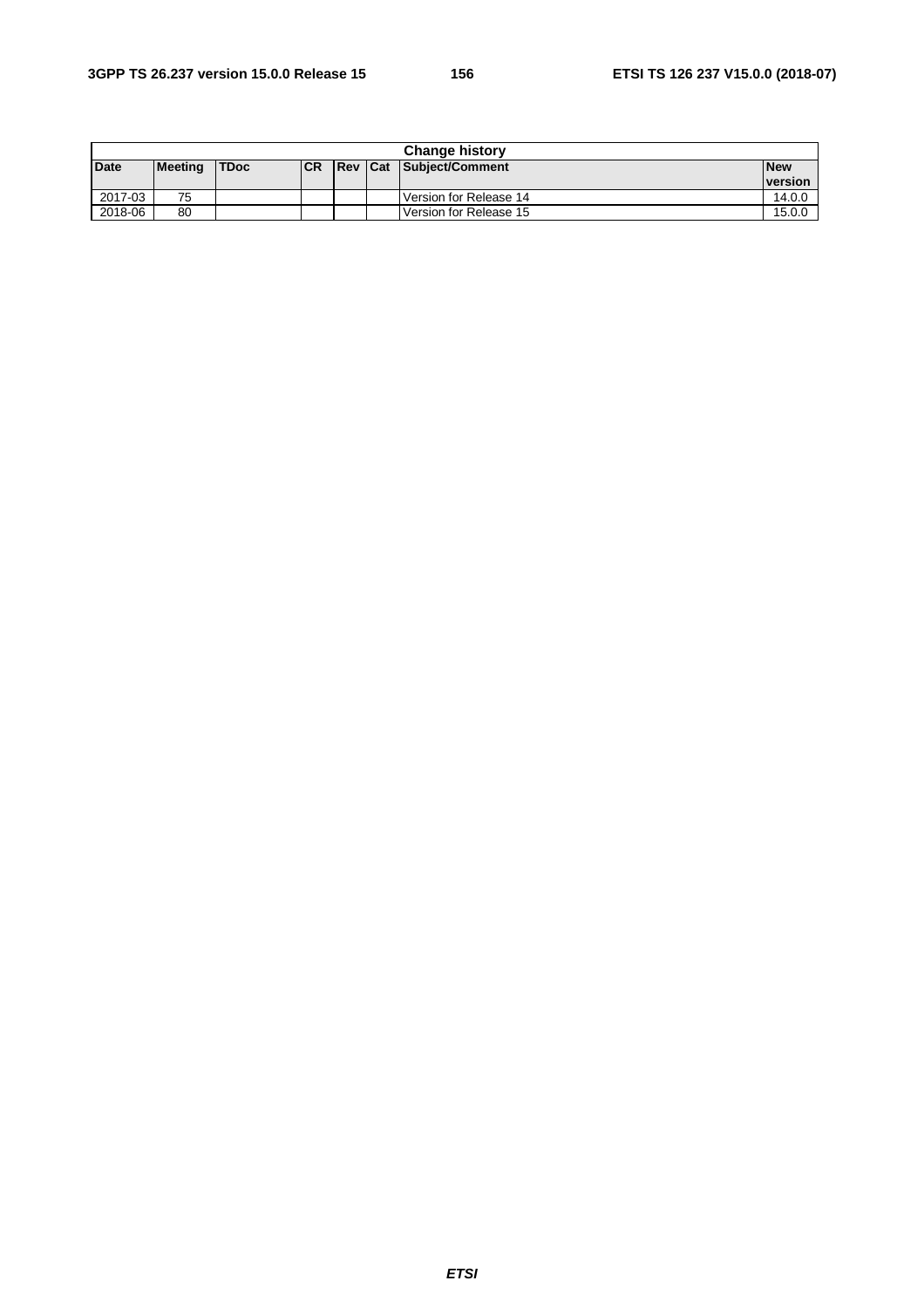| Change history | | | | | | | |
|---|---|---|---|---|---|---|---|
| **Date** | **Meeting** | **TDoc** | **CR** | **Rev** | **Cat** | **Subject/Comment** | **New version** |
| 2017-03 | 75 | | | | | Version for Release 14 | 14.0.0 |
| 2018-06 | 80 | | | | | Version for Release 15 | 15.0.0 |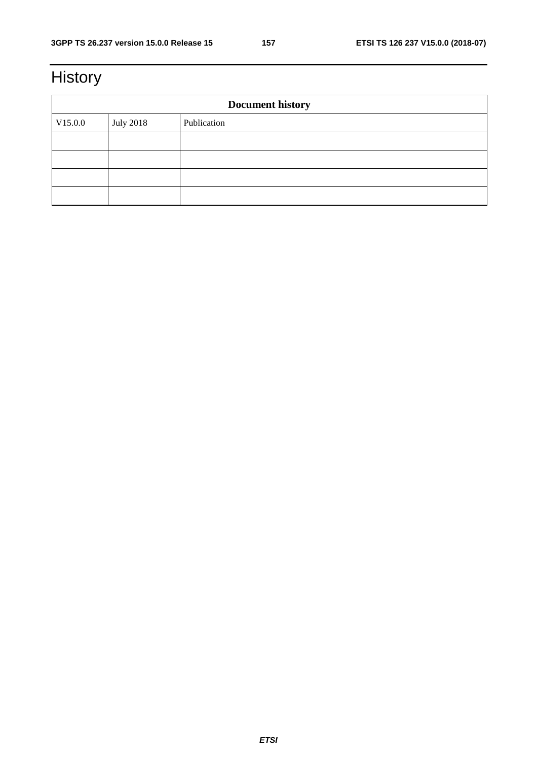# History

| Document history | | |
|---|---|---|
| V15.0.0 | July 2018 | Publication |
| | | |
| | | |
| | | |
| | | |